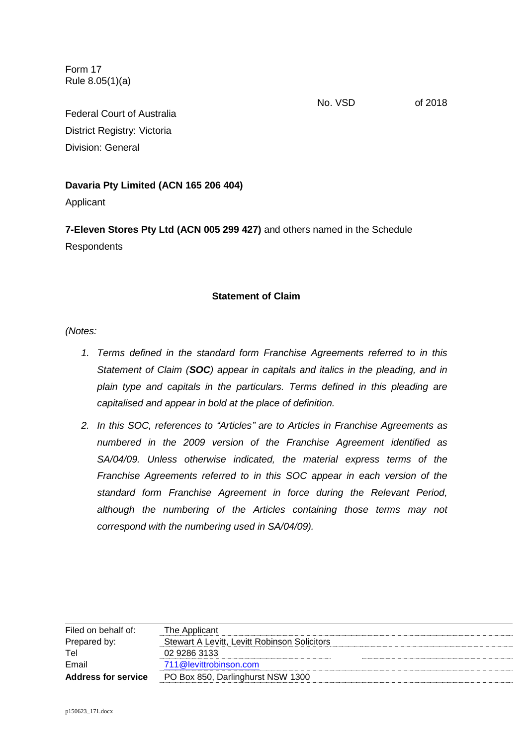Form 17
Rule 8.05(1)(a)

No. VSD of 2018

Federal Court of Australia
District Registry: Victoria
Division: General

**Davaria Pty Limited (ACN 165 206 404)**
Applicant

**7-Eleven Stores Pty Ltd (ACN 005 299 427)** and others named in the Schedule
Respondents

**Statement of Claim**

*(Notes:*

1. *Terms defined in the standard form Franchise Agreements referred to in this Statement of Claim (**SOC**) appear in capitals and italics in the pleading, and in plain type and capitals in the particulars. Terms defined in this pleading are capitalised and appear in bold at the place of definition.*
2. *In this SOC, references to "Articles" are to Articles in Franchise Agreements as numbered in the 2009 version of the Franchise Agreement identified as SA/04/09. Unless otherwise indicated, the material express terms of the Franchise Agreements referred to in this SOC appear in each version of the standard form Franchise Agreement in force during the Relevant Period, although the numbering of the Articles containing those terms may not correspond with the numbering used in SA/04/09).*

| | |
|---|---|
| Filed on behalf of: | The Applicant |
| Prepared by: | Stewart A Levitt, Levitt Robinson Solicitors |
| Tel | 02 9286 3133 |
| Email | 711@levittrobinson.com |
| **Address for service** | PO Box 850, Darlinghurst NSW 1300 |

p150623_171.docx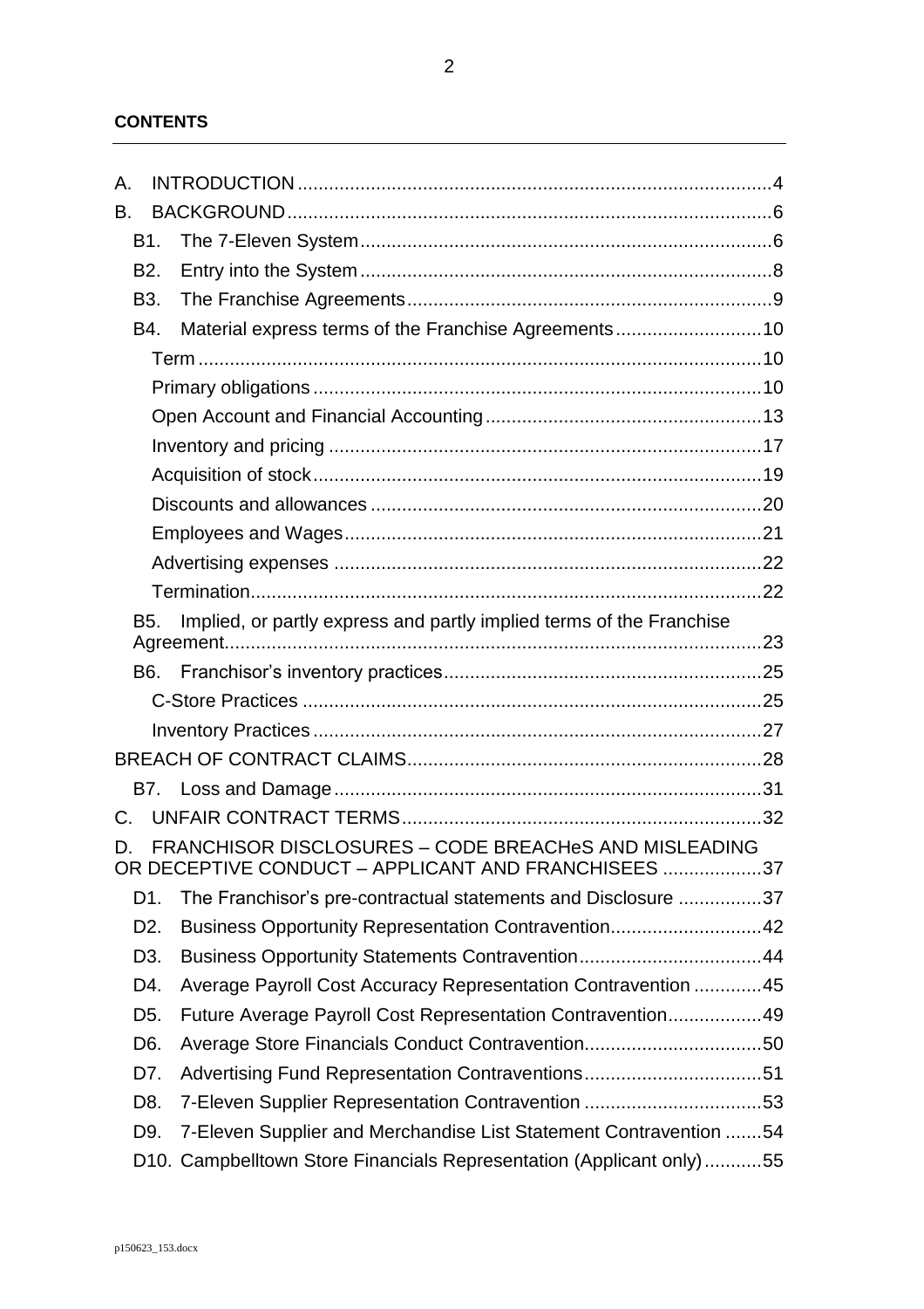**CONTENTS**

A. INTRODUCTION ..... 4

B. BACKGROUND ..... 6

- B1. The 7-Eleven System ..... 6
- B2. Entry into the System ..... 8
- B3. The Franchise Agreements ..... 9
- B4. Material express terms of the Franchise Agreements ..... 10
  - Term ..... 10
  - Primary obligations ..... 10
  - Open Account and Financial Accounting ..... 13
  - Inventory and pricing ..... 17
  - Acquisition of stock ..... 19
  - Discounts and allowances ..... 20
  - Employees and Wages ..... 21
  - Advertising expenses ..... 22
  - Termination ..... 22
- B5. Implied, or partly express and partly implied terms of the Franchise Agreement ..... 23
- B6. Franchisor's inventory practices ..... 25
  - C-Store Practices ..... 25
  - Inventory Practices ..... 27

BREACH OF CONTRACT CLAIMS ..... 28

- B7. Loss and Damage ..... 31

C. UNFAIR CONTRACT TERMS ..... 32

D. FRANCHISOR DISCLOSURES – CODE BREACHeS AND MISLEADING OR DECEPTIVE CONDUCT – APPLICANT AND FRANCHISEES ..... 37

- D1. The Franchisor's pre-contractual statements and Disclosure ..... 37
- D2. Business Opportunity Representation Contravention ..... 42
- D3. Business Opportunity Statements Contravention ..... 44
- D4. Average Payroll Cost Accuracy Representation Contravention ..... 45
- D5. Future Average Payroll Cost Representation Contravention ..... 49
- D6. Average Store Financials Conduct Contravention ..... 50
- D7. Advertising Fund Representation Contraventions ..... 51
- D8. 7-Eleven Supplier Representation Contravention ..... 53
- D9. 7-Eleven Supplier and Merchandise List Statement Contravention ..... 54
- D10. Campbelltown Store Financials Representation (Applicant only) ..... 55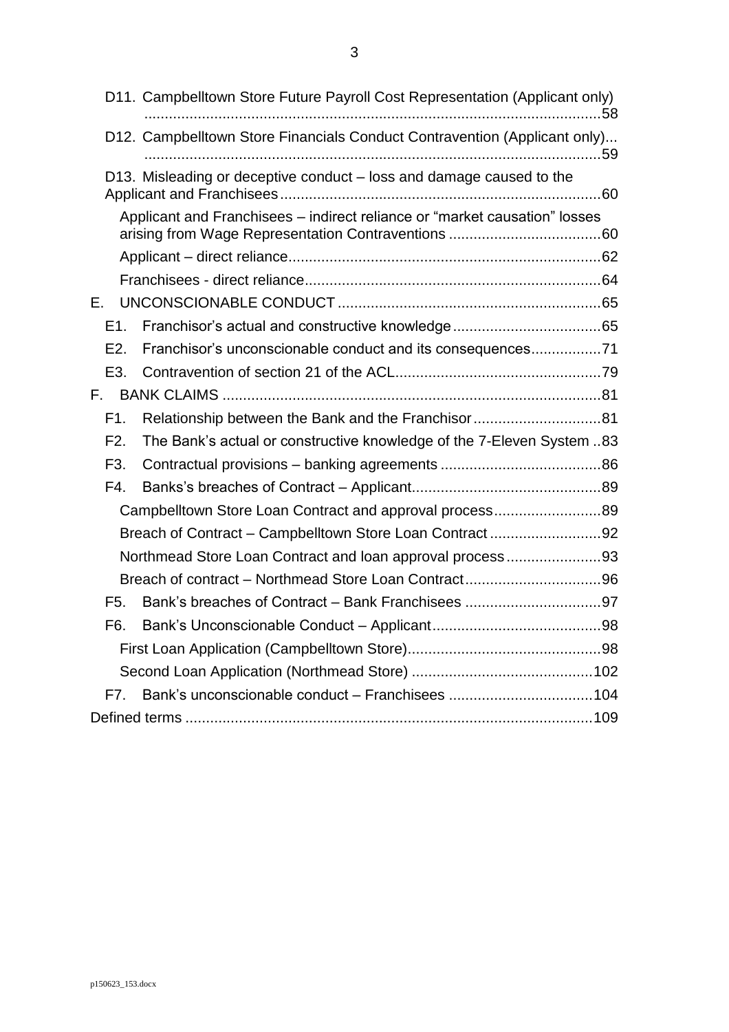D11. Campbelltown Store Future Payroll Cost Representation (Applicant only) ....58

D12. Campbelltown Store Financials Conduct Contravention (Applicant only) ....59

D13. Misleading or deceptive conduct – loss and damage caused to the Applicant and Franchisees ....60

Applicant and Franchisees – indirect reliance or "market causation" losses arising from Wage Representation Contraventions ....60

Applicant – direct reliance ....62

Franchisees - direct reliance ....64

E. UNCONSCIONABLE CONDUCT ....65

E1. Franchisor's actual and constructive knowledge ....65

E2. Franchisor's unconscionable conduct and its consequences ....71

E3. Contravention of section 21 of the ACL ....79

F. BANK CLAIMS ....81

F1. Relationship between the Bank and the Franchisor ....81

F2. The Bank's actual or constructive knowledge of the 7-Eleven System ....83

F3. Contractual provisions – banking agreements ....86

F4. Banks's breaches of Contract – Applicant ....89

Campbelltown Store Loan Contract and approval process ....89

Breach of Contract – Campbelltown Store Loan Contract ....92

Northmead Store Loan Contract and loan approval process ....93

Breach of contract – Northmead Store Loan Contract ....96

F5. Bank's breaches of Contract – Bank Franchisees ....97

F6. Bank's Unconscionable Conduct – Applicant ....98

First Loan Application (Campbelltown Store) ....98

Second Loan Application (Northmead Store) ....102

F7. Bank's unconscionable conduct – Franchisees ....104

Defined terms ....109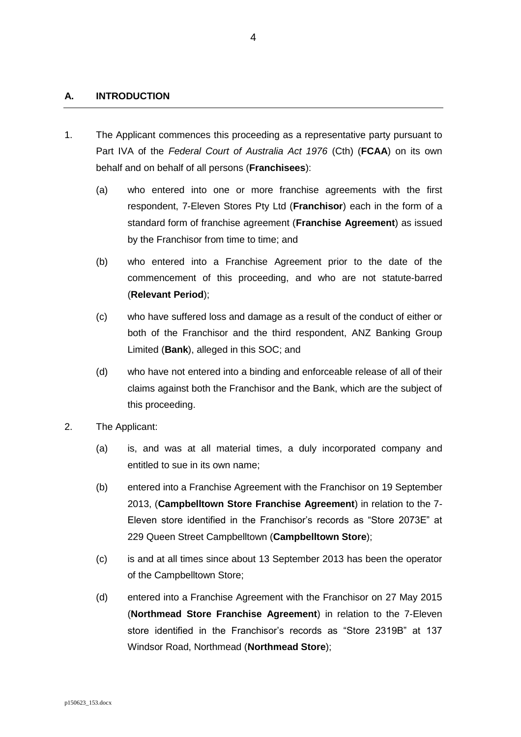## A. INTRODUCTION

1. The Applicant commences this proceeding as a representative party pursuant to Part IVA of the *Federal Court of Australia Act 1976* (Cth) (**FCAA**) on its own behalf and on behalf of all persons (**Franchisees**):

   (a) who entered into one or more franchise agreements with the first respondent, 7-Eleven Stores Pty Ltd (**Franchisor**) each in the form of a standard form of franchise agreement (**Franchise Agreement**) as issued by the Franchisor from time to time; and

   (b) who entered into a Franchise Agreement prior to the date of the commencement of this proceeding, and who are not statute-barred (**Relevant Period**);

   (c) who have suffered loss and damage as a result of the conduct of either or both of the Franchisor and the third respondent, ANZ Banking Group Limited (**Bank**), alleged in this SOC; and

   (d) who have not entered into a binding and enforceable release of all of their claims against both the Franchisor and the Bank, which are the subject of this proceeding.

2. The Applicant:

   (a) is, and was at all material times, a duly incorporated company and entitled to sue in its own name;

   (b) entered into a Franchise Agreement with the Franchisor on 19 September 2013, (**Campbelltown Store Franchise Agreement**) in relation to the 7-Eleven store identified in the Franchisor's records as "Store 2073E" at 229 Queen Street Campbelltown (**Campbelltown Store**);

   (c) is and at all times since about 13 September 2013 has been the operator of the Campbelltown Store;

   (d) entered into a Franchise Agreement with the Franchisor on 27 May 2015 (**Northmead Store Franchise Agreement**) in relation to the 7-Eleven store identified in the Franchisor's records as "Store 2319B" at 137 Windsor Road, Northmead (**Northmead Store**);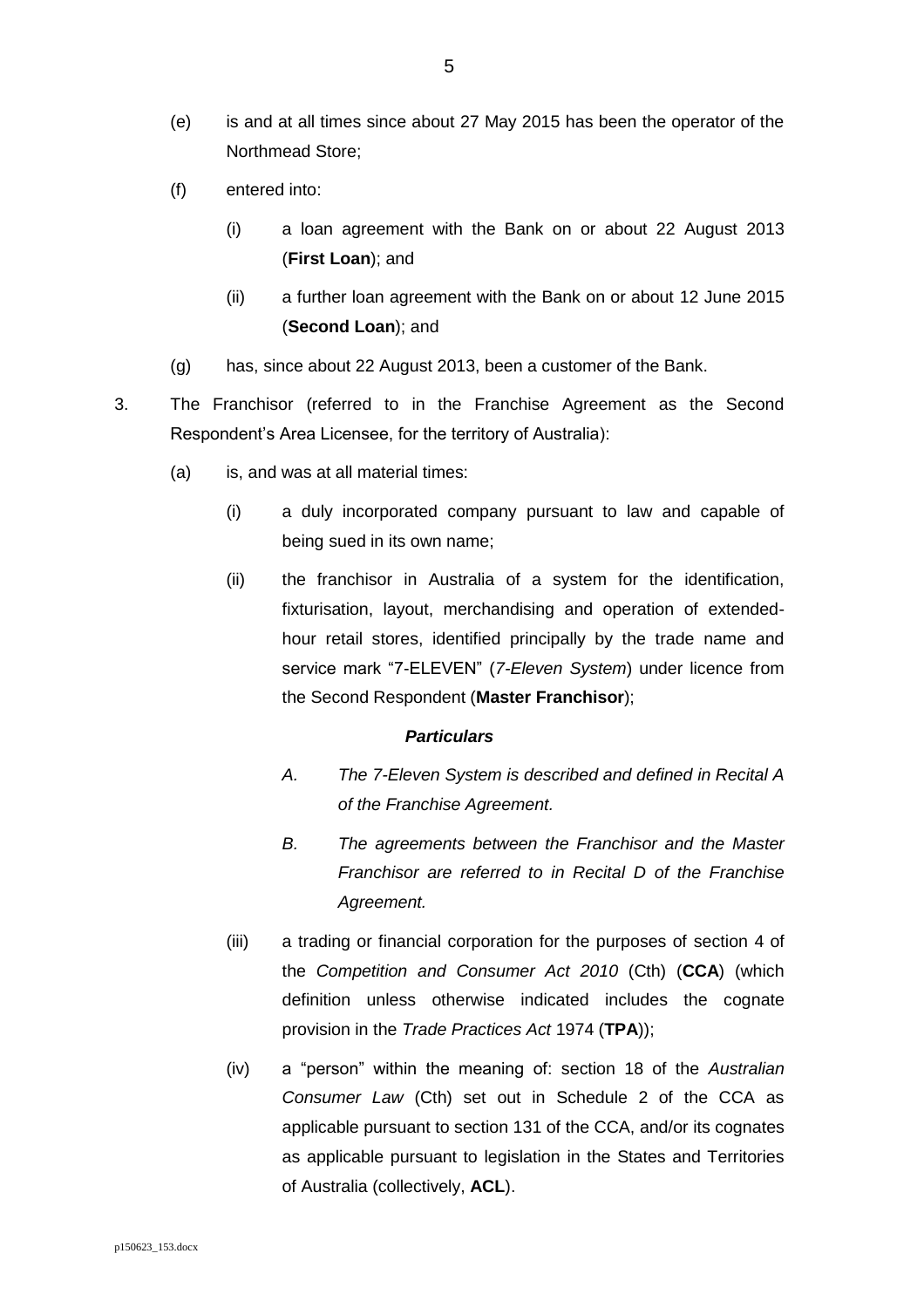(e) is and at all times since about 27 May 2015 has been the operator of the Northmead Store;

(f) entered into:

  (i) a loan agreement with the Bank on or about 22 August 2013 (**First Loan**); and

  (ii) a further loan agreement with the Bank on or about 12 June 2015 (**Second Loan**); and

(g) has, since about 22 August 2013, been a customer of the Bank.

3. The Franchisor (referred to in the Franchise Agreement as the Second Respondent's Area Licensee, for the territory of Australia):

  (a) is, and was at all material times:

    (i) a duly incorporated company pursuant to law and capable of being sued in its own name;

    (ii) the franchisor in Australia of a system for the identification, fixturisation, layout, merchandising and operation of extended-hour retail stores, identified principally by the trade name and service mark "7-ELEVEN" (*7-Eleven System*) under licence from the Second Respondent (**Master Franchisor**);

***Particulars***

*A. The 7-Eleven System is described and defined in Recital A of the Franchise Agreement.*

*B. The agreements between the Franchisor and the Master Franchisor are referred to in Recital D of the Franchise Agreement.*

    (iii) a trading or financial corporation for the purposes of section 4 of the *Competition and Consumer Act 2010* (Cth) (**CCA**) (which definition unless otherwise indicated includes the cognate provision in the *Trade Practices Act* 1974 (**TPA**));

    (iv) a "person" within the meaning of: section 18 of the *Australian Consumer Law* (Cth) set out in Schedule 2 of the CCA as applicable pursuant to section 131 of the CCA, and/or its cognates as applicable pursuant to legislation in the States and Territories of Australia (collectively, **ACL**).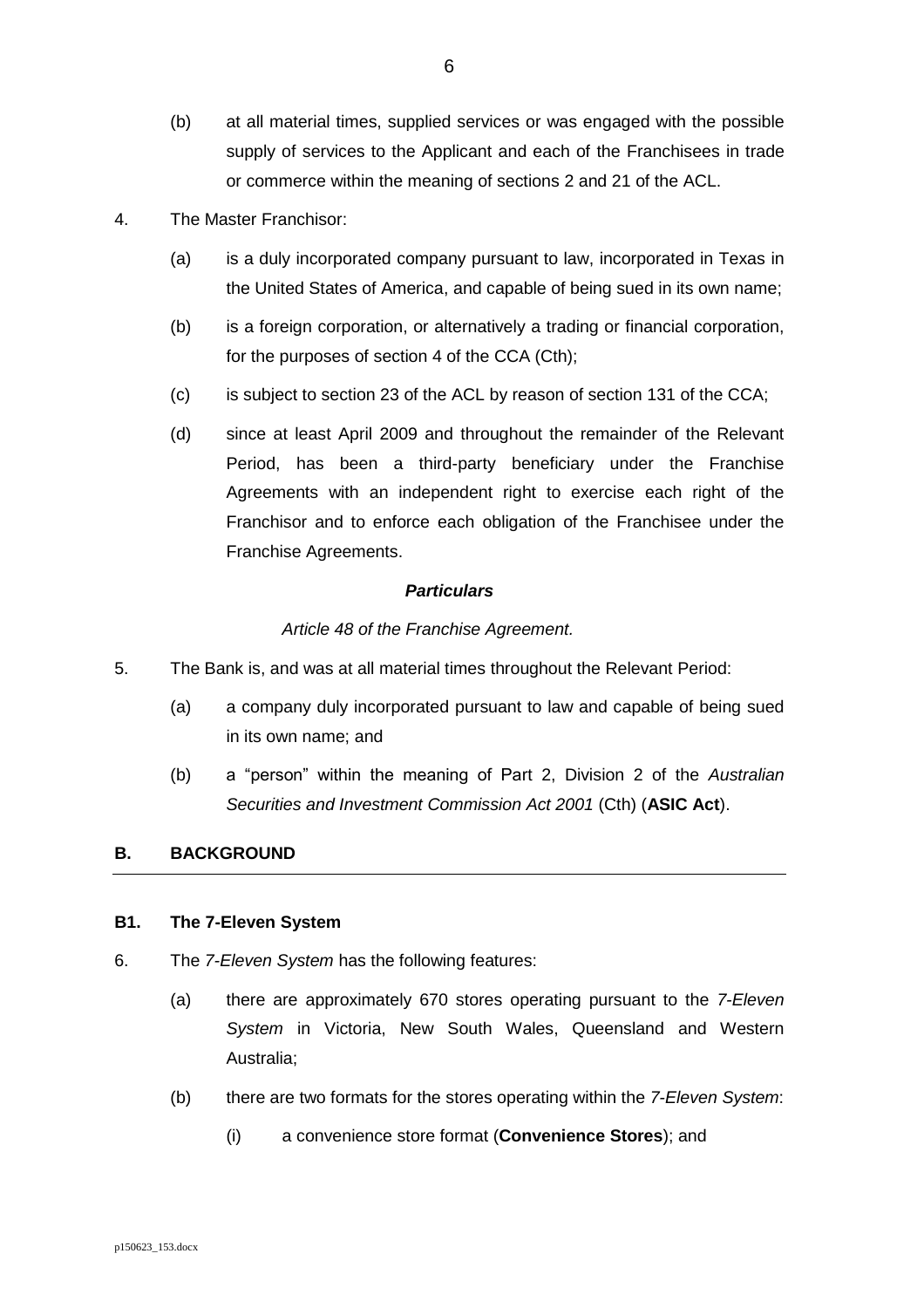(b) at all material times, supplied services or was engaged with the possible supply of services to the Applicant and each of the Franchisees in trade or commerce within the meaning of sections 2 and 21 of the ACL.

4. The Master Franchisor:

   (a) is a duly incorporated company pursuant to law, incorporated in Texas in the United States of America, and capable of being sued in its own name;

   (b) is a foreign corporation, or alternatively a trading or financial corporation, for the purposes of section 4 of the CCA (Cth);

   (c) is subject to section 23 of the ACL by reason of section 131 of the CCA;

   (d) since at least April 2009 and throughout the remainder of the Relevant Period, has been a third-party beneficiary under the Franchise Agreements with an independent right to exercise each right of the Franchisor and to enforce each obligation of the Franchisee under the Franchise Agreements.

***Particulars***

*Article 48 of the Franchise Agreement.*

5. The Bank is, and was at all material times throughout the Relevant Period:

   (a) a company duly incorporated pursuant to law and capable of being sued in its own name; and

   (b) a "person" within the meaning of Part 2, Division 2 of the *Australian Securities and Investment Commission Act 2001* (Cth) (**ASIC Act**).

## B. BACKGROUND

### B1. The 7-Eleven System

6. The *7-Eleven System* has the following features:

   (a) there are approximately 670 stores operating pursuant to the *7-Eleven System* in Victoria, New South Wales, Queensland and Western Australia;

   (b) there are two formats for the stores operating within the *7-Eleven System*:

      (i) a convenience store format (**Convenience Stores**); and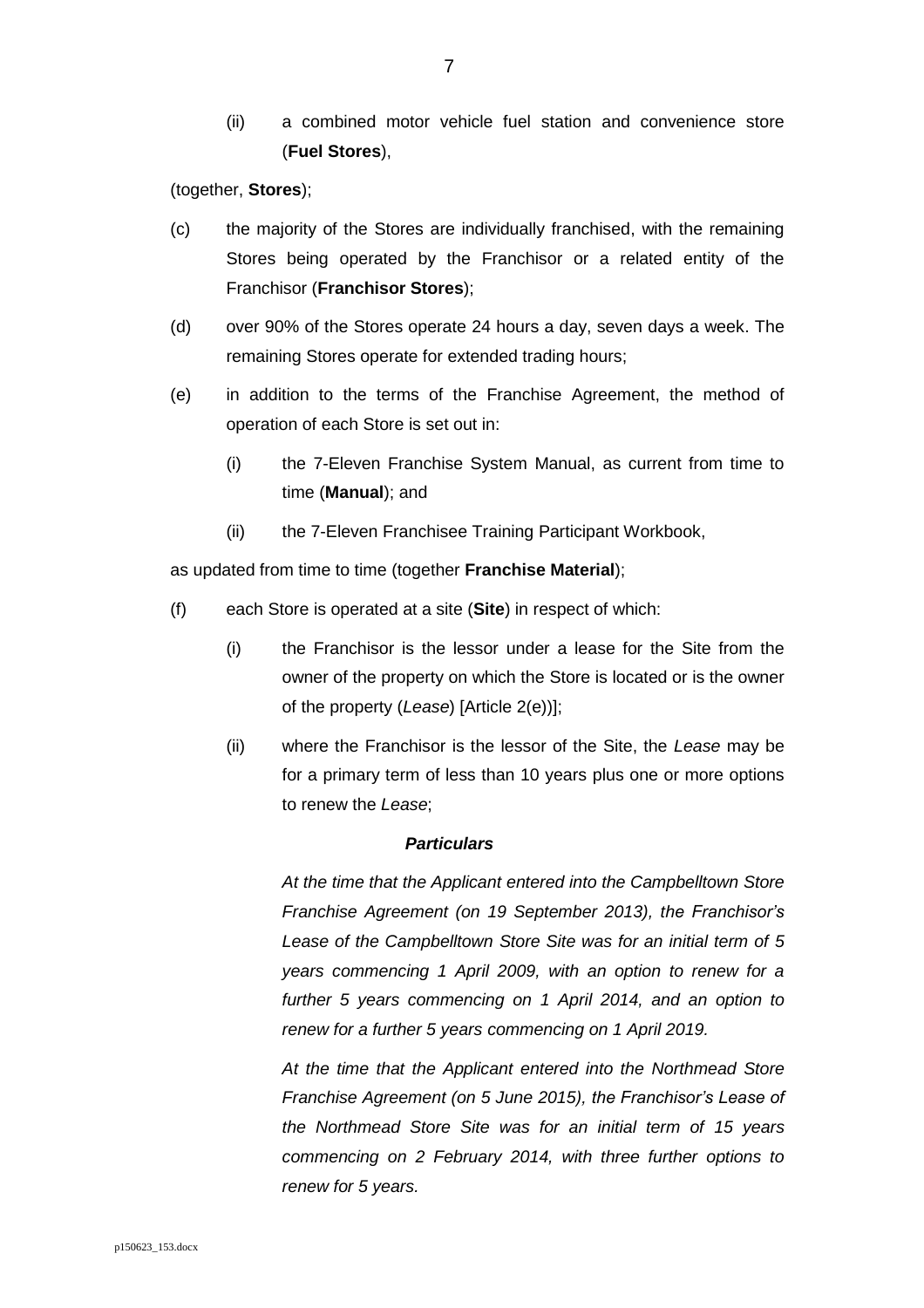(ii) a combined motor vehicle fuel station and convenience store (**Fuel Stores**),

(together, **Stores**);

(c) the majority of the Stores are individually franchised, with the remaining Stores being operated by the Franchisor or a related entity of the Franchisor (**Franchisor Stores**);

(d) over 90% of the Stores operate 24 hours a day, seven days a week. The remaining Stores operate for extended trading hours;

(e) in addition to the terms of the Franchise Agreement, the method of operation of each Store is set out in:

(i) the 7-Eleven Franchise System Manual, as current from time to time (**Manual**); and

(ii) the 7-Eleven Franchisee Training Participant Workbook,

as updated from time to time (together **Franchise Material**);

(f) each Store is operated at a site (**Site**) in respect of which:

(i) the Franchisor is the lessor under a lease for the Site from the owner of the property on which the Store is located or is the owner of the property (*Lease*) [Article 2(e))];

(ii) where the Franchisor is the lessor of the Site, the *Lease* may be for a primary term of less than 10 years plus one or more options to renew the *Lease*;

***Particulars***

*At the time that the Applicant entered into the Campbelltown Store Franchise Agreement (on 19 September 2013), the Franchisor's Lease of the Campbelltown Store Site was for an initial term of 5 years commencing 1 April 2009, with an option to renew for a further 5 years commencing on 1 April 2014, and an option to renew for a further 5 years commencing on 1 April 2019.*

*At the time that the Applicant entered into the Northmead Store Franchise Agreement (on 5 June 2015), the Franchisor's Lease of the Northmead Store Site was for an initial term of 15 years commencing on 2 February 2014, with three further options to renew for 5 years.*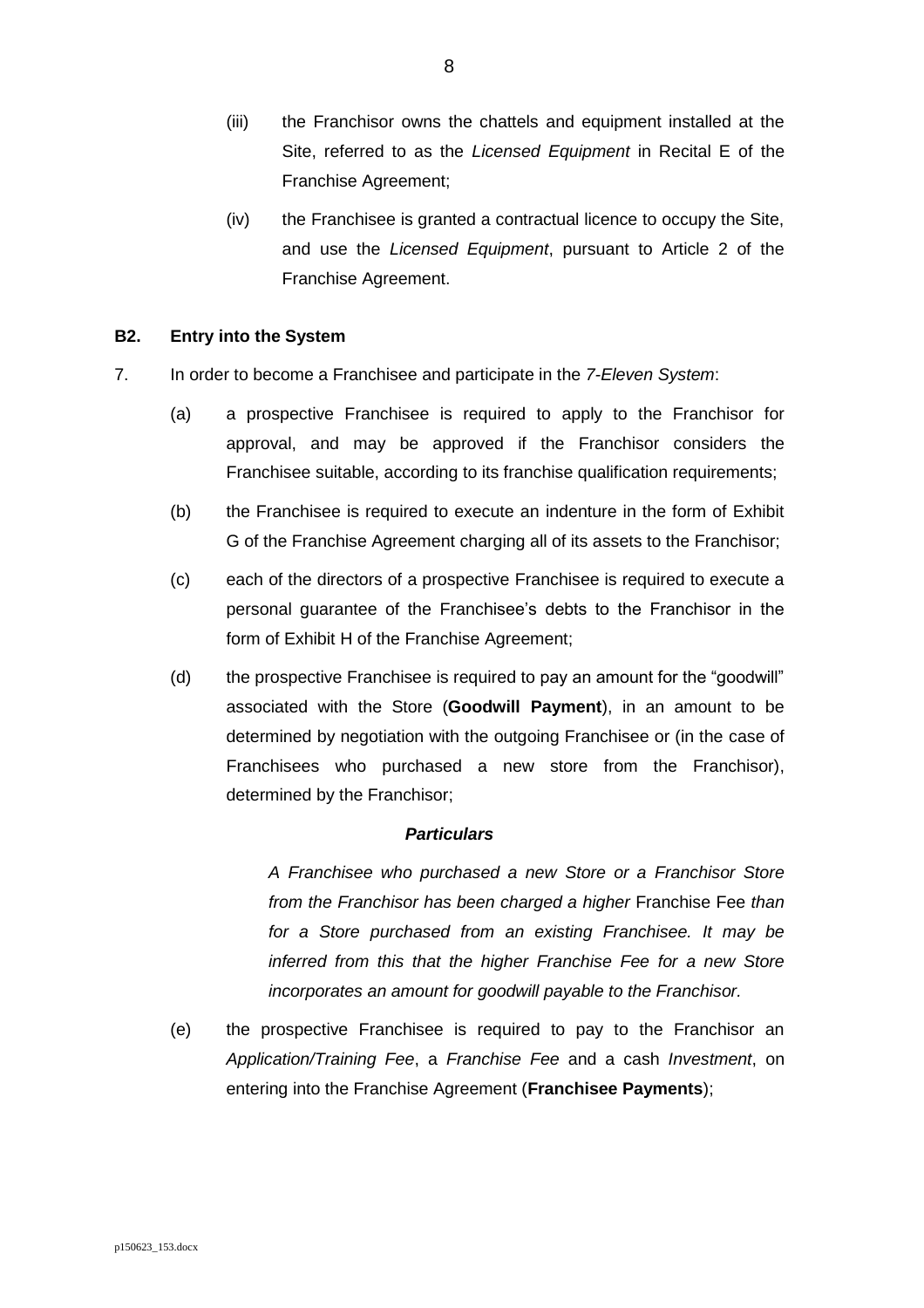(iii) the Franchisor owns the chattels and equipment installed at the Site, referred to as the *Licensed Equipment* in Recital E of the Franchise Agreement;

(iv) the Franchisee is granted a contractual licence to occupy the Site, and use the *Licensed Equipment*, pursuant to Article 2 of the Franchise Agreement.

**B2. Entry into the System**

7. In order to become a Franchisee and participate in the *7-Eleven System*:

(a) a prospective Franchisee is required to apply to the Franchisor for approval, and may be approved if the Franchisor considers the Franchisee suitable, according to its franchise qualification requirements;

(b) the Franchisee is required to execute an indenture in the form of Exhibit G of the Franchise Agreement charging all of its assets to the Franchisor;

(c) each of the directors of a prospective Franchisee is required to execute a personal guarantee of the Franchisee's debts to the Franchisor in the form of Exhibit H of the Franchise Agreement;

(d) the prospective Franchisee is required to pay an amount for the "goodwill" associated with the Store (**Goodwill Payment**), in an amount to be determined by negotiation with the outgoing Franchisee or (in the case of Franchisees who purchased a new store from the Franchisor), determined by the Franchisor;

***Particulars***

*A Franchisee who purchased a new Store or a Franchisor Store from the Franchisor has been charged a higher* Franchise Fee *than for a Store purchased from an existing Franchisee. It may be inferred from this that the higher Franchise Fee for a new Store incorporates an amount for goodwill payable to the Franchisor.*

(e) the prospective Franchisee is required to pay to the Franchisor an *Application/Training Fee*, a *Franchise Fee* and a cash *Investment*, on entering into the Franchise Agreement (**Franchisee Payments**);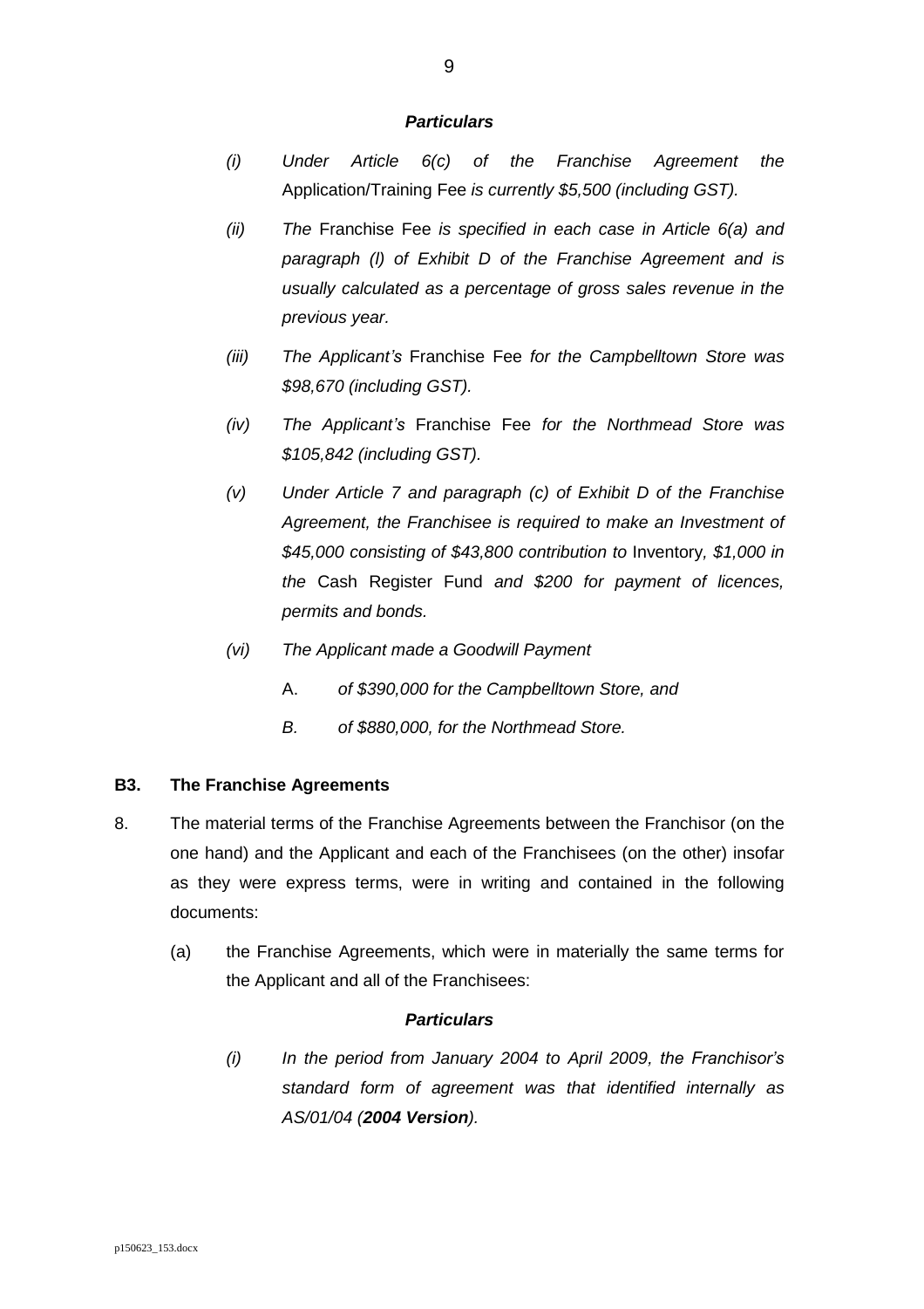***Particulars***

*(i) Under Article 6(c) of the Franchise Agreement the* Application/Training Fee *is currently $5,500 (including GST).*

*(ii) The* Franchise Fee *is specified in each case in Article 6(a) and paragraph (l) of Exhibit D of the Franchise Agreement and is usually calculated as a percentage of gross sales revenue in the previous year.*

*(iii) The Applicant's* Franchise Fee *for the Campbelltown Store was $98,670 (including GST).*

*(iv) The Applicant's* Franchise Fee *for the Northmead Store was $105,842 (including GST).*

*(v) Under Article 7 and paragraph (c) of Exhibit D of the Franchise Agreement, the Franchisee is required to make an Investment of $45,000 consisting of $43,800 contribution to* Inventory*, $1,000 in the* Cash Register Fund *and $200 for payment of licences, permits and bonds.*

*(vi) The Applicant made a Goodwill Payment*

A. *of $390,000 for the Campbelltown Store, and*

*B. of $880,000, for the Northmead Store.*

**B3. The Franchise Agreements**

8. The material terms of the Franchise Agreements between the Franchisor (on the one hand) and the Applicant and each of the Franchisees (on the other) insofar as they were express terms, were in writing and contained in the following documents:

(a) the Franchise Agreements, which were in materially the same terms for the Applicant and all of the Franchisees:

***Particulars***

*(i) In the period from January 2004 to April 2009, the Franchisor's standard form of agreement was that identified internally as AS/01/04 (**2004 Version**).*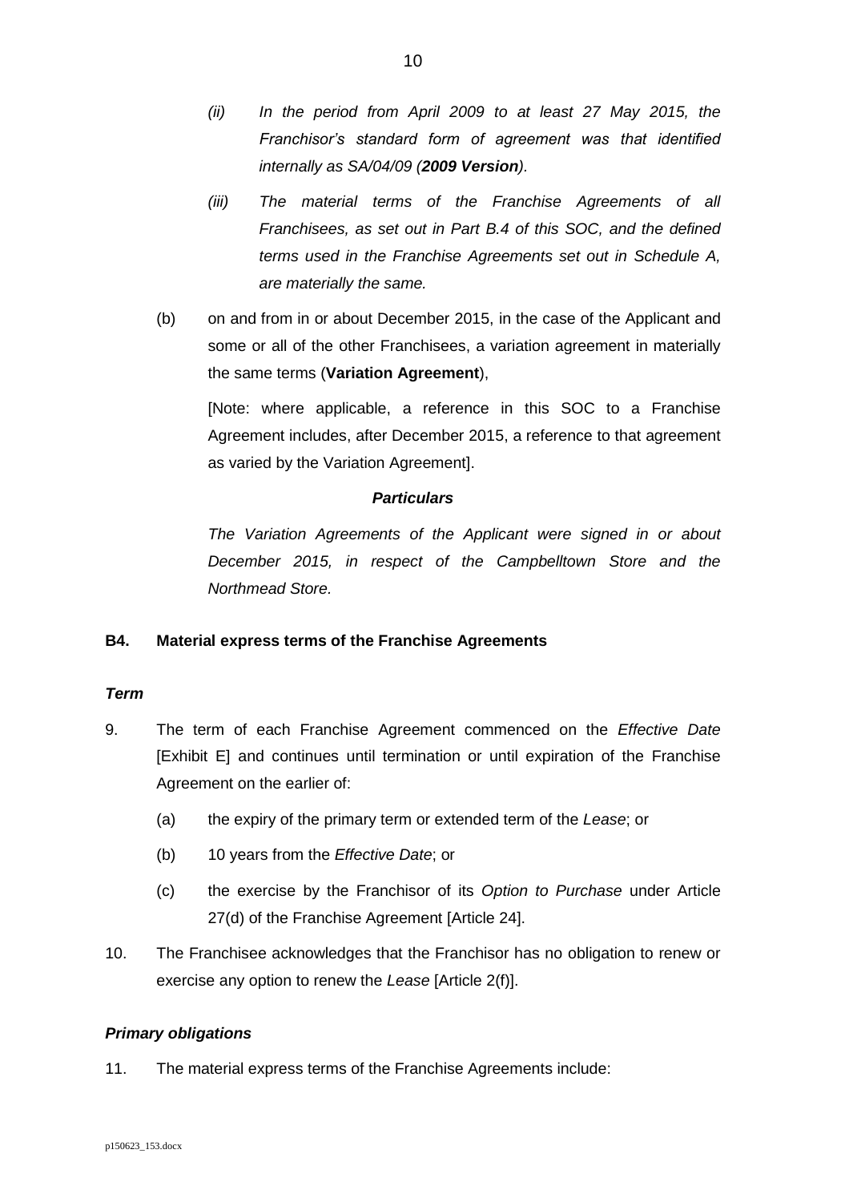*(ii) In the period from April 2009 to at least 27 May 2015, the Franchisor's standard form of agreement was that identified internally as SA/04/09 (**2009 Version**).*

*(iii) The material terms of the Franchise Agreements of all Franchisees, as set out in Part B.4 of this SOC, and the defined terms used in the Franchise Agreements set out in Schedule A, are materially the same.*

(b) on and from in or about December 2015, in the case of the Applicant and some or all of the other Franchisees, a variation agreement in materially the same terms (**Variation Agreement**),

[Note: where applicable, a reference in this SOC to a Franchise Agreement includes, after December 2015, a reference to that agreement as varied by the Variation Agreement].

***Particulars***

*The Variation Agreements of the Applicant were signed in or about December 2015, in respect of the Campbelltown Store and the Northmead Store.*

### B4. Material express terms of the Franchise Agreements

***Term***

9. The term of each Franchise Agreement commenced on the *Effective Date* [Exhibit E] and continues until termination or until expiration of the Franchise Agreement on the earlier of:

   (a) the expiry of the primary term or extended term of the *Lease*; or

   (b) 10 years from the *Effective Date*; or

   (c) the exercise by the Franchisor of its *Option to Purchase* under Article 27(d) of the Franchise Agreement [Article 24].

10. The Franchisee acknowledges that the Franchisor has no obligation to renew or exercise any option to renew the *Lease* [Article 2(f)].

***Primary obligations***

11. The material express terms of the Franchise Agreements include: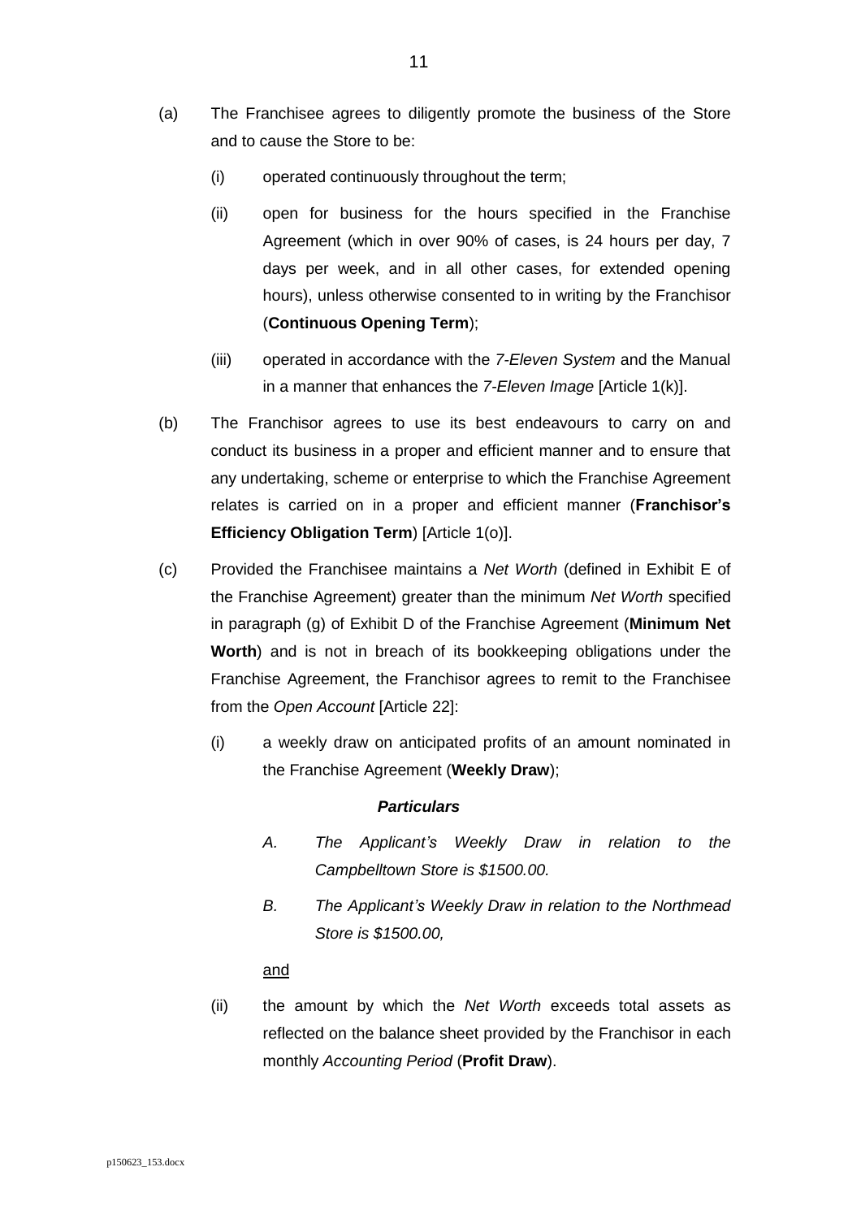(a) The Franchisee agrees to diligently promote the business of the Store and to cause the Store to be:

(i) operated continuously throughout the term;

(ii) open for business for the hours specified in the Franchise Agreement (which in over 90% of cases, is 24 hours per day, 7 days per week, and in all other cases, for extended opening hours), unless otherwise consented to in writing by the Franchisor (**Continuous Opening Term**);

(iii) operated in accordance with the *7-Eleven System* and the Manual in a manner that enhances the *7-Eleven Image* [Article 1(k)].

(b) The Franchisor agrees to use its best endeavours to carry on and conduct its business in a proper and efficient manner and to ensure that any undertaking, scheme or enterprise to which the Franchise Agreement relates is carried on in a proper and efficient manner (**Franchisor's Efficiency Obligation Term**) [Article 1(o)].

(c) Provided the Franchisee maintains a *Net Worth* (defined in Exhibit E of the Franchise Agreement) greater than the minimum *Net Worth* specified in paragraph (g) of Exhibit D of the Franchise Agreement (**Minimum Net Worth**) and is not in breach of its bookkeeping obligations under the Franchise Agreement, the Franchisor agrees to remit to the Franchisee from the *Open Account* [Article 22]:

(i) a weekly draw on anticipated profits of an amount nominated in the Franchise Agreement (**Weekly Draw**);

***Particulars***

*A. The Applicant's Weekly Draw in relation to the Campbelltown Store is $1500.00.*

*B. The Applicant's Weekly Draw in relation to the Northmead Store is $1500.00,*

and

(ii) the amount by which the *Net Worth* exceeds total assets as reflected on the balance sheet provided by the Franchisor in each monthly *Accounting Period* (**Profit Draw**).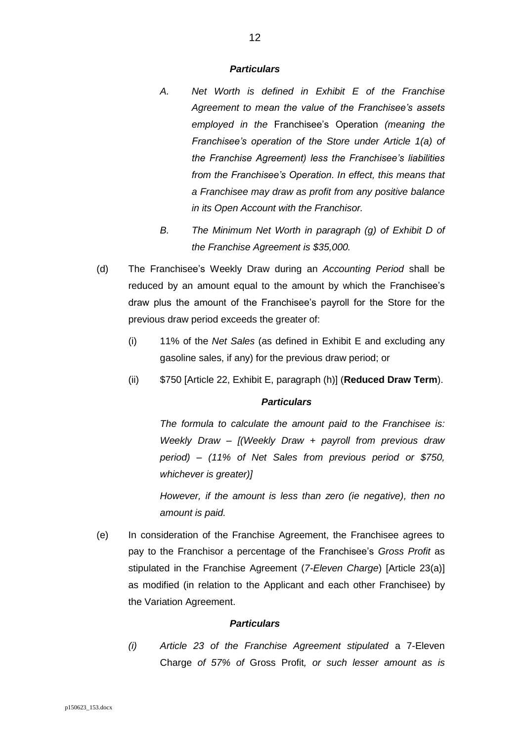***Particulars***

*A. Net Worth is defined in Exhibit E of the Franchise Agreement to mean the value of the Franchisee's assets employed in the* Franchisee's Operation *(meaning the Franchisee's operation of the Store under Article 1(a) of the Franchise Agreement) less the Franchisee's liabilities from the Franchisee's Operation. In effect, this means that a Franchisee may draw as profit from any positive balance in its Open Account with the Franchisor.*

*B. The Minimum Net Worth in paragraph (g) of Exhibit D of the Franchise Agreement is $35,000.*

(d) The Franchisee's Weekly Draw during an *Accounting Period* shall be reduced by an amount equal to the amount by which the Franchisee's draw plus the amount of the Franchisee's payroll for the Store for the previous draw period exceeds the greater of:

(i) 11% of the *Net Sales* (as defined in Exhibit E and excluding any gasoline sales, if any) for the previous draw period; or

(ii) $750 [Article 22, Exhibit E, paragraph (h)] (**Reduced Draw Term**).

***Particulars***

*The formula to calculate the amount paid to the Franchisee is: Weekly Draw – [(Weekly Draw + payroll from previous draw period) – (11% of Net Sales from previous period or $750, whichever is greater)]*

*However, if the amount is less than zero (ie negative), then no amount is paid.*

(e) In consideration of the Franchise Agreement, the Franchisee agrees to pay to the Franchisor a percentage of the Franchisee's *Gross Profit* as stipulated in the Franchise Agreement (*7-Eleven Charge*) [Article 23(a)] as modified (in relation to the Applicant and each other Franchisee) by the Variation Agreement.

***Particulars***

*(i) Article 23 of the Franchise Agreement stipulated* a 7-Eleven Charge *of 57% of* Gross Profit*, or such lesser amount as is*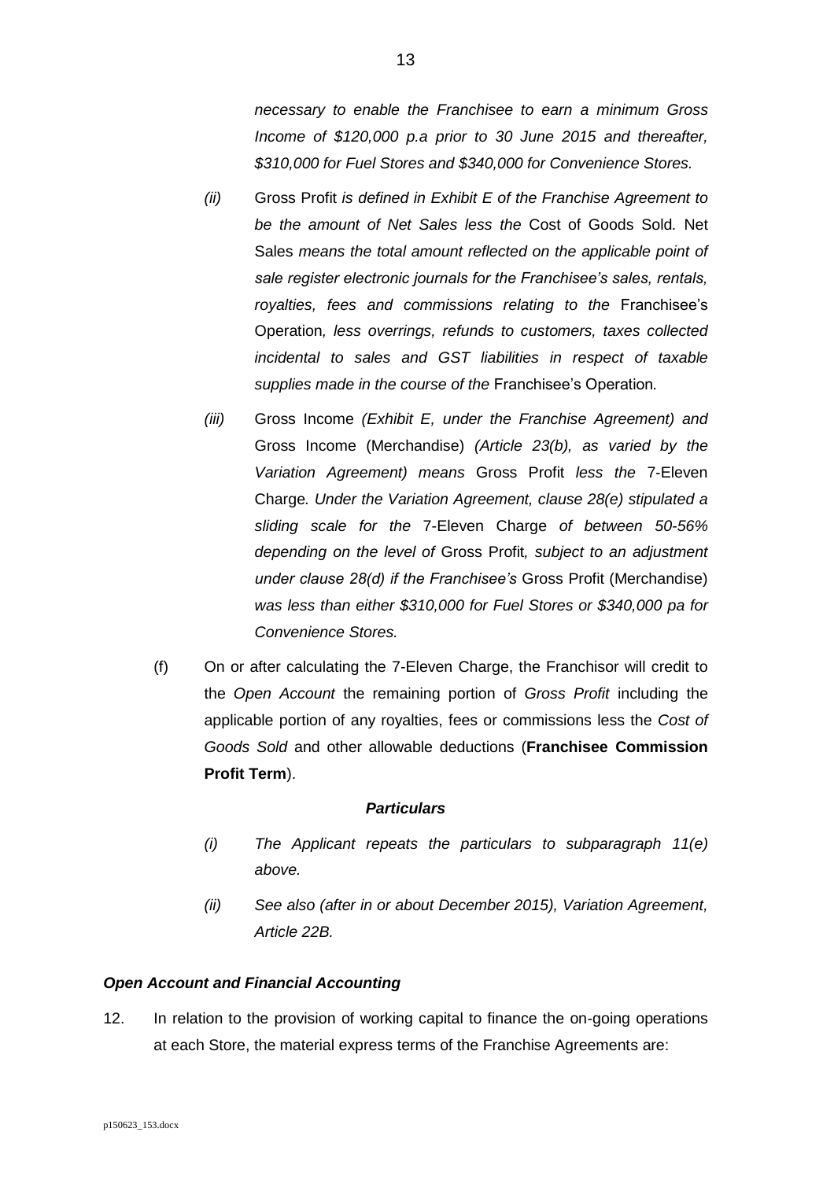*necessary to enable the Franchisee to earn a minimum Gross Income of $120,000 p.a prior to 30 June 2015 and thereafter, $310,000 for Fuel Stores and $340,000 for Convenience Stores.*

*(ii)* Gross Profit *is defined in Exhibit E of the Franchise Agreement to be the amount of Net Sales less the* Cost of Goods Sold*.* Net Sales *means the total amount reflected on the applicable point of sale register electronic journals for the Franchisee's sales, rentals, royalties, fees and commissions relating to the* Franchisee's Operation*, less overrings, refunds to customers, taxes collected incidental to sales and GST liabilities in respect of taxable supplies made in the course of the* Franchisee's Operation*.*

*(iii)* Gross Income *(Exhibit E, under the Franchise Agreement) and* Gross Income (Merchandise) *(Article 23(b), as varied by the Variation Agreement) means* Gross Profit *less the* 7-Eleven Charge*. Under the Variation Agreement, clause 28(e) stipulated a sliding scale for the* 7-Eleven Charge *of between 50-56% depending on the level of* Gross Profit*, subject to an adjustment under clause 28(d) if the Franchisee's* Gross Profit (Merchandise) *was less than either $310,000 for Fuel Stores or $340,000 pa for Convenience Stores.*

(f) On or after calculating the 7-Eleven Charge, the Franchisor will credit to the *Open Account* the remaining portion of *Gross Profit* including the applicable portion of any royalties, fees or commissions less the *Cost of Goods Sold* and other allowable deductions (**Franchisee Commission Profit Term**).

***Particulars***

*(i) The Applicant repeats the particulars to subparagraph 11(e) above.*

*(ii) See also (after in or about December 2015), Variation Agreement, Article 22B.*

***Open Account and Financial Accounting***

12. In relation to the provision of working capital to finance the on-going operations at each Store, the material express terms of the Franchise Agreements are: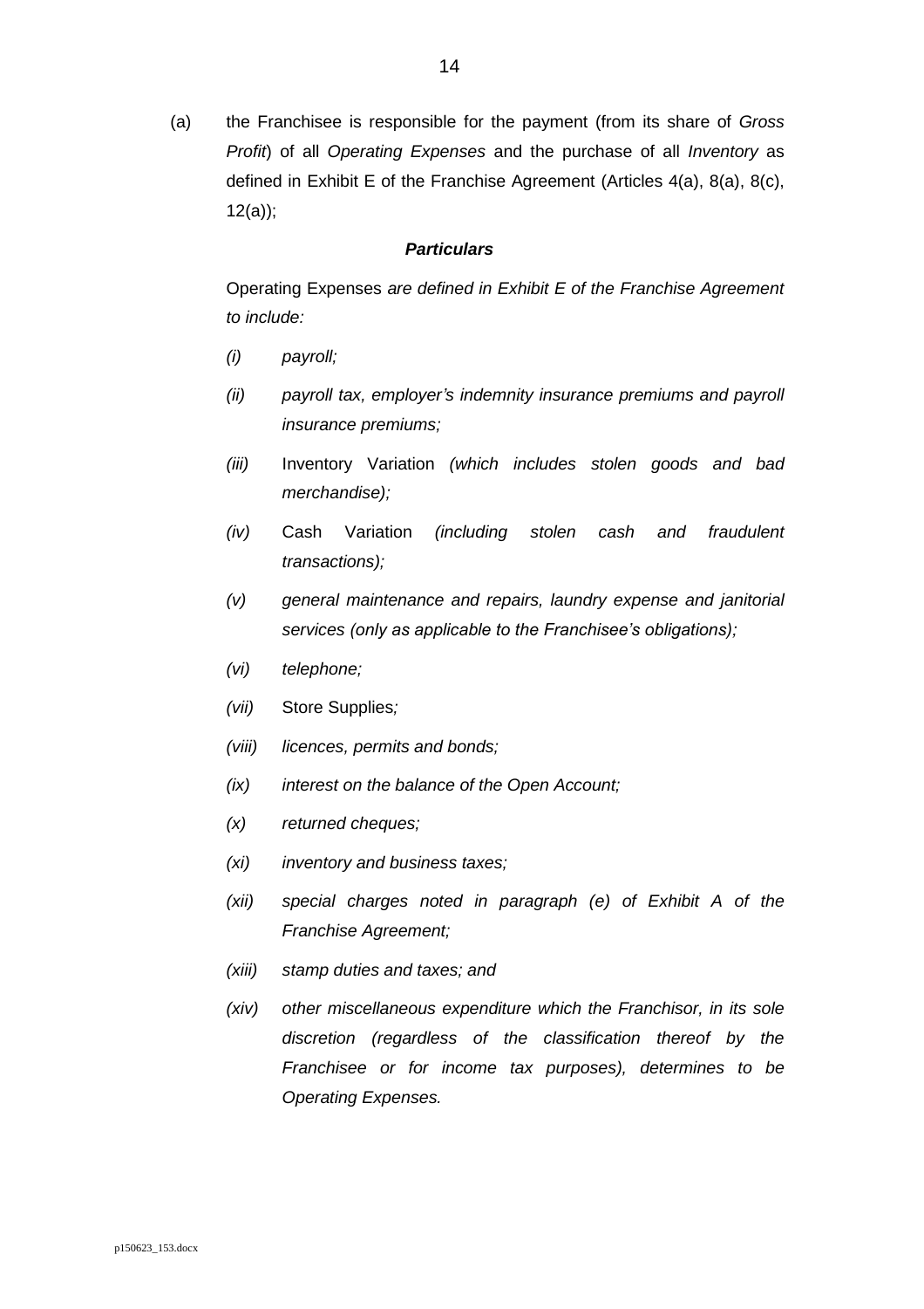(a) the Franchisee is responsible for the payment (from its share of *Gross Profit*) of all *Operating Expenses* and the purchase of all *Inventory* as defined in Exhibit E of the Franchise Agreement (Articles 4(a), 8(a), 8(c), 12(a));

***Particulars***

Operating Expenses *are defined in Exhibit E of the Franchise Agreement to include:*

*(i)* *payroll;*

*(ii)* *payroll tax, employer's indemnity insurance premiums and payroll insurance premiums;*

*(iii)* Inventory Variation *(which includes stolen goods and bad merchandise);*

*(iv)* Cash Variation *(including stolen cash and fraudulent transactions);*

*(v)* *general maintenance and repairs, laundry expense and janitorial services (only as applicable to the Franchisee's obligations);*

*(vi)* *telephone;*

*(vii)* Store Supplies*;*

*(viii)* *licences, permits and bonds;*

*(ix)* *interest on the balance of the Open Account;*

*(x)* *returned cheques;*

*(xi)* *inventory and business taxes;*

*(xii)* *special charges noted in paragraph (e) of Exhibit A of the Franchise Agreement;*

*(xiii)* *stamp duties and taxes; and*

*(xiv)* *other miscellaneous expenditure which the Franchisor, in its sole discretion (regardless of the classification thereof by the Franchisee or for income tax purposes), determines to be Operating Expenses.*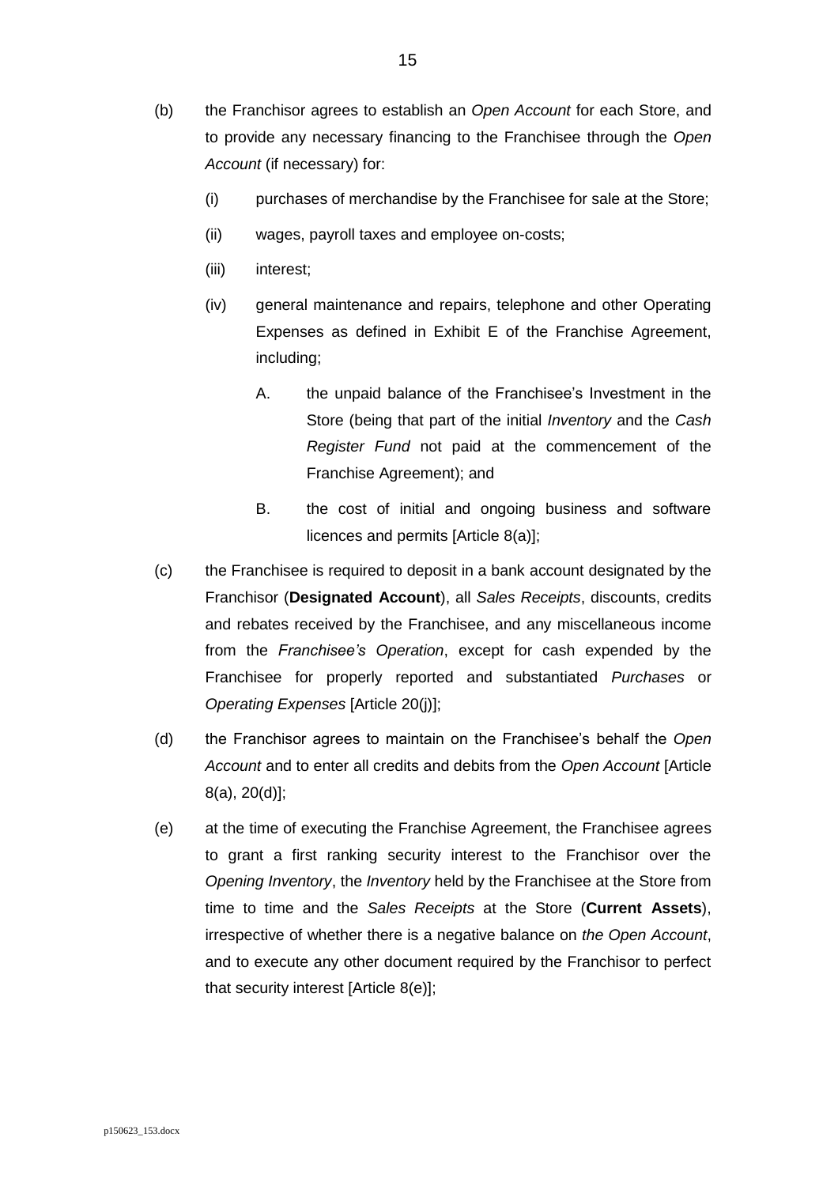(b) the Franchisor agrees to establish an *Open Account* for each Store, and to provide any necessary financing to the Franchisee through the *Open Account* (if necessary) for:

    (i) purchases of merchandise by the Franchisee for sale at the Store;

    (ii) wages, payroll taxes and employee on-costs;

    (iii) interest;

    (iv) general maintenance and repairs, telephone and other Operating Expenses as defined in Exhibit E of the Franchise Agreement, including;

        A. the unpaid balance of the Franchisee's Investment in the Store (being that part of the initial *Inventory* and the *Cash Register Fund* not paid at the commencement of the Franchise Agreement); and

        B. the cost of initial and ongoing business and software licences and permits [Article 8(a)];

(c) the Franchisee is required to deposit in a bank account designated by the Franchisor (**Designated Account**), all *Sales Receipts*, discounts, credits and rebates received by the Franchisee, and any miscellaneous income from the *Franchisee's Operation*, except for cash expended by the Franchisee for properly reported and substantiated *Purchases* or *Operating Expenses* [Article 20(j)];

(d) the Franchisor agrees to maintain on the Franchisee's behalf the *Open Account* and to enter all credits and debits from the *Open Account* [Article 8(a), 20(d)];

(e) at the time of executing the Franchise Agreement, the Franchisee agrees to grant a first ranking security interest to the Franchisor over the *Opening Inventory*, the *Inventory* held by the Franchisee at the Store from time to time and the *Sales Receipts* at the Store (**Current Assets**), irrespective of whether there is a negative balance on *the Open Account*, and to execute any other document required by the Franchisor to perfect that security interest [Article 8(e)];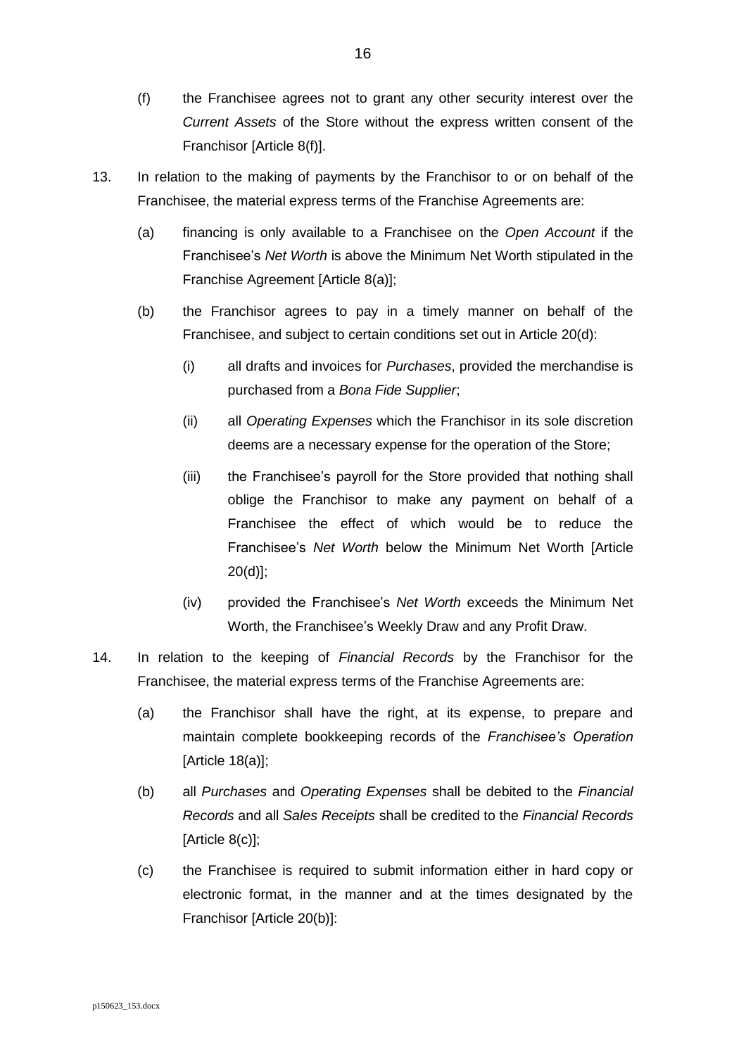(f) the Franchisee agrees not to grant any other security interest over the *Current Assets* of the Store without the express written consent of the Franchisor [Article 8(f)].

13. In relation to the making of payments by the Franchisor to or on behalf of the Franchisee, the material express terms of the Franchise Agreements are:

    (a) financing is only available to a Franchisee on the *Open Account* if the Franchisee's *Net Worth* is above the Minimum Net Worth stipulated in the Franchise Agreement [Article 8(a)];

    (b) the Franchisor agrees to pay in a timely manner on behalf of the Franchisee, and subject to certain conditions set out in Article 20(d):

        (i) all drafts and invoices for *Purchases*, provided the merchandise is purchased from a *Bona Fide Supplier*;

        (ii) all *Operating Expenses* which the Franchisor in its sole discretion deems are a necessary expense for the operation of the Store;

        (iii) the Franchisee's payroll for the Store provided that nothing shall oblige the Franchisor to make any payment on behalf of a Franchisee the effect of which would be to reduce the Franchisee's *Net Worth* below the Minimum Net Worth [Article 20(d)];

        (iv) provided the Franchisee's *Net Worth* exceeds the Minimum Net Worth, the Franchisee's Weekly Draw and any Profit Draw.

14. In relation to the keeping of *Financial Records* by the Franchisor for the Franchisee, the material express terms of the Franchise Agreements are:

    (a) the Franchisor shall have the right, at its expense, to prepare and maintain complete bookkeeping records of the *Franchisee's Operation* [Article 18(a)];

    (b) all *Purchases* and *Operating Expenses* shall be debited to the *Financial Records* and all *Sales Receipts* shall be credited to the *Financial Records* [Article 8(c)];

    (c) the Franchisee is required to submit information either in hard copy or electronic format, in the manner and at the times designated by the Franchisor [Article 20(b)]: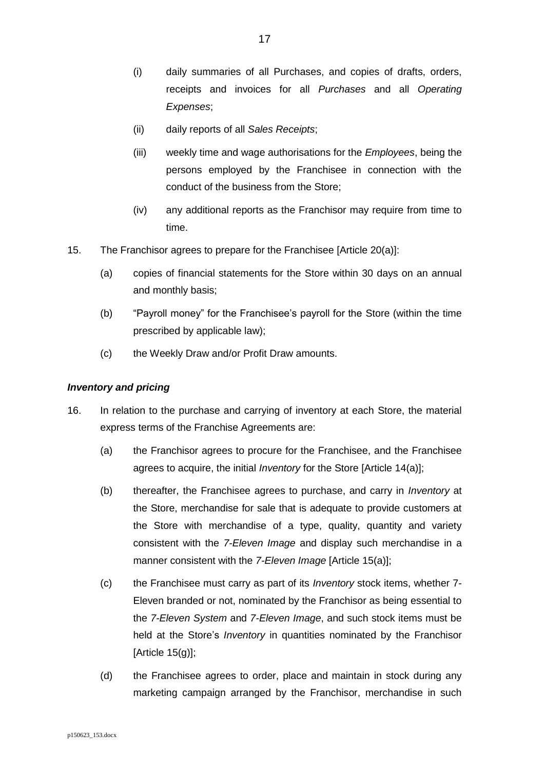(i) daily summaries of all Purchases, and copies of drafts, orders, receipts and invoices for all *Purchases* and all *Operating Expenses*;

(ii) daily reports of all *Sales Receipts*;

(iii) weekly time and wage authorisations for the *Employees*, being the persons employed by the Franchisee in connection with the conduct of the business from the Store;

(iv) any additional reports as the Franchisor may require from time to time.

15. The Franchisor agrees to prepare for the Franchisee [Article 20(a)]:

(a) copies of financial statements for the Store within 30 days on an annual and monthly basis;

(b) "Payroll money" for the Franchisee's payroll for the Store (within the time prescribed by applicable law);

(c) the Weekly Draw and/or Profit Draw amounts.

***Inventory and pricing***

16. In relation to the purchase and carrying of inventory at each Store, the material express terms of the Franchise Agreements are:

(a) the Franchisor agrees to procure for the Franchisee, and the Franchisee agrees to acquire, the initial *Inventory* for the Store [Article 14(a)];

(b) thereafter, the Franchisee agrees to purchase, and carry in *Inventory* at the Store, merchandise for sale that is adequate to provide customers at the Store with merchandise of a type, quality, quantity and variety consistent with the *7-Eleven Image* and display such merchandise in a manner consistent with the *7-Eleven Image* [Article 15(a)];

(c) the Franchisee must carry as part of its *Inventory* stock items, whether 7-Eleven branded or not, nominated by the Franchisor as being essential to the *7-Eleven System* and *7-Eleven Image*, and such stock items must be held at the Store's *Inventory* in quantities nominated by the Franchisor [Article 15(g)];

(d) the Franchisee agrees to order, place and maintain in stock during any marketing campaign arranged by the Franchisor, merchandise in such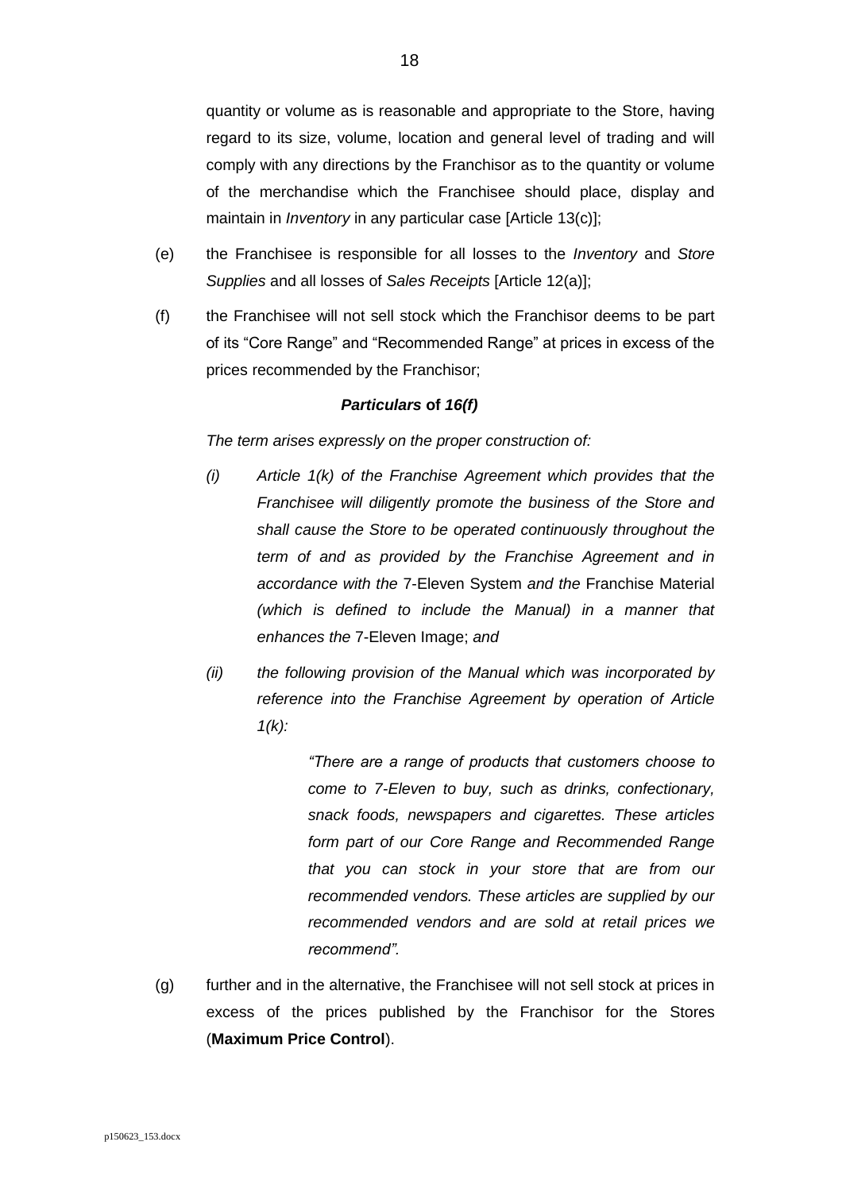quantity or volume as is reasonable and appropriate to the Store, having regard to its size, volume, location and general level of trading and will comply with any directions by the Franchisor as to the quantity or volume of the merchandise which the Franchisee should place, display and maintain in *Inventory* in any particular case [Article 13(c)];

(e) the Franchisee is responsible for all losses to the *Inventory* and *Store Supplies* and all losses of *Sales Receipts* [Article 12(a)];

(f) the Franchisee will not sell stock which the Franchisor deems to be part of its "Core Range" and "Recommended Range" at prices in excess of the prices recommended by the Franchisor;

***Particulars* of *16(f)***

*The term arises expressly on the proper construction of:*

*(i) Article 1(k) of the Franchise Agreement which provides that the Franchisee will diligently promote the business of the Store and shall cause the Store to be operated continuously throughout the term of and as provided by the Franchise Agreement and in accordance with the* 7-Eleven System *and the* Franchise Material *(which is defined to include the Manual) in a manner that enhances the* 7-Eleven Image; *and*

*(ii) the following provision of the Manual which was incorporated by reference into the Franchise Agreement by operation of Article 1(k):*

> *"There are a range of products that customers choose to come to 7-Eleven to buy, such as drinks, confectionary, snack foods, newspapers and cigarettes. These articles form part of our Core Range and Recommended Range that you can stock in your store that are from our recommended vendors. These articles are supplied by our recommended vendors and are sold at retail prices we recommend".*

(g) further and in the alternative, the Franchisee will not sell stock at prices in excess of the prices published by the Franchisor for the Stores (**Maximum Price Control**).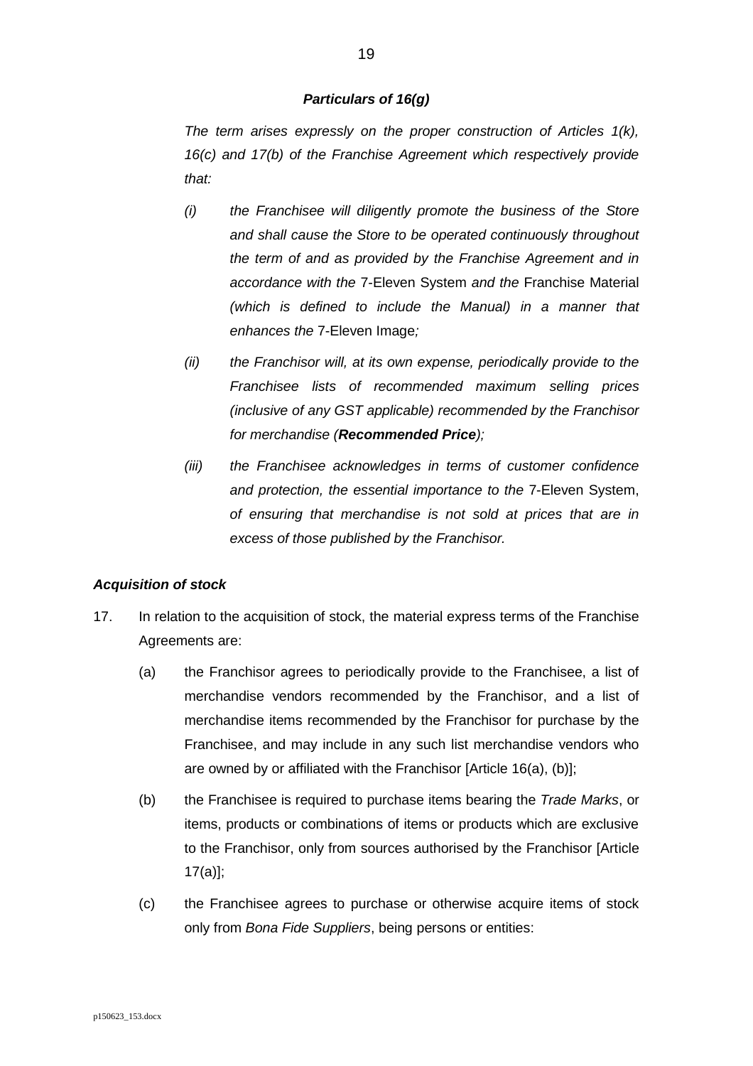***Particulars of 16(g)***

*The term arises expressly on the proper construction of Articles 1(k), 16(c) and 17(b) of the Franchise Agreement which respectively provide that:*

*(i) the Franchisee will diligently promote the business of the Store and shall cause the Store to be operated continuously throughout the term of and as provided by the Franchise Agreement and in accordance with the* 7-Eleven System *and the* Franchise Material *(which is defined to include the Manual) in a manner that enhances the* 7-Eleven Image*;*

*(ii) the Franchisor will, at its own expense, periodically provide to the Franchisee lists of recommended maximum selling prices (inclusive of any GST applicable) recommended by the Franchisor for merchandise (**Recommended Price**);*

*(iii) the Franchisee acknowledges in terms of customer confidence and protection, the essential importance to the* 7-Eleven System, *of ensuring that merchandise is not sold at prices that are in excess of those published by the Franchisor.*

***Acquisition of stock***

17. In relation to the acquisition of stock, the material express terms of the Franchise Agreements are:

    (a) the Franchisor agrees to periodically provide to the Franchisee, a list of merchandise vendors recommended by the Franchisor, and a list of merchandise items recommended by the Franchisor for purchase by the Franchisee, and may include in any such list merchandise vendors who are owned by or affiliated with the Franchisor [Article 16(a), (b)];

    (b) the Franchisee is required to purchase items bearing the *Trade Marks*, or items, products or combinations of items or products which are exclusive to the Franchisor, only from sources authorised by the Franchisor [Article 17(a)];

    (c) the Franchisee agrees to purchase or otherwise acquire items of stock only from *Bona Fide Suppliers*, being persons or entities: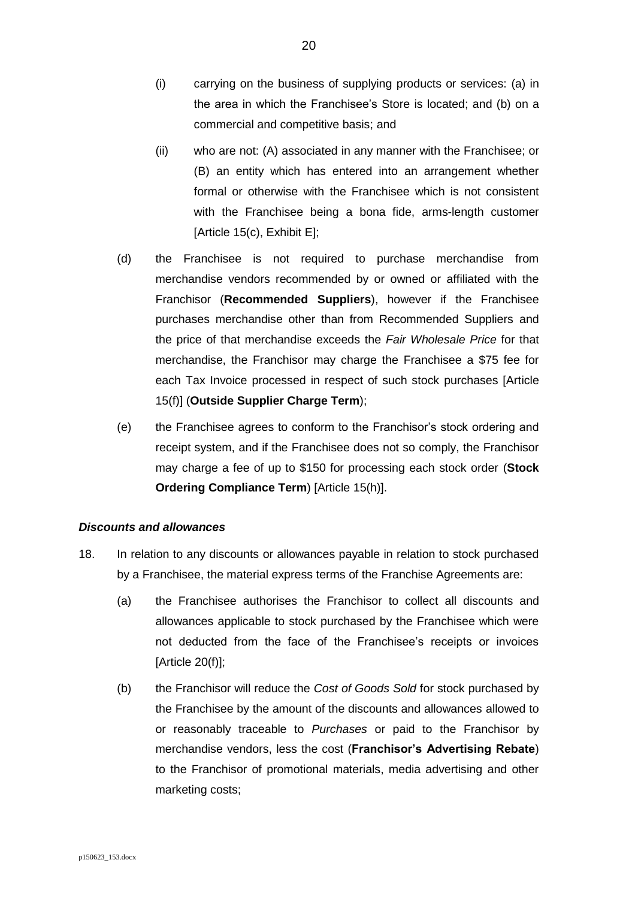(i) carrying on the business of supplying products or services: (a) in the area in which the Franchisee's Store is located; and (b) on a commercial and competitive basis; and

(ii) who are not: (A) associated in any manner with the Franchisee; or (B) an entity which has entered into an arrangement whether formal or otherwise with the Franchisee which is not consistent with the Franchisee being a bona fide, arms-length customer [Article 15(c), Exhibit E];

(d) the Franchisee is not required to purchase merchandise from merchandise vendors recommended by or owned or affiliated with the Franchisor (**Recommended Suppliers**), however if the Franchisee purchases merchandise other than from Recommended Suppliers and the price of that merchandise exceeds the *Fair Wholesale Price* for that merchandise, the Franchisor may charge the Franchisee a $75 fee for each Tax Invoice processed in respect of such stock purchases [Article 15(f)] (**Outside Supplier Charge Term**);

(e) the Franchisee agrees to conform to the Franchisor's stock ordering and receipt system, and if the Franchisee does not so comply, the Franchisor may charge a fee of up to $150 for processing each stock order (**Stock Ordering Compliance Term**) [Article 15(h)].

### *Discounts and allowances*

18. In relation to any discounts or allowances payable in relation to stock purchased by a Franchisee, the material express terms of the Franchise Agreements are:

(a) the Franchisee authorises the Franchisor to collect all discounts and allowances applicable to stock purchased by the Franchisee which were not deducted from the face of the Franchisee's receipts or invoices [Article 20(f)];

(b) the Franchisor will reduce the *Cost of Goods Sold* for stock purchased by the Franchisee by the amount of the discounts and allowances allowed to or reasonably traceable to *Purchases* or paid to the Franchisor by merchandise vendors, less the cost (**Franchisor's Advertising Rebate**) to the Franchisor of promotional materials, media advertising and other marketing costs;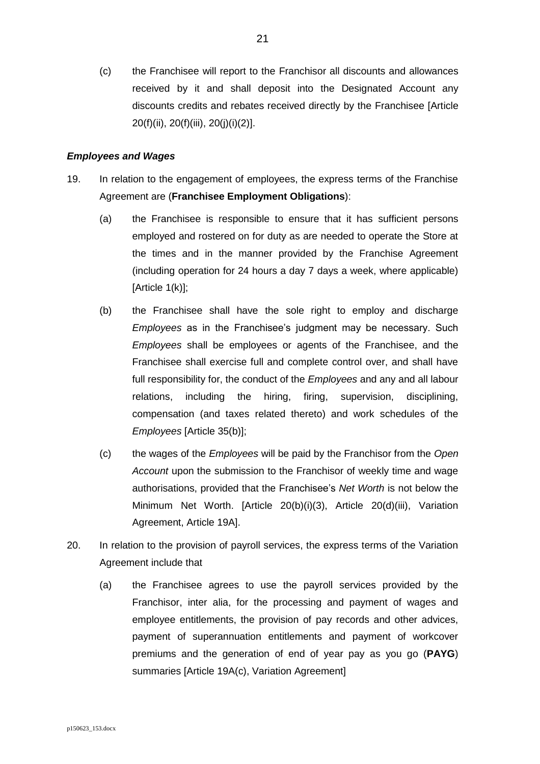(c) the Franchisee will report to the Franchisor all discounts and allowances received by it and shall deposit into the Designated Account any discounts credits and rebates received directly by the Franchisee [Article 20(f)(ii), 20(f)(iii), 20(j)(i)(2)].

***Employees and Wages***

19. In relation to the engagement of employees, the express terms of the Franchise Agreement are (**Franchisee Employment Obligations**):

    (a) the Franchisee is responsible to ensure that it has sufficient persons employed and rostered on for duty as are needed to operate the Store at the times and in the manner provided by the Franchise Agreement (including operation for 24 hours a day 7 days a week, where applicable) [Article 1(k)];

    (b) the Franchisee shall have the sole right to employ and discharge *Employees* as in the Franchisee's judgment may be necessary. Such *Employees* shall be employees or agents of the Franchisee, and the Franchisee shall exercise full and complete control over, and shall have full responsibility for, the conduct of the *Employees* and any and all labour relations, including the hiring, firing, supervision, disciplining, compensation (and taxes related thereto) and work schedules of the *Employees* [Article 35(b)];

    (c) the wages of the *Employees* will be paid by the Franchisor from the *Open Account* upon the submission to the Franchisor of weekly time and wage authorisations, provided that the Franchisee's *Net Worth* is not below the Minimum Net Worth. [Article 20(b)(i)(3), Article 20(d)(iii), Variation Agreement, Article 19A].

20. In relation to the provision of payroll services, the express terms of the Variation Agreement include that

    (a) the Franchisee agrees to use the payroll services provided by the Franchisor, inter alia, for the processing and payment of wages and employee entitlements, the provision of pay records and other advices, payment of superannuation entitlements and payment of workcover premiums and the generation of end of year pay as you go (**PAYG**) summaries [Article 19A(c), Variation Agreement]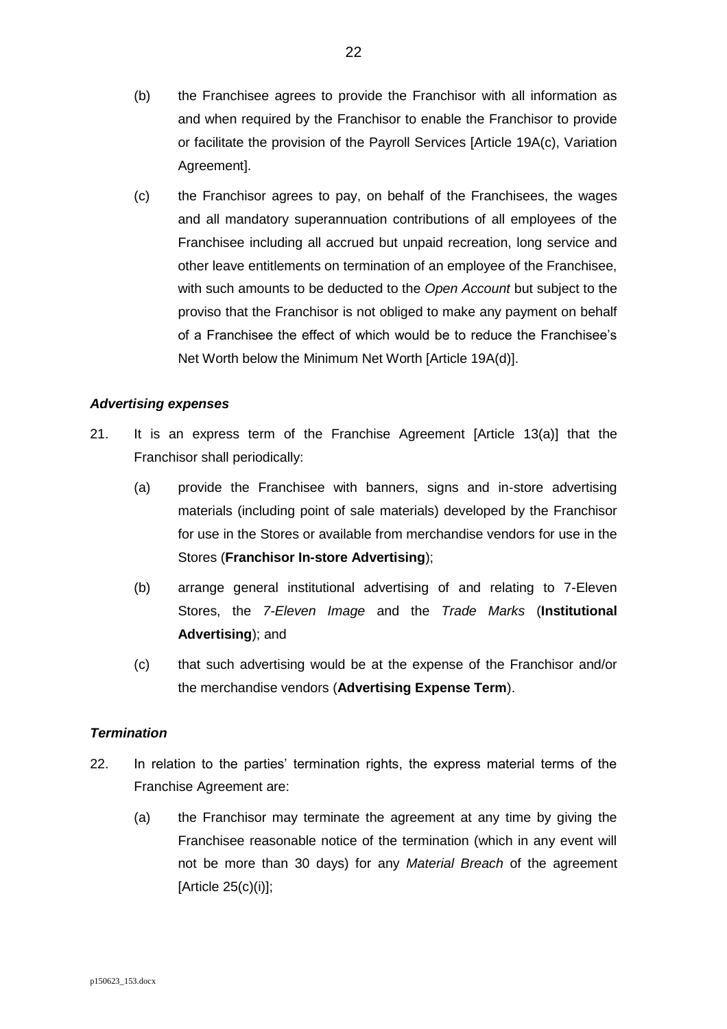(b) the Franchisee agrees to provide the Franchisor with all information as and when required by the Franchisor to enable the Franchisor to provide or facilitate the provision of the Payroll Services [Article 19A(c), Variation Agreement].

(c) the Franchisor agrees to pay, on behalf of the Franchisees, the wages and all mandatory superannuation contributions of all employees of the Franchisee including all accrued but unpaid recreation, long service and other leave entitlements on termination of an employee of the Franchisee, with such amounts to be deducted to the *Open Account* but subject to the proviso that the Franchisor is not obliged to make any payment on behalf of a Franchisee the effect of which would be to reduce the Franchisee's Net Worth below the Minimum Net Worth [Article 19A(d)].

***Advertising expenses***

21. It is an express term of the Franchise Agreement [Article 13(a)] that the Franchisor shall periodically:

(a) provide the Franchisee with banners, signs and in-store advertising materials (including point of sale materials) developed by the Franchisor for use in the Stores or available from merchandise vendors for use in the Stores (**Franchisor In-store Advertising**);

(b) arrange general institutional advertising of and relating to 7-Eleven Stores, the *7-Eleven Image* and the *Trade Marks* (**Institutional Advertising**); and

(c) that such advertising would be at the expense of the Franchisor and/or the merchandise vendors (**Advertising Expense Term**).

***Termination***

22. In relation to the parties' termination rights, the express material terms of the Franchise Agreement are:

(a) the Franchisor may terminate the agreement at any time by giving the Franchisee reasonable notice of the termination (which in any event will not be more than 30 days) for any *Material Breach* of the agreement [Article 25(c)(i)];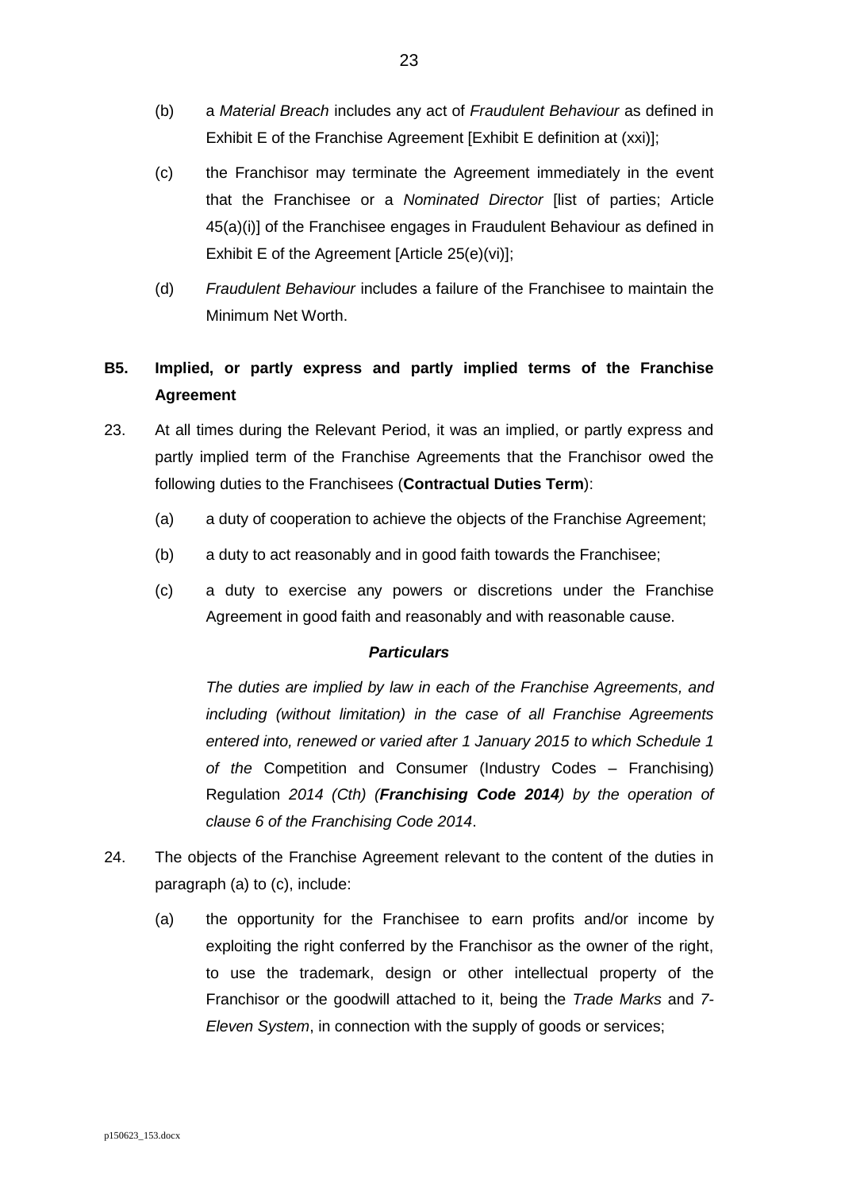(b) a *Material Breach* includes any act of *Fraudulent Behaviour* as defined in Exhibit E of the Franchise Agreement [Exhibit E definition at (xxi)];

(c) the Franchisor may terminate the Agreement immediately in the event that the Franchisee or a *Nominated Director* [list of parties; Article 45(a)(i)] of the Franchisee engages in Fraudulent Behaviour as defined in Exhibit E of the Agreement [Article 25(e)(vi)];

(d) *Fraudulent Behaviour* includes a failure of the Franchisee to maintain the Minimum Net Worth.

## B5. Implied, or partly express and partly implied terms of the Franchise Agreement

23. At all times during the Relevant Period, it was an implied, or partly express and partly implied term of the Franchise Agreements that the Franchisor owed the following duties to the Franchisees (**Contractual Duties Term**):

    (a) a duty of cooperation to achieve the objects of the Franchise Agreement;

    (b) a duty to act reasonably and in good faith towards the Franchisee;

    (c) a duty to exercise any powers or discretions under the Franchise Agreement in good faith and reasonably and with reasonable cause.

    ***Particulars***

    *The duties are implied by law in each of the Franchise Agreements, and including (without limitation) in the case of all Franchise Agreements entered into, renewed or varied after 1 January 2015 to which Schedule 1 of the* Competition and Consumer (Industry Codes – Franchising) Regulation *2014 (Cth) (**Franchising Code 2014**) by the operation of clause 6 of the Franchising Code 2014*.

24. The objects of the Franchise Agreement relevant to the content of the duties in paragraph (a) to (c), include:

    (a) the opportunity for the Franchisee to earn profits and/or income by exploiting the right conferred by the Franchisor as the owner of the right, to use the trademark, design or other intellectual property of the Franchisor or the goodwill attached to it, being the *Trade Marks* and *7-Eleven System*, in connection with the supply of goods or services;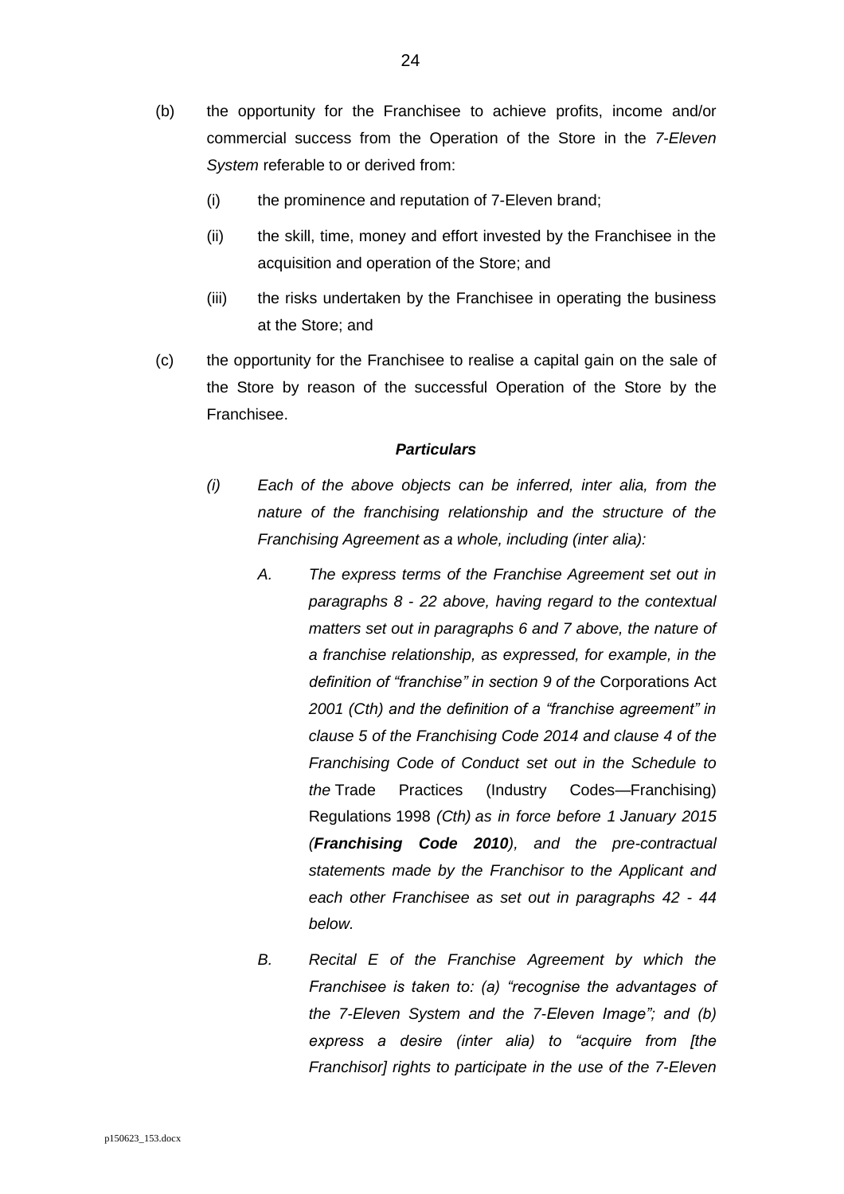(b) the opportunity for the Franchisee to achieve profits, income and/or commercial success from the Operation of the Store in the *7-Eleven System* referable to or derived from:

 (i) the prominence and reputation of 7-Eleven brand;

 (ii) the skill, time, money and effort invested by the Franchisee in the acquisition and operation of the Store; and

 (iii) the risks undertaken by the Franchisee in operating the business at the Store; and

(c) the opportunity for the Franchisee to realise a capital gain on the sale of the Store by reason of the successful Operation of the Store by the Franchisee.

***Particulars***

*(i) Each of the above objects can be inferred, inter alia, from the nature of the franchising relationship and the structure of the Franchising Agreement as a whole, including (inter alia):*

 *A. The express terms of the Franchise Agreement set out in paragraphs 8 - 22 above, having regard to the contextual matters set out in paragraphs 6 and 7 above, the nature of a franchise relationship, as expressed, for example, in the definition of "franchise" in section 9 of the* Corporations Act *2001 (Cth) and the definition of a "franchise agreement" in clause 5 of the Franchising Code 2014 and clause 4 of the Franchising Code of Conduct set out in the Schedule to the* Trade Practices (Industry Codes—Franchising) Regulations 1998 *(Cth) as in force before 1 January 2015 (**Franchising Code 2010**), and the pre-contractual statements made by the Franchisor to the Applicant and each other Franchisee as set out in paragraphs 42 - 44 below.*

 *B. Recital E of the Franchise Agreement by which the Franchisee is taken to: (a) "recognise the advantages of the 7-Eleven System and the 7-Eleven Image"; and (b) express a desire (inter alia) to "acquire from [the Franchisor] rights to participate in the use of the 7-Eleven*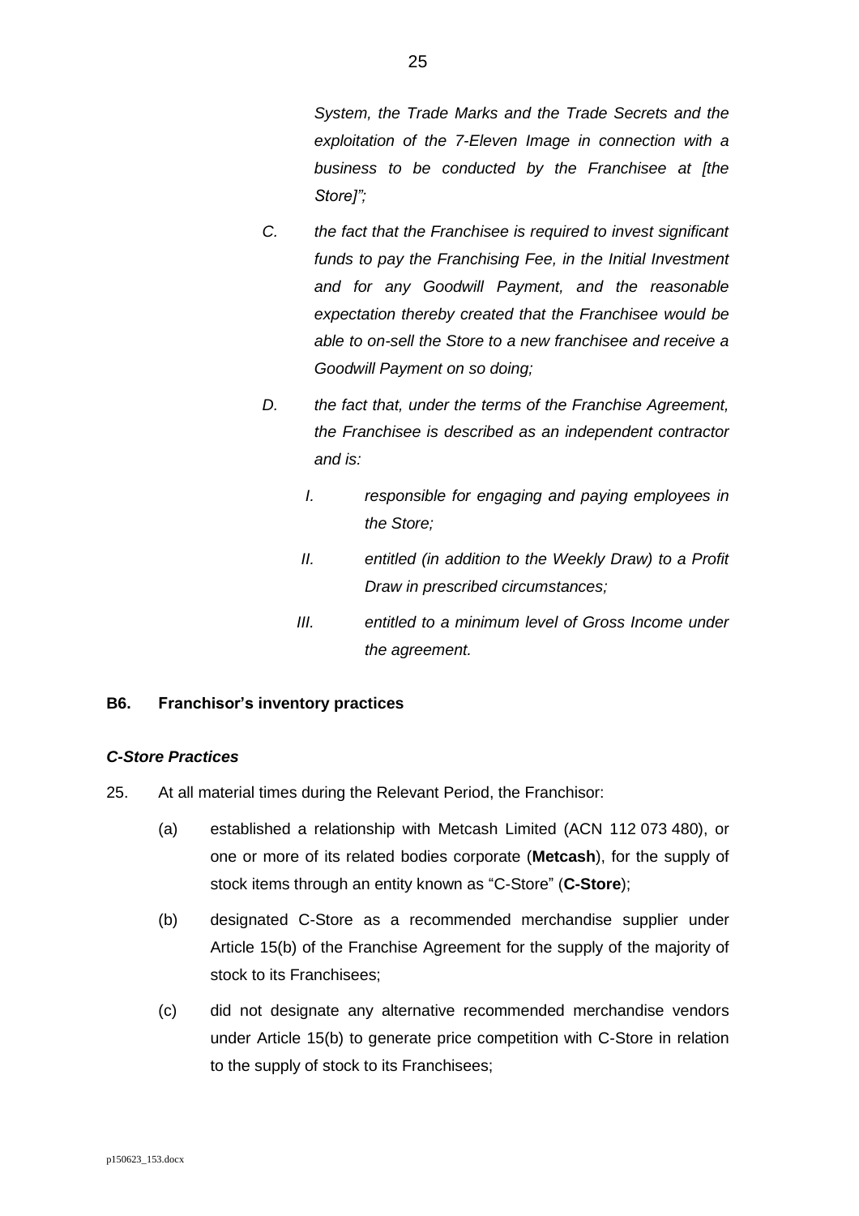*System, the Trade Marks and the Trade Secrets and the exploitation of the 7-Eleven Image in connection with a business to be conducted by the Franchisee at [the Store]";*

C. *the fact that the Franchisee is required to invest significant funds to pay the Franchising Fee, in the Initial Investment and for any Goodwill Payment, and the reasonable expectation thereby created that the Franchisee would be able to on-sell the Store to a new franchisee and receive a Goodwill Payment on so doing;*

D. *the fact that, under the terms of the Franchise Agreement, the Franchisee is described as an independent contractor and is:*

   I. *responsible for engaging and paying employees in the Store;*

   II. *entitled (in addition to the Weekly Draw) to a Profit Draw in prescribed circumstances;*

   III. *entitled to a minimum level of Gross Income under the agreement.*

**B6. Franchisor's inventory practices**

***C-Store Practices***

25. At all material times during the Relevant Period, the Franchisor:

   (a) established a relationship with Metcash Limited (ACN 112 073 480), or one or more of its related bodies corporate (**Metcash**), for the supply of stock items through an entity known as "C-Store" (**C-Store**);

   (b) designated C-Store as a recommended merchandise supplier under Article 15(b) of the Franchise Agreement for the supply of the majority of stock to its Franchisees;

   (c) did not designate any alternative recommended merchandise vendors under Article 15(b) to generate price competition with C-Store in relation to the supply of stock to its Franchisees;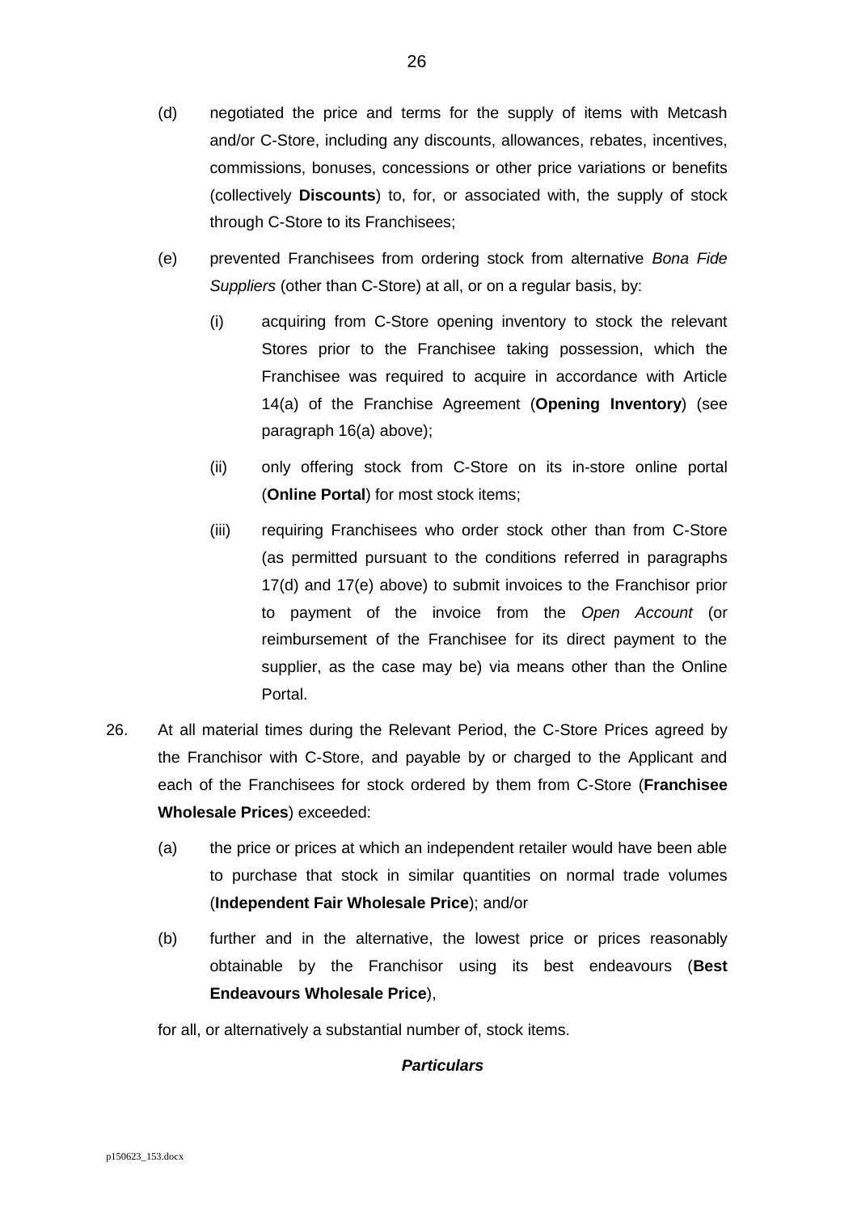(d) negotiated the price and terms for the supply of items with Metcash and/or C-Store, including any discounts, allowances, rebates, incentives, commissions, bonuses, concessions or other price variations or benefits (collectively **Discounts**) to, for, or associated with, the supply of stock through C-Store to its Franchisees;

(e) prevented Franchisees from ordering stock from alternative *Bona Fide Suppliers* (other than C-Store) at all, or on a regular basis, by:

  (i) acquiring from C-Store opening inventory to stock the relevant Stores prior to the Franchisee taking possession, which the Franchisee was required to acquire in accordance with Article 14(a) of the Franchise Agreement (**Opening Inventory**) (see paragraph 16(a) above);

  (ii) only offering stock from C-Store on its in-store online portal (**Online Portal**) for most stock items;

  (iii) requiring Franchisees who order stock other than from C-Store (as permitted pursuant to the conditions referred in paragraphs 17(d) and 17(e) above) to submit invoices to the Franchisor prior to payment of the invoice from the *Open Account* (or reimbursement of the Franchisee for its direct payment to the supplier, as the case may be) via means other than the Online Portal.

26. At all material times during the Relevant Period, the C-Store Prices agreed by the Franchisor with C-Store, and payable by or charged to the Applicant and each of the Franchisees for stock ordered by them from C-Store (**Franchisee Wholesale Prices**) exceeded:

  (a) the price or prices at which an independent retailer would have been able to purchase that stock in similar quantities on normal trade volumes (**Independent Fair Wholesale Price**); and/or

  (b) further and in the alternative, the lowest price or prices reasonably obtainable by the Franchisor using its best endeavours (**Best Endeavours Wholesale Price**),

  for all, or alternatively a substantial number of, stock items.

***Particulars***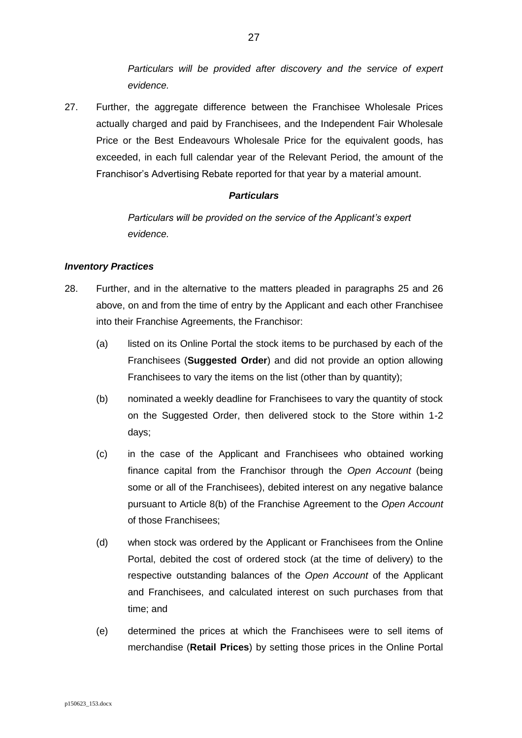*Particulars will be provided after discovery and the service of expert evidence.*

27. Further, the aggregate difference between the Franchisee Wholesale Prices actually charged and paid by Franchisees, and the Independent Fair Wholesale Price or the Best Endeavours Wholesale Price for the equivalent goods, has exceeded, in each full calendar year of the Relevant Period, the amount of the Franchisor's Advertising Rebate reported for that year by a material amount.

***Particulars***

*Particulars will be provided on the service of the Applicant's expert evidence.*

***Inventory Practices***

28. Further, and in the alternative to the matters pleaded in paragraphs 25 and 26 above, on and from the time of entry by the Applicant and each other Franchisee into their Franchise Agreements, the Franchisor:

    (a) listed on its Online Portal the stock items to be purchased by each of the Franchisees (**Suggested Order**) and did not provide an option allowing Franchisees to vary the items on the list (other than by quantity);

    (b) nominated a weekly deadline for Franchisees to vary the quantity of stock on the Suggested Order, then delivered stock to the Store within 1-2 days;

    (c) in the case of the Applicant and Franchisees who obtained working finance capital from the Franchisor through the *Open Account* (being some or all of the Franchisees), debited interest on any negative balance pursuant to Article 8(b) of the Franchise Agreement to the *Open Account* of those Franchisees;

    (d) when stock was ordered by the Applicant or Franchisees from the Online Portal, debited the cost of ordered stock (at the time of delivery) to the respective outstanding balances of the *Open Account* of the Applicant and Franchisees, and calculated interest on such purchases from that time; and

    (e) determined the prices at which the Franchisees were to sell items of merchandise (**Retail Prices**) by setting those prices in the Online Portal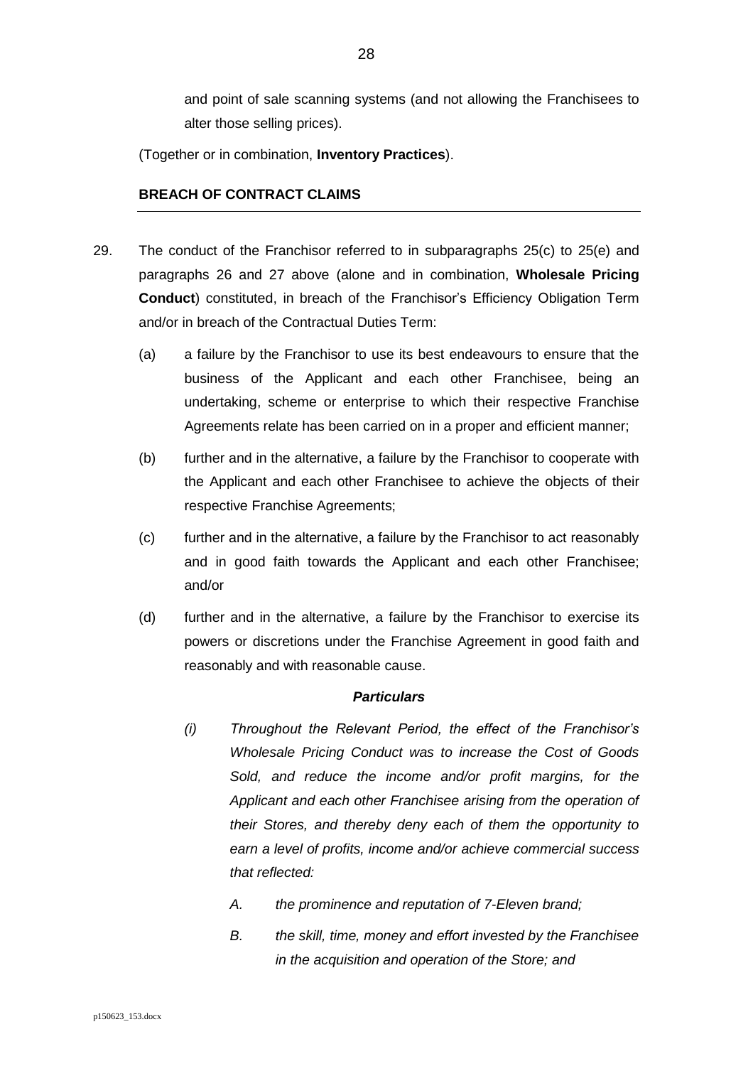and point of sale scanning systems (and not allowing the Franchisees to alter those selling prices).

(Together or in combination, **Inventory Practices**).

## BREACH OF CONTRACT CLAIMS

29. The conduct of the Franchisor referred to in subparagraphs 25(c) to 25(e) and paragraphs 26 and 27 above (alone and in combination, **Wholesale Pricing Conduct**) constituted, in breach of the Franchisor's Efficiency Obligation Term and/or in breach of the Contractual Duties Term:

    (a) a failure by the Franchisor to use its best endeavours to ensure that the business of the Applicant and each other Franchisee, being an undertaking, scheme or enterprise to which their respective Franchise Agreements relate has been carried on in a proper and efficient manner;

    (b) further and in the alternative, a failure by the Franchisor to cooperate with the Applicant and each other Franchisee to achieve the objects of their respective Franchise Agreements;

    (c) further and in the alternative, a failure by the Franchisor to act reasonably and in good faith towards the Applicant and each other Franchisee; and/or

    (d) further and in the alternative, a failure by the Franchisor to exercise its powers or discretions under the Franchise Agreement in good faith and reasonably and with reasonable cause.

***Particulars***

*(i) Throughout the Relevant Period, the effect of the Franchisor's Wholesale Pricing Conduct was to increase the Cost of Goods Sold, and reduce the income and/or profit margins, for the Applicant and each other Franchisee arising from the operation of their Stores, and thereby deny each of them the opportunity to earn a level of profits, income and/or achieve commercial success that reflected:*

*A. the prominence and reputation of 7-Eleven brand;*

*B. the skill, time, money and effort invested by the Franchisee in the acquisition and operation of the Store; and*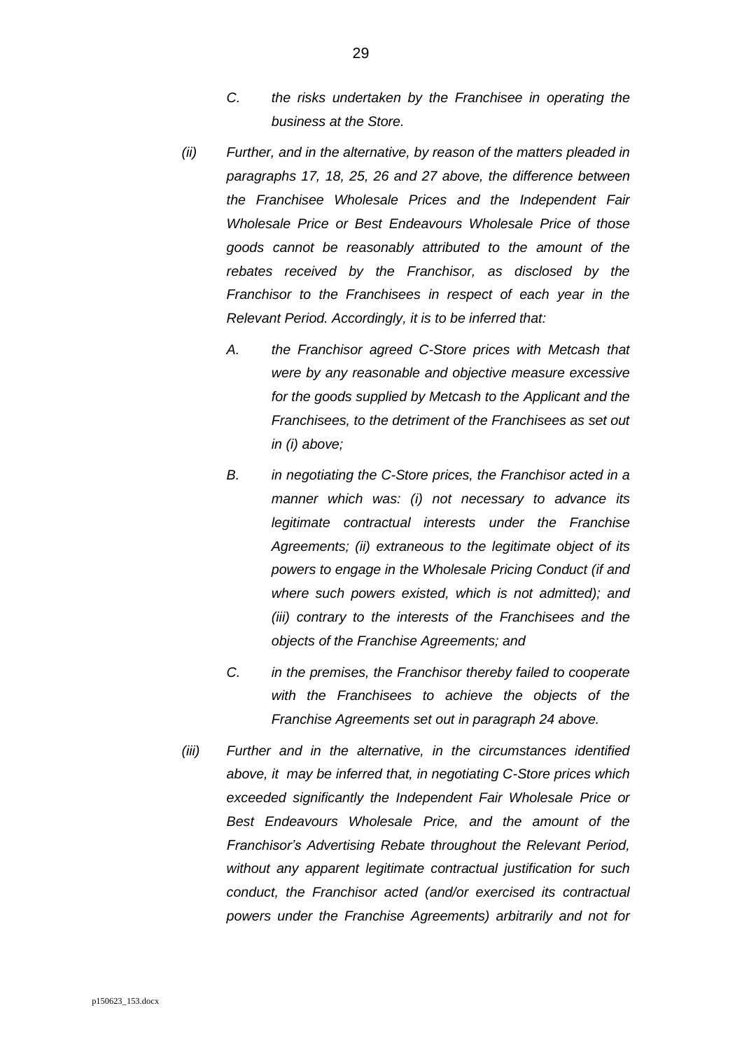*C. the risks undertaken by the Franchisee in operating the business at the Store.*

*(ii) Further, and in the alternative, by reason of the matters pleaded in paragraphs 17, 18, 25, 26 and 27 above, the difference between the Franchisee Wholesale Prices and the Independent Fair Wholesale Price or Best Endeavours Wholesale Price of those goods cannot be reasonably attributed to the amount of the rebates received by the Franchisor, as disclosed by the Franchisor to the Franchisees in respect of each year in the Relevant Period. Accordingly, it is to be inferred that:*

*A. the Franchisor agreed C-Store prices with Metcash that were by any reasonable and objective measure excessive for the goods supplied by Metcash to the Applicant and the Franchisees, to the detriment of the Franchisees as set out in (i) above;*

*B. in negotiating the C-Store prices, the Franchisor acted in a manner which was: (i) not necessary to advance its legitimate contractual interests under the Franchise Agreements; (ii) extraneous to the legitimate object of its powers to engage in the Wholesale Pricing Conduct (if and where such powers existed, which is not admitted); and (iii) contrary to the interests of the Franchisees and the objects of the Franchise Agreements; and*

*C. in the premises, the Franchisor thereby failed to cooperate with the Franchisees to achieve the objects of the Franchise Agreements set out in paragraph 24 above.*

*(iii) Further and in the alternative, in the circumstances identified above, it may be inferred that, in negotiating C-Store prices which exceeded significantly the Independent Fair Wholesale Price or Best Endeavours Wholesale Price, and the amount of the Franchisor's Advertising Rebate throughout the Relevant Period, without any apparent legitimate contractual justification for such conduct, the Franchisor acted (and/or exercised its contractual powers under the Franchise Agreements) arbitrarily and not for*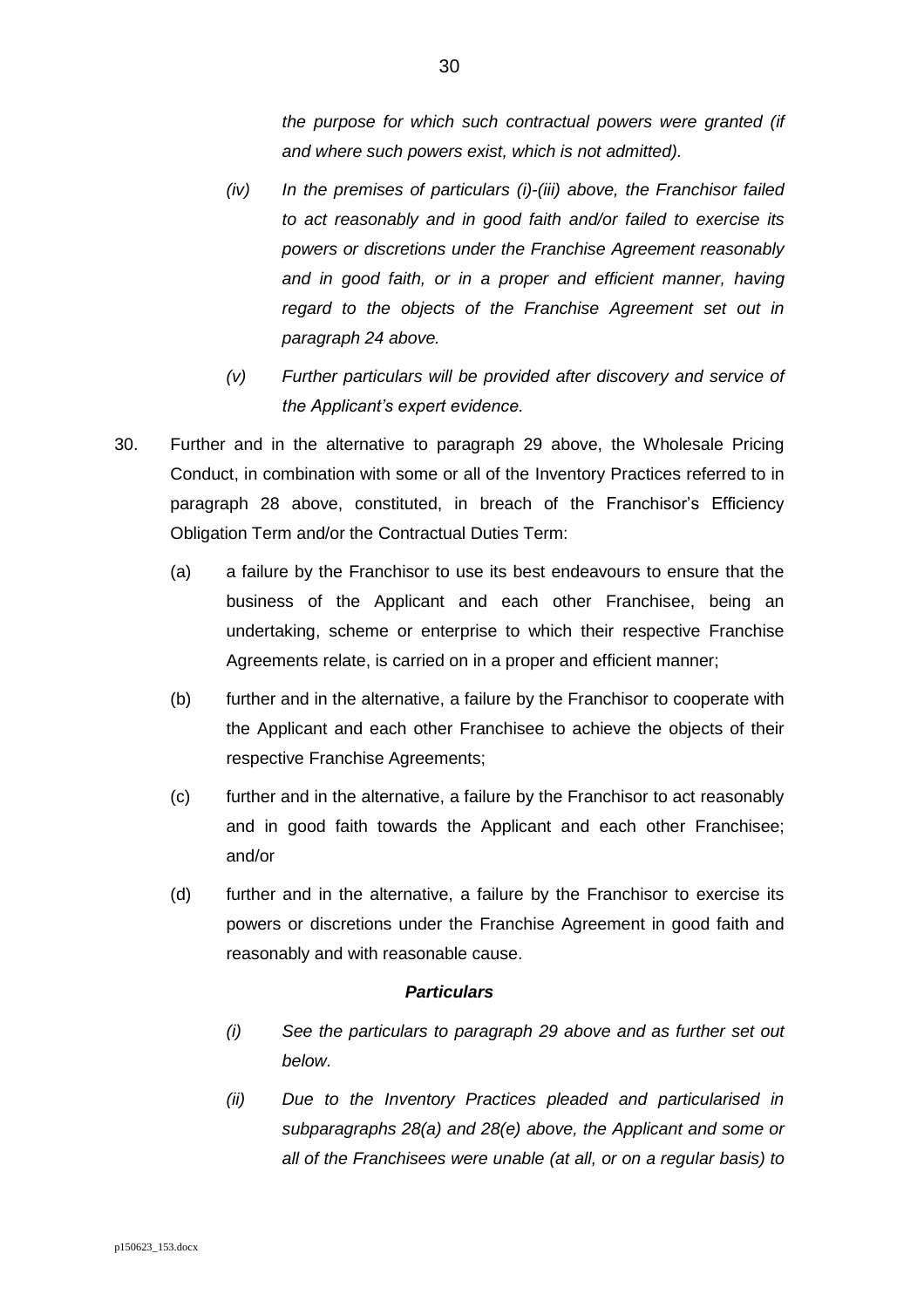*the purpose for which such contractual powers were granted (if and where such powers exist, which is not admitted).*

*(iv) In the premises of particulars (i)-(iii) above, the Franchisor failed to act reasonably and in good faith and/or failed to exercise its powers or discretions under the Franchise Agreement reasonably and in good faith, or in a proper and efficient manner, having regard to the objects of the Franchise Agreement set out in paragraph 24 above.*

*(v) Further particulars will be provided after discovery and service of the Applicant's expert evidence.*

30. Further and in the alternative to paragraph 29 above, the Wholesale Pricing Conduct, in combination with some or all of the Inventory Practices referred to in paragraph 28 above, constituted, in breach of the Franchisor's Efficiency Obligation Term and/or the Contractual Duties Term:

   (a) a failure by the Franchisor to use its best endeavours to ensure that the business of the Applicant and each other Franchisee, being an undertaking, scheme or enterprise to which their respective Franchise Agreements relate, is carried on in a proper and efficient manner;

   (b) further and in the alternative, a failure by the Franchisor to cooperate with the Applicant and each other Franchisee to achieve the objects of their respective Franchise Agreements;

   (c) further and in the alternative, a failure by the Franchisor to act reasonably and in good faith towards the Applicant and each other Franchisee; and/or

   (d) further and in the alternative, a failure by the Franchisor to exercise its powers or discretions under the Franchise Agreement in good faith and reasonably and with reasonable cause.

***Particulars***

*(i) See the particulars to paragraph 29 above and as further set out below.*

*(ii) Due to the Inventory Practices pleaded and particularised in subparagraphs 28(a) and 28(e) above, the Applicant and some or all of the Franchisees were unable (at all, or on a regular basis) to*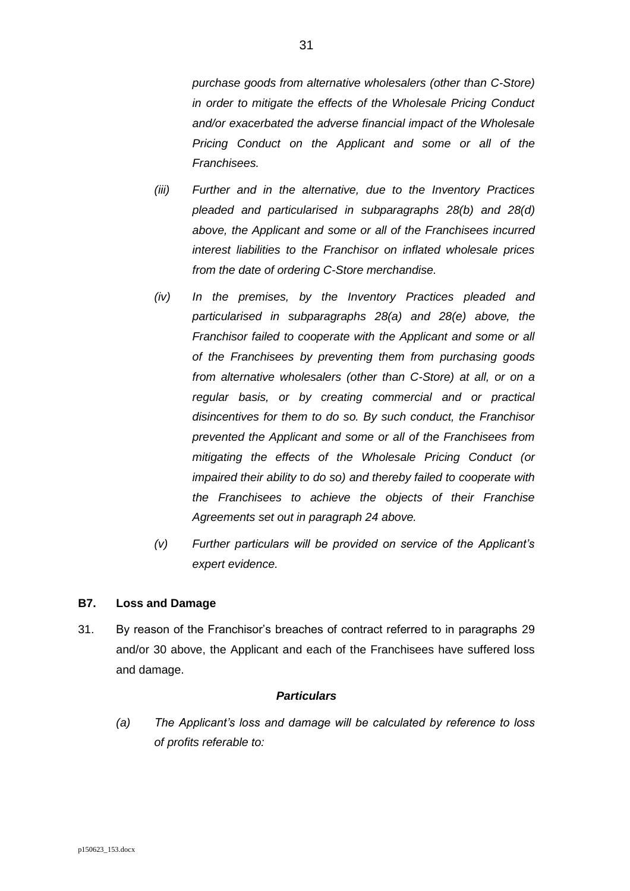*purchase goods from alternative wholesalers (other than C-Store) in order to mitigate the effects of the Wholesale Pricing Conduct and/or exacerbated the adverse financial impact of the Wholesale Pricing Conduct on the Applicant and some or all of the Franchisees.*

*(iii) Further and in the alternative, due to the Inventory Practices pleaded and particularised in subparagraphs 28(b) and 28(d) above, the Applicant and some or all of the Franchisees incurred interest liabilities to the Franchisor on inflated wholesale prices from the date of ordering C-Store merchandise.*

*(iv) In the premises, by the Inventory Practices pleaded and particularised in subparagraphs 28(a) and 28(e) above, the Franchisor failed to cooperate with the Applicant and some or all of the Franchisees by preventing them from purchasing goods from alternative wholesalers (other than C-Store) at all, or on a regular basis, or by creating commercial and or practical disincentives for them to do so. By such conduct, the Franchisor prevented the Applicant and some or all of the Franchisees from mitigating the effects of the Wholesale Pricing Conduct (or impaired their ability to do so) and thereby failed to cooperate with the Franchisees to achieve the objects of their Franchise Agreements set out in paragraph 24 above.*

*(v) Further particulars will be provided on service of the Applicant's expert evidence.*

### B7. Loss and Damage

31. By reason of the Franchisor's breaches of contract referred to in paragraphs 29 and/or 30 above, the Applicant and each of the Franchisees have suffered loss and damage.

***Particulars***

*(a) The Applicant's loss and damage will be calculated by reference to loss of profits referable to:*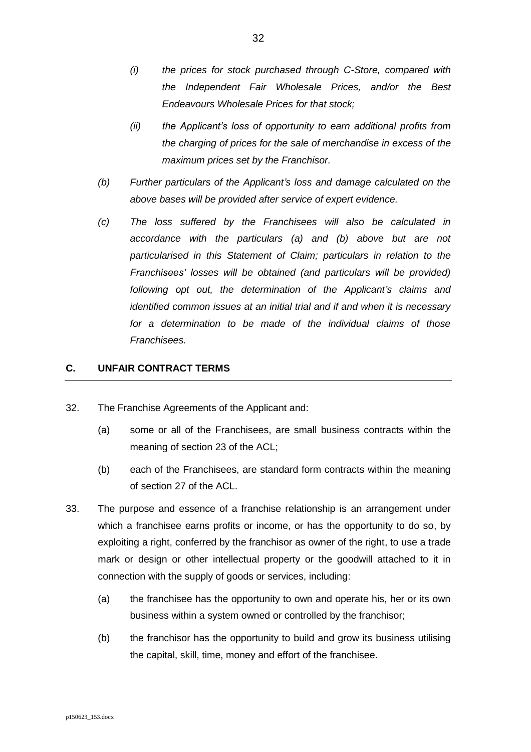*(i) the prices for stock purchased through C-Store, compared with the Independent Fair Wholesale Prices, and/or the Best Endeavours Wholesale Prices for that stock;*

*(ii) the Applicant's loss of opportunity to earn additional profits from the charging of prices for the sale of merchandise in excess of the maximum prices set by the Franchisor.*

*(b) Further particulars of the Applicant's loss and damage calculated on the above bases will be provided after service of expert evidence.*

*(c) The loss suffered by the Franchisees will also be calculated in accordance with the particulars (a) and (b) above but are not particularised in this Statement of Claim; particulars in relation to the Franchisees' losses will be obtained (and particulars will be provided) following opt out, the determination of the Applicant's claims and identified common issues at an initial trial and if and when it is necessary for a determination to be made of the individual claims of those Franchisees.*

## C. UNFAIR CONTRACT TERMS

32. The Franchise Agreements of the Applicant and:

    (a) some or all of the Franchisees, are small business contracts within the meaning of section 23 of the ACL;

    (b) each of the Franchisees, are standard form contracts within the meaning of section 27 of the ACL.

33. The purpose and essence of a franchise relationship is an arrangement under which a franchisee earns profits or income, or has the opportunity to do so, by exploiting a right, conferred by the franchisor as owner of the right, to use a trade mark or design or other intellectual property or the goodwill attached to it in connection with the supply of goods or services, including:

    (a) the franchisee has the opportunity to own and operate his, her or its own business within a system owned or controlled by the franchisor;

    (b) the franchisor has the opportunity to build and grow its business utilising the capital, skill, time, money and effort of the franchisee.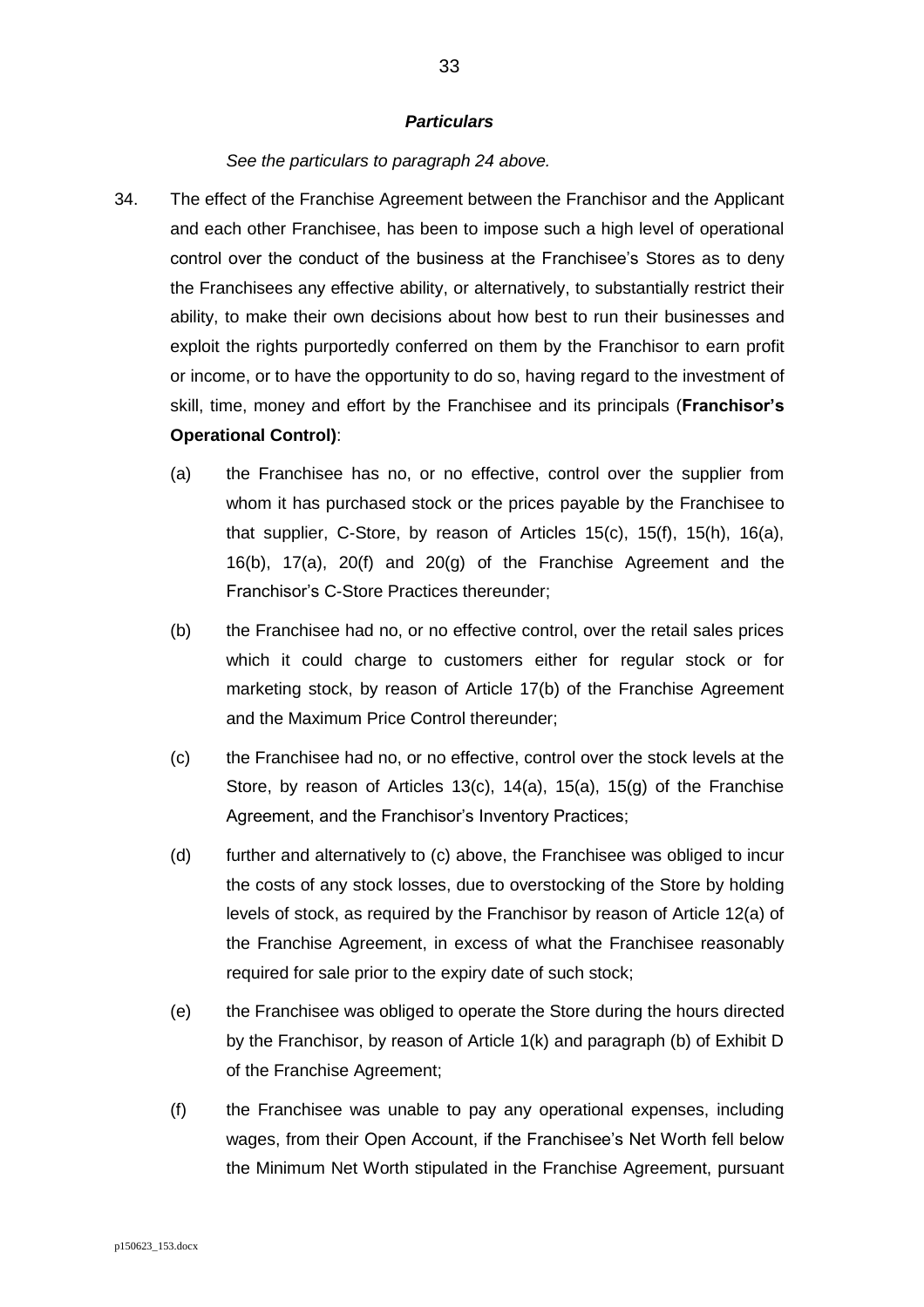***Particulars***

*See the particulars to paragraph 24 above.*

34. The effect of the Franchise Agreement between the Franchisor and the Applicant and each other Franchisee, has been to impose such a high level of operational control over the conduct of the business at the Franchisee's Stores as to deny the Franchisees any effective ability, or alternatively, to substantially restrict their ability, to make their own decisions about how best to run their businesses and exploit the rights purportedly conferred on them by the Franchisor to earn profit or income, or to have the opportunity to do so, having regard to the investment of skill, time, money and effort by the Franchisee and its principals (**Franchisor's Operational Control)**:

    (a) the Franchisee has no, or no effective, control over the supplier from whom it has purchased stock or the prices payable by the Franchisee to that supplier, C-Store, by reason of Articles 15(c), 15(f), 15(h), 16(a), 16(b), 17(a), 20(f) and 20(g) of the Franchise Agreement and the Franchisor's C-Store Practices thereunder;

    (b) the Franchisee had no, or no effective control, over the retail sales prices which it could charge to customers either for regular stock or for marketing stock, by reason of Article 17(b) of the Franchise Agreement and the Maximum Price Control thereunder;

    (c) the Franchisee had no, or no effective, control over the stock levels at the Store, by reason of Articles 13(c), 14(a), 15(a), 15(g) of the Franchise Agreement, and the Franchisor's Inventory Practices;

    (d) further and alternatively to (c) above, the Franchisee was obliged to incur the costs of any stock losses, due to overstocking of the Store by holding levels of stock, as required by the Franchisor by reason of Article 12(a) of the Franchise Agreement, in excess of what the Franchisee reasonably required for sale prior to the expiry date of such stock;

    (e) the Franchisee was obliged to operate the Store during the hours directed by the Franchisor, by reason of Article 1(k) and paragraph (b) of Exhibit D of the Franchise Agreement;

    (f) the Franchisee was unable to pay any operational expenses, including wages, from their Open Account, if the Franchisee's Net Worth fell below the Minimum Net Worth stipulated in the Franchise Agreement, pursuant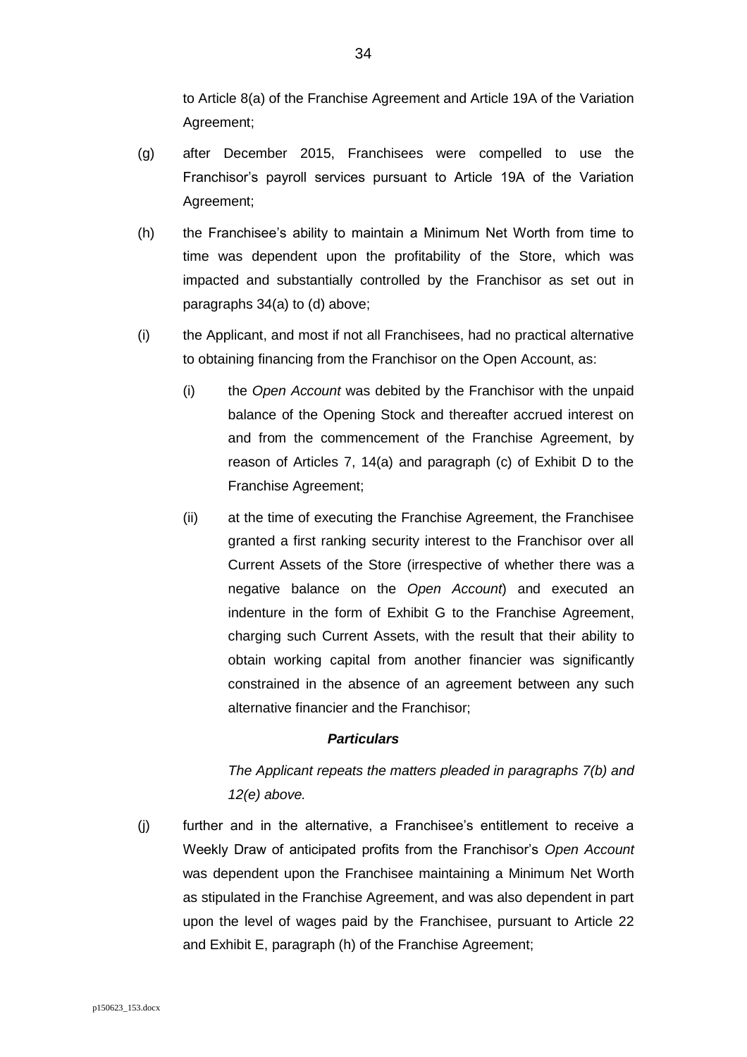to Article 8(a) of the Franchise Agreement and Article 19A of the Variation Agreement;

(g) after December 2015, Franchisees were compelled to use the Franchisor's payroll services pursuant to Article 19A of the Variation Agreement;

(h) the Franchisee's ability to maintain a Minimum Net Worth from time to time was dependent upon the profitability of the Store, which was impacted and substantially controlled by the Franchisor as set out in paragraphs 34(a) to (d) above;

(i) the Applicant, and most if not all Franchisees, had no practical alternative to obtaining financing from the Franchisor on the Open Account, as:

  (i) the *Open Account* was debited by the Franchisor with the unpaid balance of the Opening Stock and thereafter accrued interest on and from the commencement of the Franchise Agreement, by reason of Articles 7, 14(a) and paragraph (c) of Exhibit D to the Franchise Agreement;

  (ii) at the time of executing the Franchise Agreement, the Franchisee granted a first ranking security interest to the Franchisor over all Current Assets of the Store (irrespective of whether there was a negative balance on the *Open Account*) and executed an indenture in the form of Exhibit G to the Franchise Agreement, charging such Current Assets, with the result that their ability to obtain working capital from another financier was significantly constrained in the absence of an agreement between any such alternative financier and the Franchisor;

***Particulars***

*The Applicant repeats the matters pleaded in paragraphs 7(b) and 12(e) above.*

(j) further and in the alternative, a Franchisee's entitlement to receive a Weekly Draw of anticipated profits from the Franchisor's *Open Account* was dependent upon the Franchisee maintaining a Minimum Net Worth as stipulated in the Franchise Agreement, and was also dependent in part upon the level of wages paid by the Franchisee, pursuant to Article 22 and Exhibit E, paragraph (h) of the Franchise Agreement;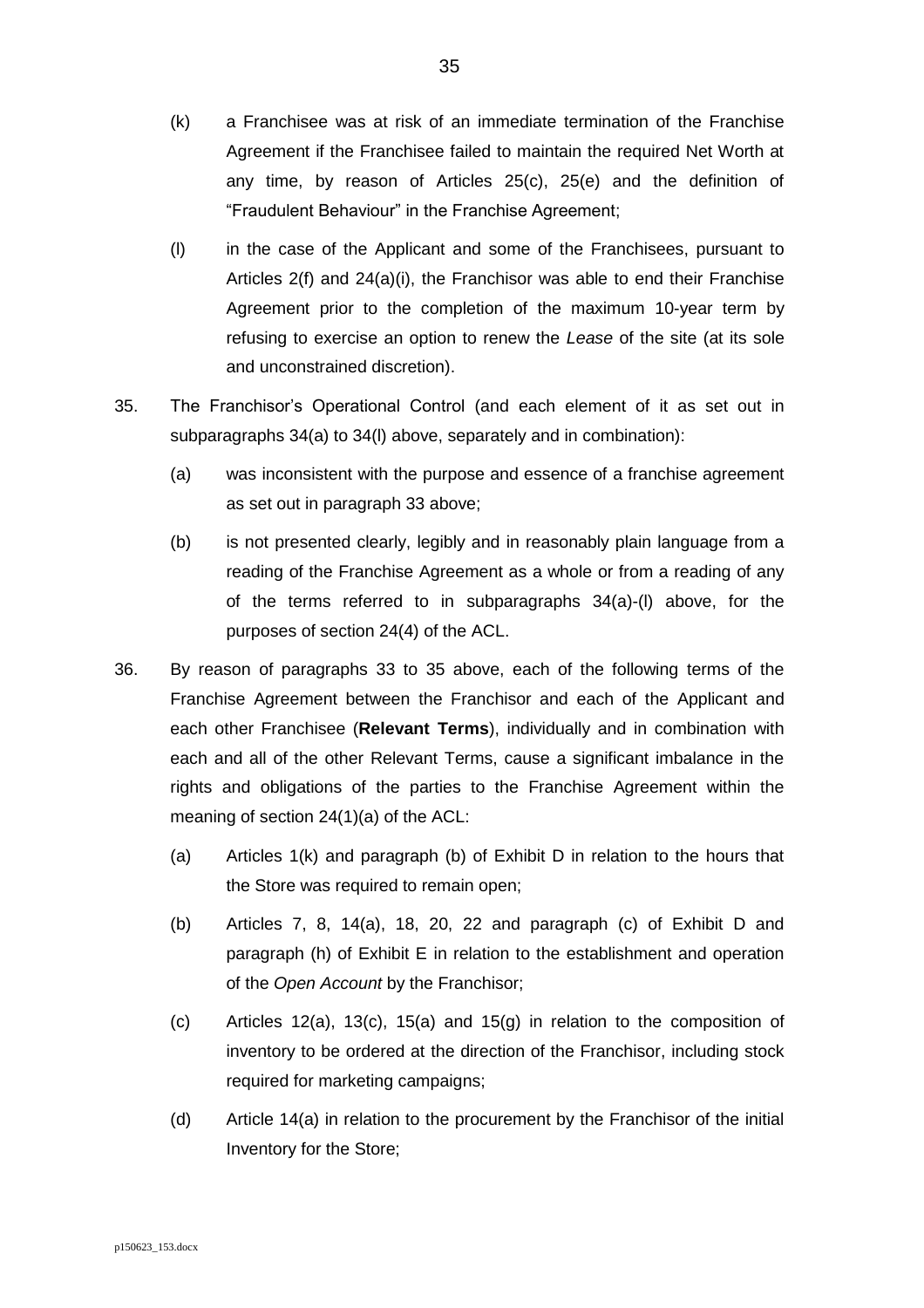(k) a Franchisee was at risk of an immediate termination of the Franchise Agreement if the Franchisee failed to maintain the required Net Worth at any time, by reason of Articles 25(c), 25(e) and the definition of "Fraudulent Behaviour" in the Franchise Agreement;

(l) in the case of the Applicant and some of the Franchisees, pursuant to Articles 2(f) and 24(a)(i), the Franchisor was able to end their Franchise Agreement prior to the completion of the maximum 10-year term by refusing to exercise an option to renew the *Lease* of the site (at its sole and unconstrained discretion).

35. The Franchisor's Operational Control (and each element of it as set out in subparagraphs 34(a) to 34(l) above, separately and in combination):

(a) was inconsistent with the purpose and essence of a franchise agreement as set out in paragraph 33 above;

(b) is not presented clearly, legibly and in reasonably plain language from a reading of the Franchise Agreement as a whole or from a reading of any of the terms referred to in subparagraphs 34(a)-(l) above, for the purposes of section 24(4) of the ACL.

36. By reason of paragraphs 33 to 35 above, each of the following terms of the Franchise Agreement between the Franchisor and each of the Applicant and each other Franchisee (**Relevant Terms**), individually and in combination with each and all of the other Relevant Terms, cause a significant imbalance in the rights and obligations of the parties to the Franchise Agreement within the meaning of section 24(1)(a) of the ACL:

(a) Articles 1(k) and paragraph (b) of Exhibit D in relation to the hours that the Store was required to remain open;

(b) Articles 7, 8, 14(a), 18, 20, 22 and paragraph (c) of Exhibit D and paragraph (h) of Exhibit E in relation to the establishment and operation of the *Open Account* by the Franchisor;

(c) Articles 12(a), 13(c), 15(a) and 15(g) in relation to the composition of inventory to be ordered at the direction of the Franchisor, including stock required for marketing campaigns;

(d) Article 14(a) in relation to the procurement by the Franchisor of the initial Inventory for the Store;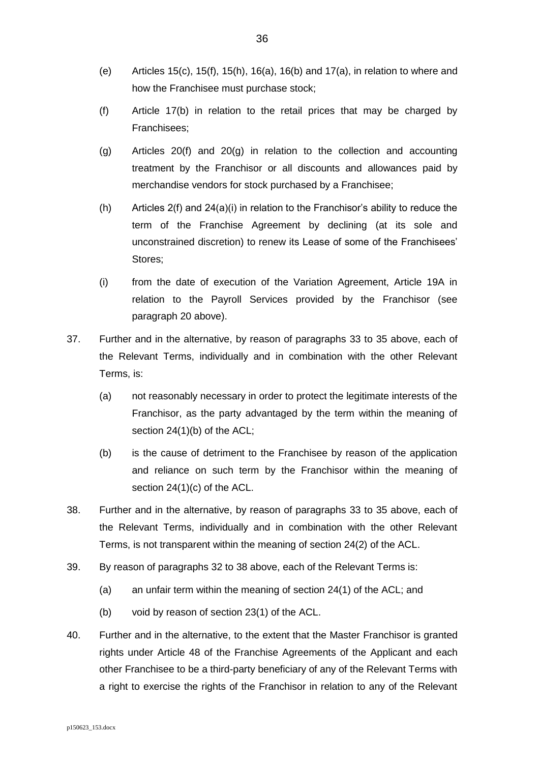(e) Articles 15(c), 15(f), 15(h), 16(a), 16(b) and 17(a), in relation to where and how the Franchisee must purchase stock;

(f) Article 17(b) in relation to the retail prices that may be charged by Franchisees;

(g) Articles 20(f) and 20(g) in relation to the collection and accounting treatment by the Franchisor or all discounts and allowances paid by merchandise vendors for stock purchased by a Franchisee;

(h) Articles 2(f) and 24(a)(i) in relation to the Franchisor's ability to reduce the term of the Franchise Agreement by declining (at its sole and unconstrained discretion) to renew its Lease of some of the Franchisees' Stores;

(i) from the date of execution of the Variation Agreement, Article 19A in relation to the Payroll Services provided by the Franchisor (see paragraph 20 above).

37. Further and in the alternative, by reason of paragraphs 33 to 35 above, each of the Relevant Terms, individually and in combination with the other Relevant Terms, is:

    (a) not reasonably necessary in order to protect the legitimate interests of the Franchisor, as the party advantaged by the term within the meaning of section 24(1)(b) of the ACL;

    (b) is the cause of detriment to the Franchisee by reason of the application and reliance on such term by the Franchisor within the meaning of section 24(1)(c) of the ACL.

38. Further and in the alternative, by reason of paragraphs 33 to 35 above, each of the Relevant Terms, individually and in combination with the other Relevant Terms, is not transparent within the meaning of section 24(2) of the ACL.

39. By reason of paragraphs 32 to 38 above, each of the Relevant Terms is:

    (a) an unfair term within the meaning of section 24(1) of the ACL; and

    (b) void by reason of section 23(1) of the ACL.

40. Further and in the alternative, to the extent that the Master Franchisor is granted rights under Article 48 of the Franchise Agreements of the Applicant and each other Franchisee to be a third-party beneficiary of any of the Relevant Terms with a right to exercise the rights of the Franchisor in relation to any of the Relevant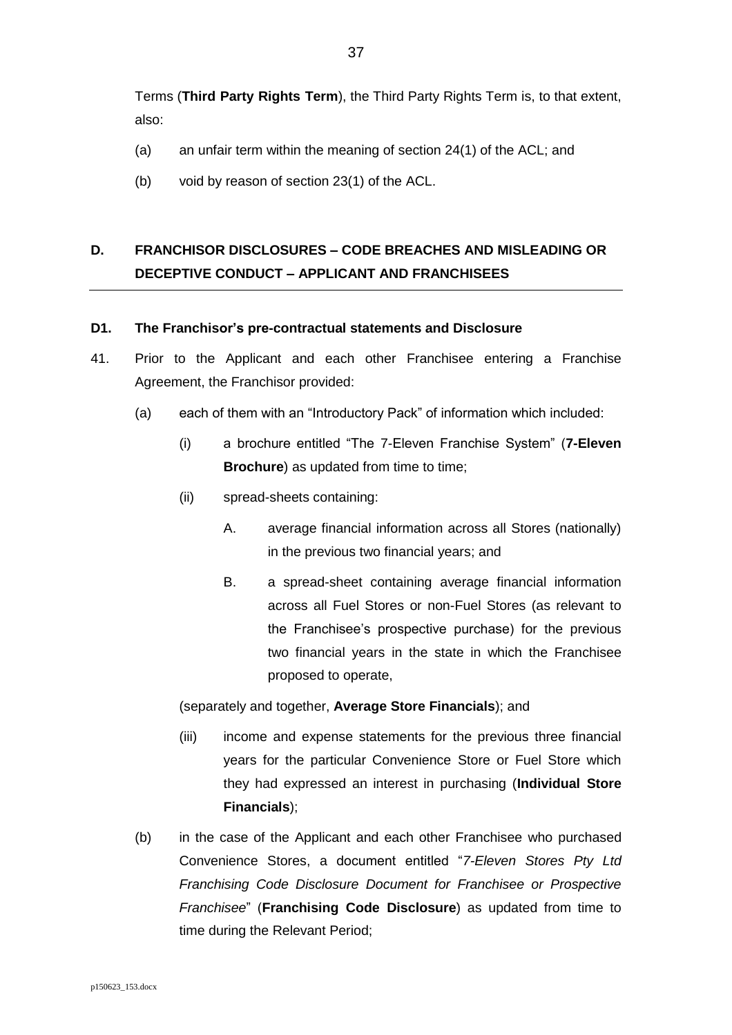Terms (**Third Party Rights Term**), the Third Party Rights Term is, to that extent, also:

(a) an unfair term within the meaning of section 24(1) of the ACL; and

(b) void by reason of section 23(1) of the ACL.

## D. FRANCHISOR DISCLOSURES – CODE BREACHES AND MISLEADING OR DECEPTIVE CONDUCT – APPLICANT AND FRANCHISEES

### D1. The Franchisor's pre-contractual statements and Disclosure

41. Prior to the Applicant and each other Franchisee entering a Franchise Agreement, the Franchisor provided:

    (a) each of them with an "Introductory Pack" of information which included:

        (i) a brochure entitled "The 7-Eleven Franchise System" (**7-Eleven Brochure**) as updated from time to time;

        (ii) spread-sheets containing:

            A. average financial information across all Stores (nationally) in the previous two financial years; and

            B. a spread-sheet containing average financial information across all Fuel Stores or non-Fuel Stores (as relevant to the Franchisee's prospective purchase) for the previous two financial years in the state in which the Franchisee proposed to operate,

        (separately and together, **Average Store Financials**); and

        (iii) income and expense statements for the previous three financial years for the particular Convenience Store or Fuel Store which they had expressed an interest in purchasing (**Individual Store Financials**);

    (b) in the case of the Applicant and each other Franchisee who purchased Convenience Stores, a document entitled "*7-Eleven Stores Pty Ltd Franchising Code Disclosure Document for Franchisee or Prospective Franchisee*" (**Franchising Code Disclosure**) as updated from time to time during the Relevant Period;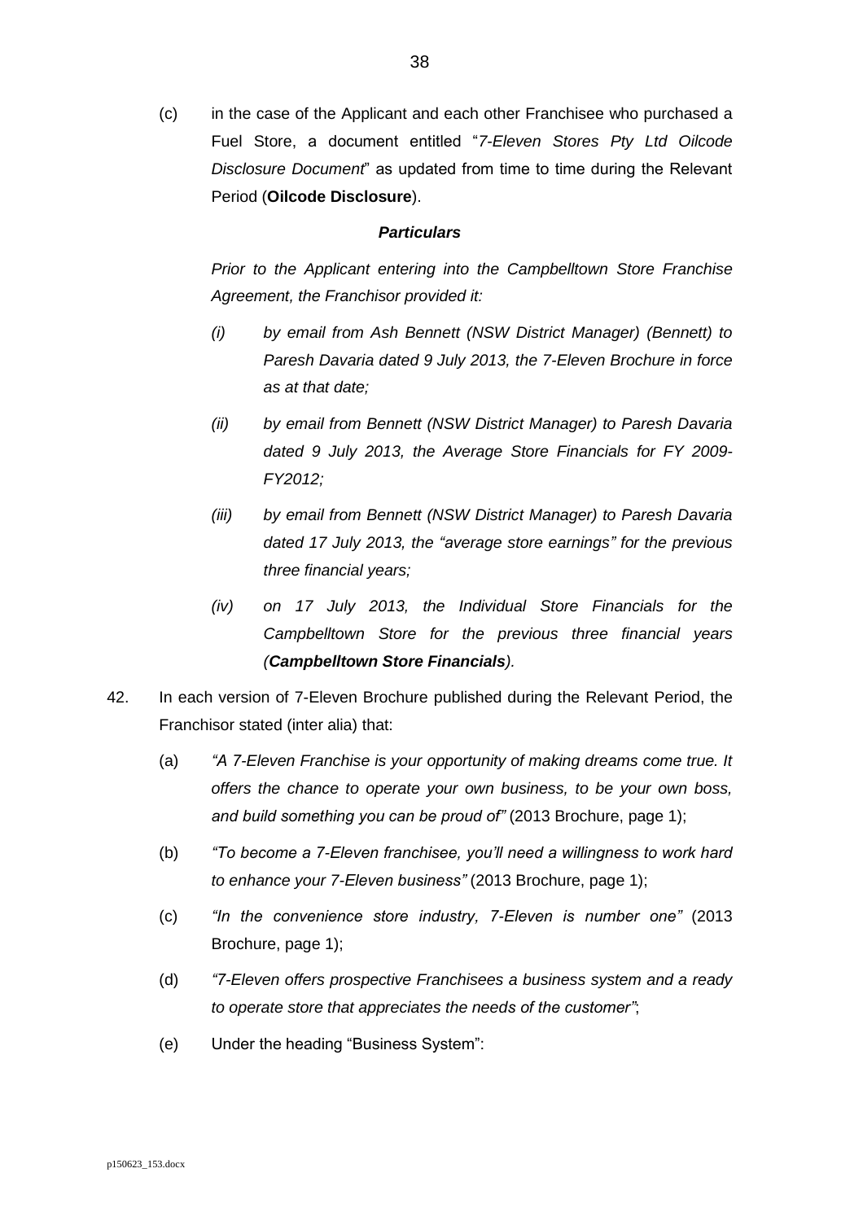(c) in the case of the Applicant and each other Franchisee who purchased a Fuel Store, a document entitled "*7-Eleven Stores Pty Ltd Oilcode Disclosure Document*" as updated from time to time during the Relevant Period (**Oilcode Disclosure**).

***Particulars***

*Prior to the Applicant entering into the Campbelltown Store Franchise Agreement, the Franchisor provided it:*

*(i) by email from Ash Bennett (NSW District Manager) (Bennett) to Paresh Davaria dated 9 July 2013, the 7-Eleven Brochure in force as at that date;*

*(ii) by email from Bennett (NSW District Manager) to Paresh Davaria dated 9 July 2013, the Average Store Financials for FY 2009-FY2012;*

*(iii) by email from Bennett (NSW District Manager) to Paresh Davaria dated 17 July 2013, the "average store earnings" for the previous three financial years;*

*(iv) on 17 July 2013, the Individual Store Financials for the Campbelltown Store for the previous three financial years (**Campbelltown Store Financials**).*

42. In each version of 7-Eleven Brochure published during the Relevant Period, the Franchisor stated (inter alia) that:

(a) *"A 7-Eleven Franchise is your opportunity of making dreams come true. It offers the chance to operate your own business, to be your own boss, and build something you can be proud of"* (2013 Brochure, page 1);

(b) *"To become a 7-Eleven franchisee, you'll need a willingness to work hard to enhance your 7-Eleven business"* (2013 Brochure, page 1);

(c) *"In the convenience store industry, 7-Eleven is number one"* (2013 Brochure, page 1);

(d) *"7-Eleven offers prospective Franchisees a business system and a ready to operate store that appreciates the needs of the customer"*;

(e) Under the heading "Business System":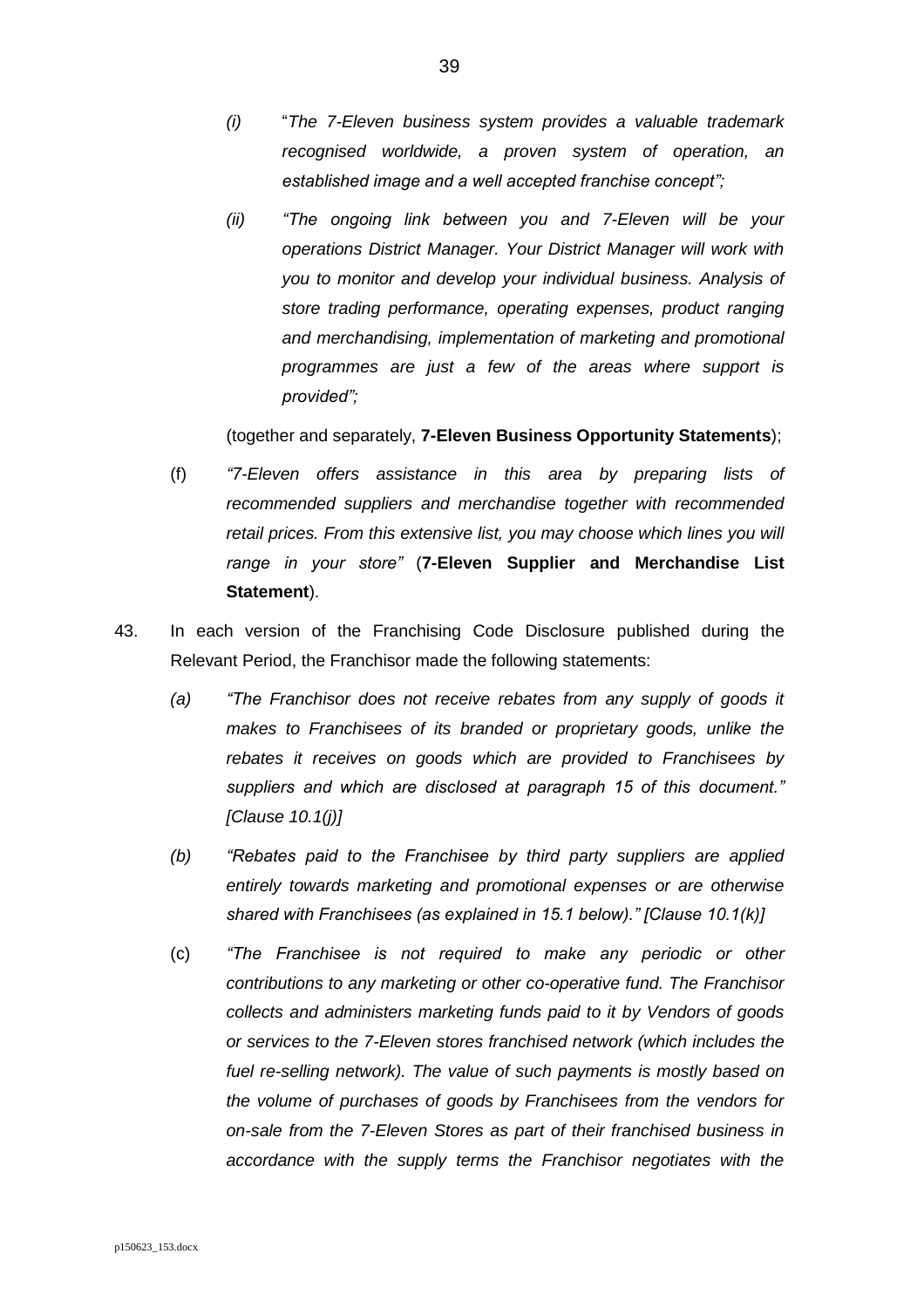- *(i)* "*The 7-Eleven business system provides a valuable trademark recognised worldwide, a proven system of operation, an established image and a well accepted franchise concept";*

- *(ii)* *"The ongoing link between you and 7-Eleven will be your operations District Manager. Your District Manager will work with you to monitor and develop your individual business. Analysis of store trading performance, operating expenses, product ranging and merchandising, implementation of marketing and promotional programmes are just a few of the areas where support is provided";*

  (together and separately, **7-Eleven Business Opportunity Statements**);

- (f) *"7-Eleven offers assistance in this area by preparing lists of recommended suppliers and merchandise together with recommended retail prices. From this extensive list, you may choose which lines you will range in your store"* (**7-Eleven Supplier and Merchandise List Statement**).

43. In each version of the Franchising Code Disclosure published during the Relevant Period, the Franchisor made the following statements:

    - *(a)* *"The Franchisor does not receive rebates from any supply of goods it makes to Franchisees of its branded or proprietary goods, unlike the rebates it receives on goods which are provided to Franchisees by suppliers and which are disclosed at paragraph 15 of this document." [Clause 10.1(j)]*

    - *(b)* *"Rebates paid to the Franchisee by third party suppliers are applied entirely towards marketing and promotional expenses or are otherwise shared with Franchisees (as explained in 15.1 below)." [Clause 10.1(k)]*

    - (c) *"The Franchisee is not required to make any periodic or other contributions to any marketing or other co-operative fund. The Franchisor collects and administers marketing funds paid to it by Vendors of goods or services to the 7-Eleven stores franchised network (which includes the fuel re-selling network). The value of such payments is mostly based on the volume of purchases of goods by Franchisees from the vendors for on-sale from the 7-Eleven Stores as part of their franchised business in accordance with the supply terms the Franchisor negotiates with the*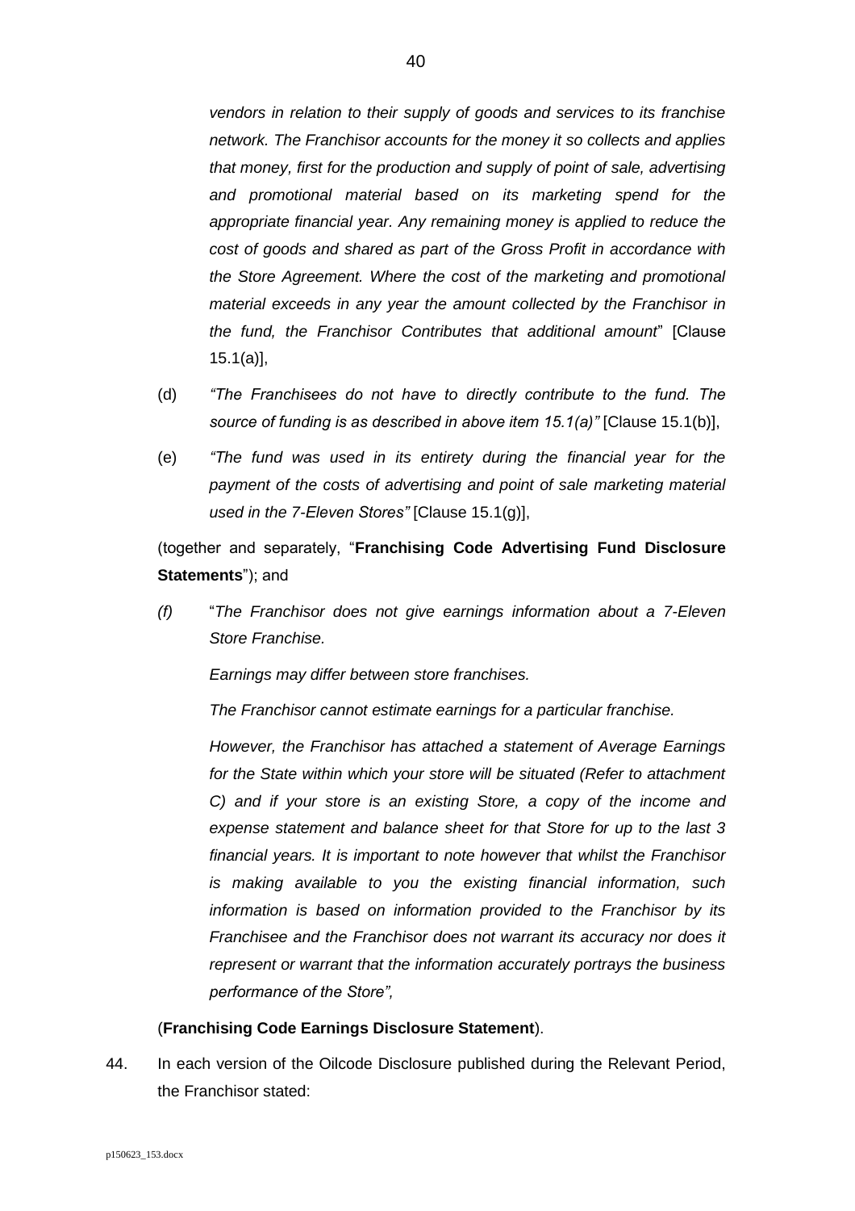*vendors in relation to their supply of goods and services to its franchise network. The Franchisor accounts for the money it so collects and applies that money, first for the production and supply of point of sale, advertising and promotional material based on its marketing spend for the appropriate financial year. Any remaining money is applied to reduce the cost of goods and shared as part of the Gross Profit in accordance with the Store Agreement. Where the cost of the marketing and promotional material exceeds in any year the amount collected by the Franchisor in the fund, the Franchisor Contributes that additional amount*" [Clause 15.1(a)],

(d) *"The Franchisees do not have to directly contribute to the fund. The source of funding is as described in above item 15.1(a)"* [Clause 15.1(b)],

(e) *"The fund was used in its entirety during the financial year for the payment of the costs of advertising and point of sale marketing material used in the 7-Eleven Stores"* [Clause 15.1(g)],

(together and separately, "**Franchising Code Advertising Fund Disclosure Statements**"); and

*(f)* "*The Franchisor does not give earnings information about a 7-Eleven Store Franchise.*

*Earnings may differ between store franchises.*

*The Franchisor cannot estimate earnings for a particular franchise.*

*However, the Franchisor has attached a statement of Average Earnings for the State within which your store will be situated (Refer to attachment C) and if your store is an existing Store, a copy of the income and expense statement and balance sheet for that Store for up to the last 3 financial years. It is important to note however that whilst the Franchisor is making available to you the existing financial information, such information is based on information provided to the Franchisor by its Franchisee and the Franchisor does not warrant its accuracy nor does it represent or warrant that the information accurately portrays the business performance of the Store",*

(**Franchising Code Earnings Disclosure Statement**).

44. In each version of the Oilcode Disclosure published during the Relevant Period, the Franchisor stated: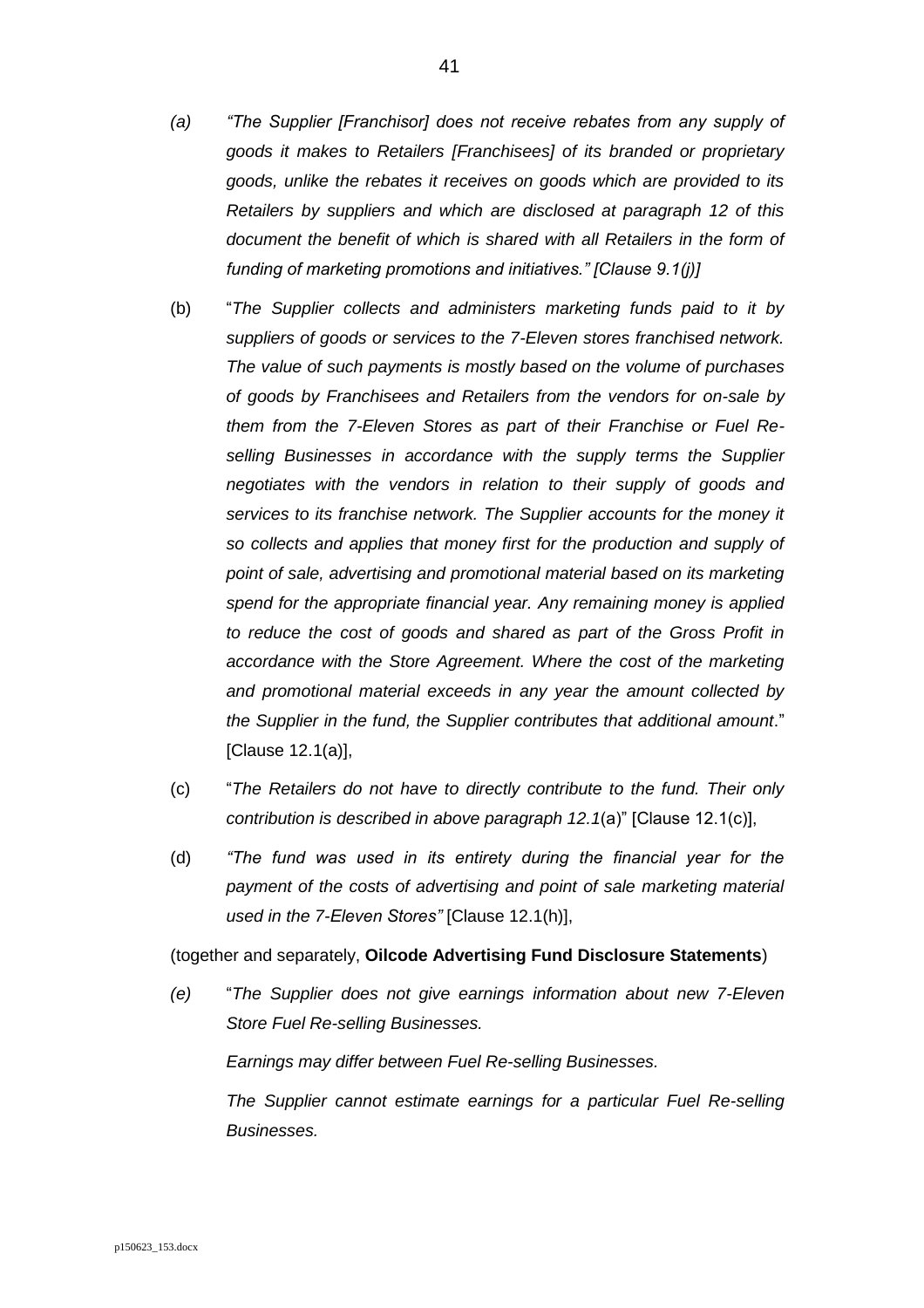(a) *"The Supplier [Franchisor] does not receive rebates from any supply of goods it makes to Retailers [Franchisees] of its branded or proprietary goods, unlike the rebates it receives on goods which are provided to its Retailers by suppliers and which are disclosed at paragraph 12 of this document the benefit of which is shared with all Retailers in the form of funding of marketing promotions and initiatives." [Clause 9.1(j)]*

(b) "*The Supplier collects and administers marketing funds paid to it by suppliers of goods or services to the 7-Eleven stores franchised network. The value of such payments is mostly based on the volume of purchases of goods by Franchisees and Retailers from the vendors for on-sale by them from the 7-Eleven Stores as part of their Franchise or Fuel Re-selling Businesses in accordance with the supply terms the Supplier negotiates with the vendors in relation to their supply of goods and services to its franchise network. The Supplier accounts for the money it so collects and applies that money first for the production and supply of point of sale, advertising and promotional material based on its marketing spend for the appropriate financial year. Any remaining money is applied to reduce the cost of goods and shared as part of the Gross Profit in accordance with the Store Agreement. Where the cost of the marketing and promotional material exceeds in any year the amount collected by the Supplier in the fund, the Supplier contributes that additional amount*." [Clause 12.1(a)],

(c) "*The Retailers do not have to directly contribute to the fund. Their only contribution is described in above paragraph 12.1*(a)" [Clause 12.1(c)],

(d) *"The fund was used in its entirety during the financial year for the payment of the costs of advertising and point of sale marketing material used in the 7-Eleven Stores"* [Clause 12.1(h)],

(together and separately, **Oilcode Advertising Fund Disclosure Statements**)

(e) "*The Supplier does not give earnings information about new 7-Eleven Store Fuel Re-selling Businesses.*

*Earnings may differ between Fuel Re-selling Businesses.*

*The Supplier cannot estimate earnings for a particular Fuel Re-selling Businesses.*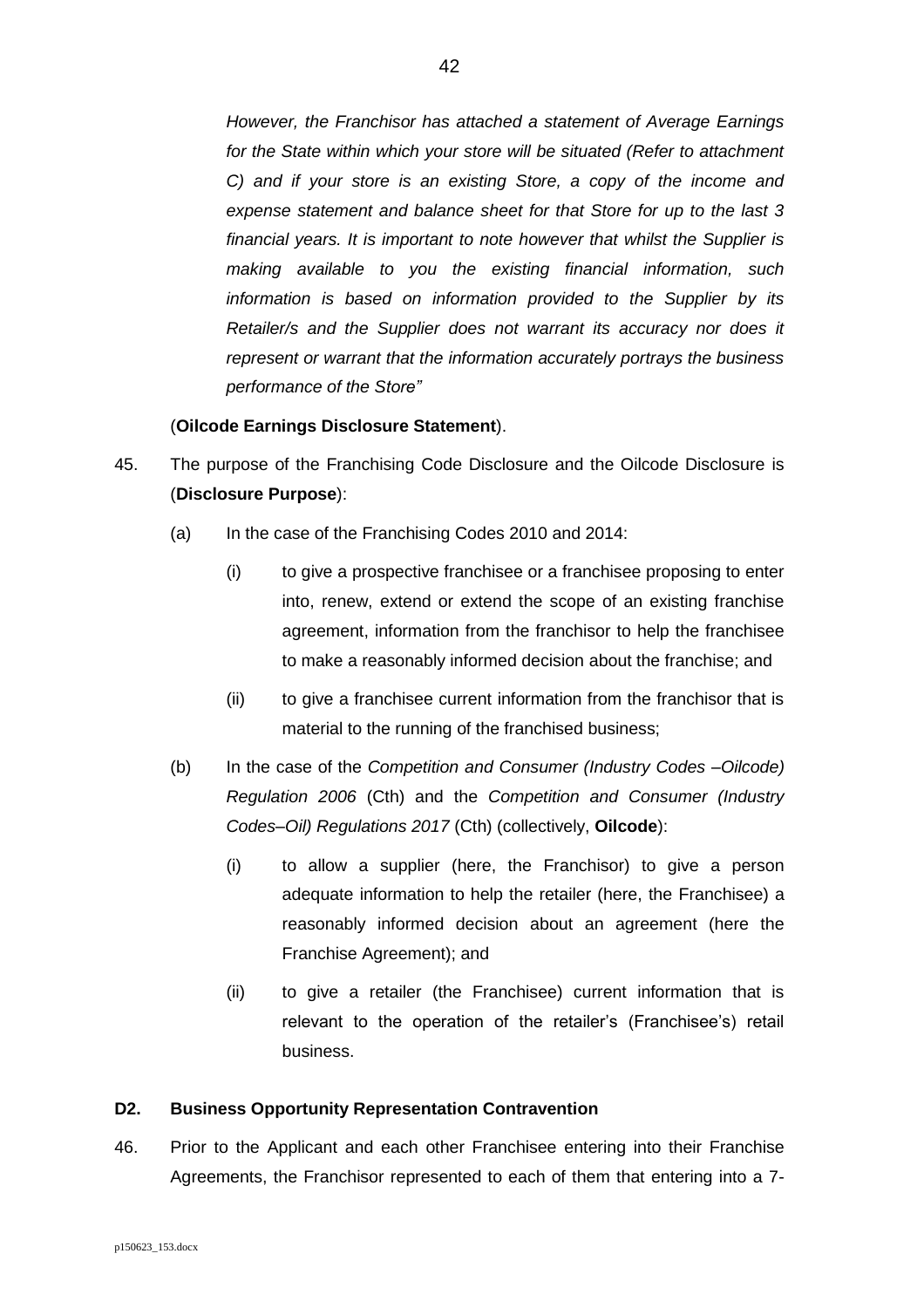*However, the Franchisor has attached a statement of Average Earnings for the State within which your store will be situated (Refer to attachment C) and if your store is an existing Store, a copy of the income and expense statement and balance sheet for that Store for up to the last 3 financial years. It is important to note however that whilst the Supplier is making available to you the existing financial information, such information is based on information provided to the Supplier by its Retailer/s and the Supplier does not warrant its accuracy nor does it represent or warrant that the information accurately portrays the business performance of the Store"*

(**Oilcode Earnings Disclosure Statement**).

45. The purpose of the Franchising Code Disclosure and the Oilcode Disclosure is (**Disclosure Purpose**):

    (a) In the case of the Franchising Codes 2010 and 2014:

        (i) to give a prospective franchisee or a franchisee proposing to enter into, renew, extend or extend the scope of an existing franchise agreement, information from the franchisor to help the franchisee to make a reasonably informed decision about the franchise; and

        (ii) to give a franchisee current information from the franchisor that is material to the running of the franchised business;

    (b) In the case of the *Competition and Consumer (Industry Codes –Oilcode) Regulation 2006* (Cth) and the *Competition and Consumer (Industry Codes–Oil) Regulations 2017* (Cth) (collectively, **Oilcode**):

        (i) to allow a supplier (here, the Franchisor) to give a person adequate information to help the retailer (here, the Franchisee) a reasonably informed decision about an agreement (here the Franchise Agreement); and

        (ii) to give a retailer (the Franchisee) current information that is relevant to the operation of the retailer's (Franchisee's) retail business.

**D2. Business Opportunity Representation Contravention**

46. Prior to the Applicant and each other Franchisee entering into their Franchise Agreements, the Franchisor represented to each of them that entering into a 7-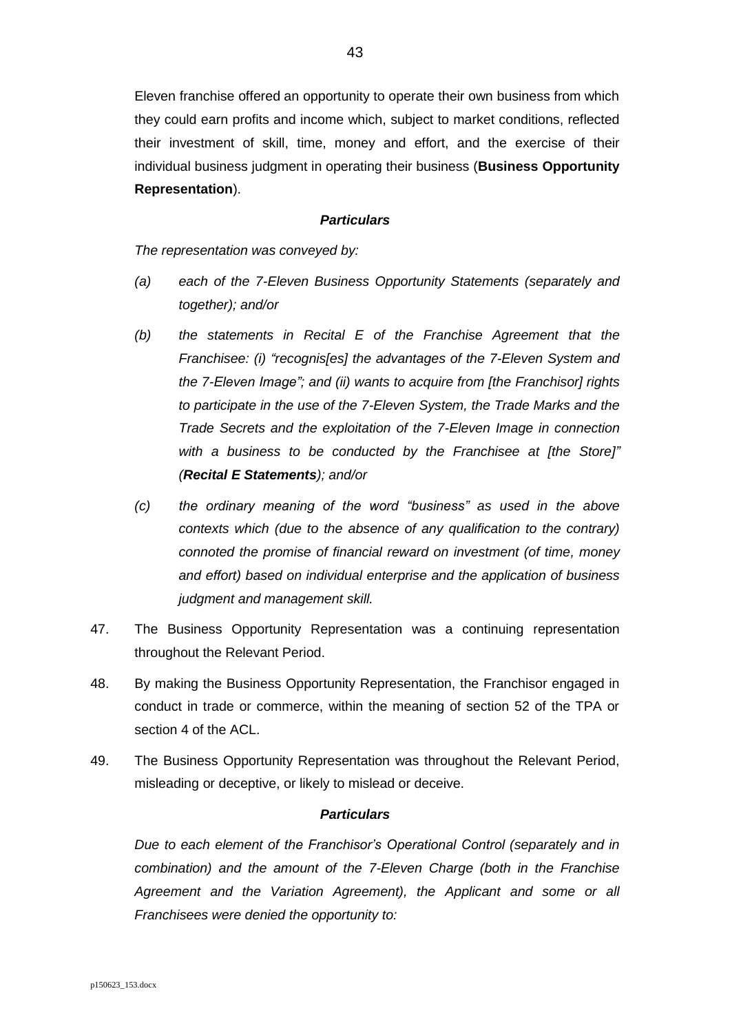Eleven franchise offered an opportunity to operate their own business from which they could earn profits and income which, subject to market conditions, reflected their investment of skill, time, money and effort, and the exercise of their individual business judgment in operating their business (**Business Opportunity Representation**).

***Particulars***

*The representation was conveyed by:*

*(a) each of the 7-Eleven Business Opportunity Statements (separately and together); and/or*

*(b) the statements in Recital E of the Franchise Agreement that the Franchisee: (i) "recognis[es] the advantages of the 7-Eleven System and the 7-Eleven Image"; and (ii) wants to acquire from [the Franchisor] rights to participate in the use of the 7-Eleven System, the Trade Marks and the Trade Secrets and the exploitation of the 7-Eleven Image in connection with a business to be conducted by the Franchisee at [the Store]" (**Recital E Statements**); and/or*

*(c) the ordinary meaning of the word "business" as used in the above contexts which (due to the absence of any qualification to the contrary) connoted the promise of financial reward on investment (of time, money and effort) based on individual enterprise and the application of business judgment and management skill.*

47. The Business Opportunity Representation was a continuing representation throughout the Relevant Period.

48. By making the Business Opportunity Representation, the Franchisor engaged in conduct in trade or commerce, within the meaning of section 52 of the TPA or section 4 of the ACL.

49. The Business Opportunity Representation was throughout the Relevant Period, misleading or deceptive, or likely to mislead or deceive.

***Particulars***

*Due to each element of the Franchisor's Operational Control (separately and in combination) and the amount of the 7-Eleven Charge (both in the Franchise Agreement and the Variation Agreement), the Applicant and some or all Franchisees were denied the opportunity to:*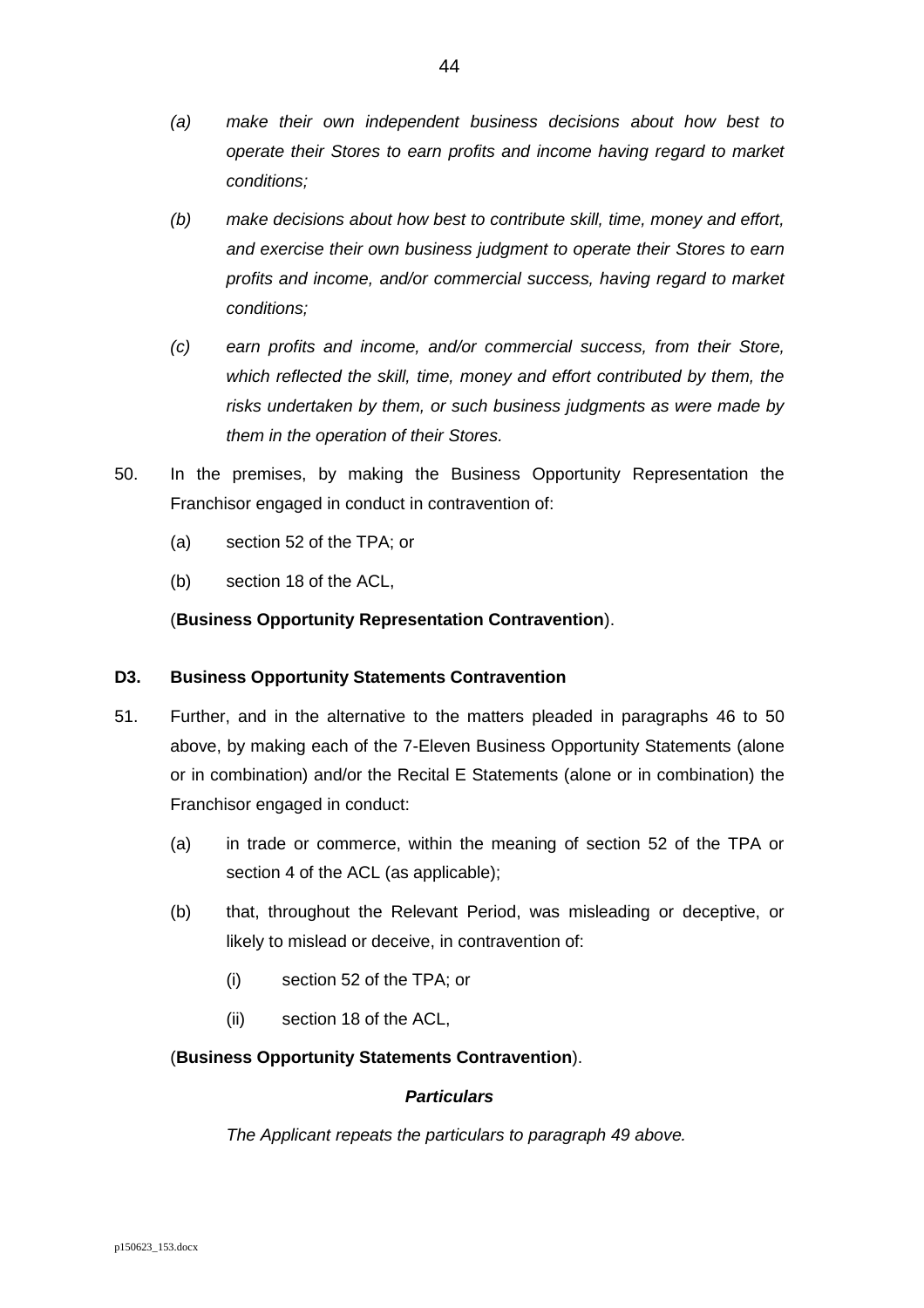*(a) make their own independent business decisions about how best to operate their Stores to earn profits and income having regard to market conditions;*

*(b) make decisions about how best to contribute skill, time, money and effort, and exercise their own business judgment to operate their Stores to earn profits and income, and/or commercial success, having regard to market conditions;*

*(c) earn profits and income, and/or commercial success, from their Store, which reflected the skill, time, money and effort contributed by them, the risks undertaken by them, or such business judgments as were made by them in the operation of their Stores.*

50. In the premises, by making the Business Opportunity Representation the Franchisor engaged in conduct in contravention of:

    (a) section 52 of the TPA; or

    (b) section 18 of the ACL,

    (**Business Opportunity Representation Contravention**).

**D3. Business Opportunity Statements Contravention**

51. Further, and in the alternative to the matters pleaded in paragraphs 46 to 50 above, by making each of the 7-Eleven Business Opportunity Statements (alone or in combination) and/or the Recital E Statements (alone or in combination) the Franchisor engaged in conduct:

    (a) in trade or commerce, within the meaning of section 52 of the TPA or section 4 of the ACL (as applicable);

    (b) that, throughout the Relevant Period, was misleading or deceptive, or likely to mislead or deceive, in contravention of:

        (i) section 52 of the TPA; or

        (ii) section 18 of the ACL,

    (**Business Opportunity Statements Contravention**).

***Particulars***

*The Applicant repeats the particulars to paragraph 49 above.*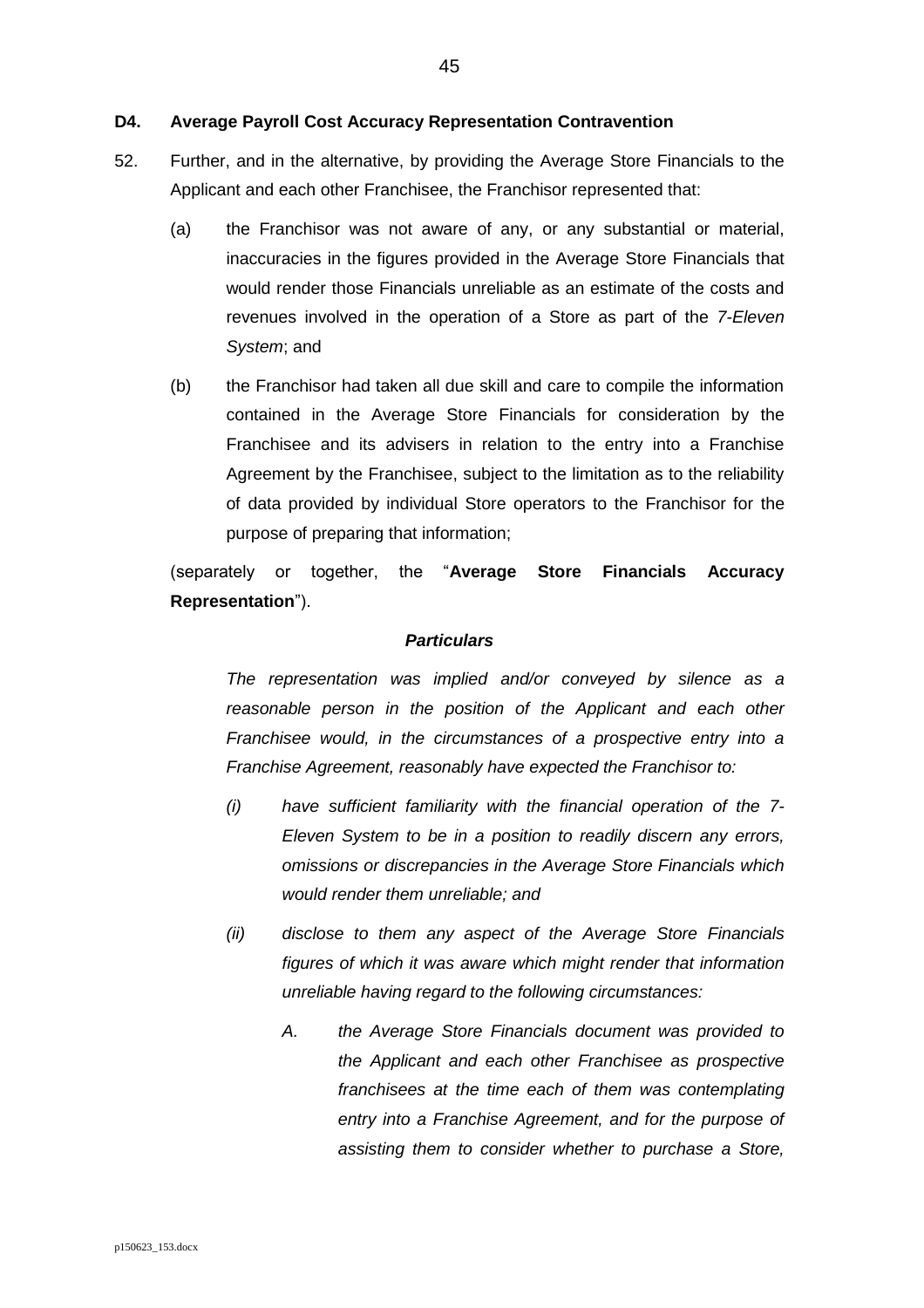#### D4. Average Payroll Cost Accuracy Representation Contravention

52. Further, and in the alternative, by providing the Average Store Financials to the Applicant and each other Franchisee, the Franchisor represented that:

    (a) the Franchisor was not aware of any, or any substantial or material, inaccuracies in the figures provided in the Average Store Financials that would render those Financials unreliable as an estimate of the costs and revenues involved in the operation of a Store as part of the *7-Eleven System*; and

    (b) the Franchisor had taken all due skill and care to compile the information contained in the Average Store Financials for consideration by the Franchisee and its advisers in relation to the entry into a Franchise Agreement by the Franchisee, subject to the limitation as to the reliability of data provided by individual Store operators to the Franchisor for the purpose of preparing that information;

    (separately or together, the "**Average Store Financials Accuracy Representation**").

    ***Particulars***

    *The representation was implied and/or conveyed by silence as a reasonable person in the position of the Applicant and each other Franchisee would, in the circumstances of a prospective entry into a Franchise Agreement, reasonably have expected the Franchisor to:*

    *(i) have sufficient familiarity with the financial operation of the 7-Eleven System to be in a position to readily discern any errors, omissions or discrepancies in the Average Store Financials which would render them unreliable; and*

    *(ii) disclose to them any aspect of the Average Store Financials figures of which it was aware which might render that information unreliable having regard to the following circumstances:*

    *A. the Average Store Financials document was provided to the Applicant and each other Franchisee as prospective franchisees at the time each of them was contemplating entry into a Franchise Agreement, and for the purpose of assisting them to consider whether to purchase a Store,*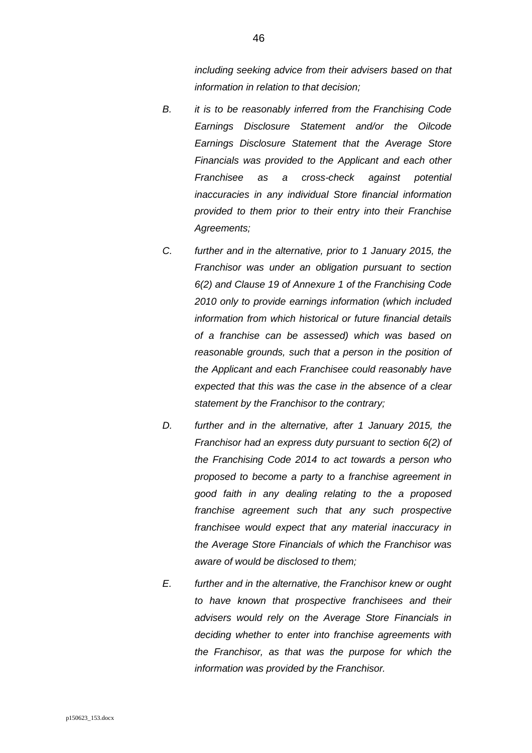*including seeking advice from their advisers based on that information in relation to that decision;*

*B. it is to be reasonably inferred from the Franchising Code Earnings Disclosure Statement and/or the Oilcode Earnings Disclosure Statement that the Average Store Financials was provided to the Applicant and each other Franchisee as a cross-check against potential inaccuracies in any individual Store financial information provided to them prior to their entry into their Franchise Agreements;*

*C. further and in the alternative, prior to 1 January 2015, the Franchisor was under an obligation pursuant to section 6(2) and Clause 19 of Annexure 1 of the Franchising Code 2010 only to provide earnings information (which included information from which historical or future financial details of a franchise can be assessed) which was based on reasonable grounds, such that a person in the position of the Applicant and each Franchisee could reasonably have expected that this was the case in the absence of a clear statement by the Franchisor to the contrary;*

*D. further and in the alternative, after 1 January 2015, the Franchisor had an express duty pursuant to section 6(2) of the Franchising Code 2014 to act towards a person who proposed to become a party to a franchise agreement in good faith in any dealing relating to the a proposed franchise agreement such that any such prospective franchisee would expect that any material inaccuracy in the Average Store Financials of which the Franchisor was aware of would be disclosed to them;*

*E. further and in the alternative, the Franchisor knew or ought to have known that prospective franchisees and their advisers would rely on the Average Store Financials in deciding whether to enter into franchise agreements with the Franchisor, as that was the purpose for which the information was provided by the Franchisor.*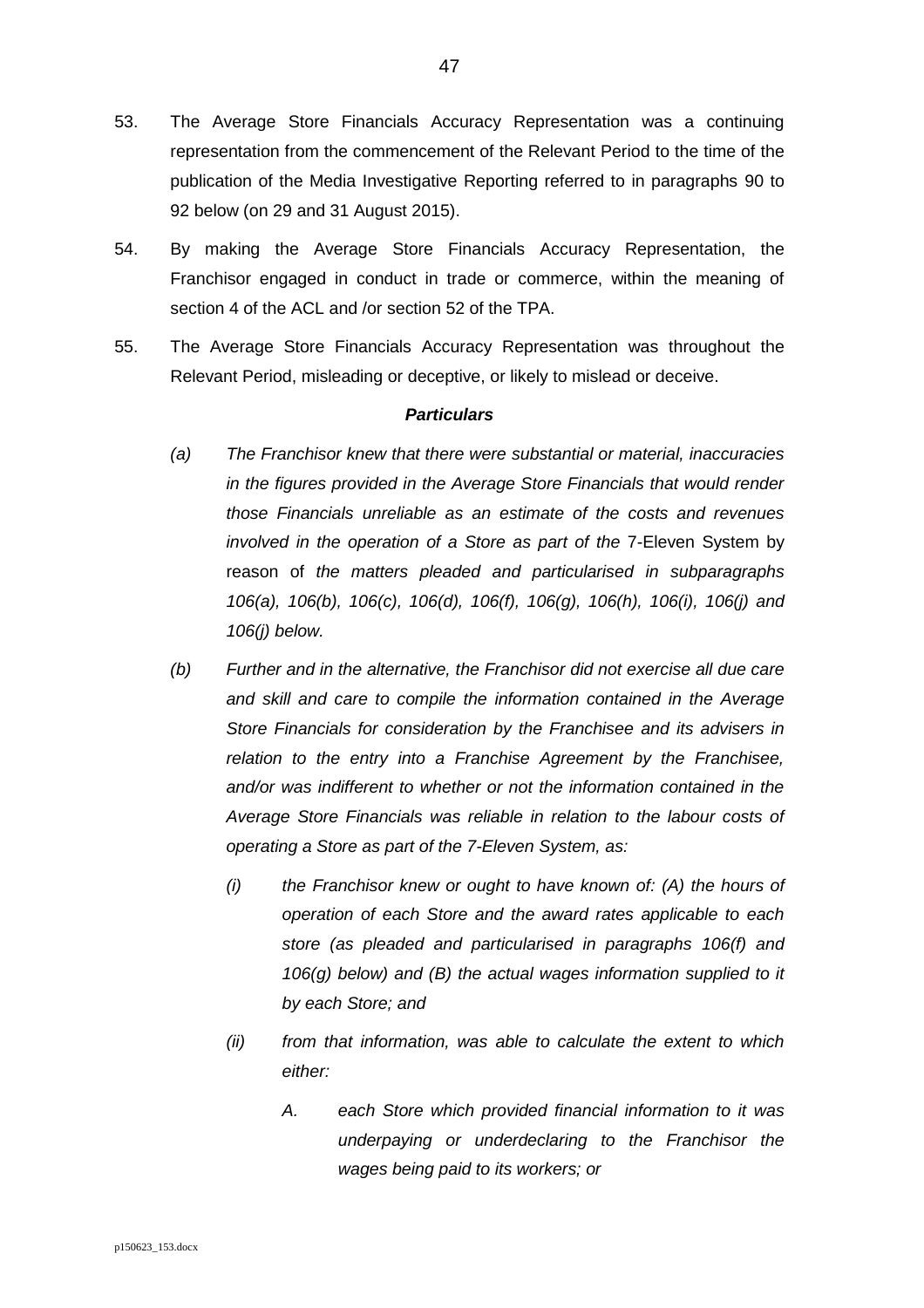53. The Average Store Financials Accuracy Representation was a continuing representation from the commencement of the Relevant Period to the time of the publication of the Media Investigative Reporting referred to in paragraphs 90 to 92 below (on 29 and 31 August 2015).

54. By making the Average Store Financials Accuracy Representation, the Franchisor engaged in conduct in trade or commerce, within the meaning of section 4 of the ACL and /or section 52 of the TPA.

55. The Average Store Financials Accuracy Representation was throughout the Relevant Period, misleading or deceptive, or likely to mislead or deceive.

***Particulars***

*(a) The Franchisor knew that there were substantial or material, inaccuracies in the figures provided in the Average Store Financials that would render those Financials unreliable as an estimate of the costs and revenues involved in the operation of a Store as part of the* 7-Eleven System by reason of *the matters pleaded and particularised in subparagraphs 106(a), 106(b), 106(c), 106(d), 106(f), 106(g), 106(h), 106(i), 106(j) and 106(j) below.*

*(b) Further and in the alternative, the Franchisor did not exercise all due care and skill and care to compile the information contained in the Average Store Financials for consideration by the Franchisee and its advisers in relation to the entry into a Franchise Agreement by the Franchisee, and/or was indifferent to whether or not the information contained in the Average Store Financials was reliable in relation to the labour costs of operating a Store as part of the 7-Eleven System, as:*

*(i) the Franchisor knew or ought to have known of: (A) the hours of operation of each Store and the award rates applicable to each store (as pleaded and particularised in paragraphs 106(f) and 106(g) below) and (B) the actual wages information supplied to it by each Store; and*

*(ii) from that information, was able to calculate the extent to which either:*

*A. each Store which provided financial information to it was underpaying or underdeclaring to the Franchisor the wages being paid to its workers; or*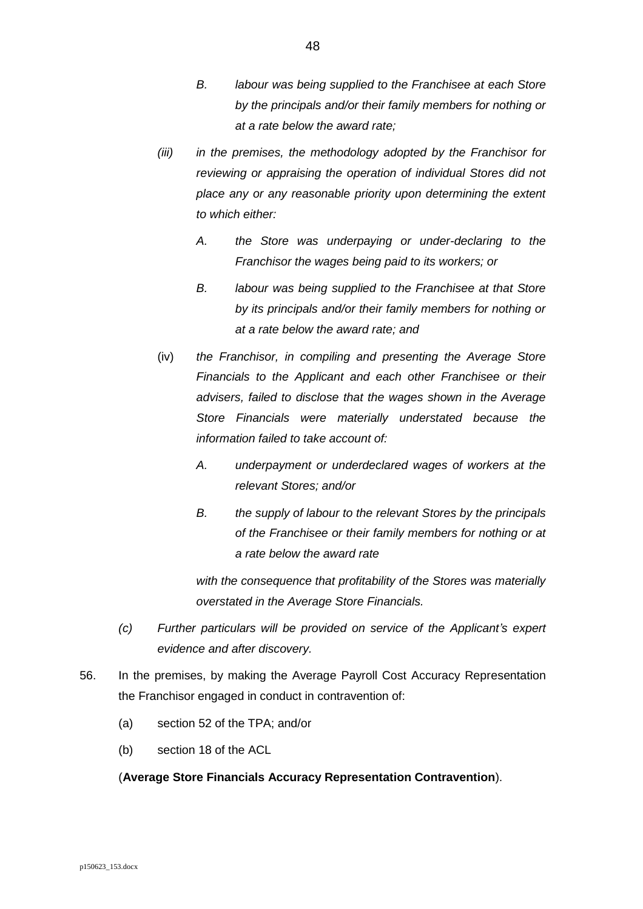*B. labour was being supplied to the Franchisee at each Store by the principals and/or their family members for nothing or at a rate below the award rate;*

*(iii) in the premises, the methodology adopted by the Franchisor for reviewing or appraising the operation of individual Stores did not place any or any reasonable priority upon determining the extent to which either:*

*A. the Store was underpaying or under-declaring to the Franchisor the wages being paid to its workers; or*

*B. labour was being supplied to the Franchisee at that Store by its principals and/or their family members for nothing or at a rate below the award rate; and*

(iv) *the Franchisor, in compiling and presenting the Average Store Financials to the Applicant and each other Franchisee or their advisers, failed to disclose that the wages shown in the Average Store Financials were materially understated because the information failed to take account of:*

*A. underpayment or underdeclared wages of workers at the relevant Stores; and/or*

*B. the supply of labour to the relevant Stores by the principals of the Franchisee or their family members for nothing or at a rate below the award rate*

*with the consequence that profitability of the Stores was materially overstated in the Average Store Financials.*

*(c) Further particulars will be provided on service of the Applicant's expert evidence and after discovery.*

56. In the premises, by making the Average Payroll Cost Accuracy Representation the Franchisor engaged in conduct in contravention of:

(a) section 52 of the TPA; and/or

(b) section 18 of the ACL

(**Average Store Financials Accuracy Representation Contravention**).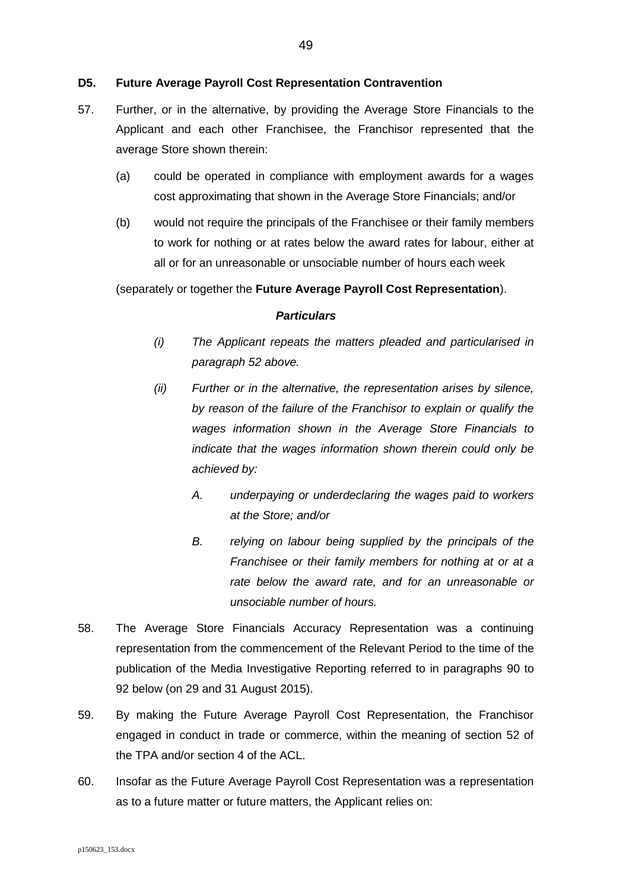**D5. Future Average Payroll Cost Representation Contravention**

57. Further, or in the alternative, by providing the Average Store Financials to the Applicant and each other Franchisee, the Franchisor represented that the average Store shown therein:

   (a) could be operated in compliance with employment awards for a wages cost approximating that shown in the Average Store Financials; and/or

   (b) would not require the principals of the Franchisee or their family members to work for nothing or at rates below the award rates for labour, either at all or for an unreasonable or unsociable number of hours each week

   (separately or together the **Future Average Payroll Cost Representation**).

   ***Particulars***

   *(i) The Applicant repeats the matters pleaded and particularised in paragraph 52 above.*

   *(ii) Further or in the alternative, the representation arises by silence, by reason of the failure of the Franchisor to explain or qualify the wages information shown in the Average Store Financials to indicate that the wages information shown therein could only be achieved by:*

   *A. underpaying or underdeclaring the wages paid to workers at the Store; and/or*

   *B. relying on labour being supplied by the principals of the Franchisee or their family members for nothing at or at a rate below the award rate, and for an unreasonable or unsociable number of hours.*

58. The Average Store Financials Accuracy Representation was a continuing representation from the commencement of the Relevant Period to the time of the publication of the Media Investigative Reporting referred to in paragraphs 90 to 92 below (on 29 and 31 August 2015).

59. By making the Future Average Payroll Cost Representation, the Franchisor engaged in conduct in trade or commerce, within the meaning of section 52 of the TPA and/or section 4 of the ACL.

60. Insofar as the Future Average Payroll Cost Representation was a representation as to a future matter or future matters, the Applicant relies on: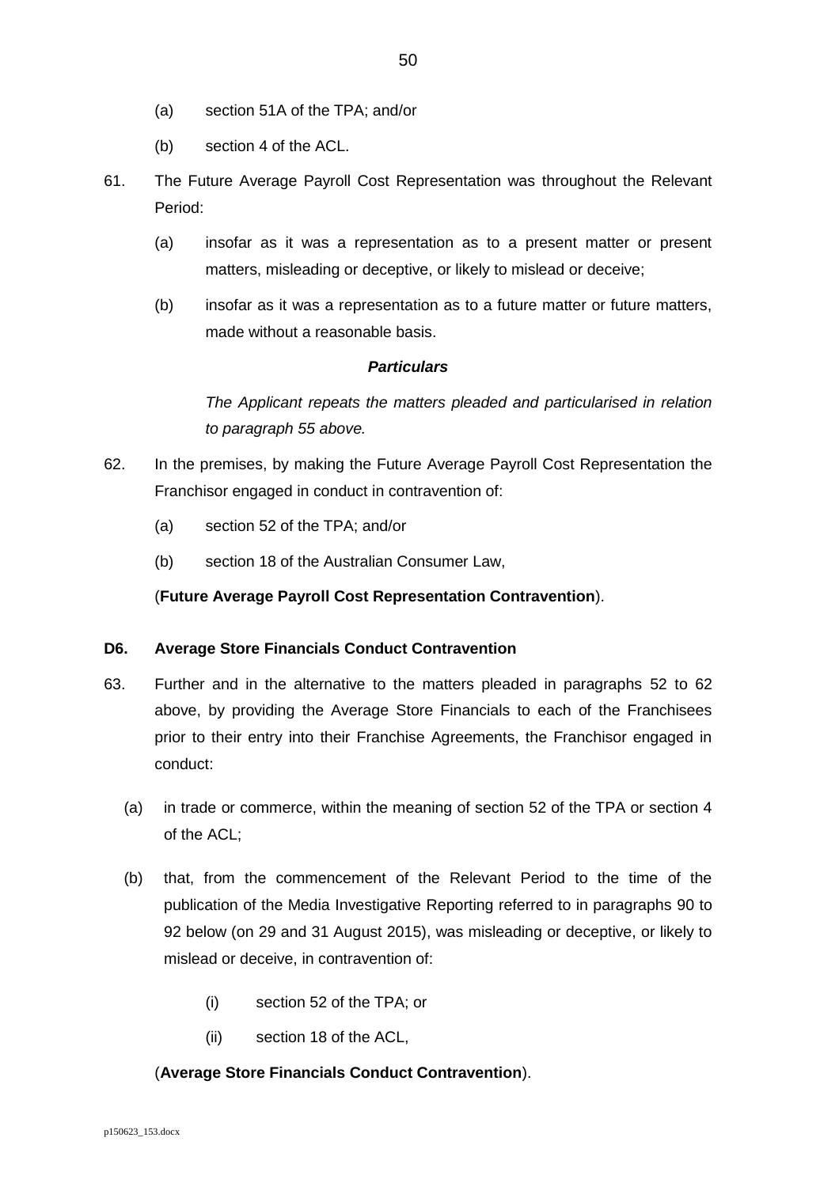(a) section 51A of the TPA; and/or

(b) section 4 of the ACL.

61. The Future Average Payroll Cost Representation was throughout the Relevant Period:

    (a) insofar as it was a representation as to a present matter or present matters, misleading or deceptive, or likely to mislead or deceive;

    (b) insofar as it was a representation as to a future matter or future matters, made without a reasonable basis.

***Particulars***

*The Applicant repeats the matters pleaded and particularised in relation to paragraph 55 above.*

62. In the premises, by making the Future Average Payroll Cost Representation the Franchisor engaged in conduct in contravention of:

    (a) section 52 of the TPA; and/or

    (b) section 18 of the Australian Consumer Law,

    (**Future Average Payroll Cost Representation Contravention**).

**D6. Average Store Financials Conduct Contravention**

63. Further and in the alternative to the matters pleaded in paragraphs 52 to 62 above, by providing the Average Store Financials to each of the Franchisees prior to their entry into their Franchise Agreements, the Franchisor engaged in conduct:

    (a) in trade or commerce, within the meaning of section 52 of the TPA or section 4 of the ACL;

    (b) that, from the commencement of the Relevant Period to the time of the publication of the Media Investigative Reporting referred to in paragraphs 90 to 92 below (on 29 and 31 August 2015), was misleading or deceptive, or likely to mislead or deceive, in contravention of:

        (i) section 52 of the TPA; or

        (ii) section 18 of the ACL,

    (**Average Store Financials Conduct Contravention**).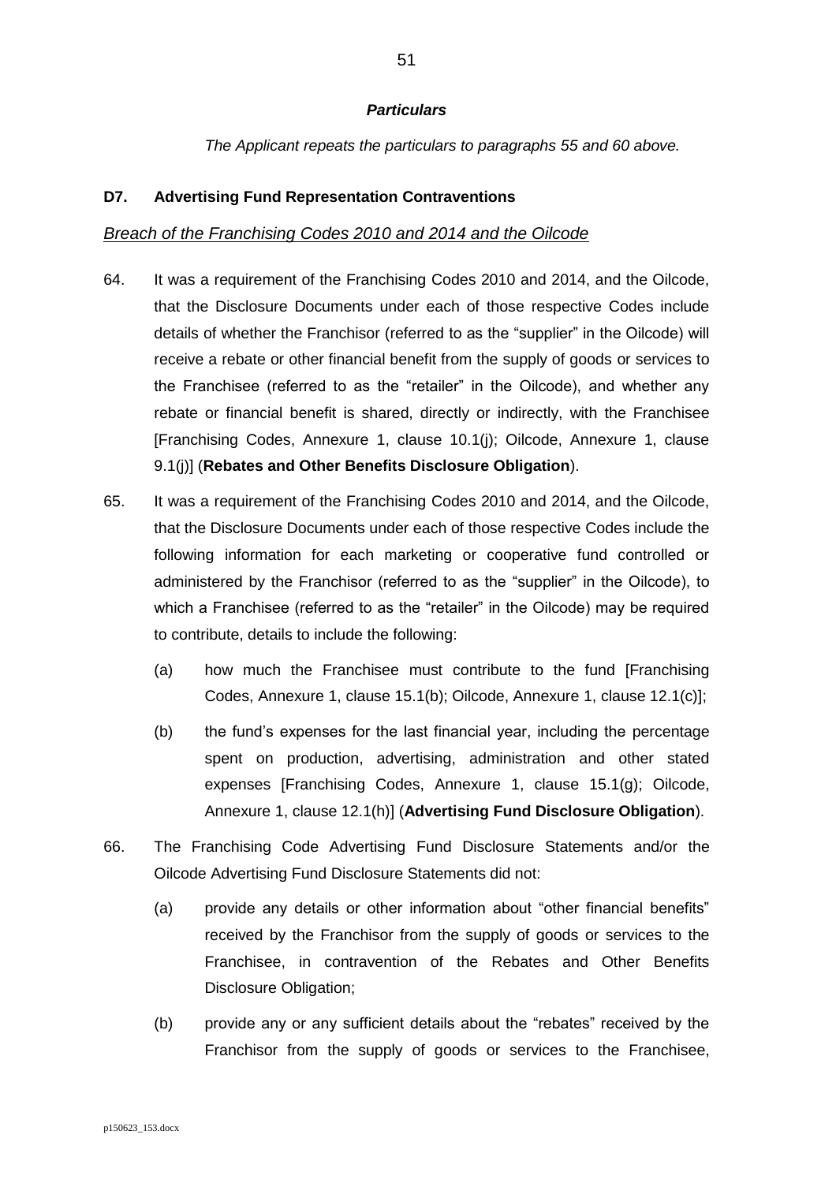***Particulars***

*The Applicant repeats the particulars to paragraphs 55 and 60 above.*

**D7. Advertising Fund Representation Contraventions**

*Breach of the Franchising Codes 2010 and 2014 and the Oilcode*

64. It was a requirement of the Franchising Codes 2010 and 2014, and the Oilcode, that the Disclosure Documents under each of those respective Codes include details of whether the Franchisor (referred to as the "supplier" in the Oilcode) will receive a rebate or other financial benefit from the supply of goods or services to the Franchisee (referred to as the "retailer" in the Oilcode), and whether any rebate or financial benefit is shared, directly or indirectly, with the Franchisee [Franchising Codes, Annexure 1, clause 10.1(j); Oilcode, Annexure 1, clause 9.1(j)] (**Rebates and Other Benefits Disclosure Obligation**).

65. It was a requirement of the Franchising Codes 2010 and 2014, and the Oilcode, that the Disclosure Documents under each of those respective Codes include the following information for each marketing or cooperative fund controlled or administered by the Franchisor (referred to as the "supplier" in the Oilcode), to which a Franchisee (referred to as the "retailer" in the Oilcode) may be required to contribute, details to include the following:

    (a) how much the Franchisee must contribute to the fund [Franchising Codes, Annexure 1, clause 15.1(b); Oilcode, Annexure 1, clause 12.1(c)];

    (b) the fund's expenses for the last financial year, including the percentage spent on production, advertising, administration and other stated expenses [Franchising Codes, Annexure 1, clause 15.1(g); Oilcode, Annexure 1, clause 12.1(h)] (**Advertising Fund Disclosure Obligation**).

66. The Franchising Code Advertising Fund Disclosure Statements and/or the Oilcode Advertising Fund Disclosure Statements did not:

    (a) provide any details or other information about "other financial benefits" received by the Franchisor from the supply of goods or services to the Franchisee, in contravention of the Rebates and Other Benefits Disclosure Obligation;

    (b) provide any or any sufficient details about the "rebates" received by the Franchisor from the supply of goods or services to the Franchisee,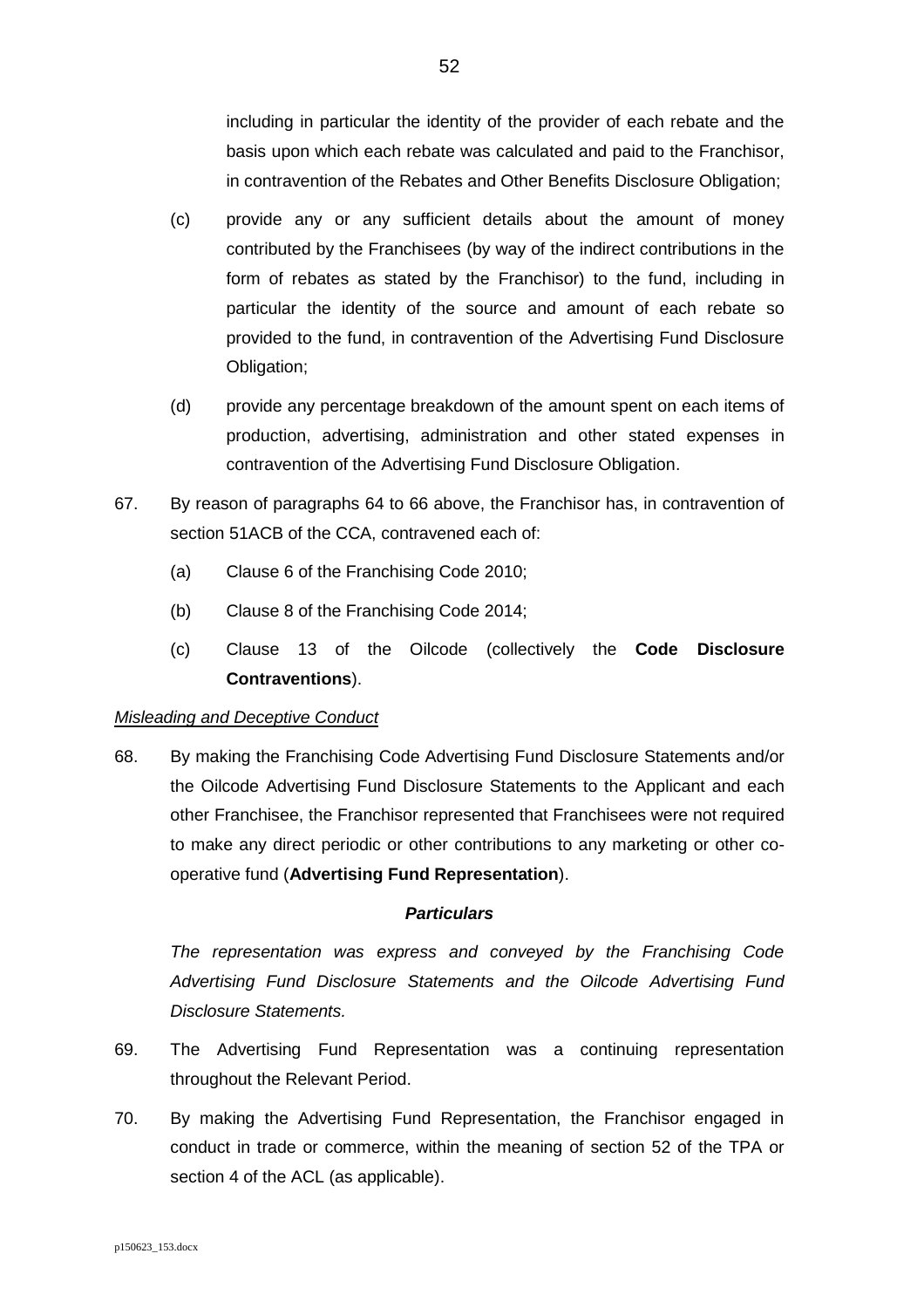including in particular the identity of the provider of each rebate and the basis upon which each rebate was calculated and paid to the Franchisor, in contravention of the Rebates and Other Benefits Disclosure Obligation;

(c) provide any or any sufficient details about the amount of money contributed by the Franchisees (by way of the indirect contributions in the form of rebates as stated by the Franchisor) to the fund, including in particular the identity of the source and amount of each rebate so provided to the fund, in contravention of the Advertising Fund Disclosure Obligation;

(d) provide any percentage breakdown of the amount spent on each items of production, advertising, administration and other stated expenses in contravention of the Advertising Fund Disclosure Obligation.

67. By reason of paragraphs 64 to 66 above, the Franchisor has, in contravention of section 51ACB of the CCA, contravened each of:

(a) Clause 6 of the Franchising Code 2010;

(b) Clause 8 of the Franchising Code 2014;

(c) Clause 13 of the Oilcode (collectively the **Code Disclosure Contraventions**).

*Misleading and Deceptive Conduct*

68. By making the Franchising Code Advertising Fund Disclosure Statements and/or the Oilcode Advertising Fund Disclosure Statements to the Applicant and each other Franchisee, the Franchisor represented that Franchisees were not required to make any direct periodic or other contributions to any marketing or other co-operative fund (**Advertising Fund Representation**).

***Particulars***

*The representation was express and conveyed by the Franchising Code Advertising Fund Disclosure Statements and the Oilcode Advertising Fund Disclosure Statements.*

69. The Advertising Fund Representation was a continuing representation throughout the Relevant Period.

70. By making the Advertising Fund Representation, the Franchisor engaged in conduct in trade or commerce, within the meaning of section 52 of the TPA or section 4 of the ACL (as applicable).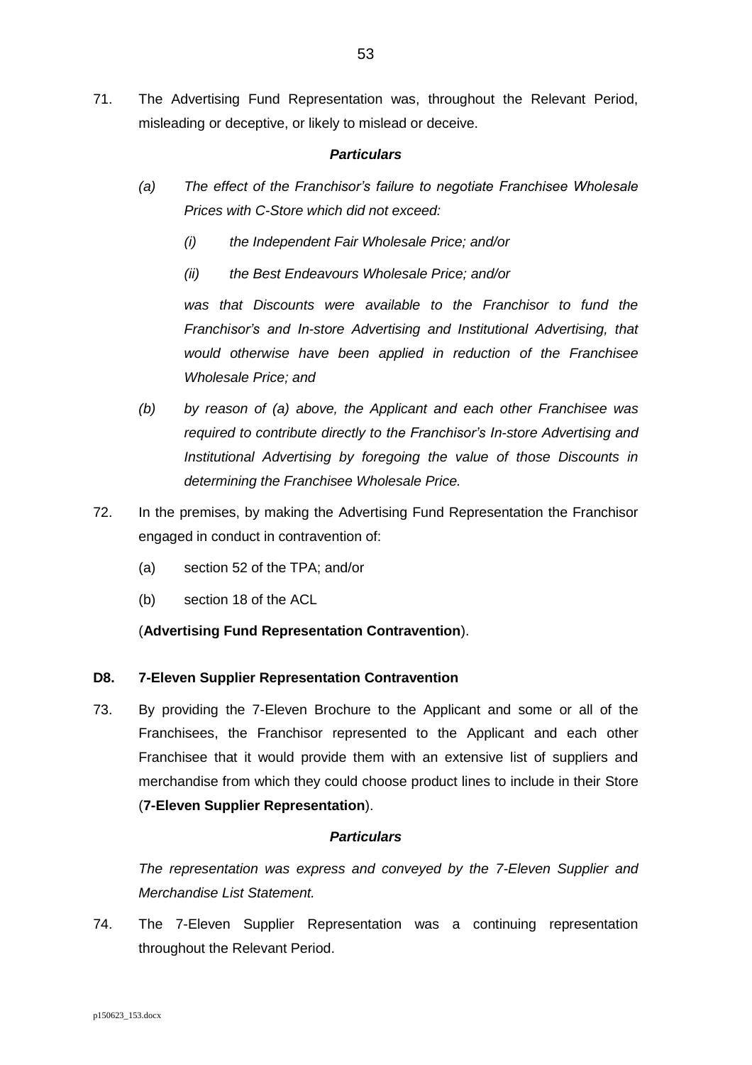71. The Advertising Fund Representation was, throughout the Relevant Period, misleading or deceptive, or likely to mislead or deceive.

***Particulars***

*(a) The effect of the Franchisor's failure to negotiate Franchisee Wholesale Prices with C-Store which did not exceed:*

*(i) the Independent Fair Wholesale Price; and/or*

*(ii) the Best Endeavours Wholesale Price; and/or*

*was that Discounts were available to the Franchisor to fund the Franchisor's and In-store Advertising and Institutional Advertising, that would otherwise have been applied in reduction of the Franchisee Wholesale Price; and*

*(b) by reason of (a) above, the Applicant and each other Franchisee was required to contribute directly to the Franchisor's In-store Advertising and Institutional Advertising by foregoing the value of those Discounts in determining the Franchisee Wholesale Price.*

72. In the premises, by making the Advertising Fund Representation the Franchisor engaged in conduct in contravention of:

(a) section 52 of the TPA; and/or

(b) section 18 of the ACL

(**Advertising Fund Representation Contravention**).

### D8. 7-Eleven Supplier Representation Contravention

73. By providing the 7-Eleven Brochure to the Applicant and some or all of the Franchisees, the Franchisor represented to the Applicant and each other Franchisee that it would provide them with an extensive list of suppliers and merchandise from which they could choose product lines to include in their Store (**7-Eleven Supplier Representation**).

***Particulars***

*The representation was express and conveyed by the 7-Eleven Supplier and Merchandise List Statement.*

74. The 7-Eleven Supplier Representation was a continuing representation throughout the Relevant Period.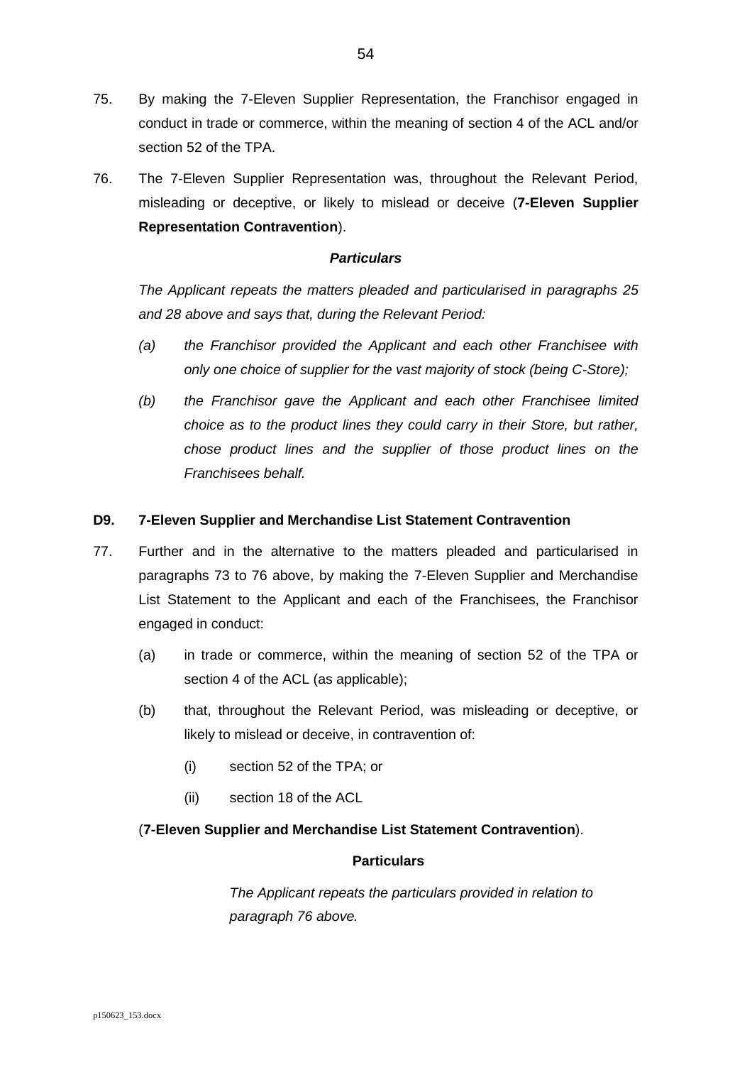75. By making the 7-Eleven Supplier Representation, the Franchisor engaged in conduct in trade or commerce, within the meaning of section 4 of the ACL and/or section 52 of the TPA.

76. The 7-Eleven Supplier Representation was, throughout the Relevant Period, misleading or deceptive, or likely to mislead or deceive (**7-Eleven Supplier Representation Contravention**).

***Particulars***

*The Applicant repeats the matters pleaded and particularised in paragraphs 25 and 28 above and says that, during the Relevant Period:*

*(a) the Franchisor provided the Applicant and each other Franchisee with only one choice of supplier for the vast majority of stock (being C-Store);*

*(b) the Franchisor gave the Applicant and each other Franchisee limited choice as to the product lines they could carry in their Store, but rather, chose product lines and the supplier of those product lines on the Franchisees behalf.*

### D9. 7-Eleven Supplier and Merchandise List Statement Contravention

77. Further and in the alternative to the matters pleaded and particularised in paragraphs 73 to 76 above, by making the 7-Eleven Supplier and Merchandise List Statement to the Applicant and each of the Franchisees, the Franchisor engaged in conduct:

    (a) in trade or commerce, within the meaning of section 52 of the TPA or section 4 of the ACL (as applicable);

    (b) that, throughout the Relevant Period, was misleading or deceptive, or likely to mislead or deceive, in contravention of:

        (i) section 52 of the TPA; or

        (ii) section 18 of the ACL

    (**7-Eleven Supplier and Merchandise List Statement Contravention**).

**Particulars**

*The Applicant repeats the particulars provided in relation to paragraph 76 above.*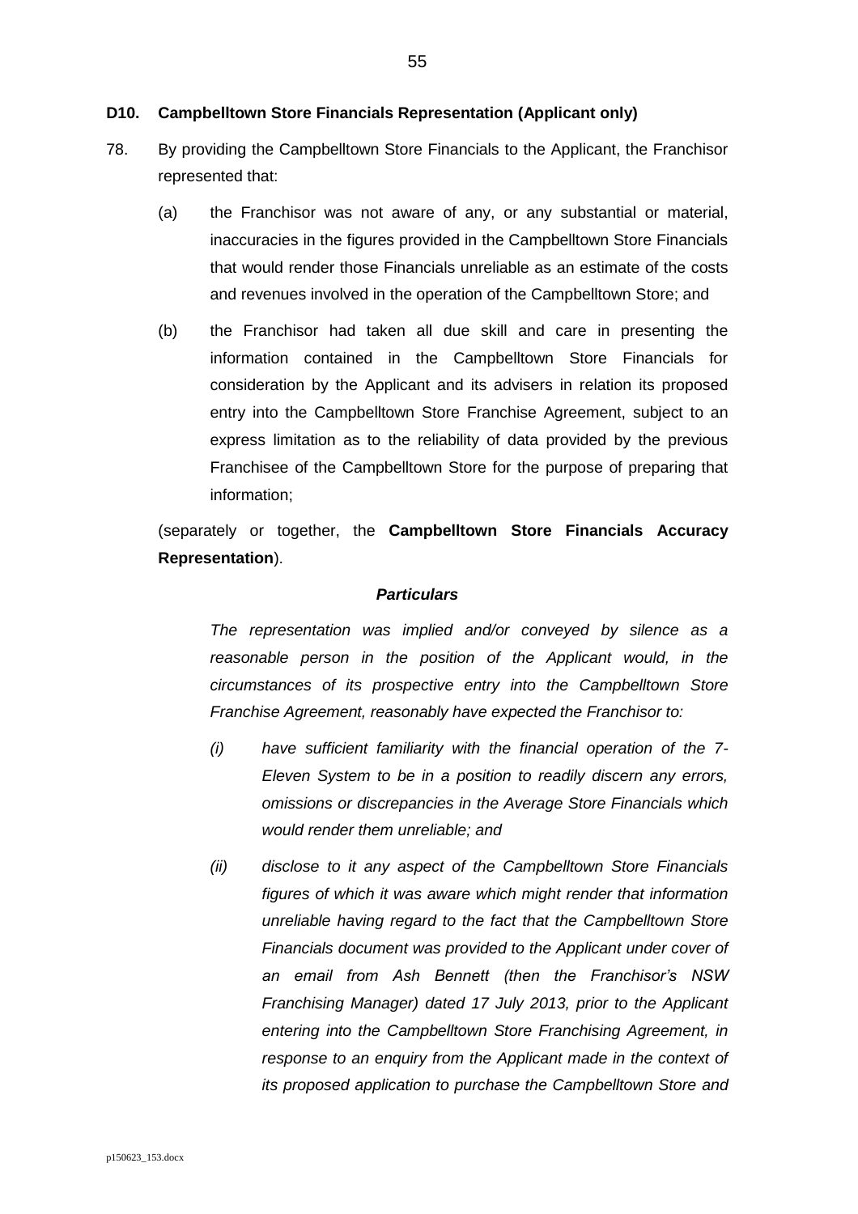**D10. Campbelltown Store Financials Representation (Applicant only)**

78. By providing the Campbelltown Store Financials to the Applicant, the Franchisor represented that:

    (a) the Franchisor was not aware of any, or any substantial or material, inaccuracies in the figures provided in the Campbelltown Store Financials that would render those Financials unreliable as an estimate of the costs and revenues involved in the operation of the Campbelltown Store; and

    (b) the Franchisor had taken all due skill and care in presenting the information contained in the Campbelltown Store Financials for consideration by the Applicant and its advisers in relation its proposed entry into the Campbelltown Store Franchise Agreement, subject to an express limitation as to the reliability of data provided by the previous Franchisee of the Campbelltown Store for the purpose of preparing that information;

    (separately or together, the **Campbelltown Store Financials Accuracy Representation**).

***Particulars***

*The representation was implied and/or conveyed by silence as a reasonable person in the position of the Applicant would, in the circumstances of its prospective entry into the Campbelltown Store Franchise Agreement, reasonably have expected the Franchisor to:*

*(i) have sufficient familiarity with the financial operation of the 7-Eleven System to be in a position to readily discern any errors, omissions or discrepancies in the Average Store Financials which would render them unreliable; and*

*(ii) disclose to it any aspect of the Campbelltown Store Financials figures of which it was aware which might render that information unreliable having regard to the fact that the Campbelltown Store Financials document was provided to the Applicant under cover of an email from Ash Bennett (then the Franchisor's NSW Franchising Manager) dated 17 July 2013, prior to the Applicant entering into the Campbelltown Store Franchising Agreement, in response to an enquiry from the Applicant made in the context of its proposed application to purchase the Campbelltown Store and*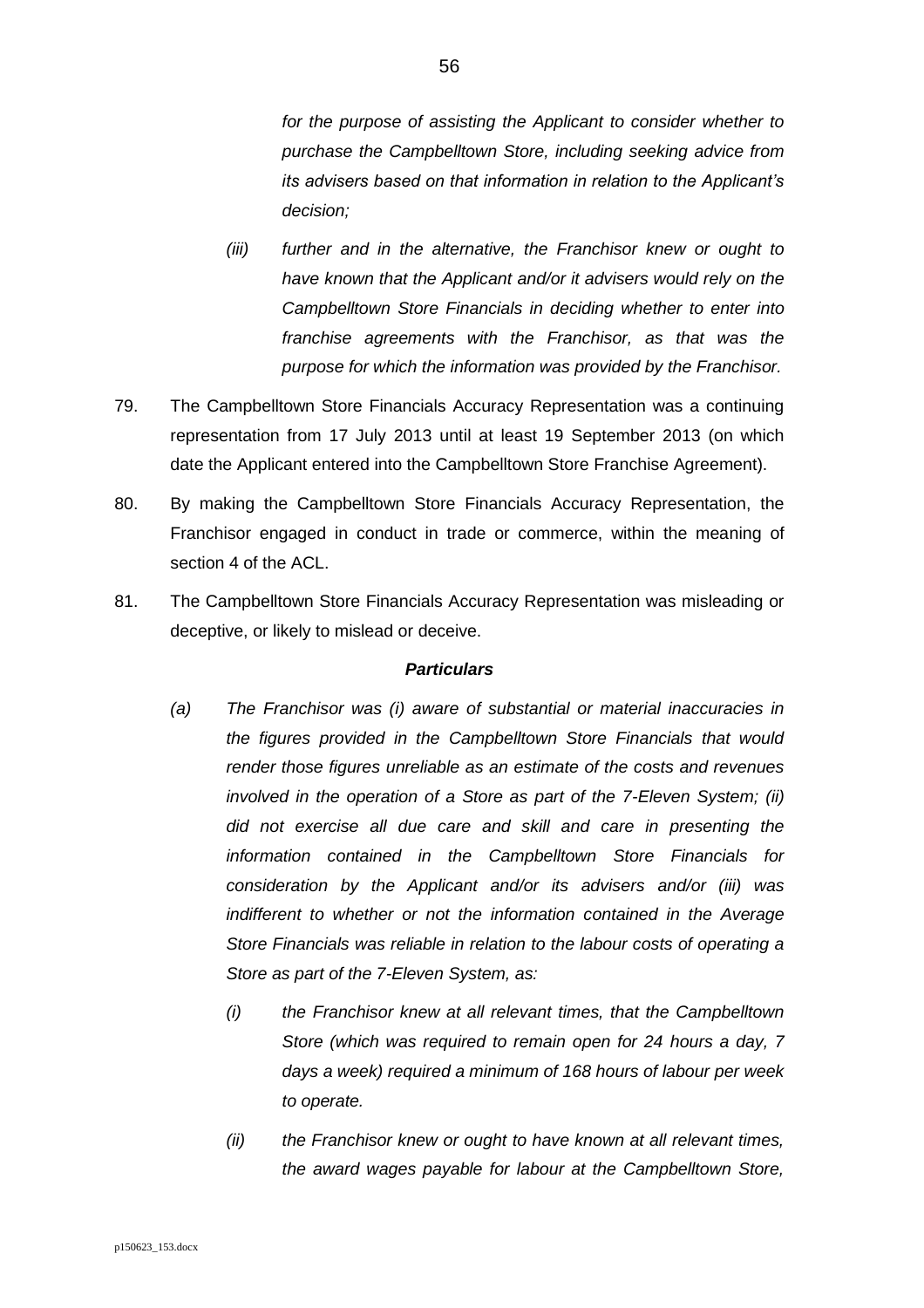*for the purpose of assisting the Applicant to consider whether to purchase the Campbelltown Store, including seeking advice from its advisers based on that information in relation to the Applicant's decision;*

*(iii) further and in the alternative, the Franchisor knew or ought to have known that the Applicant and/or it advisers would rely on the Campbelltown Store Financials in deciding whether to enter into franchise agreements with the Franchisor, as that was the purpose for which the information was provided by the Franchisor.*

79. The Campbelltown Store Financials Accuracy Representation was a continuing representation from 17 July 2013 until at least 19 September 2013 (on which date the Applicant entered into the Campbelltown Store Franchise Agreement).

80. By making the Campbelltown Store Financials Accuracy Representation, the Franchisor engaged in conduct in trade or commerce, within the meaning of section 4 of the ACL.

81. The Campbelltown Store Financials Accuracy Representation was misleading or deceptive, or likely to mislead or deceive.

***Particulars***

*(a) The Franchisor was (i) aware of substantial or material inaccuracies in the figures provided in the Campbelltown Store Financials that would render those figures unreliable as an estimate of the costs and revenues involved in the operation of a Store as part of the 7-Eleven System; (ii) did not exercise all due care and skill and care in presenting the information contained in the Campbelltown Store Financials for consideration by the Applicant and/or its advisers and/or (iii) was indifferent to whether or not the information contained in the Average Store Financials was reliable in relation to the labour costs of operating a Store as part of the 7-Eleven System, as:*

*(i) the Franchisor knew at all relevant times, that the Campbelltown Store (which was required to remain open for 24 hours a day, 7 days a week) required a minimum of 168 hours of labour per week to operate.*

*(ii) the Franchisor knew or ought to have known at all relevant times, the award wages payable for labour at the Campbelltown Store,*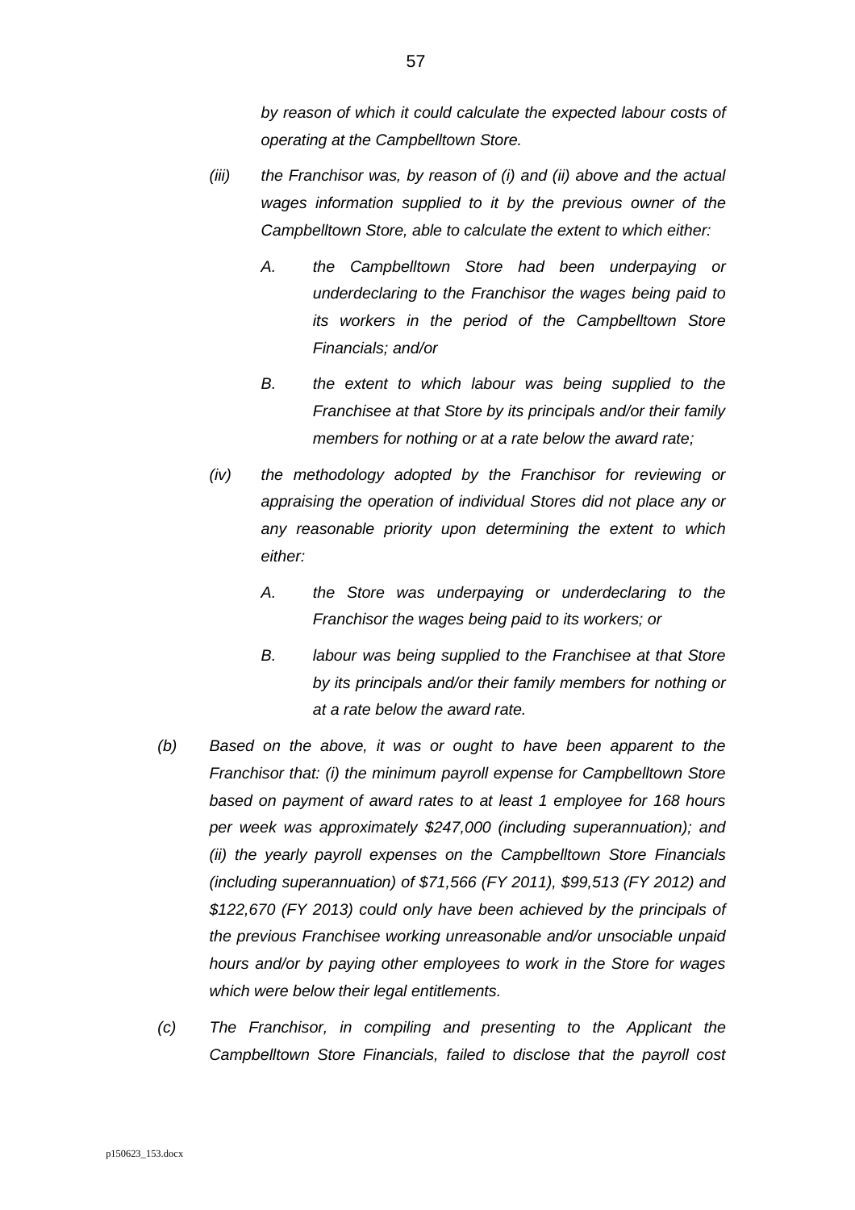*by reason of which it could calculate the expected labour costs of operating at the Campbelltown Store.*

*(iii) the Franchisor was, by reason of (i) and (ii) above and the actual wages information supplied to it by the previous owner of the Campbelltown Store, able to calculate the extent to which either:*

*A. the Campbelltown Store had been underpaying or underdeclaring to the Franchisor the wages being paid to its workers in the period of the Campbelltown Store Financials; and/or*

*B. the extent to which labour was being supplied to the Franchisee at that Store by its principals and/or their family members for nothing or at a rate below the award rate;*

*(iv) the methodology adopted by the Franchisor for reviewing or appraising the operation of individual Stores did not place any or any reasonable priority upon determining the extent to which either:*

*A. the Store was underpaying or underdeclaring to the Franchisor the wages being paid to its workers; or*

*B. labour was being supplied to the Franchisee at that Store by its principals and/or their family members for nothing or at a rate below the award rate.*

*(b) Based on the above, it was or ought to have been apparent to the Franchisor that: (i) the minimum payroll expense for Campbelltown Store based on payment of award rates to at least 1 employee for 168 hours per week was approximately $247,000 (including superannuation); and (ii) the yearly payroll expenses on the Campbelltown Store Financials (including superannuation) of $71,566 (FY 2011), $99,513 (FY 2012) and $122,670 (FY 2013) could only have been achieved by the principals of the previous Franchisee working unreasonable and/or unsociable unpaid hours and/or by paying other employees to work in the Store for wages which were below their legal entitlements.*

*(c) The Franchisor, in compiling and presenting to the Applicant the Campbelltown Store Financials, failed to disclose that the payroll cost*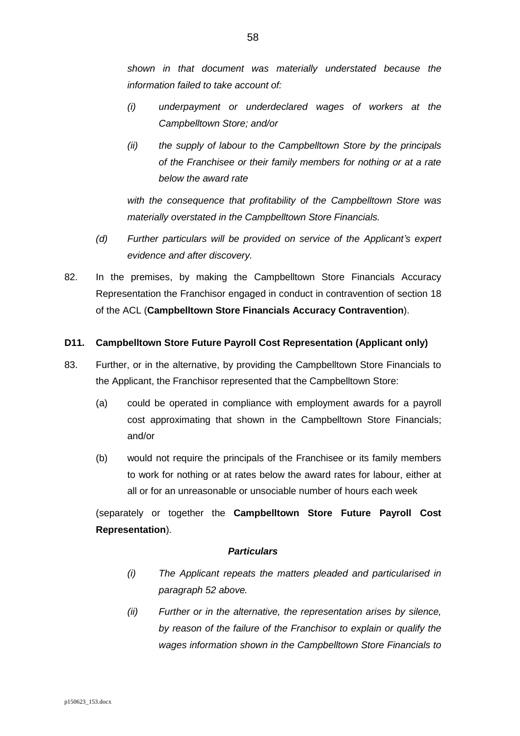*shown in that document was materially understated because the information failed to take account of:*

- *(i) underpayment or underdeclared wages of workers at the Campbelltown Store; and/or*
- *(ii) the supply of labour to the Campbelltown Store by the principals of the Franchisee or their family members for nothing or at a rate below the award rate*

*with the consequence that profitability of the Campbelltown Store was materially overstated in the Campbelltown Store Financials.*

*(d) Further particulars will be provided on service of the Applicant's expert evidence and after discovery.*

82. In the premises, by making the Campbelltown Store Financials Accuracy Representation the Franchisor engaged in conduct in contravention of section 18 of the ACL (**Campbelltown Store Financials Accuracy Contravention**).

**D11. Campbelltown Store Future Payroll Cost Representation (Applicant only)**

83. Further, or in the alternative, by providing the Campbelltown Store Financials to the Applicant, the Franchisor represented that the Campbelltown Store:

    (a) could be operated in compliance with employment awards for a payroll cost approximating that shown in the Campbelltown Store Financials; and/or

    (b) would not require the principals of the Franchisee or its family members to work for nothing or at rates below the award rates for labour, either at all or for an unreasonable or unsociable number of hours each week

    (separately or together the **Campbelltown Store Future Payroll Cost Representation**).

***Particulars***

- *(i) The Applicant repeats the matters pleaded and particularised in paragraph 52 above.*
- *(ii) Further or in the alternative, the representation arises by silence, by reason of the failure of the Franchisor to explain or qualify the wages information shown in the Campbelltown Store Financials to*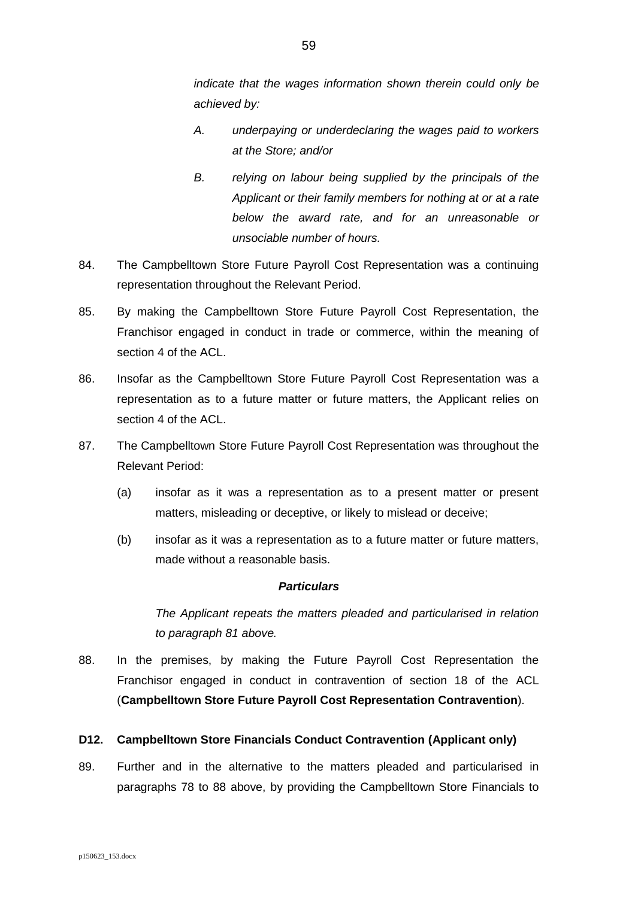*indicate that the wages information shown therein could only be achieved by:*

> *A. underpaying or underdeclaring the wages paid to workers at the Store; and/or*
>
> *B. relying on labour being supplied by the principals of the Applicant or their family members for nothing at or at a rate below the award rate, and for an unreasonable or unsociable number of hours.*

84. The Campbelltown Store Future Payroll Cost Representation was a continuing representation throughout the Relevant Period.

85. By making the Campbelltown Store Future Payroll Cost Representation, the Franchisor engaged in conduct in trade or commerce, within the meaning of section 4 of the ACL.

86. Insofar as the Campbelltown Store Future Payroll Cost Representation was a representation as to a future matter or future matters, the Applicant relies on section 4 of the ACL.

87. The Campbelltown Store Future Payroll Cost Representation was throughout the Relevant Period:

    (a) insofar as it was a representation as to a present matter or present matters, misleading or deceptive, or likely to mislead or deceive;

    (b) insofar as it was a representation as to a future matter or future matters, made without a reasonable basis.

    ***Particulars***

    *The Applicant repeats the matters pleaded and particularised in relation to paragraph 81 above.*

88. In the premises, by making the Future Payroll Cost Representation the Franchisor engaged in conduct in contravention of section 18 of the ACL (**Campbelltown Store Future Payroll Cost Representation Contravention**).

**D12. Campbelltown Store Financials Conduct Contravention (Applicant only)**

89. Further and in the alternative to the matters pleaded and particularised in paragraphs 78 to 88 above, by providing the Campbelltown Store Financials to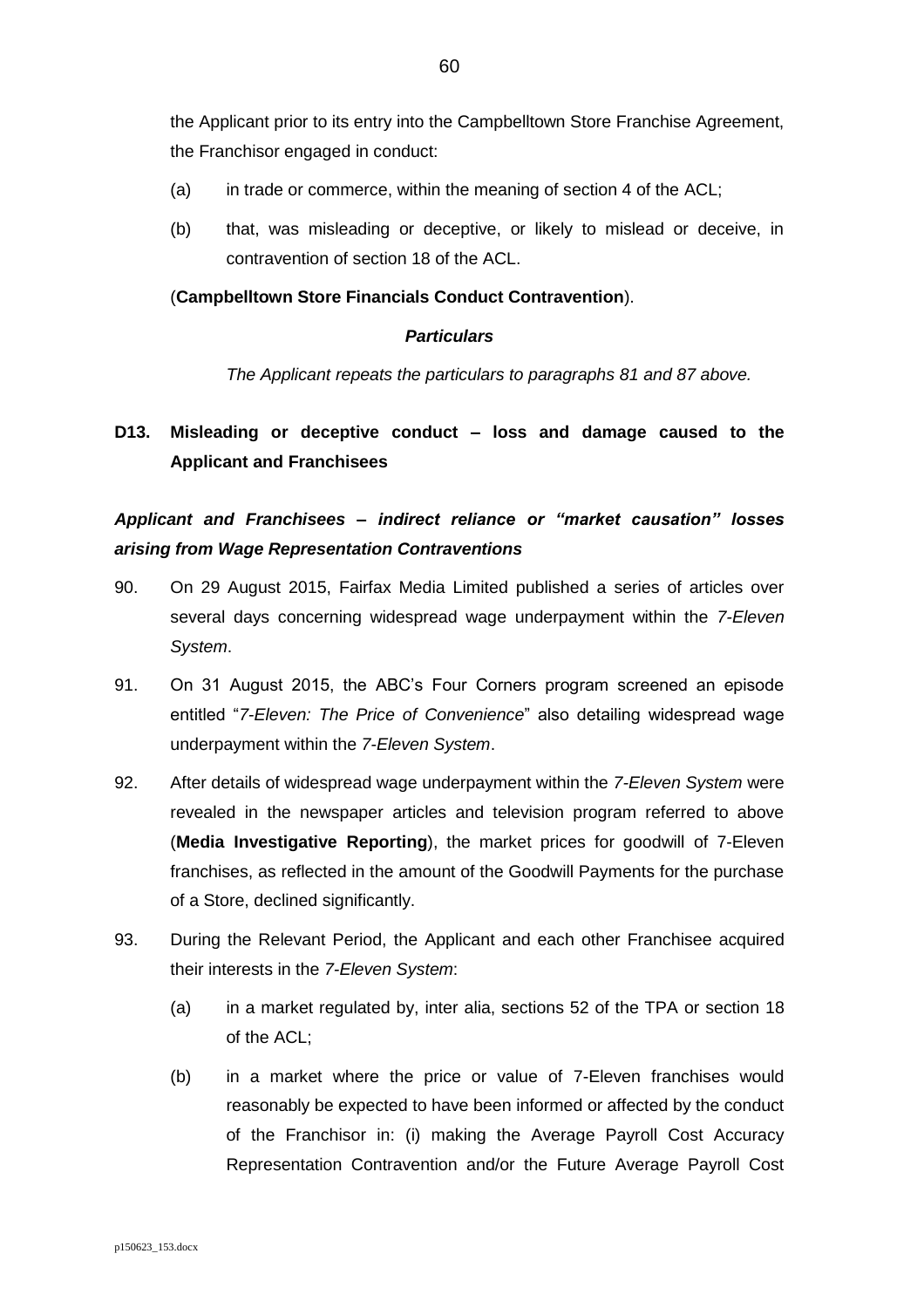the Applicant prior to its entry into the Campbelltown Store Franchise Agreement, the Franchisor engaged in conduct:

(a) in trade or commerce, within the meaning of section 4 of the ACL;

(b) that, was misleading or deceptive, or likely to mislead or deceive, in contravention of section 18 of the ACL.

(**Campbelltown Store Financials Conduct Contravention**).

***Particulars***

*The Applicant repeats the particulars to paragraphs 81 and 87 above.*

## D13. Misleading or deceptive conduct – loss and damage caused to the Applicant and Franchisees

### *Applicant and Franchisees – indirect reliance or "market causation" losses arising from Wage Representation Contraventions*

90. On 29 August 2015, Fairfax Media Limited published a series of articles over several days concerning widespread wage underpayment within the *7-Eleven System*.

91. On 31 August 2015, the ABC's Four Corners program screened an episode entitled "*7-Eleven: The Price of Convenience*" also detailing widespread wage underpayment within the *7-Eleven System*.

92. After details of widespread wage underpayment within the *7-Eleven System* were revealed in the newspaper articles and television program referred to above (**Media Investigative Reporting**), the market prices for goodwill of 7-Eleven franchises, as reflected in the amount of the Goodwill Payments for the purchase of a Store, declined significantly.

93. During the Relevant Period, the Applicant and each other Franchisee acquired their interests in the *7-Eleven System*:

    (a) in a market regulated by, inter alia, sections 52 of the TPA or section 18 of the ACL;

    (b) in a market where the price or value of 7-Eleven franchises would reasonably be expected to have been informed or affected by the conduct of the Franchisor in: (i) making the Average Payroll Cost Accuracy Representation Contravention and/or the Future Average Payroll Cost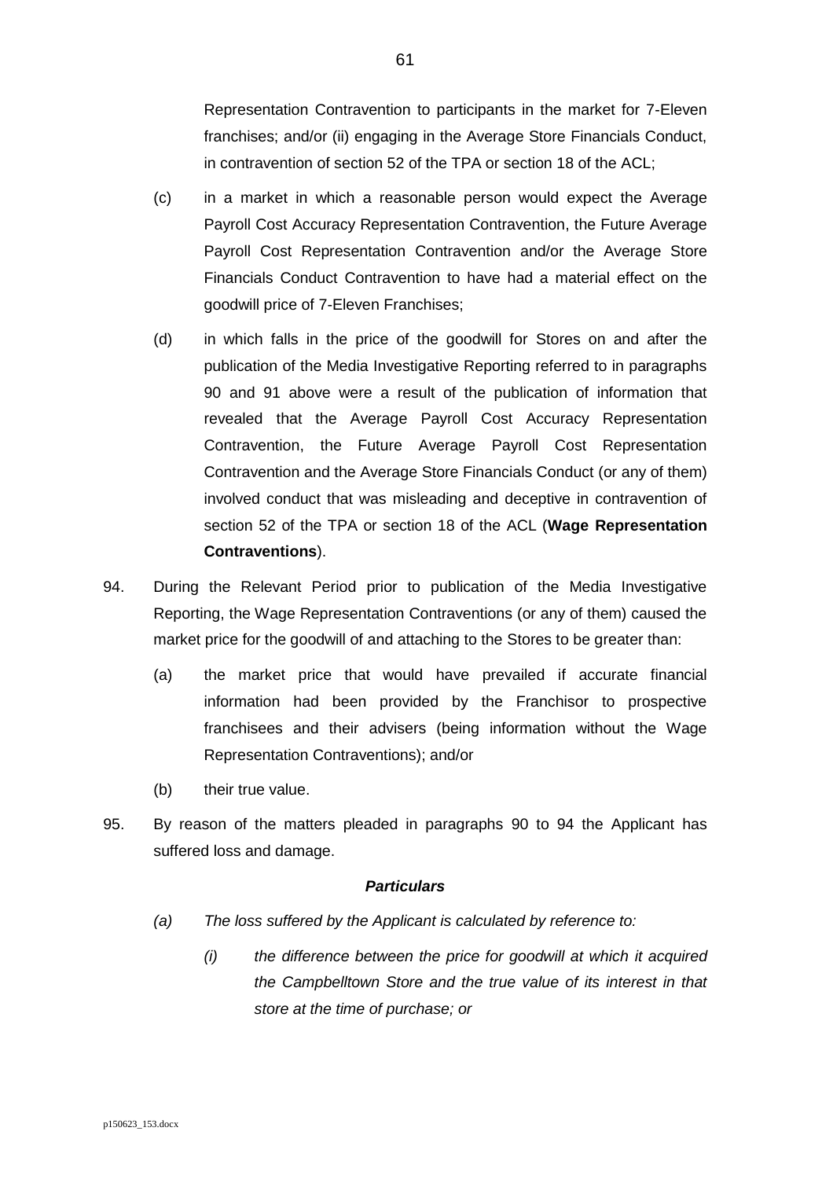Representation Contravention to participants in the market for 7-Eleven franchises; and/or (ii) engaging in the Average Store Financials Conduct, in contravention of section 52 of the TPA or section 18 of the ACL;

(c) in a market in which a reasonable person would expect the Average Payroll Cost Accuracy Representation Contravention, the Future Average Payroll Cost Representation Contravention and/or the Average Store Financials Conduct Contravention to have had a material effect on the goodwill price of 7-Eleven Franchises;

(d) in which falls in the price of the goodwill for Stores on and after the publication of the Media Investigative Reporting referred to in paragraphs 90 and 91 above were a result of the publication of information that revealed that the Average Payroll Cost Accuracy Representation Contravention, the Future Average Payroll Cost Representation Contravention and the Average Store Financials Conduct (or any of them) involved conduct that was misleading and deceptive in contravention of section 52 of the TPA or section 18 of the ACL (**Wage Representation Contraventions**).

94. During the Relevant Period prior to publication of the Media Investigative Reporting, the Wage Representation Contraventions (or any of them) caused the market price for the goodwill of and attaching to the Stores to be greater than:

    (a) the market price that would have prevailed if accurate financial information had been provided by the Franchisor to prospective franchisees and their advisers (being information without the Wage Representation Contraventions); and/or

    (b) their true value.

95. By reason of the matters pleaded in paragraphs 90 to 94 the Applicant has suffered loss and damage.

***Particulars***

*(a) The loss suffered by the Applicant is calculated by reference to:*

*(i) the difference between the price for goodwill at which it acquired the Campbelltown Store and the true value of its interest in that store at the time of purchase; or*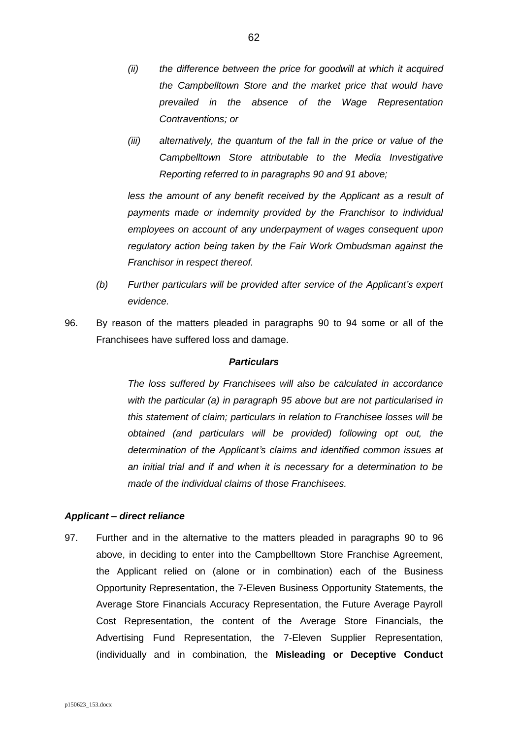*(ii) the difference between the price for goodwill at which it acquired the Campbelltown Store and the market price that would have prevailed in the absence of the Wage Representation Contraventions; or*

*(iii) alternatively, the quantum of the fall in the price or value of the Campbelltown Store attributable to the Media Investigative Reporting referred to in paragraphs 90 and 91 above;*

*less the amount of any benefit received by the Applicant as a result of payments made or indemnity provided by the Franchisor to individual employees on account of any underpayment of wages consequent upon regulatory action being taken by the Fair Work Ombudsman against the Franchisor in respect thereof.*

*(b) Further particulars will be provided after service of the Applicant's expert evidence.*

96. By reason of the matters pleaded in paragraphs 90 to 94 some or all of the Franchisees have suffered loss and damage.

***Particulars***

*The loss suffered by Franchisees will also be calculated in accordance with the particular (a) in paragraph 95 above but are not particularised in this statement of claim; particulars in relation to Franchisee losses will be obtained (and particulars will be provided) following opt out, the determination of the Applicant's claims and identified common issues at an initial trial and if and when it is necessary for a determination to be made of the individual claims of those Franchisees.*

***Applicant – direct reliance***

97. Further and in the alternative to the matters pleaded in paragraphs 90 to 96 above, in deciding to enter into the Campbelltown Store Franchise Agreement, the Applicant relied on (alone or in combination) each of the Business Opportunity Representation, the 7-Eleven Business Opportunity Statements, the Average Store Financials Accuracy Representation, the Future Average Payroll Cost Representation, the content of the Average Store Financials, the Advertising Fund Representation, the 7-Eleven Supplier Representation, (individually and in combination, the **Misleading or Deceptive Conduct**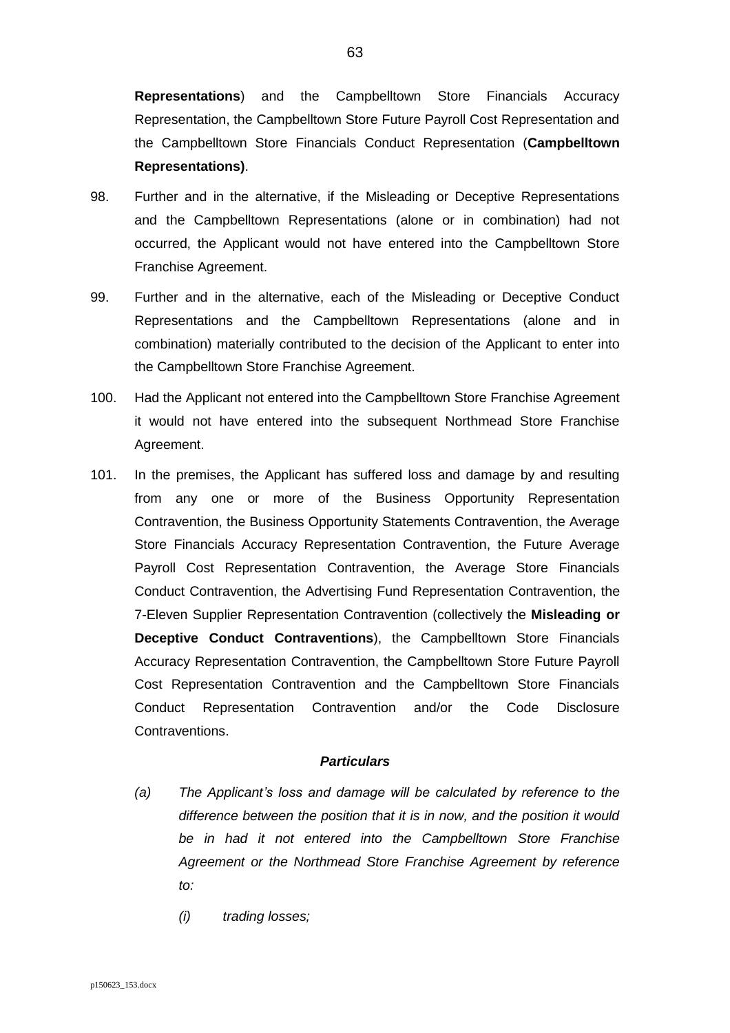**Representations**) and the Campbelltown Store Financials Accuracy Representation, the Campbelltown Store Future Payroll Cost Representation and the Campbelltown Store Financials Conduct Representation (**Campbelltown Representations)**.

98. Further and in the alternative, if the Misleading or Deceptive Representations and the Campbelltown Representations (alone or in combination) had not occurred, the Applicant would not have entered into the Campbelltown Store Franchise Agreement.

99. Further and in the alternative, each of the Misleading or Deceptive Conduct Representations and the Campbelltown Representations (alone and in combination) materially contributed to the decision of the Applicant to enter into the Campbelltown Store Franchise Agreement.

100. Had the Applicant not entered into the Campbelltown Store Franchise Agreement it would not have entered into the subsequent Northmead Store Franchise Agreement.

101. In the premises, the Applicant has suffered loss and damage by and resulting from any one or more of the Business Opportunity Representation Contravention, the Business Opportunity Statements Contravention, the Average Store Financials Accuracy Representation Contravention, the Future Average Payroll Cost Representation Contravention, the Average Store Financials Conduct Contravention, the Advertising Fund Representation Contravention, the 7-Eleven Supplier Representation Contravention (collectively the **Misleading or Deceptive Conduct Contraventions**), the Campbelltown Store Financials Accuracy Representation Contravention, the Campbelltown Store Future Payroll Cost Representation Contravention and the Campbelltown Store Financials Conduct Representation Contravention and/or the Code Disclosure Contraventions.

***Particulars***

*(a) The Applicant's loss and damage will be calculated by reference to the difference between the position that it is in now, and the position it would be in had it not entered into the Campbelltown Store Franchise Agreement or the Northmead Store Franchise Agreement by reference to:*

*(i) trading losses;*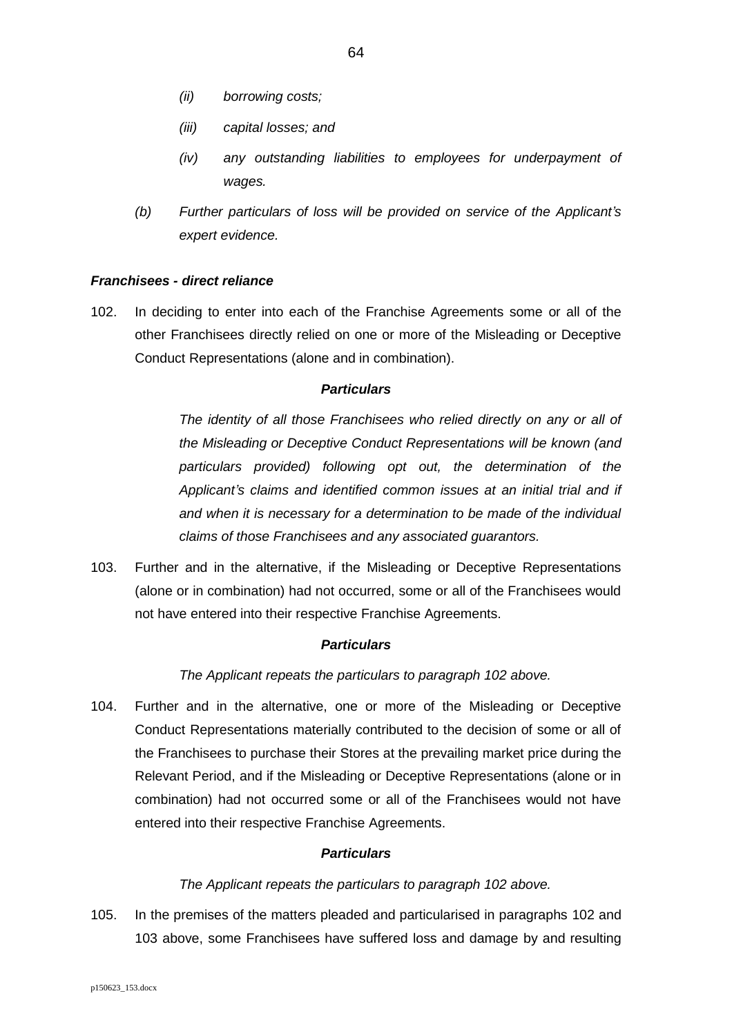(ii) *borrowing costs;*

(iii) *capital losses; and*

(iv) *any outstanding liabilities to employees for underpayment of wages.*

(b) *Further particulars of loss will be provided on service of the Applicant's expert evidence.*

***Franchisees - direct reliance***

102. In deciding to enter into each of the Franchise Agreements some or all of the other Franchisees directly relied on one or more of the Misleading or Deceptive Conduct Representations (alone and in combination).

***Particulars***

*The identity of all those Franchisees who relied directly on any or all of the Misleading or Deceptive Conduct Representations will be known (and particulars provided) following opt out, the determination of the Applicant's claims and identified common issues at an initial trial and if and when it is necessary for a determination to be made of the individual claims of those Franchisees and any associated guarantors.*

103. Further and in the alternative, if the Misleading or Deceptive Representations (alone or in combination) had not occurred, some or all of the Franchisees would not have entered into their respective Franchise Agreements.

***Particulars***

*The Applicant repeats the particulars to paragraph 102 above.*

104. Further and in the alternative, one or more of the Misleading or Deceptive Conduct Representations materially contributed to the decision of some or all of the Franchisees to purchase their Stores at the prevailing market price during the Relevant Period, and if the Misleading or Deceptive Representations (alone or in combination) had not occurred some or all of the Franchisees would not have entered into their respective Franchise Agreements.

***Particulars***

*The Applicant repeats the particulars to paragraph 102 above.*

105. In the premises of the matters pleaded and particularised in paragraphs 102 and 103 above, some Franchisees have suffered loss and damage by and resulting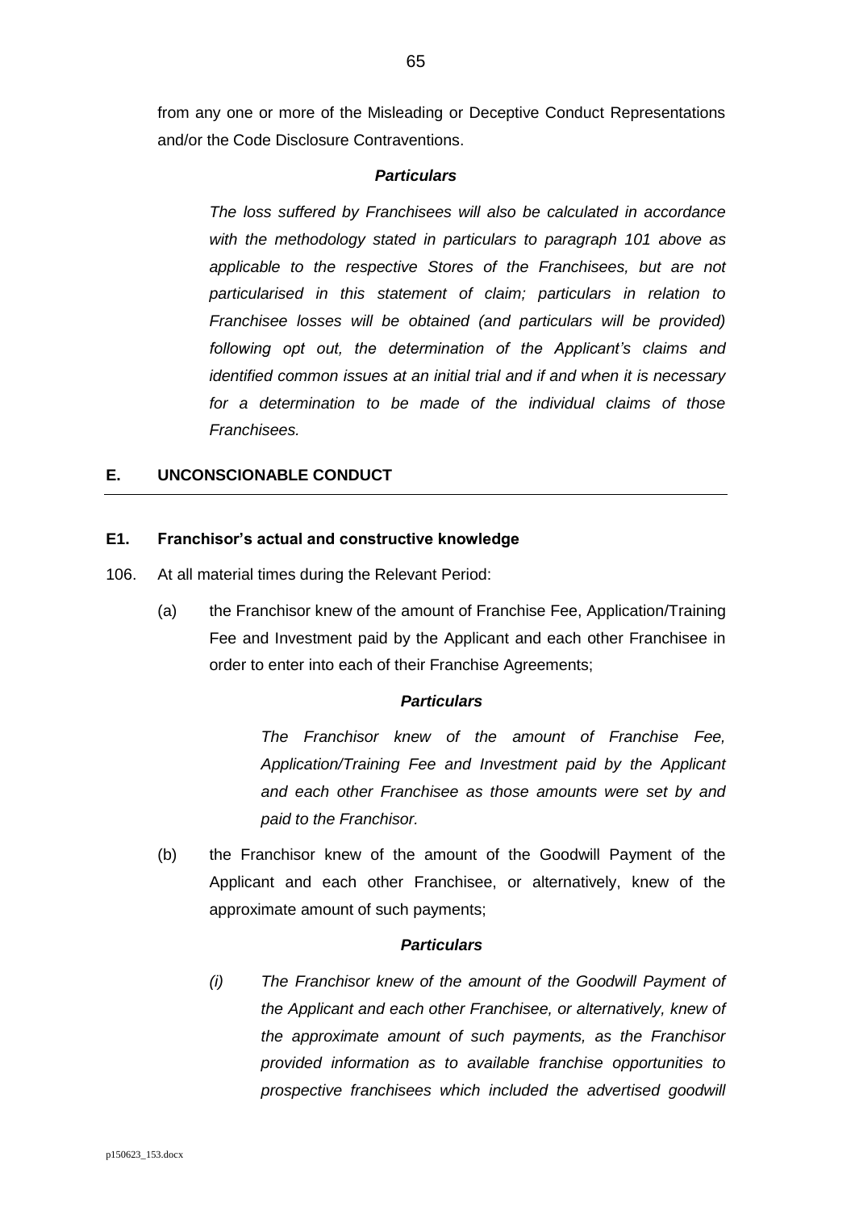from any one or more of the Misleading or Deceptive Conduct Representations and/or the Code Disclosure Contraventions.

***Particulars***

*The loss suffered by Franchisees will also be calculated in accordance with the methodology stated in particulars to paragraph 101 above as applicable to the respective Stores of the Franchisees, but are not particularised in this statement of claim; particulars in relation to Franchisee losses will be obtained (and particulars will be provided) following opt out, the determination of the Applicant's claims and identified common issues at an initial trial and if and when it is necessary for a determination to be made of the individual claims of those Franchisees.*

## E. UNCONSCIONABLE CONDUCT

### E1. Franchisor's actual and constructive knowledge

106. At all material times during the Relevant Period:

(a) the Franchisor knew of the amount of Franchise Fee, Application/Training Fee and Investment paid by the Applicant and each other Franchisee in order to enter into each of their Franchise Agreements;

***Particulars***

*The Franchisor knew of the amount of Franchise Fee, Application/Training Fee and Investment paid by the Applicant and each other Franchisee as those amounts were set by and paid to the Franchisor.*

(b) the Franchisor knew of the amount of the Goodwill Payment of the Applicant and each other Franchisee, or alternatively, knew of the approximate amount of such payments;

***Particulars***

*(i) The Franchisor knew of the amount of the Goodwill Payment of the Applicant and each other Franchisee, or alternatively, knew of the approximate amount of such payments, as the Franchisor provided information as to available franchise opportunities to prospective franchisees which included the advertised goodwill*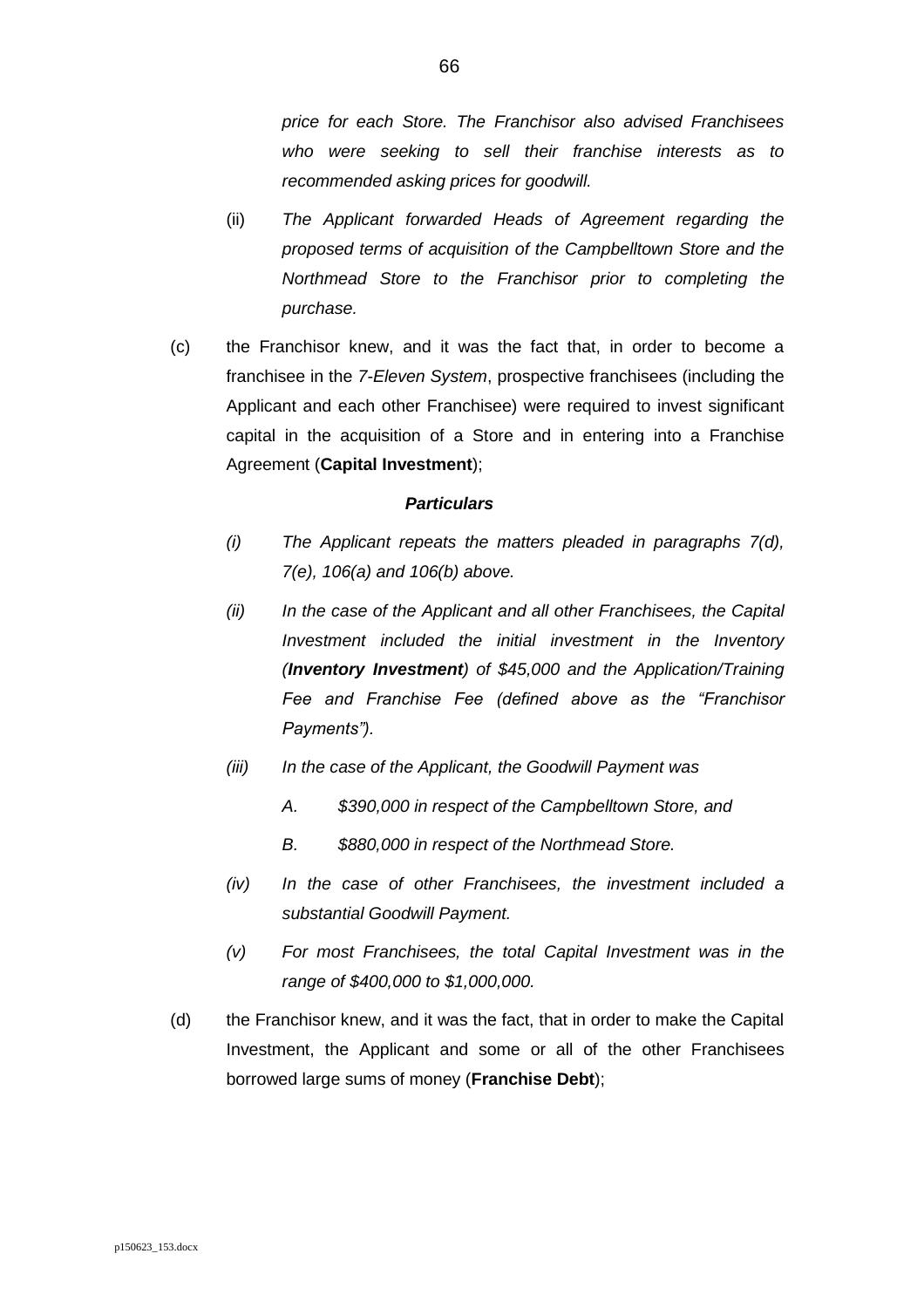*price for each Store. The Franchisor also advised Franchisees who were seeking to sell their franchise interests as to recommended asking prices for goodwill.*

(ii) *The Applicant forwarded Heads of Agreement regarding the proposed terms of acquisition of the Campbelltown Store and the Northmead Store to the Franchisor prior to completing the purchase.*

(c) the Franchisor knew, and it was the fact that, in order to become a franchisee in the *7-Eleven System*, prospective franchisees (including the Applicant and each other Franchisee) were required to invest significant capital in the acquisition of a Store and in entering into a Franchise Agreement (**Capital Investment**);

***Particulars***

*(i) The Applicant repeats the matters pleaded in paragraphs 7(d), 7(e), 106(a) and 106(b) above.*

*(ii) In the case of the Applicant and all other Franchisees, the Capital Investment included the initial investment in the Inventory (**Inventory Investment**) of $45,000 and the Application/Training Fee and Franchise Fee (defined above as the "Franchisor Payments").*

*(iii) In the case of the Applicant, the Goodwill Payment was*

*A. $390,000 in respect of the Campbelltown Store, and*

*B. $880,000 in respect of the Northmead Store.*

*(iv) In the case of other Franchisees, the investment included a substantial Goodwill Payment.*

*(v) For most Franchisees, the total Capital Investment was in the range of $400,000 to $1,000,000.*

(d) the Franchisor knew, and it was the fact, that in order to make the Capital Investment, the Applicant and some or all of the other Franchisees borrowed large sums of money (**Franchise Debt**);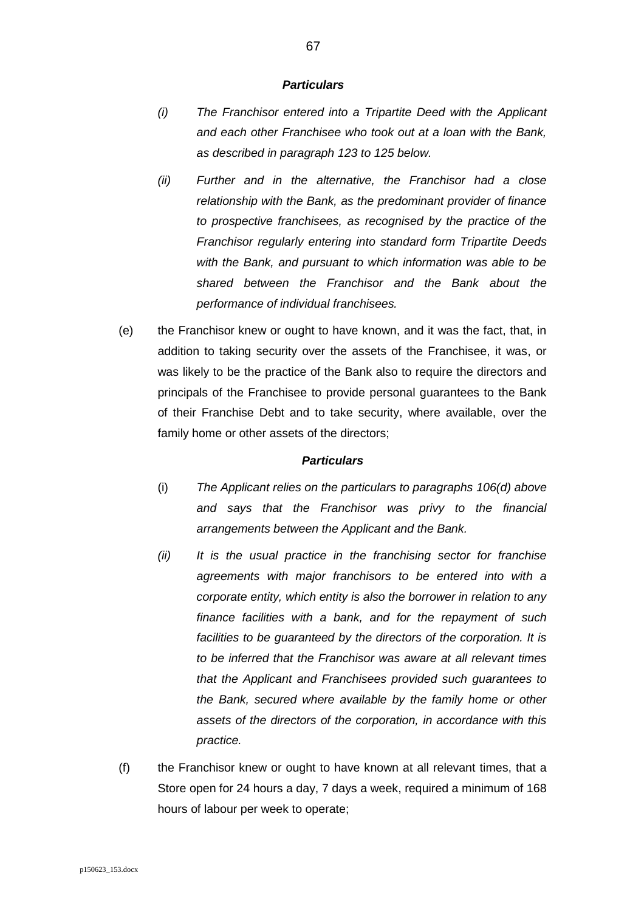***Particulars***

*(i) The Franchisor entered into a Tripartite Deed with the Applicant and each other Franchisee who took out at a loan with the Bank, as described in paragraph 123 to 125 below.*

*(ii) Further and in the alternative, the Franchisor had a close relationship with the Bank, as the predominant provider of finance to prospective franchisees, as recognised by the practice of the Franchisor regularly entering into standard form Tripartite Deeds with the Bank, and pursuant to which information was able to be shared between the Franchisor and the Bank about the performance of individual franchisees.*

(e) the Franchisor knew or ought to have known, and it was the fact, that, in addition to taking security over the assets of the Franchisee, it was, or was likely to be the practice of the Bank also to require the directors and principals of the Franchisee to provide personal guarantees to the Bank of their Franchise Debt and to take security, where available, over the family home or other assets of the directors;

***Particulars***

(i) *The Applicant relies on the particulars to paragraphs 106(d) above and says that the Franchisor was privy to the financial arrangements between the Applicant and the Bank.*

*(ii) It is the usual practice in the franchising sector for franchise agreements with major franchisors to be entered into with a corporate entity, which entity is also the borrower in relation to any finance facilities with a bank, and for the repayment of such facilities to be guaranteed by the directors of the corporation. It is to be inferred that the Franchisor was aware at all relevant times that the Applicant and Franchisees provided such guarantees to the Bank, secured where available by the family home or other assets of the directors of the corporation, in accordance with this practice.*

(f) the Franchisor knew or ought to have known at all relevant times, that a Store open for 24 hours a day, 7 days a week, required a minimum of 168 hours of labour per week to operate;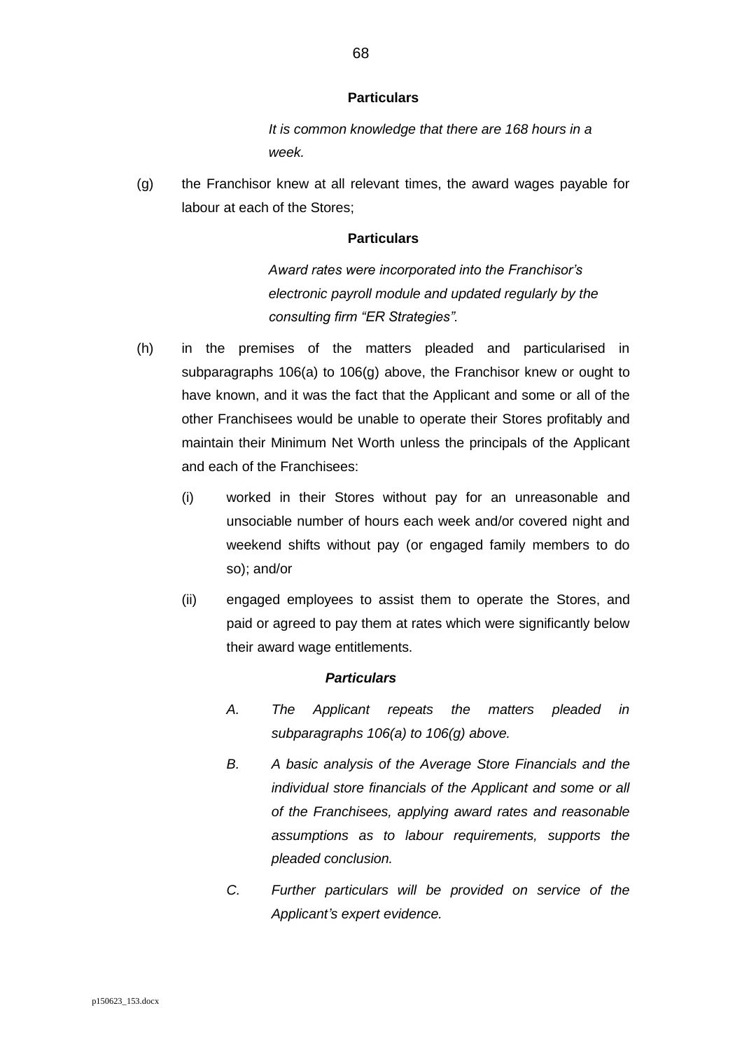**Particulars**

*It is common knowledge that there are 168 hours in a week.*

(g) the Franchisor knew at all relevant times, the award wages payable for labour at each of the Stores;

**Particulars**

*Award rates were incorporated into the Franchisor's electronic payroll module and updated regularly by the consulting firm "ER Strategies".*

(h) in the premises of the matters pleaded and particularised in subparagraphs 106(a) to 106(g) above, the Franchisor knew or ought to have known, and it was the fact that the Applicant and some or all of the other Franchisees would be unable to operate their Stores profitably and maintain their Minimum Net Worth unless the principals of the Applicant and each of the Franchisees:

(i) worked in their Stores without pay for an unreasonable and unsociable number of hours each week and/or covered night and weekend shifts without pay (or engaged family members to do so); and/or

(ii) engaged employees to assist them to operate the Stores, and paid or agreed to pay them at rates which were significantly below their award wage entitlements.

***Particulars***

*A. The Applicant repeats the matters pleaded in subparagraphs 106(a) to 106(g) above.*

*B. A basic analysis of the Average Store Financials and the individual store financials of the Applicant and some or all of the Franchisees, applying award rates and reasonable assumptions as to labour requirements, supports the pleaded conclusion.*

*C. Further particulars will be provided on service of the Applicant's expert evidence.*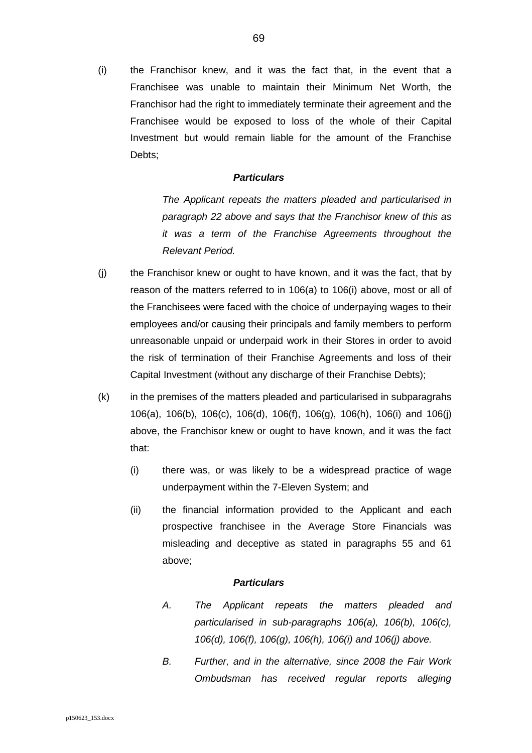(i) the Franchisor knew, and it was the fact that, in the event that a Franchisee was unable to maintain their Minimum Net Worth, the Franchisor had the right to immediately terminate their agreement and the Franchisee would be exposed to loss of the whole of their Capital Investment but would remain liable for the amount of the Franchise Debts;

***Particulars***

*The Applicant repeats the matters pleaded and particularised in paragraph 22 above and says that the Franchisor knew of this as it was a term of the Franchise Agreements throughout the Relevant Period.*

(j) the Franchisor knew or ought to have known, and it was the fact, that by reason of the matters referred to in 106(a) to 106(i) above, most or all of the Franchisees were faced with the choice of underpaying wages to their employees and/or causing their principals and family members to perform unreasonable unpaid or underpaid work in their Stores in order to avoid the risk of termination of their Franchise Agreements and loss of their Capital Investment (without any discharge of their Franchise Debts);

(k) in the premises of the matters pleaded and particularised in subparagrahs 106(a), 106(b), 106(c), 106(d), 106(f), 106(g), 106(h), 106(i) and 106(j) above, the Franchisor knew or ought to have known, and it was the fact that:

   (i) there was, or was likely to be a widespread practice of wage underpayment within the 7-Eleven System; and

   (ii) the financial information provided to the Applicant and each prospective franchisee in the Average Store Financials was misleading and deceptive as stated in paragraphs 55 and 61 above;

***Particulars***

*A. The Applicant repeats the matters pleaded and particularised in sub-paragraphs 106(a), 106(b), 106(c), 106(d), 106(f), 106(g), 106(h), 106(i) and 106(j) above.*

*B. Further, and in the alternative, since 2008 the Fair Work Ombudsman has received regular reports alleging*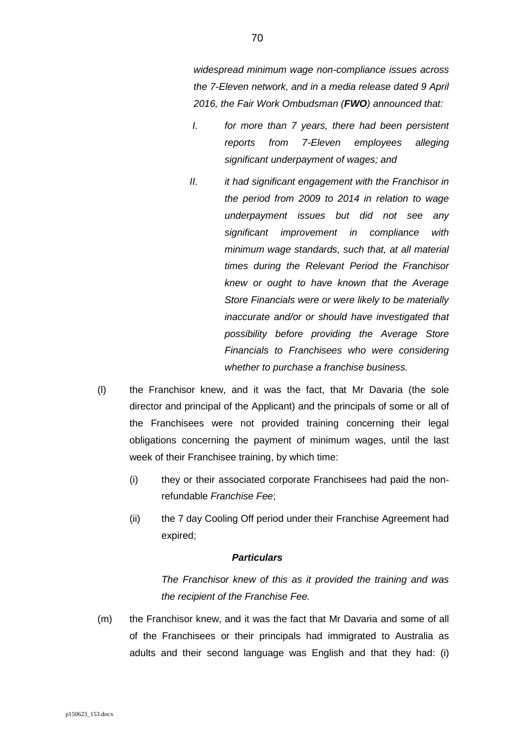*widespread minimum wage non-compliance issues across the 7-Eleven network, and in a media release dated 9 April 2016, the Fair Work Ombudsman (**FWO**) announced that:*

> I. *for more than 7 years, there had been persistent reports from 7-Eleven employees alleging significant underpayment of wages; and*
>
> II. *it had significant engagement with the Franchisor in the period from 2009 to 2014 in relation to wage underpayment issues but did not see any significant improvement in compliance with minimum wage standards, such that, at all material times during the Relevant Period the Franchisor knew or ought to have known that the Average Store Financials were or were likely to be materially inaccurate and/or or should have investigated that possibility before providing the Average Store Financials to Franchisees who were considering whether to purchase a franchise business.*

(l) the Franchisor knew, and it was the fact, that Mr Davaria (the sole director and principal of the Applicant) and the principals of some or all of the Franchisees were not provided training concerning their legal obligations concerning the payment of minimum wages, until the last week of their Franchisee training, by which time:

(i) they or their associated corporate Franchisees had paid the non-refundable *Franchise Fee*;

(ii) the 7 day Cooling Off period under their Franchise Agreement had expired;

***Particulars***

*The Franchisor knew of this as it provided the training and was the recipient of the Franchise Fee.*

(m) the Franchisor knew, and it was the fact that Mr Davaria and some of all of the Franchisees or their principals had immigrated to Australia as adults and their second language was English and that they had: (i)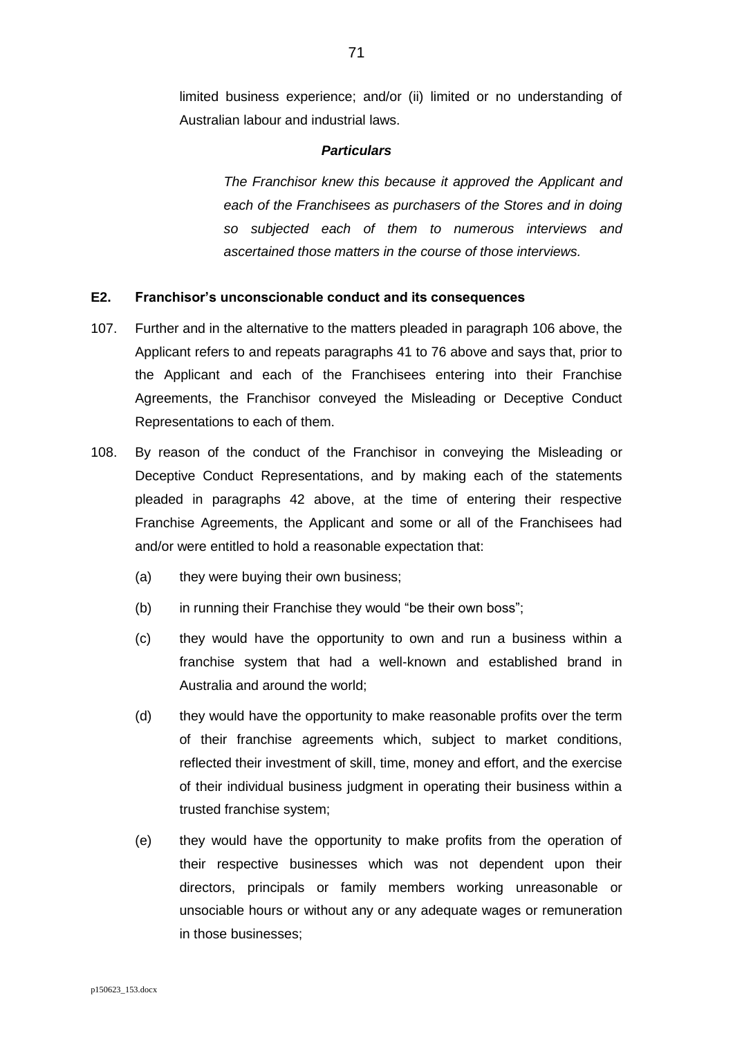limited business experience; and/or (ii) limited or no understanding of Australian labour and industrial laws.

***Particulars***

*The Franchisor knew this because it approved the Applicant and each of the Franchisees as purchasers of the Stores and in doing so subjected each of them to numerous interviews and ascertained those matters in the course of those interviews.*

**E2. Franchisor's unconscionable conduct and its consequences**

107. Further and in the alternative to the matters pleaded in paragraph 106 above, the Applicant refers to and repeats paragraphs 41 to 76 above and says that, prior to the Applicant and each of the Franchisees entering into their Franchise Agreements, the Franchisor conveyed the Misleading or Deceptive Conduct Representations to each of them.

108. By reason of the conduct of the Franchisor in conveying the Misleading or Deceptive Conduct Representations, and by making each of the statements pleaded in paragraphs 42 above, at the time of entering their respective Franchise Agreements, the Applicant and some or all of the Franchisees had and/or were entitled to hold a reasonable expectation that:

   (a) they were buying their own business;

   (b) in running their Franchise they would "be their own boss";

   (c) they would have the opportunity to own and run a business within a franchise system that had a well-known and established brand in Australia and around the world;

   (d) they would have the opportunity to make reasonable profits over the term of their franchise agreements which, subject to market conditions, reflected their investment of skill, time, money and effort, and the exercise of their individual business judgment in operating their business within a trusted franchise system;

   (e) they would have the opportunity to make profits from the operation of their respective businesses which was not dependent upon their directors, principals or family members working unreasonable or unsociable hours or without any or any adequate wages or remuneration in those businesses;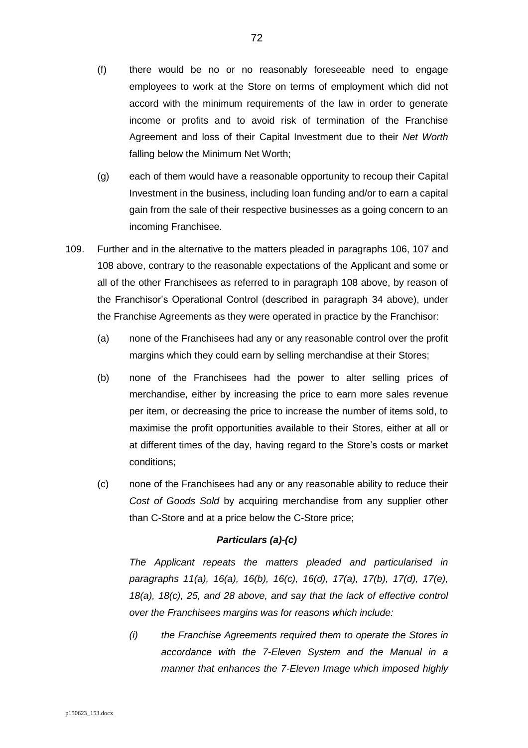(f) there would be no or no reasonably foreseeable need to engage employees to work at the Store on terms of employment which did not accord with the minimum requirements of the law in order to generate income or profits and to avoid risk of termination of the Franchise Agreement and loss of their Capital Investment due to their *Net Worth* falling below the Minimum Net Worth;

(g) each of them would have a reasonable opportunity to recoup their Capital Investment in the business, including loan funding and/or to earn a capital gain from the sale of their respective businesses as a going concern to an incoming Franchisee.

109. Further and in the alternative to the matters pleaded in paragraphs 106, 107 and 108 above, contrary to the reasonable expectations of the Applicant and some or all of the other Franchisees as referred to in paragraph 108 above, by reason of the Franchisor's Operational Control (described in paragraph 34 above), under the Franchise Agreements as they were operated in practice by the Franchisor:

(a) none of the Franchisees had any or any reasonable control over the profit margins which they could earn by selling merchandise at their Stores;

(b) none of the Franchisees had the power to alter selling prices of merchandise, either by increasing the price to earn more sales revenue per item, or decreasing the price to increase the number of items sold, to maximise the profit opportunities available to their Stores, either at all or at different times of the day, having regard to the Store's costs or market conditions;

(c) none of the Franchisees had any or any reasonable ability to reduce their *Cost of Goods Sold* by acquiring merchandise from any supplier other than C-Store and at a price below the C-Store price;

***Particulars (a)-(c)***

*The Applicant repeats the matters pleaded and particularised in paragraphs 11(a), 16(a), 16(b), 16(c), 16(d), 17(a), 17(b), 17(d), 17(e), 18(a), 18(c), 25, and 28 above, and say that the lack of effective control over the Franchisees margins was for reasons which include:*

*(i) the Franchise Agreements required them to operate the Stores in accordance with the 7-Eleven System and the Manual in a manner that enhances the 7-Eleven Image which imposed highly*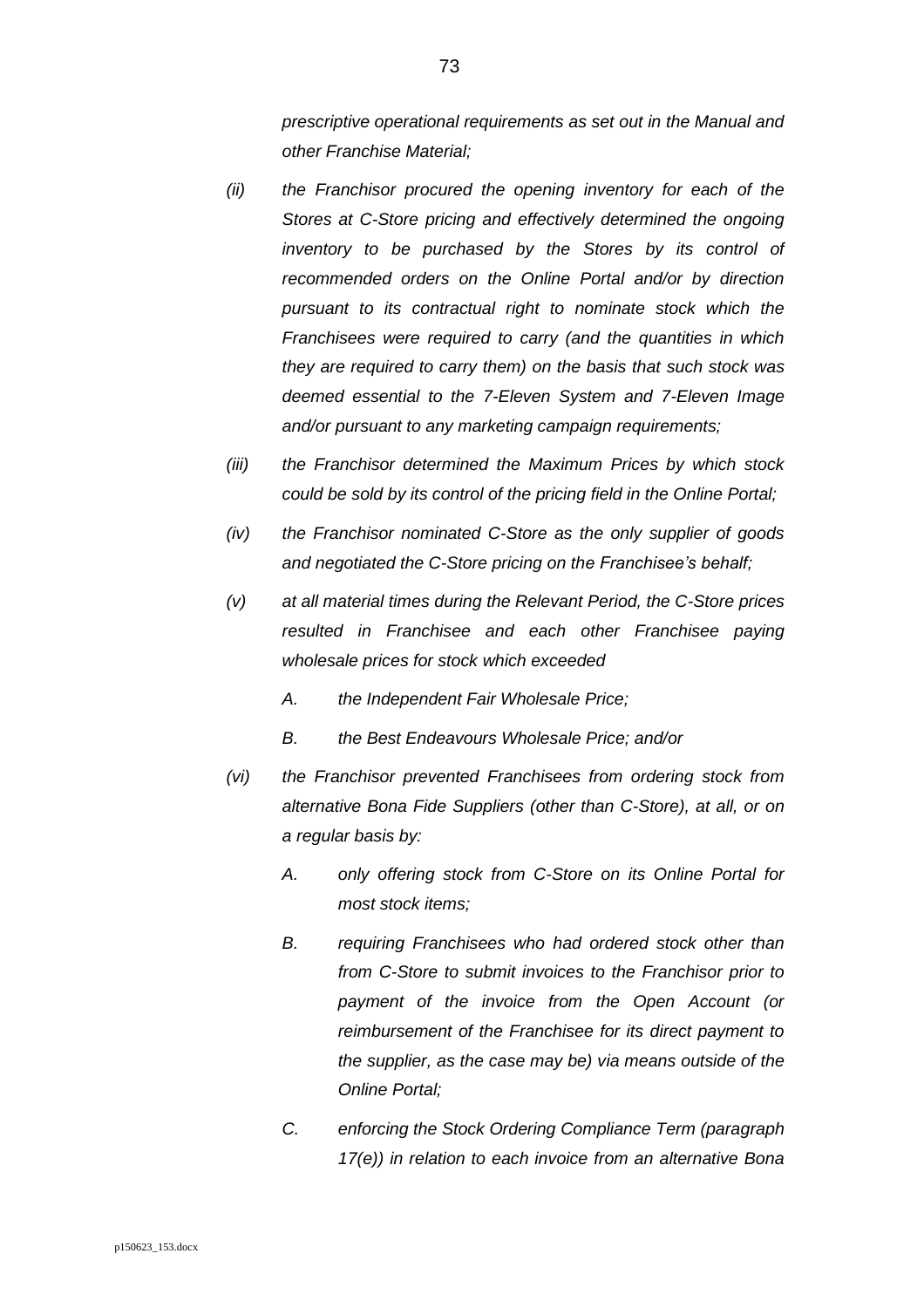*prescriptive operational requirements as set out in the Manual and other Franchise Material;*

*(ii) the Franchisor procured the opening inventory for each of the Stores at C-Store pricing and effectively determined the ongoing inventory to be purchased by the Stores by its control of recommended orders on the Online Portal and/or by direction pursuant to its contractual right to nominate stock which the Franchisees were required to carry (and the quantities in which they are required to carry them) on the basis that such stock was deemed essential to the 7-Eleven System and 7-Eleven Image and/or pursuant to any marketing campaign requirements;*

*(iii) the Franchisor determined the Maximum Prices by which stock could be sold by its control of the pricing field in the Online Portal;*

*(iv) the Franchisor nominated C-Store as the only supplier of goods and negotiated the C-Store pricing on the Franchisee's behalf;*

*(v) at all material times during the Relevant Period, the C-Store prices resulted in Franchisee and each other Franchisee paying wholesale prices for stock which exceeded*

*A. the Independent Fair Wholesale Price;*

*B. the Best Endeavours Wholesale Price; and/or*

*(vi) the Franchisor prevented Franchisees from ordering stock from alternative Bona Fide Suppliers (other than C-Store), at all, or on a regular basis by:*

*A. only offering stock from C-Store on its Online Portal for most stock items;*

*B. requiring Franchisees who had ordered stock other than from C-Store to submit invoices to the Franchisor prior to payment of the invoice from the Open Account (or reimbursement of the Franchisee for its direct payment to the supplier, as the case may be) via means outside of the Online Portal;*

*C. enforcing the Stock Ordering Compliance Term (paragraph 17(e)) in relation to each invoice from an alternative Bona*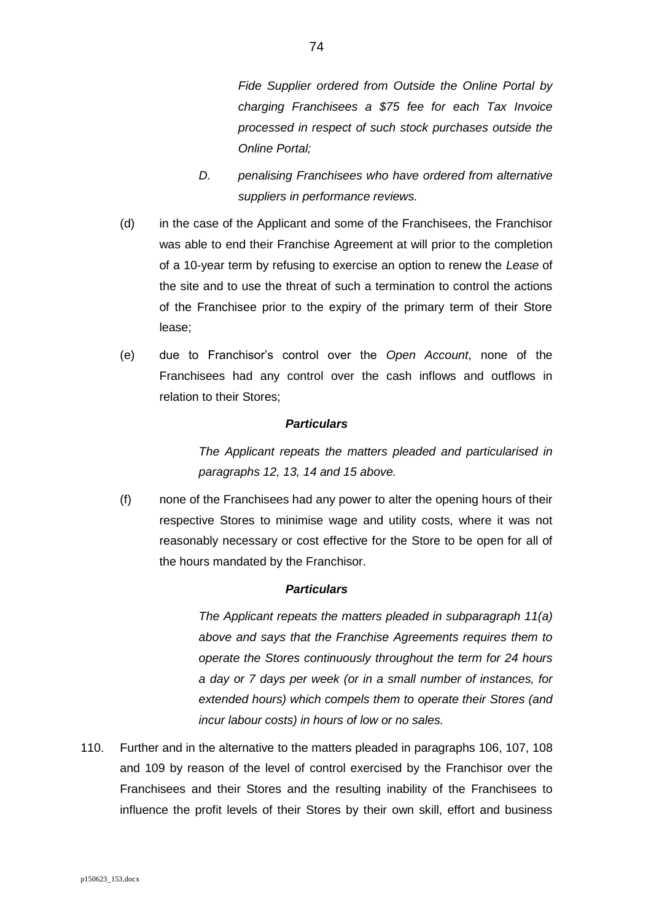*Fide Supplier ordered from Outside the Online Portal by charging Franchisees a $75 fee for each Tax Invoice processed in respect of such stock purchases outside the Online Portal;*

*D. penalising Franchisees who have ordered from alternative suppliers in performance reviews.*

(d) in the case of the Applicant and some of the Franchisees, the Franchisor was able to end their Franchise Agreement at will prior to the completion of a 10-year term by refusing to exercise an option to renew the *Lease* of the site and to use the threat of such a termination to control the actions of the Franchisee prior to the expiry of the primary term of their Store lease;

(e) due to Franchisor's control over the *Open Account*, none of the Franchisees had any control over the cash inflows and outflows in relation to their Stores;

***Particulars***

*The Applicant repeats the matters pleaded and particularised in paragraphs 12, 13, 14 and 15 above.*

(f) none of the Franchisees had any power to alter the opening hours of their respective Stores to minimise wage and utility costs, where it was not reasonably necessary or cost effective for the Store to be open for all of the hours mandated by the Franchisor.

***Particulars***

*The Applicant repeats the matters pleaded in subparagraph 11(a) above and says that the Franchise Agreements requires them to operate the Stores continuously throughout the term for 24 hours a day or 7 days per week (or in a small number of instances, for extended hours) which compels them to operate their Stores (and incur labour costs) in hours of low or no sales.*

110. Further and in the alternative to the matters pleaded in paragraphs 106, 107, 108 and 109 by reason of the level of control exercised by the Franchisor over the Franchisees and their Stores and the resulting inability of the Franchisees to influence the profit levels of their Stores by their own skill, effort and business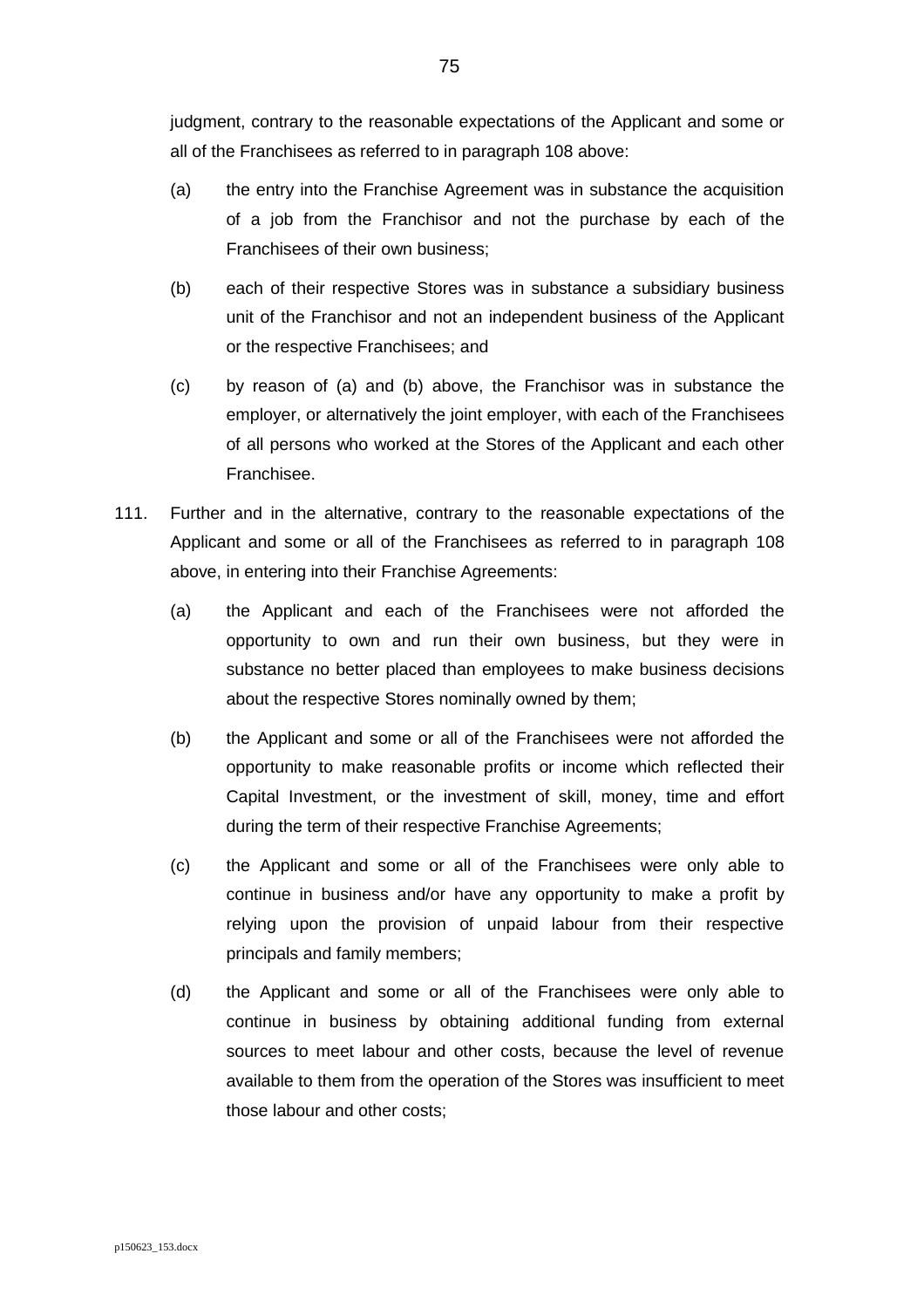judgment, contrary to the reasonable expectations of the Applicant and some or all of the Franchisees as referred to in paragraph 108 above:

(a) the entry into the Franchise Agreement was in substance the acquisition of a job from the Franchisor and not the purchase by each of the Franchisees of their own business;

(b) each of their respective Stores was in substance a subsidiary business unit of the Franchisor and not an independent business of the Applicant or the respective Franchisees; and

(c) by reason of (a) and (b) above, the Franchisor was in substance the employer, or alternatively the joint employer, with each of the Franchisees of all persons who worked at the Stores of the Applicant and each other Franchisee.

111. Further and in the alternative, contrary to the reasonable expectations of the Applicant and some or all of the Franchisees as referred to in paragraph 108 above, in entering into their Franchise Agreements:

(a) the Applicant and each of the Franchisees were not afforded the opportunity to own and run their own business, but they were in substance no better placed than employees to make business decisions about the respective Stores nominally owned by them;

(b) the Applicant and some or all of the Franchisees were not afforded the opportunity to make reasonable profits or income which reflected their Capital Investment, or the investment of skill, money, time and effort during the term of their respective Franchise Agreements;

(c) the Applicant and some or all of the Franchisees were only able to continue in business and/or have any opportunity to make a profit by relying upon the provision of unpaid labour from their respective principals and family members;

(d) the Applicant and some or all of the Franchisees were only able to continue in business by obtaining additional funding from external sources to meet labour and other costs, because the level of revenue available to them from the operation of the Stores was insufficient to meet those labour and other costs;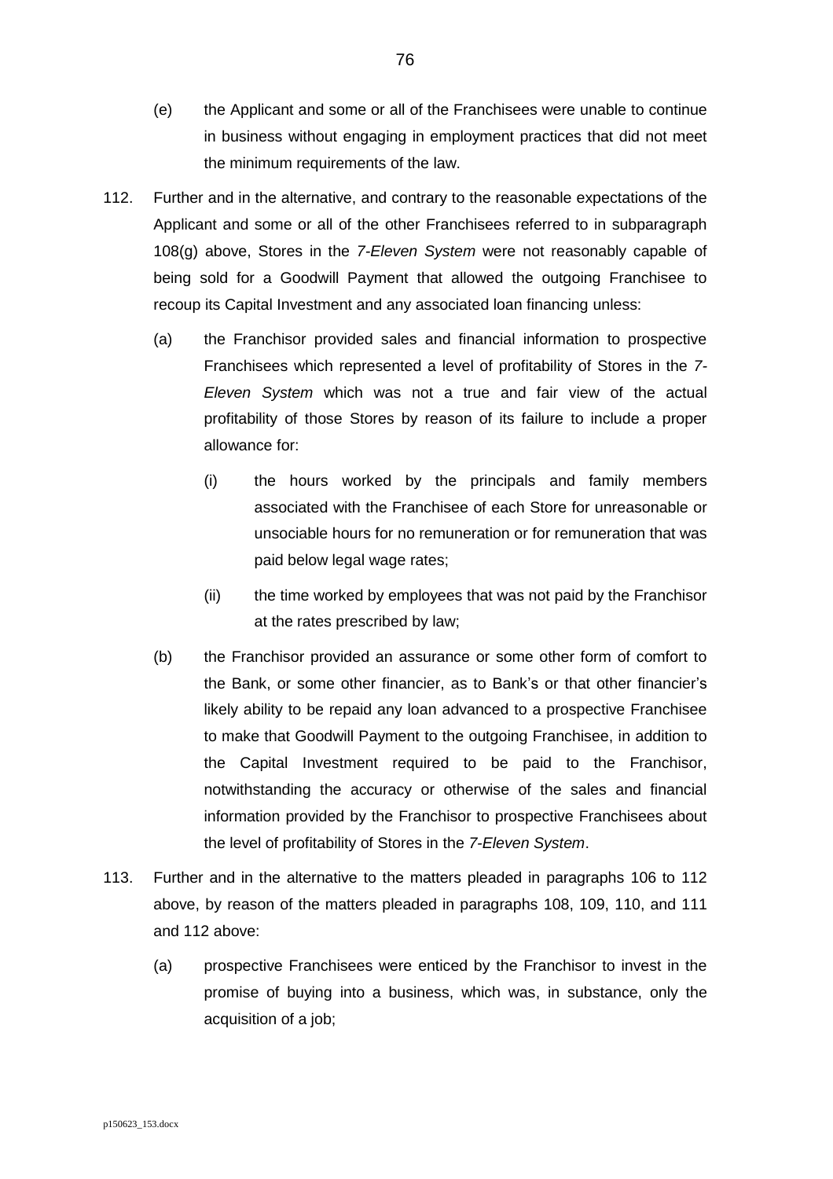(e) the Applicant and some or all of the Franchisees were unable to continue in business without engaging in employment practices that did not meet the minimum requirements of the law.

112. Further and in the alternative, and contrary to the reasonable expectations of the Applicant and some or all of the other Franchisees referred to in subparagraph 108(g) above, Stores in the *7-Eleven System* were not reasonably capable of being sold for a Goodwill Payment that allowed the outgoing Franchisee to recoup its Capital Investment and any associated loan financing unless:

   (a) the Franchisor provided sales and financial information to prospective Franchisees which represented a level of profitability of Stores in the *7-Eleven System* which was not a true and fair view of the actual profitability of those Stores by reason of its failure to include a proper allowance for:

      (i) the hours worked by the principals and family members associated with the Franchisee of each Store for unreasonable or unsociable hours for no remuneration or for remuneration that was paid below legal wage rates;

      (ii) the time worked by employees that was not paid by the Franchisor at the rates prescribed by law;

   (b) the Franchisor provided an assurance or some other form of comfort to the Bank, or some other financier, as to Bank's or that other financier's likely ability to be repaid any loan advanced to a prospective Franchisee to make that Goodwill Payment to the outgoing Franchisee, in addition to the Capital Investment required to be paid to the Franchisor, notwithstanding the accuracy or otherwise of the sales and financial information provided by the Franchisor to prospective Franchisees about the level of profitability of Stores in the *7-Eleven System*.

113. Further and in the alternative to the matters pleaded in paragraphs 106 to 112 above, by reason of the matters pleaded in paragraphs 108, 109, 110, and 111 and 112 above:

   (a) prospective Franchisees were enticed by the Franchisor to invest in the promise of buying into a business, which was, in substance, only the acquisition of a job;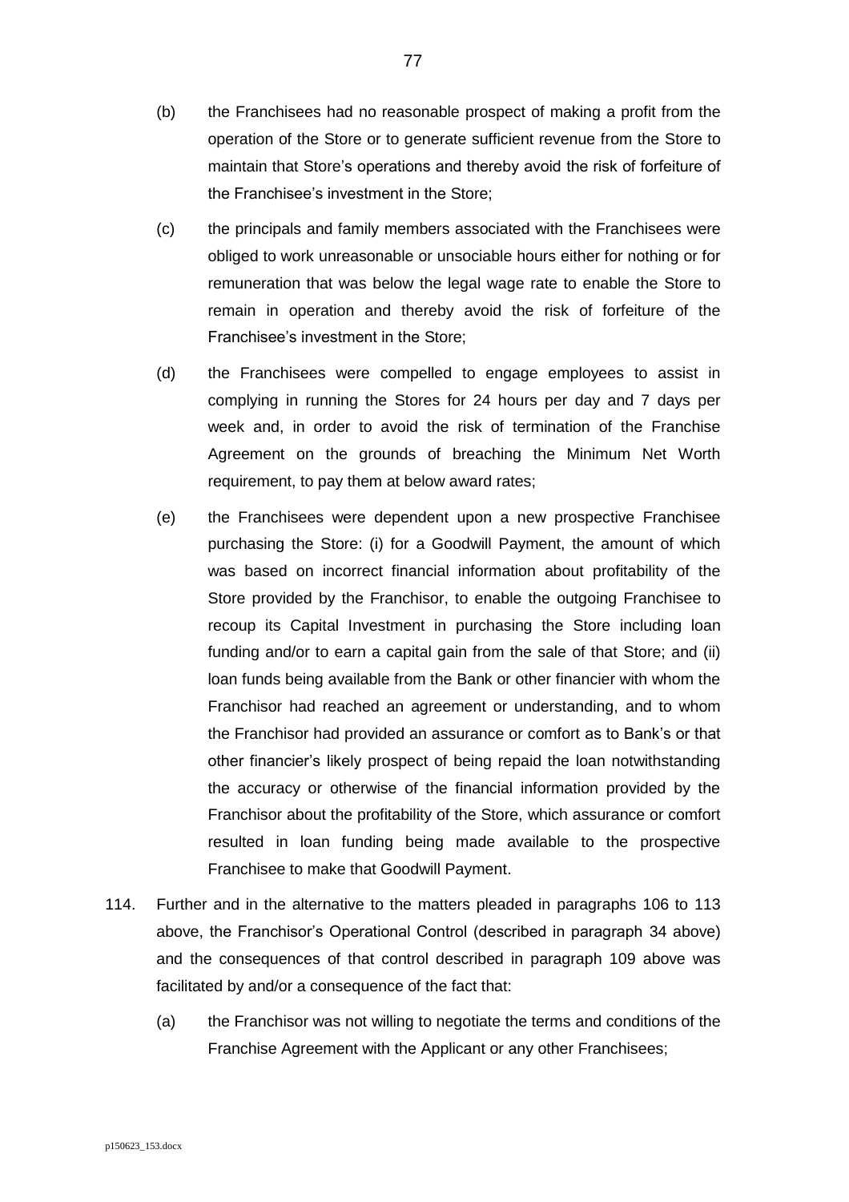(b) the Franchisees had no reasonable prospect of making a profit from the operation of the Store or to generate sufficient revenue from the Store to maintain that Store's operations and thereby avoid the risk of forfeiture of the Franchisee's investment in the Store;

(c) the principals and family members associated with the Franchisees were obliged to work unreasonable or unsociable hours either for nothing or for remuneration that was below the legal wage rate to enable the Store to remain in operation and thereby avoid the risk of forfeiture of the Franchisee's investment in the Store;

(d) the Franchisees were compelled to engage employees to assist in complying in running the Stores for 24 hours per day and 7 days per week and, in order to avoid the risk of termination of the Franchise Agreement on the grounds of breaching the Minimum Net Worth requirement, to pay them at below award rates;

(e) the Franchisees were dependent upon a new prospective Franchisee purchasing the Store: (i) for a Goodwill Payment, the amount of which was based on incorrect financial information about profitability of the Store provided by the Franchisor, to enable the outgoing Franchisee to recoup its Capital Investment in purchasing the Store including loan funding and/or to earn a capital gain from the sale of that Store; and (ii) loan funds being available from the Bank or other financier with whom the Franchisor had reached an agreement or understanding, and to whom the Franchisor had provided an assurance or comfort as to Bank's or that other financier's likely prospect of being repaid the loan notwithstanding the accuracy or otherwise of the financial information provided by the Franchisor about the profitability of the Store, which assurance or comfort resulted in loan funding being made available to the prospective Franchisee to make that Goodwill Payment.

114. Further and in the alternative to the matters pleaded in paragraphs 106 to 113 above, the Franchisor's Operational Control (described in paragraph 34 above) and the consequences of that control described in paragraph 109 above was facilitated by and/or a consequence of the fact that:

(a) the Franchisor was not willing to negotiate the terms and conditions of the Franchise Agreement with the Applicant or any other Franchisees;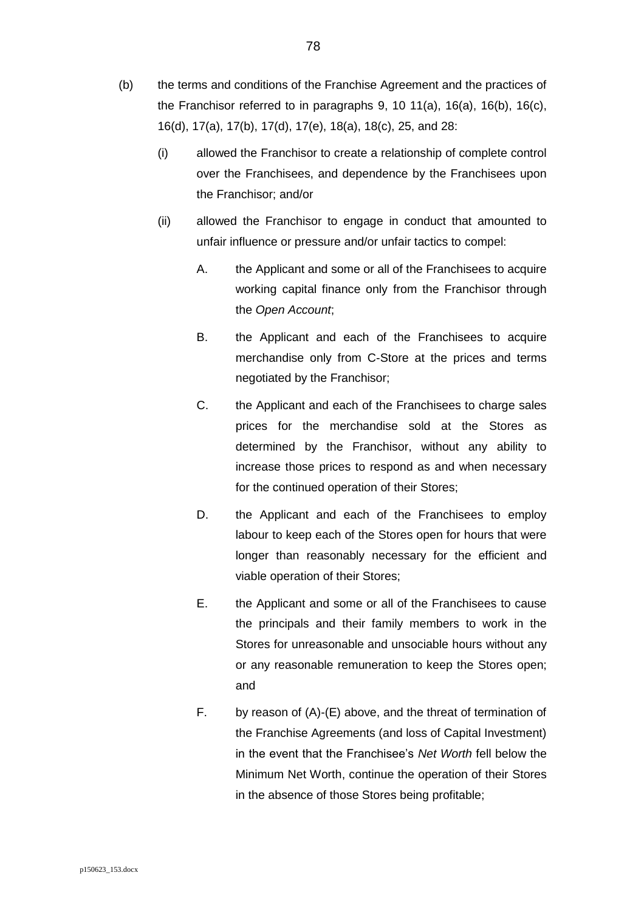(b) the terms and conditions of the Franchise Agreement and the practices of the Franchisor referred to in paragraphs 9, 10 11(a), 16(a), 16(b), 16(c), 16(d), 17(a), 17(b), 17(d), 17(e), 18(a), 18(c), 25, and 28:

  (i) allowed the Franchisor to create a relationship of complete control over the Franchisees, and dependence by the Franchisees upon the Franchisor; and/or

  (ii) allowed the Franchisor to engage in conduct that amounted to unfair influence or pressure and/or unfair tactics to compel:

    A. the Applicant and some or all of the Franchisees to acquire working capital finance only from the Franchisor through the *Open Account*;

    B. the Applicant and each of the Franchisees to acquire merchandise only from C-Store at the prices and terms negotiated by the Franchisor;

    C. the Applicant and each of the Franchisees to charge sales prices for the merchandise sold at the Stores as determined by the Franchisor, without any ability to increase those prices to respond as and when necessary for the continued operation of their Stores;

    D. the Applicant and each of the Franchisees to employ labour to keep each of the Stores open for hours that were longer than reasonably necessary for the efficient and viable operation of their Stores;

    E. the Applicant and some or all of the Franchisees to cause the principals and their family members to work in the Stores for unreasonable and unsociable hours without any or any reasonable remuneration to keep the Stores open; and

    F. by reason of (A)-(E) above, and the threat of termination of the Franchise Agreements (and loss of Capital Investment) in the event that the Franchisee's *Net Worth* fell below the Minimum Net Worth, continue the operation of their Stores in the absence of those Stores being profitable;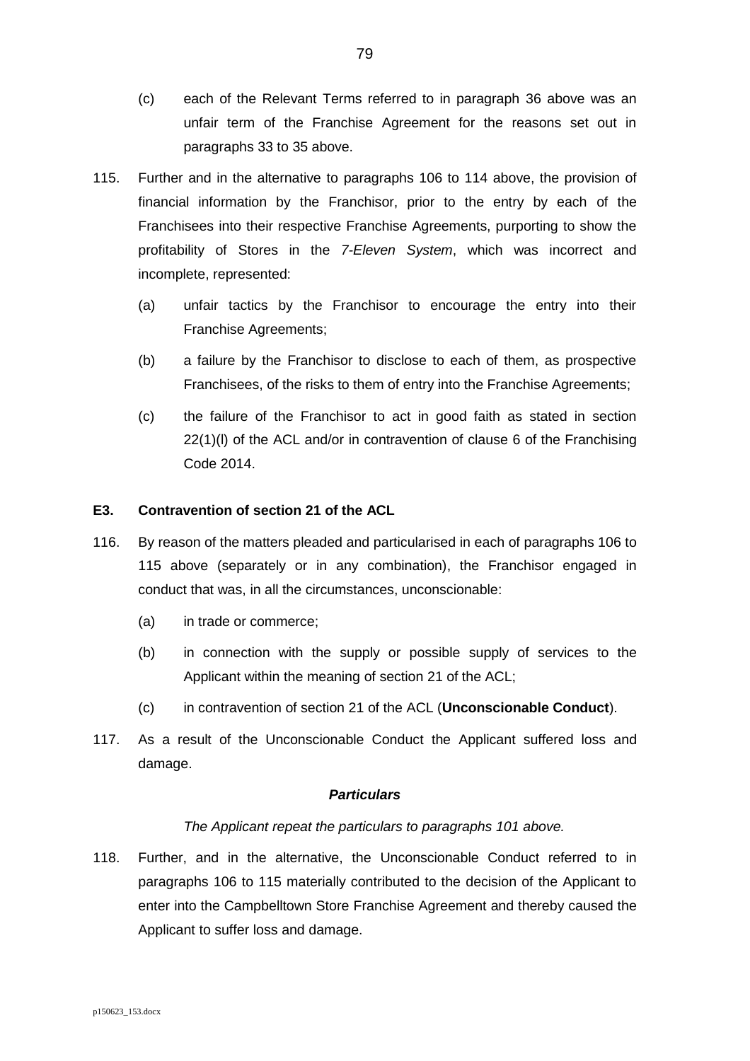(c) each of the Relevant Terms referred to in paragraph 36 above was an unfair term of the Franchise Agreement for the reasons set out in paragraphs 33 to 35 above.

115. Further and in the alternative to paragraphs 106 to 114 above, the provision of financial information by the Franchisor, prior to the entry by each of the Franchisees into their respective Franchise Agreements, purporting to show the profitability of Stores in the *7-Eleven System*, which was incorrect and incomplete, represented:

   (a) unfair tactics by the Franchisor to encourage the entry into their Franchise Agreements;

   (b) a failure by the Franchisor to disclose to each of them, as prospective Franchisees, of the risks to them of entry into the Franchise Agreements;

   (c) the failure of the Franchisor to act in good faith as stated in section 22(1)(l) of the ACL and/or in contravention of clause 6 of the Franchising Code 2014.

**E3. Contravention of section 21 of the ACL**

116. By reason of the matters pleaded and particularised in each of paragraphs 106 to 115 above (separately or in any combination), the Franchisor engaged in conduct that was, in all the circumstances, unconscionable:

   (a) in trade or commerce;

   (b) in connection with the supply or possible supply of services to the Applicant within the meaning of section 21 of the ACL;

   (c) in contravention of section 21 of the ACL (**Unconscionable Conduct**).

117. As a result of the Unconscionable Conduct the Applicant suffered loss and damage.

***Particulars***

*The Applicant repeat the particulars to paragraphs 101 above.*

118. Further, and in the alternative, the Unconscionable Conduct referred to in paragraphs 106 to 115 materially contributed to the decision of the Applicant to enter into the Campbelltown Store Franchise Agreement and thereby caused the Applicant to suffer loss and damage.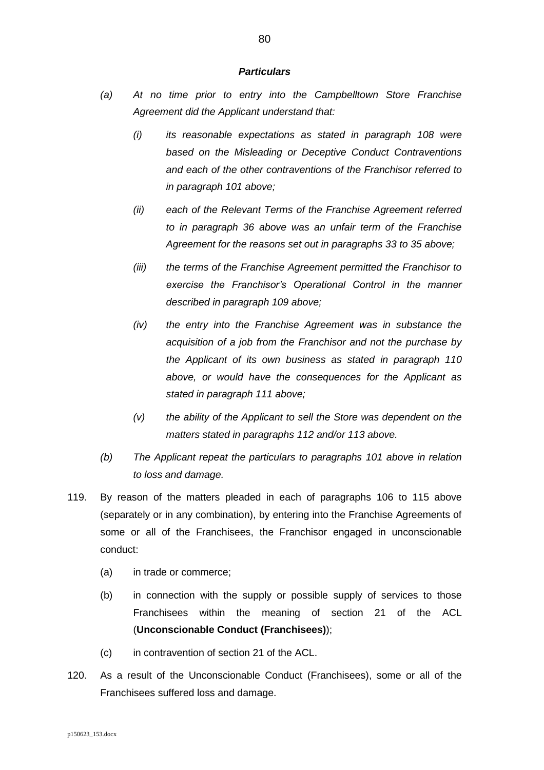***Particulars***

*(a) At no time prior to entry into the Campbelltown Store Franchise Agreement did the Applicant understand that:*

*(i) its reasonable expectations as stated in paragraph 108 were based on the Misleading or Deceptive Conduct Contraventions and each of the other contraventions of the Franchisor referred to in paragraph 101 above;*

*(ii) each of the Relevant Terms of the Franchise Agreement referred to in paragraph 36 above was an unfair term of the Franchise Agreement for the reasons set out in paragraphs 33 to 35 above;*

*(iii) the terms of the Franchise Agreement permitted the Franchisor to exercise the Franchisor's Operational Control in the manner described in paragraph 109 above;*

*(iv) the entry into the Franchise Agreement was in substance the acquisition of a job from the Franchisor and not the purchase by the Applicant of its own business as stated in paragraph 110 above, or would have the consequences for the Applicant as stated in paragraph 111 above;*

*(v) the ability of the Applicant to sell the Store was dependent on the matters stated in paragraphs 112 and/or 113 above.*

*(b) The Applicant repeat the particulars to paragraphs 101 above in relation to loss and damage.*

119. By reason of the matters pleaded in each of paragraphs 106 to 115 above (separately or in any combination), by entering into the Franchise Agreements of some or all of the Franchisees, the Franchisor engaged in unconscionable conduct:

(a) in trade or commerce;

(b) in connection with the supply or possible supply of services to those Franchisees within the meaning of section 21 of the ACL (**Unconscionable Conduct (Franchisees)**);

(c) in contravention of section 21 of the ACL.

120. As a result of the Unconscionable Conduct (Franchisees), some or all of the Franchisees suffered loss and damage.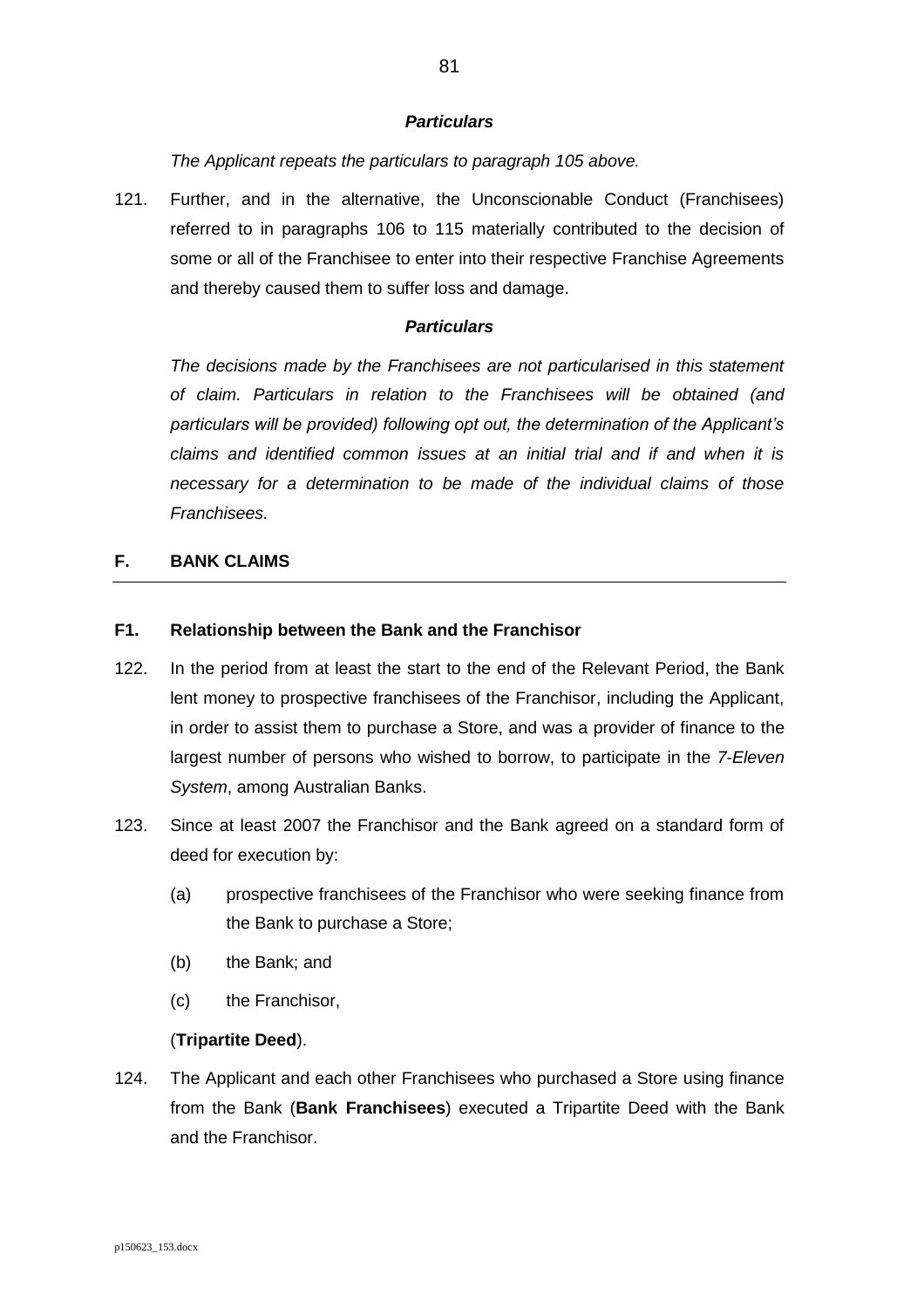***Particulars***

*The Applicant repeats the particulars to paragraph 105 above.*

121. Further, and in the alternative, the Unconscionable Conduct (Franchisees) referred to in paragraphs 106 to 115 materially contributed to the decision of some or all of the Franchisee to enter into their respective Franchise Agreements and thereby caused them to suffer loss and damage.

***Particulars***

*The decisions made by the Franchisees are not particularised in this statement of claim. Particulars in relation to the Franchisees will be obtained (and particulars will be provided) following opt out, the determination of the Applicant's claims and identified common issues at an initial trial and if and when it is necessary for a determination to be made of the individual claims of those Franchisees.*

## F. BANK CLAIMS

### F1. Relationship between the Bank and the Franchisor

122. In the period from at least the start to the end of the Relevant Period, the Bank lent money to prospective franchisees of the Franchisor, including the Applicant, in order to assist them to purchase a Store, and was a provider of finance to the largest number of persons who wished to borrow, to participate in the *7-Eleven System*, among Australian Banks.

123. Since at least 2007 the Franchisor and the Bank agreed on a standard form of deed for execution by:

    (a) prospective franchisees of the Franchisor who were seeking finance from the Bank to purchase a Store;

    (b) the Bank; and

    (c) the Franchisor,

    (**Tripartite Deed**).

124. The Applicant and each other Franchisees who purchased a Store using finance from the Bank (**Bank Franchisees**) executed a Tripartite Deed with the Bank and the Franchisor.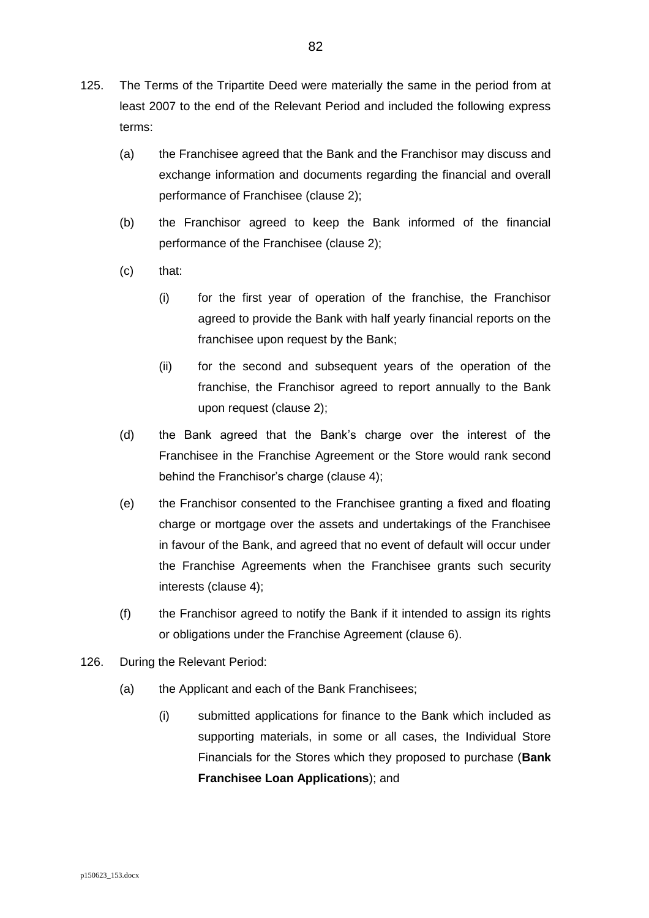125. The Terms of the Tripartite Deed were materially the same in the period from at least 2007 to the end of the Relevant Period and included the following express terms:

    (a) the Franchisee agreed that the Bank and the Franchisor may discuss and exchange information and documents regarding the financial and overall performance of Franchisee (clause 2);

    (b) the Franchisor agreed to keep the Bank informed of the financial performance of the Franchisee (clause 2);

    (c) that:

        (i) for the first year of operation of the franchise, the Franchisor agreed to provide the Bank with half yearly financial reports on the franchisee upon request by the Bank;

        (ii) for the second and subsequent years of the operation of the franchise, the Franchisor agreed to report annually to the Bank upon request (clause 2);

    (d) the Bank agreed that the Bank's charge over the interest of the Franchisee in the Franchise Agreement or the Store would rank second behind the Franchisor's charge (clause 4);

    (e) the Franchisor consented to the Franchisee granting a fixed and floating charge or mortgage over the assets and undertakings of the Franchisee in favour of the Bank, and agreed that no event of default will occur under the Franchise Agreements when the Franchisee grants such security interests (clause 4);

    (f) the Franchisor agreed to notify the Bank if it intended to assign its rights or obligations under the Franchise Agreement (clause 6).

126. During the Relevant Period:

    (a) the Applicant and each of the Bank Franchisees;

        (i) submitted applications for finance to the Bank which included as supporting materials, in some or all cases, the Individual Store Financials for the Stores which they proposed to purchase (**Bank Franchisee Loan Applications**); and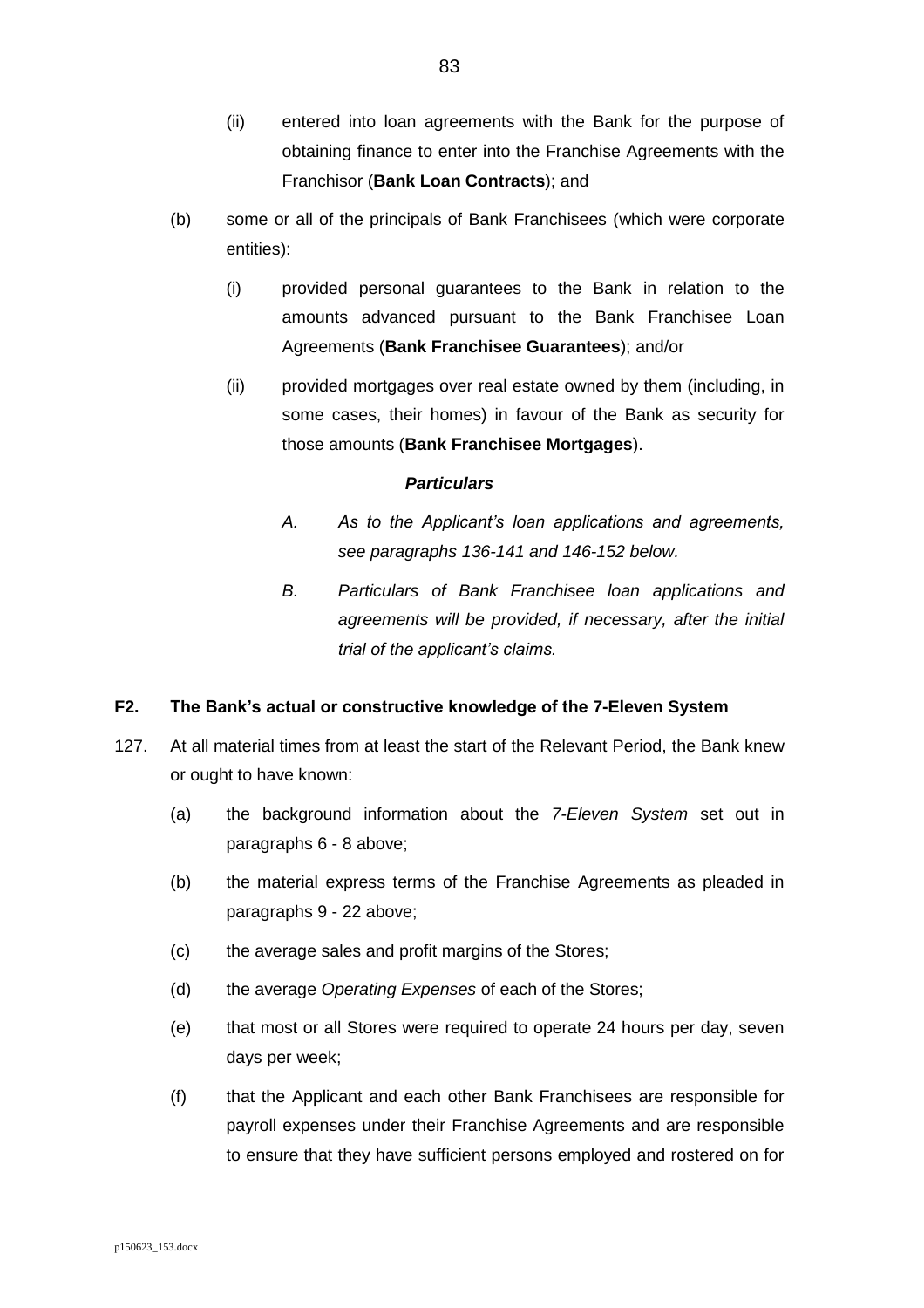(ii) entered into loan agreements with the Bank for the purpose of obtaining finance to enter into the Franchise Agreements with the Franchisor (**Bank Loan Contracts**); and

(b) some or all of the principals of Bank Franchisees (which were corporate entities):

(i) provided personal guarantees to the Bank in relation to the amounts advanced pursuant to the Bank Franchisee Loan Agreements (**Bank Franchisee Guarantees**); and/or

(ii) provided mortgages over real estate owned by them (including, in some cases, their homes) in favour of the Bank as security for those amounts (**Bank Franchisee Mortgages**).

***Particulars***

*A. As to the Applicant's loan applications and agreements, see paragraphs 136-141 and 146-152 below.*

*B. Particulars of Bank Franchisee loan applications and agreements will be provided, if necessary, after the initial trial of the applicant's claims.*

## F2. The Bank's actual or constructive knowledge of the 7-Eleven System

127. At all material times from at least the start of the Relevant Period, the Bank knew or ought to have known:

(a) the background information about the *7-Eleven System* set out in paragraphs 6 - 8 above;

(b) the material express terms of the Franchise Agreements as pleaded in paragraphs 9 - 22 above;

(c) the average sales and profit margins of the Stores;

(d) the average *Operating Expenses* of each of the Stores;

(e) that most or all Stores were required to operate 24 hours per day, seven days per week;

(f) that the Applicant and each other Bank Franchisees are responsible for payroll expenses under their Franchise Agreements and are responsible to ensure that they have sufficient persons employed and rostered on for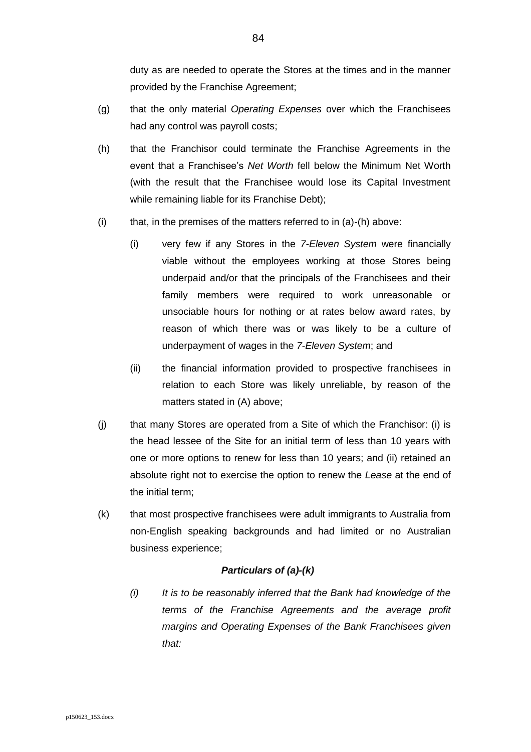duty as are needed to operate the Stores at the times and in the manner provided by the Franchise Agreement;

(g) that the only material *Operating Expenses* over which the Franchisees had any control was payroll costs;

(h) that the Franchisor could terminate the Franchise Agreements in the event that a Franchisee's *Net Worth* fell below the Minimum Net Worth (with the result that the Franchisee would lose its Capital Investment while remaining liable for its Franchise Debt);

(i) that, in the premises of the matters referred to in (a)-(h) above:

  (i) very few if any Stores in the *7-Eleven System* were financially viable without the employees working at those Stores being underpaid and/or that the principals of the Franchisees and their family members were required to work unreasonable or unsociable hours for nothing or at rates below award rates, by reason of which there was or was likely to be a culture of underpayment of wages in the *7-Eleven System*; and

  (ii) the financial information provided to prospective franchisees in relation to each Store was likely unreliable, by reason of the matters stated in (A) above;

(j) that many Stores are operated from a Site of which the Franchisor: (i) is the head lessee of the Site for an initial term of less than 10 years with one or more options to renew for less than 10 years; and (ii) retained an absolute right not to exercise the option to renew the *Lease* at the end of the initial term;

(k) that most prospective franchisees were adult immigrants to Australia from non-English speaking backgrounds and had limited or no Australian business experience;

***Particulars of (a)-(k)***

*(i) It is to be reasonably inferred that the Bank had knowledge of the terms of the Franchise Agreements and the average profit margins and Operating Expenses of the Bank Franchisees given that:*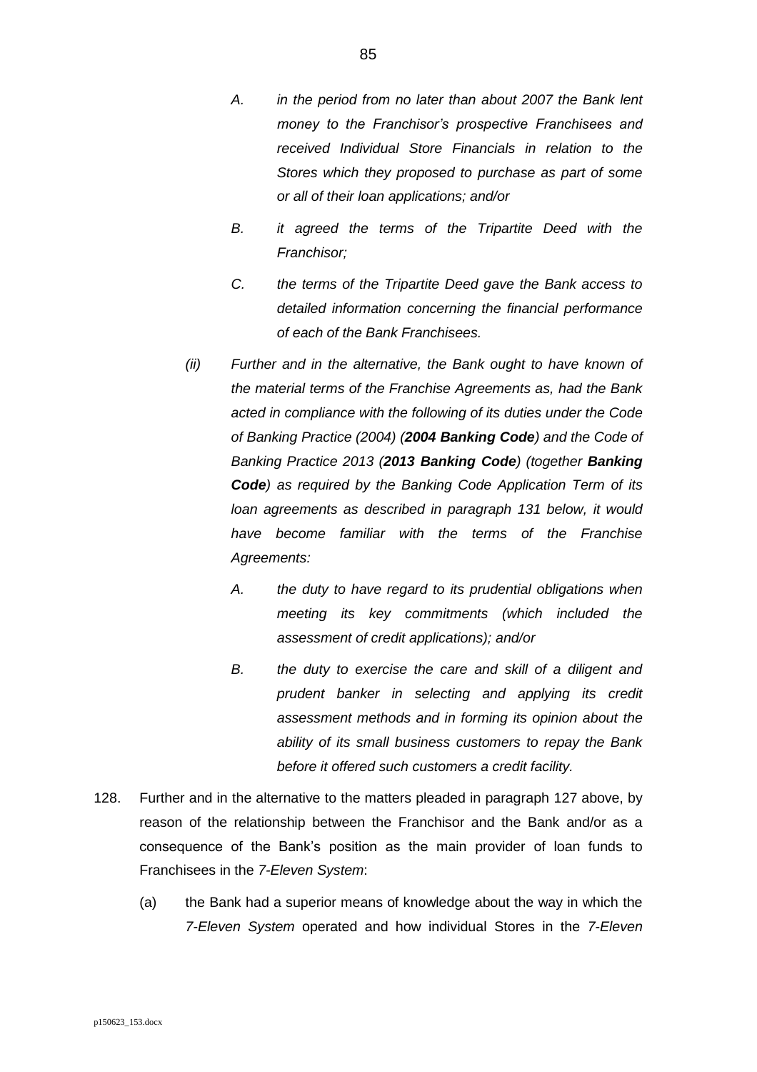> A. *in the period from no later than about 2007 the Bank lent money to the Franchisor's prospective Franchisees and received Individual Store Financials in relation to the Stores which they proposed to purchase as part of some or all of their loan applications; and/or*
>
> B. *it agreed the terms of the Tripartite Deed with the Franchisor;*
>
> C. *the terms of the Tripartite Deed gave the Bank access to detailed information concerning the financial performance of each of the Bank Franchisees.*

(ii) *Further and in the alternative, the Bank ought to have known of the material terms of the Franchise Agreements as, had the Bank acted in compliance with the following of its duties under the Code of Banking Practice (2004) (**2004 Banking Code**) and the Code of Banking Practice 2013 (**2013 Banking Code**) (together **Banking Code**) as required by the Banking Code Application Term of its loan agreements as described in paragraph 131 below, it would have become familiar with the terms of the Franchise Agreements:*

> A. *the duty to have regard to its prudential obligations when meeting its key commitments (which included the assessment of credit applications); and/or*
>
> B. *the duty to exercise the care and skill of a diligent and prudent banker in selecting and applying its credit assessment methods and in forming its opinion about the ability of its small business customers to repay the Bank before it offered such customers a credit facility.*

128. Further and in the alternative to the matters pleaded in paragraph 127 above, by reason of the relationship between the Franchisor and the Bank and/or as a consequence of the Bank's position as the main provider of loan funds to Franchisees in the *7-Eleven System*:

(a) the Bank had a superior means of knowledge about the way in which the *7-Eleven System* operated and how individual Stores in the *7-Eleven*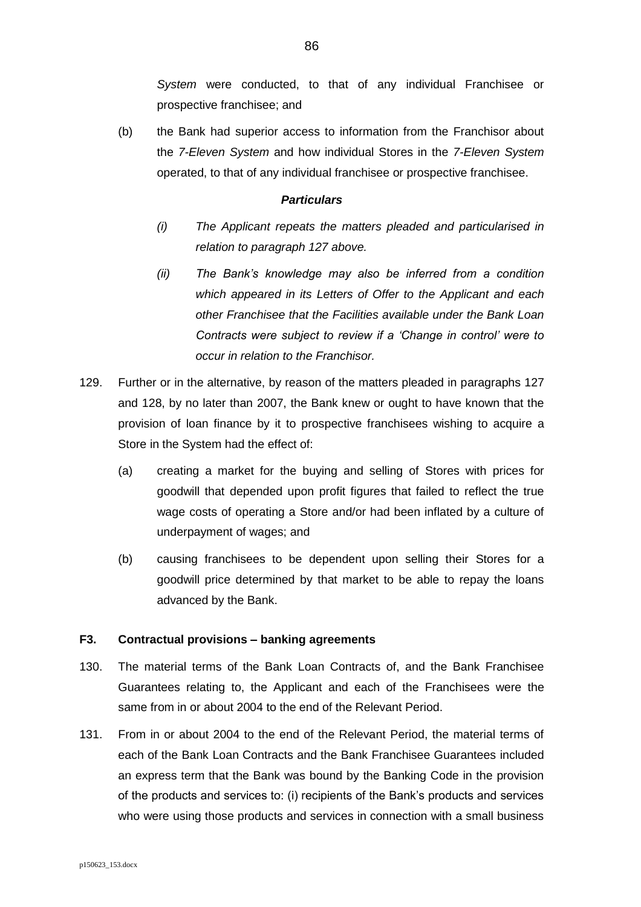*System* were conducted, to that of any individual Franchisee or prospective franchisee; and

(b) the Bank had superior access to information from the Franchisor about the *7-Eleven System* and how individual Stores in the *7-Eleven System* operated, to that of any individual franchisee or prospective franchisee.

***Particulars***

*(i) The Applicant repeats the matters pleaded and particularised in relation to paragraph 127 above.*

*(ii) The Bank's knowledge may also be inferred from a condition which appeared in its Letters of Offer to the Applicant and each other Franchisee that the Facilities available under the Bank Loan Contracts were subject to review if a 'Change in control' were to occur in relation to the Franchisor.*

129. Further or in the alternative, by reason of the matters pleaded in paragraphs 127 and 128, by no later than 2007, the Bank knew or ought to have known that the provision of loan finance by it to prospective franchisees wishing to acquire a Store in the System had the effect of:

(a) creating a market for the buying and selling of Stores with prices for goodwill that depended upon profit figures that failed to reflect the true wage costs of operating a Store and/or had been inflated by a culture of underpayment of wages; and

(b) causing franchisees to be dependent upon selling their Stores for a goodwill price determined by that market to be able to repay the loans advanced by the Bank.

**F3. Contractual provisions – banking agreements**

130. The material terms of the Bank Loan Contracts of, and the Bank Franchisee Guarantees relating to, the Applicant and each of the Franchisees were the same from in or about 2004 to the end of the Relevant Period.

131. From in or about 2004 to the end of the Relevant Period, the material terms of each of the Bank Loan Contracts and the Bank Franchisee Guarantees included an express term that the Bank was bound by the Banking Code in the provision of the products and services to: (i) recipients of the Bank's products and services who were using those products and services in connection with a small business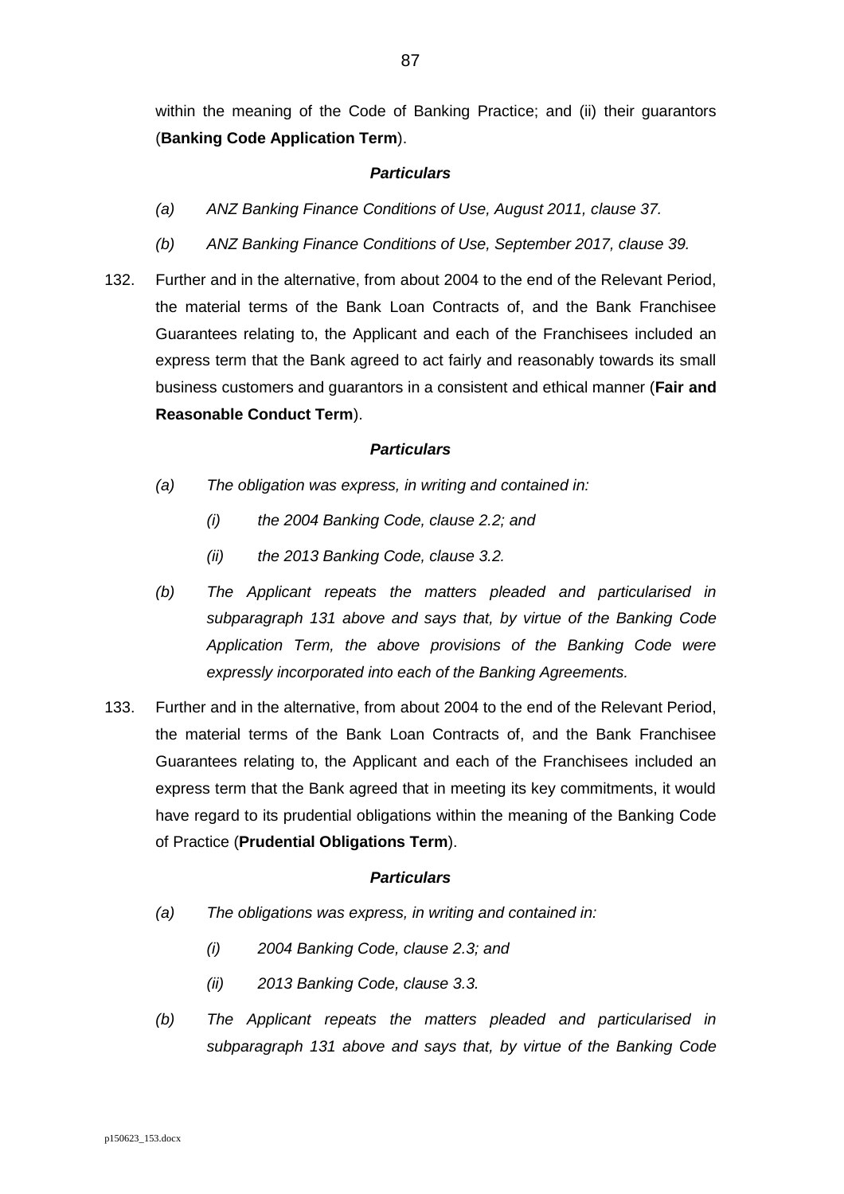within the meaning of the Code of Banking Practice; and (ii) their guarantors (**Banking Code Application Term**).

***Particulars***

*(a) ANZ Banking Finance Conditions of Use, August 2011, clause 37.*

*(b) ANZ Banking Finance Conditions of Use, September 2017, clause 39.*

132. Further and in the alternative, from about 2004 to the end of the Relevant Period, the material terms of the Bank Loan Contracts of, and the Bank Franchisee Guarantees relating to, the Applicant and each of the Franchisees included an express term that the Bank agreed to act fairly and reasonably towards its small business customers and guarantors in a consistent and ethical manner (**Fair and Reasonable Conduct Term**).

***Particulars***

*(a) The obligation was express, in writing and contained in:*

*(i) the 2004 Banking Code, clause 2.2; and*

*(ii) the 2013 Banking Code, clause 3.2.*

*(b) The Applicant repeats the matters pleaded and particularised in subparagraph 131 above and says that, by virtue of the Banking Code Application Term, the above provisions of the Banking Code were expressly incorporated into each of the Banking Agreements.*

133. Further and in the alternative, from about 2004 to the end of the Relevant Period, the material terms of the Bank Loan Contracts of, and the Bank Franchisee Guarantees relating to, the Applicant and each of the Franchisees included an express term that the Bank agreed that in meeting its key commitments, it would have regard to its prudential obligations within the meaning of the Banking Code of Practice (**Prudential Obligations Term**).

***Particulars***

*(a) The obligations was express, in writing and contained in:*

*(i) 2004 Banking Code, clause 2.3; and*

*(ii) 2013 Banking Code, clause 3.3.*

*(b) The Applicant repeats the matters pleaded and particularised in subparagraph 131 above and says that, by virtue of the Banking Code*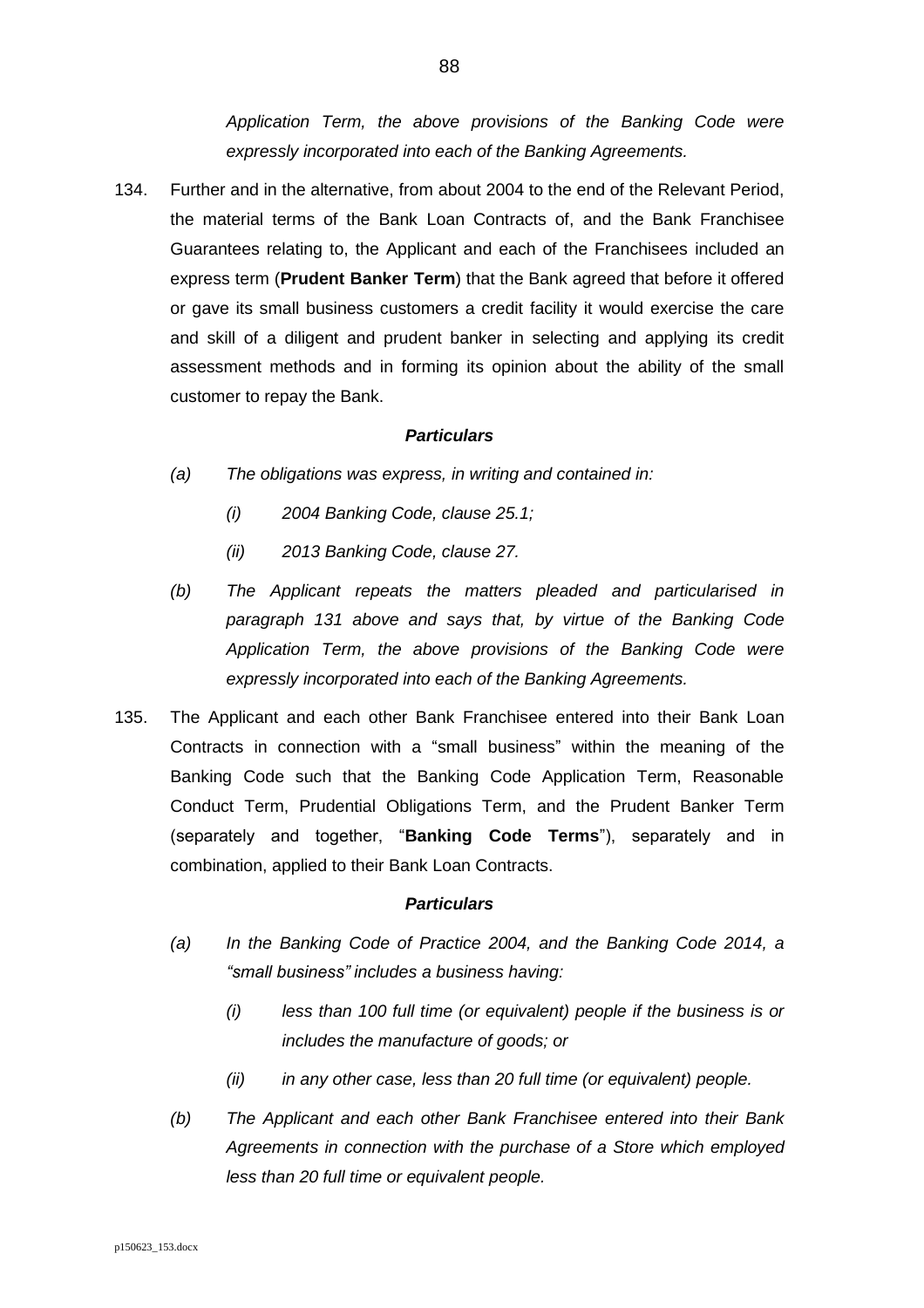*Application Term, the above provisions of the Banking Code were expressly incorporated into each of the Banking Agreements.*

134. Further and in the alternative, from about 2004 to the end of the Relevant Period, the material terms of the Bank Loan Contracts of, and the Bank Franchisee Guarantees relating to, the Applicant and each of the Franchisees included an express term (**Prudent Banker Term**) that the Bank agreed that before it offered or gave its small business customers a credit facility it would exercise the care and skill of a diligent and prudent banker in selecting and applying its credit assessment methods and in forming its opinion about the ability of the small customer to repay the Bank.

***Particulars***

*(a) The obligations was express, in writing and contained in:*

*(i) 2004 Banking Code, clause 25.1;*

*(ii) 2013 Banking Code, clause 27.*

*(b) The Applicant repeats the matters pleaded and particularised in paragraph 131 above and says that, by virtue of the Banking Code Application Term, the above provisions of the Banking Code were expressly incorporated into each of the Banking Agreements.*

135. The Applicant and each other Bank Franchisee entered into their Bank Loan Contracts in connection with a "small business" within the meaning of the Banking Code such that the Banking Code Application Term, Reasonable Conduct Term, Prudential Obligations Term, and the Prudent Banker Term (separately and together, "**Banking Code Terms**"), separately and in combination, applied to their Bank Loan Contracts.

***Particulars***

*(a) In the Banking Code of Practice 2004, and the Banking Code 2014, a "small business" includes a business having:*

*(i) less than 100 full time (or equivalent) people if the business is or includes the manufacture of goods; or*

*(ii) in any other case, less than 20 full time (or equivalent) people.*

*(b) The Applicant and each other Bank Franchisee entered into their Bank Agreements in connection with the purchase of a Store which employed less than 20 full time or equivalent people.*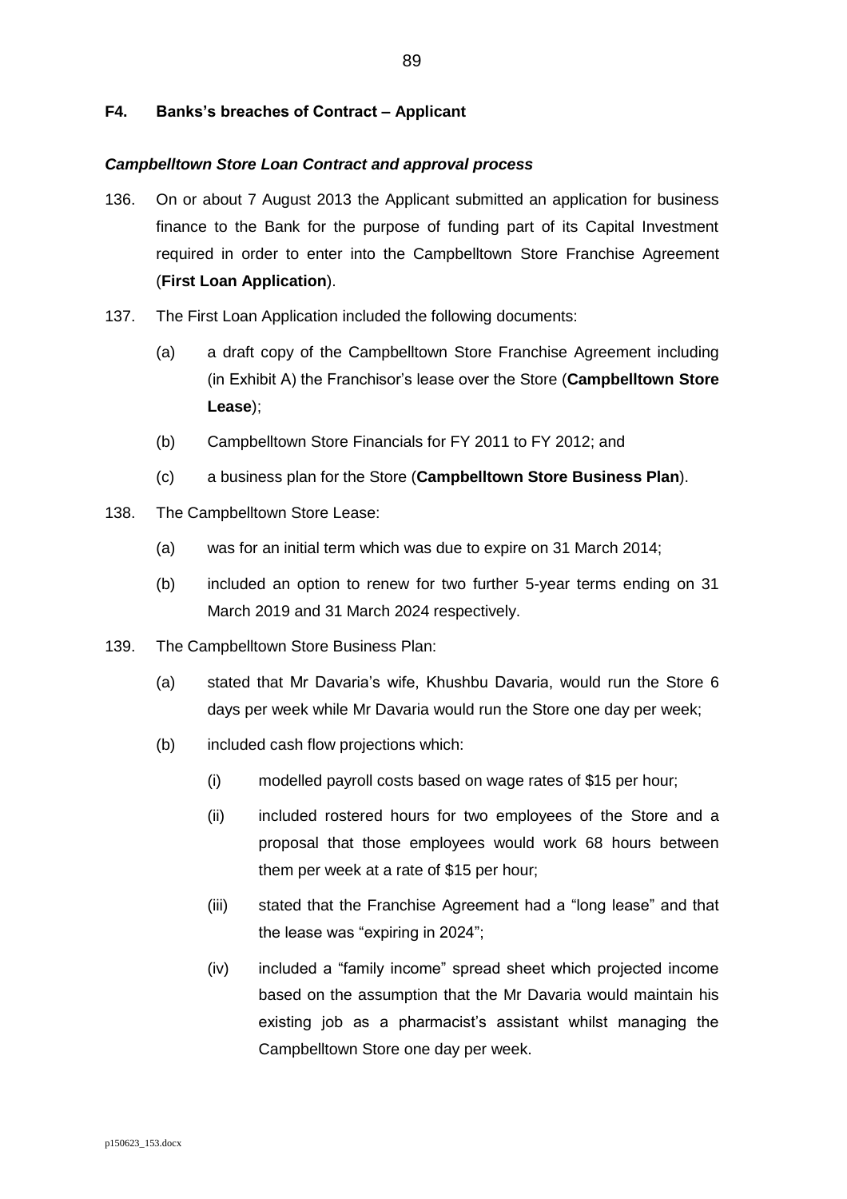### F4. Banks's breaches of Contract – Applicant

#### *Campbelltown Store Loan Contract and approval process*

136. On or about 7 August 2013 the Applicant submitted an application for business finance to the Bank for the purpose of funding part of its Capital Investment required in order to enter into the Campbelltown Store Franchise Agreement (**First Loan Application**).

137. The First Loan Application included the following documents:

    (a) a draft copy of the Campbelltown Store Franchise Agreement including (in Exhibit A) the Franchisor's lease over the Store (**Campbelltown Store Lease**);

    (b) Campbelltown Store Financials for FY 2011 to FY 2012; and

    (c) a business plan for the Store (**Campbelltown Store Business Plan**).

138. The Campbelltown Store Lease:

    (a) was for an initial term which was due to expire on 31 March 2014;

    (b) included an option to renew for two further 5-year terms ending on 31 March 2019 and 31 March 2024 respectively.

139. The Campbelltown Store Business Plan:

    (a) stated that Mr Davaria's wife, Khushbu Davaria, would run the Store 6 days per week while Mr Davaria would run the Store one day per week;

    (b) included cash flow projections which:

        (i) modelled payroll costs based on wage rates of $15 per hour;

        (ii) included rostered hours for two employees of the Store and a proposal that those employees would work 68 hours between them per week at a rate of $15 per hour;

        (iii) stated that the Franchise Agreement had a "long lease" and that the lease was "expiring in 2024";

        (iv) included a "family income" spread sheet which projected income based on the assumption that the Mr Davaria would maintain his existing job as a pharmacist's assistant whilst managing the Campbelltown Store one day per week.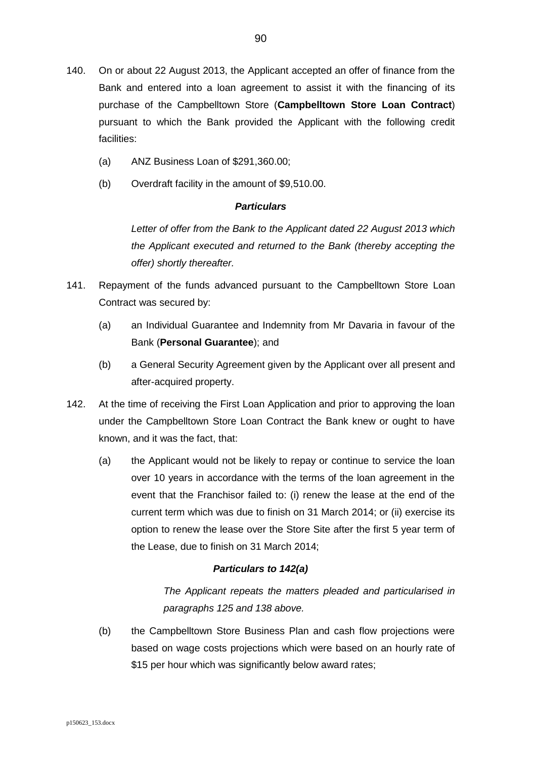140. On or about 22 August 2013, the Applicant accepted an offer of finance from the Bank and entered into a loan agreement to assist it with the financing of its purchase of the Campbelltown Store (**Campbelltown Store Loan Contract**) pursuant to which the Bank provided the Applicant with the following credit facilities:

   (a) ANZ Business Loan of $291,360.00;

   (b) Overdraft facility in the amount of $9,510.00.

   ***Particulars***

   *Letter of offer from the Bank to the Applicant dated 22 August 2013 which the Applicant executed and returned to the Bank (thereby accepting the offer) shortly thereafter.*

141. Repayment of the funds advanced pursuant to the Campbelltown Store Loan Contract was secured by:

   (a) an Individual Guarantee and Indemnity from Mr Davaria in favour of the Bank (**Personal Guarantee**); and

   (b) a General Security Agreement given by the Applicant over all present and after-acquired property.

142. At the time of receiving the First Loan Application and prior to approving the loan under the Campbelltown Store Loan Contract the Bank knew or ought to have known, and it was the fact, that:

   (a) the Applicant would not be likely to repay or continue to service the loan over 10 years in accordance with the terms of the loan agreement in the event that the Franchisor failed to: (i) renew the lease at the end of the current term which was due to finish on 31 March 2014; or (ii) exercise its option to renew the lease over the Store Site after the first 5 year term of the Lease, due to finish on 31 March 2014;

   ***Particulars to 142(a)***

   *The Applicant repeats the matters pleaded and particularised in paragraphs 125 and 138 above.*

   (b) the Campbelltown Store Business Plan and cash flow projections were based on wage costs projections which were based on an hourly rate of $15 per hour which was significantly below award rates;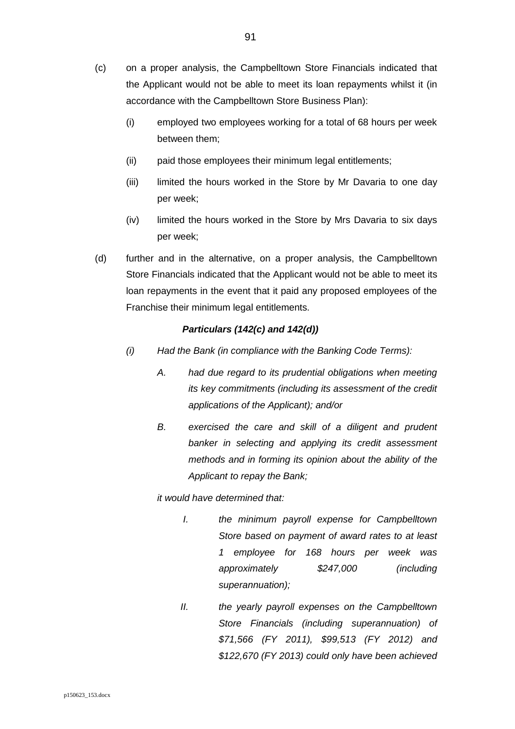(c) on a proper analysis, the Campbelltown Store Financials indicated that the Applicant would not be able to meet its loan repayments whilst it (in accordance with the Campbelltown Store Business Plan):

   (i) employed two employees working for a total of 68 hours per week between them;

   (ii) paid those employees their minimum legal entitlements;

   (iii) limited the hours worked in the Store by Mr Davaria to one day per week;

   (iv) limited the hours worked in the Store by Mrs Davaria to six days per week;

(d) further and in the alternative, on a proper analysis, the Campbelltown Store Financials indicated that the Applicant would not be able to meet its loan repayments in the event that it paid any proposed employees of the Franchise their minimum legal entitlements.

***Particulars (142(c) and 142(d))***

*(i) Had the Bank (in compliance with the Banking Code Terms):*

   *A. had due regard to its prudential obligations when meeting its key commitments (including its assessment of the credit applications of the Applicant); and/or*

   *B. exercised the care and skill of a diligent and prudent banker in selecting and applying its credit assessment methods and in forming its opinion about the ability of the Applicant to repay the Bank;*

   *it would have determined that:*

      *I. the minimum payroll expense for Campbelltown Store based on payment of award rates to at least 1 employee for 168 hours per week was approximately $247,000 (including superannuation);*

      *II. the yearly payroll expenses on the Campbelltown Store Financials (including superannuation) of $71,566 (FY 2011), $99,513 (FY 2012) and $122,670 (FY 2013) could only have been achieved*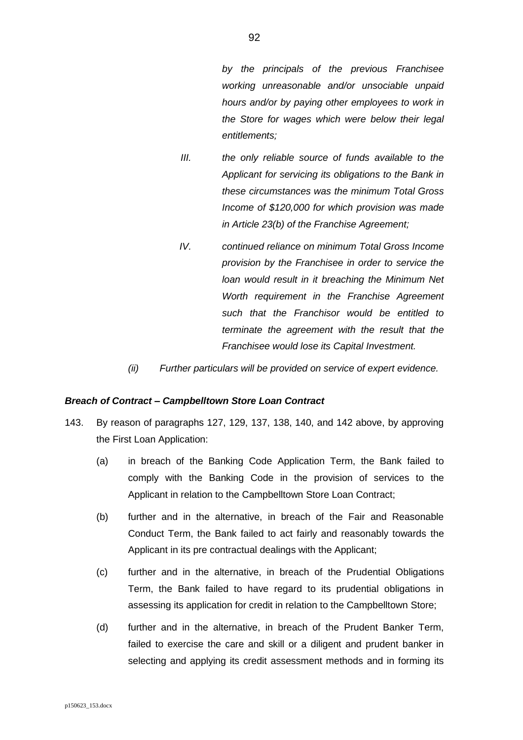*by the principals of the previous Franchisee working unreasonable and/or unsociable unpaid hours and/or by paying other employees to work in the Store for wages which were below their legal entitlements;*

*III. the only reliable source of funds available to the Applicant for servicing its obligations to the Bank in these circumstances was the minimum Total Gross Income of $120,000 for which provision was made in Article 23(b) of the Franchise Agreement;*

*IV. continued reliance on minimum Total Gross Income provision by the Franchisee in order to service the loan would result in it breaching the Minimum Net Worth requirement in the Franchise Agreement such that the Franchisor would be entitled to terminate the agreement with the result that the Franchisee would lose its Capital Investment.*

*(ii) Further particulars will be provided on service of expert evidence.*

***Breach of Contract – Campbelltown Store Loan Contract***

143. By reason of paragraphs 127, 129, 137, 138, 140, and 142 above, by approving the First Loan Application:

(a) in breach of the Banking Code Application Term, the Bank failed to comply with the Banking Code in the provision of services to the Applicant in relation to the Campbelltown Store Loan Contract;

(b) further and in the alternative, in breach of the Fair and Reasonable Conduct Term, the Bank failed to act fairly and reasonably towards the Applicant in its pre contractual dealings with the Applicant;

(c) further and in the alternative, in breach of the Prudential Obligations Term, the Bank failed to have regard to its prudential obligations in assessing its application for credit in relation to the Campbelltown Store;

(d) further and in the alternative, in breach of the Prudent Banker Term, failed to exercise the care and skill or a diligent and prudent banker in selecting and applying its credit assessment methods and in forming its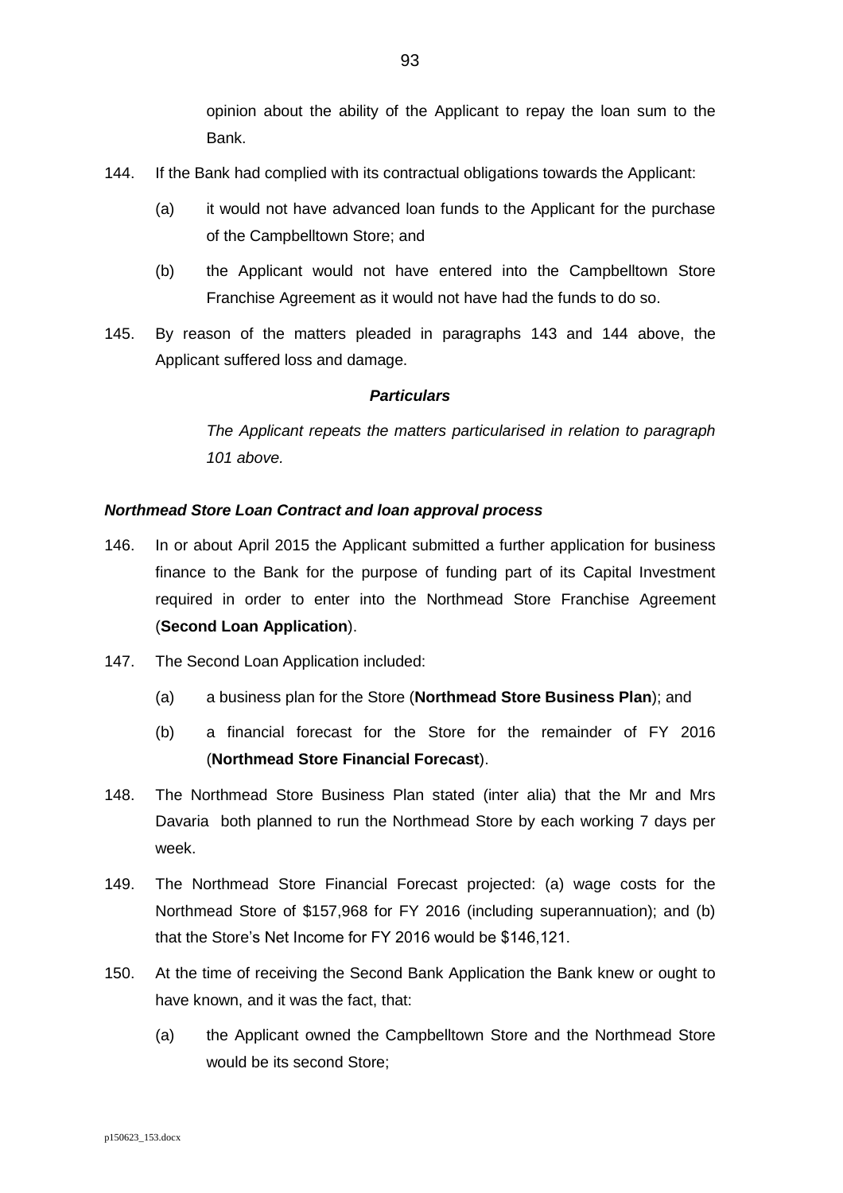opinion about the ability of the Applicant to repay the loan sum to the Bank.

144. If the Bank had complied with its contractual obligations towards the Applicant:

  (a) it would not have advanced loan funds to the Applicant for the purchase of the Campbelltown Store; and

  (b) the Applicant would not have entered into the Campbelltown Store Franchise Agreement as it would not have had the funds to do so.

145. By reason of the matters pleaded in paragraphs 143 and 144 above, the Applicant suffered loss and damage.

***Particulars***

*The Applicant repeats the matters particularised in relation to paragraph 101 above.*

***Northmead Store Loan Contract and loan approval process***

146. In or about April 2015 the Applicant submitted a further application for business finance to the Bank for the purpose of funding part of its Capital Investment required in order to enter into the Northmead Store Franchise Agreement (**Second Loan Application**).

147. The Second Loan Application included:

  (a) a business plan for the Store (**Northmead Store Business Plan**); and

  (b) a financial forecast for the Store for the remainder of FY 2016 (**Northmead Store Financial Forecast**).

148. The Northmead Store Business Plan stated (inter alia) that the Mr and Mrs Davaria both planned to run the Northmead Store by each working 7 days per week.

149. The Northmead Store Financial Forecast projected: (a) wage costs for the Northmead Store of $157,968 for FY 2016 (including superannuation); and (b) that the Store's Net Income for FY 2016 would be $146,121.

150. At the time of receiving the Second Bank Application the Bank knew or ought to have known, and it was the fact, that:

  (a) the Applicant owned the Campbelltown Store and the Northmead Store would be its second Store;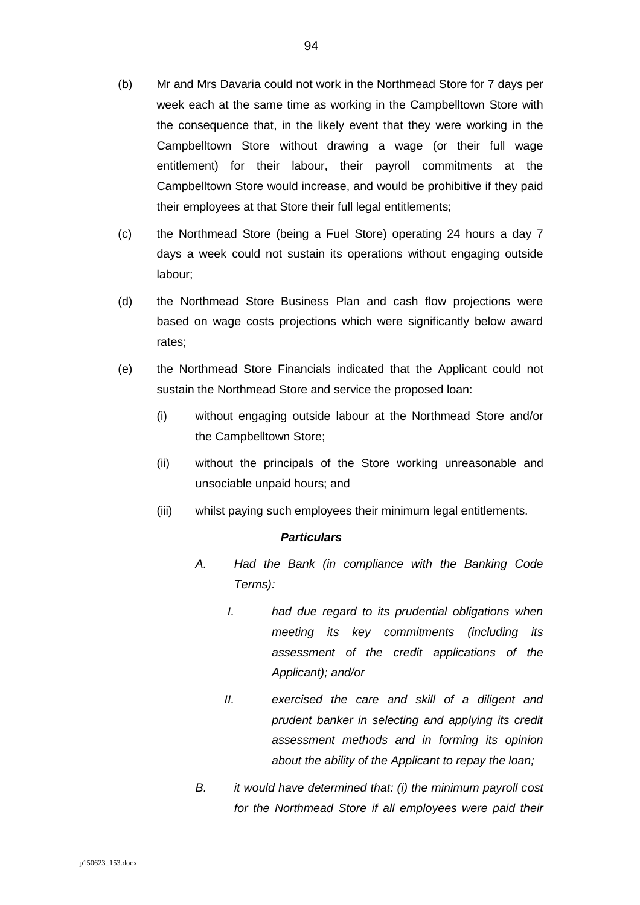(b) Mr and Mrs Davaria could not work in the Northmead Store for 7 days per week each at the same time as working in the Campbelltown Store with the consequence that, in the likely event that they were working in the Campbelltown Store without drawing a wage (or their full wage entitlement) for their labour, their payroll commitments at the Campbelltown Store would increase, and would be prohibitive if they paid their employees at that Store their full legal entitlements;

(c) the Northmead Store (being a Fuel Store) operating 24 hours a day 7 days a week could not sustain its operations without engaging outside labour;

(d) the Northmead Store Business Plan and cash flow projections were based on wage costs projections which were significantly below award rates;

(e) the Northmead Store Financials indicated that the Applicant could not sustain the Northmead Store and service the proposed loan:

  (i) without engaging outside labour at the Northmead Store and/or the Campbelltown Store;

  (ii) without the principals of the Store working unreasonable and unsociable unpaid hours; and

  (iii) whilst paying such employees their minimum legal entitlements.

***Particulars***

*A. Had the Bank (in compliance with the Banking Code Terms):*

  *I. had due regard to its prudential obligations when meeting its key commitments (including its assessment of the credit applications of the Applicant); and/or*

  *II. exercised the care and skill of a diligent and prudent banker in selecting and applying its credit assessment methods and in forming its opinion about the ability of the Applicant to repay the loan;*

*B. it would have determined that: (i) the minimum payroll cost for the Northmead Store if all employees were paid their*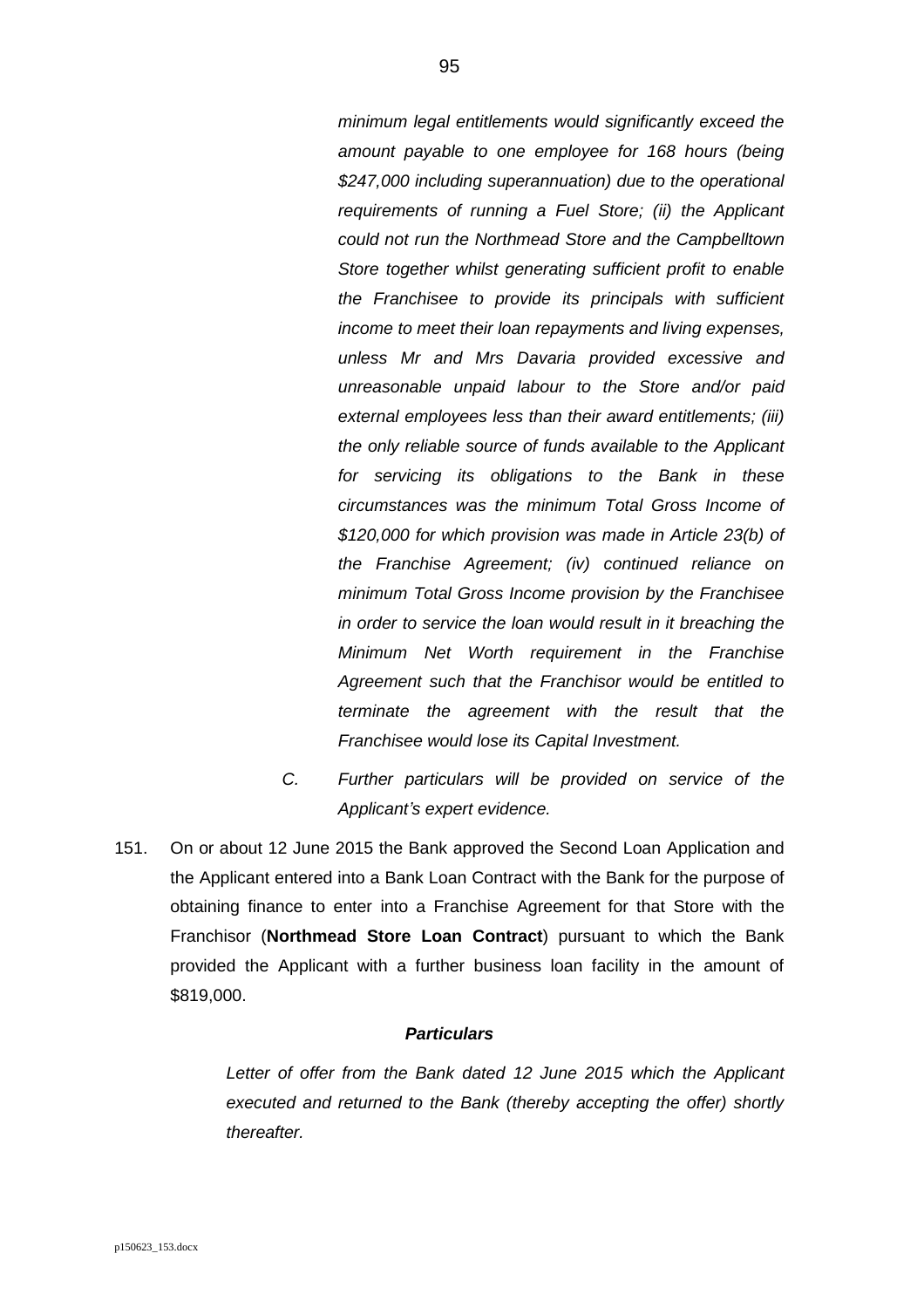*minimum legal entitlements would significantly exceed the amount payable to one employee for 168 hours (being $247,000 including superannuation) due to the operational requirements of running a Fuel Store; (ii) the Applicant could not run the Northmead Store and the Campbelltown Store together whilst generating sufficient profit to enable the Franchisee to provide its principals with sufficient income to meet their loan repayments and living expenses, unless Mr and Mrs Davaria provided excessive and unreasonable unpaid labour to the Store and/or paid external employees less than their award entitlements; (iii) the only reliable source of funds available to the Applicant for servicing its obligations to the Bank in these circumstances was the minimum Total Gross Income of $120,000 for which provision was made in Article 23(b) of the Franchise Agreement; (iv) continued reliance on minimum Total Gross Income provision by the Franchisee in order to service the loan would result in it breaching the Minimum Net Worth requirement in the Franchise Agreement such that the Franchisor would be entitled to terminate the agreement with the result that the Franchisee would lose its Capital Investment.*

*C. Further particulars will be provided on service of the Applicant's expert evidence.*

151. On or about 12 June 2015 the Bank approved the Second Loan Application and the Applicant entered into a Bank Loan Contract with the Bank for the purpose of obtaining finance to enter into a Franchise Agreement for that Store with the Franchisor (**Northmead Store Loan Contract**) pursuant to which the Bank provided the Applicant with a further business loan facility in the amount of $819,000.

***Particulars***

*Letter of offer from the Bank dated 12 June 2015 which the Applicant executed and returned to the Bank (thereby accepting the offer) shortly thereafter.*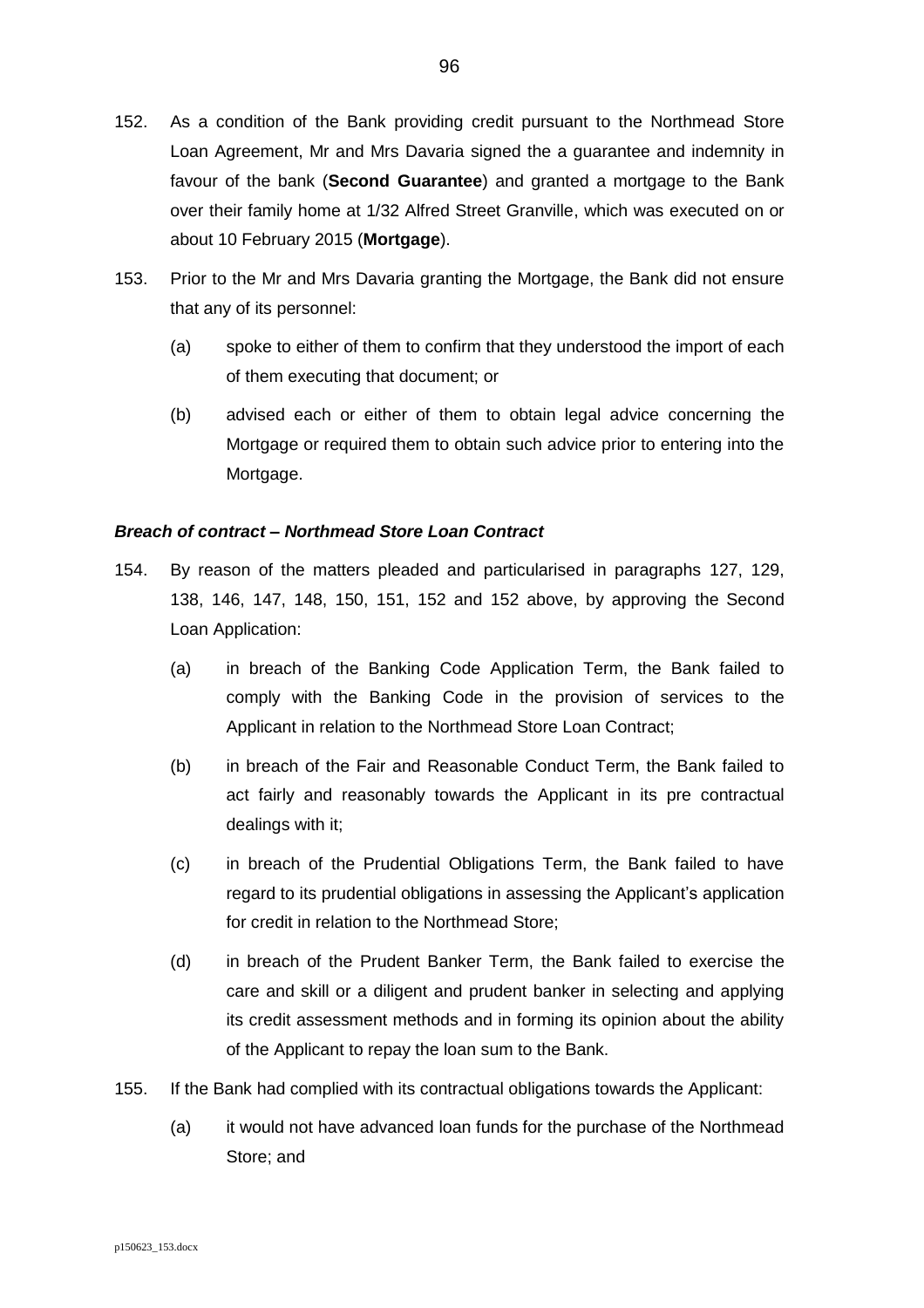152. As a condition of the Bank providing credit pursuant to the Northmead Store Loan Agreement, Mr and Mrs Davaria signed the a guarantee and indemnity in favour of the bank (**Second Guarantee**) and granted a mortgage to the Bank over their family home at 1/32 Alfred Street Granville, which was executed on or about 10 February 2015 (**Mortgage**).

153. Prior to the Mr and Mrs Davaria granting the Mortgage, the Bank did not ensure that any of its personnel:

    (a) spoke to either of them to confirm that they understood the import of each of them executing that document; or

    (b) advised each or either of them to obtain legal advice concerning the Mortgage or required them to obtain such advice prior to entering into the Mortgage.

***Breach of contract – Northmead Store Loan Contract***

154. By reason of the matters pleaded and particularised in paragraphs 127, 129, 138, 146, 147, 148, 150, 151, 152 and 152 above, by approving the Second Loan Application:

    (a) in breach of the Banking Code Application Term, the Bank failed to comply with the Banking Code in the provision of services to the Applicant in relation to the Northmead Store Loan Contract;

    (b) in breach of the Fair and Reasonable Conduct Term, the Bank failed to act fairly and reasonably towards the Applicant in its pre contractual dealings with it;

    (c) in breach of the Prudential Obligations Term, the Bank failed to have regard to its prudential obligations in assessing the Applicant's application for credit in relation to the Northmead Store;

    (d) in breach of the Prudent Banker Term, the Bank failed to exercise the care and skill or a diligent and prudent banker in selecting and applying its credit assessment methods and in forming its opinion about the ability of the Applicant to repay the loan sum to the Bank.

155. If the Bank had complied with its contractual obligations towards the Applicant:

    (a) it would not have advanced loan funds for the purchase of the Northmead Store; and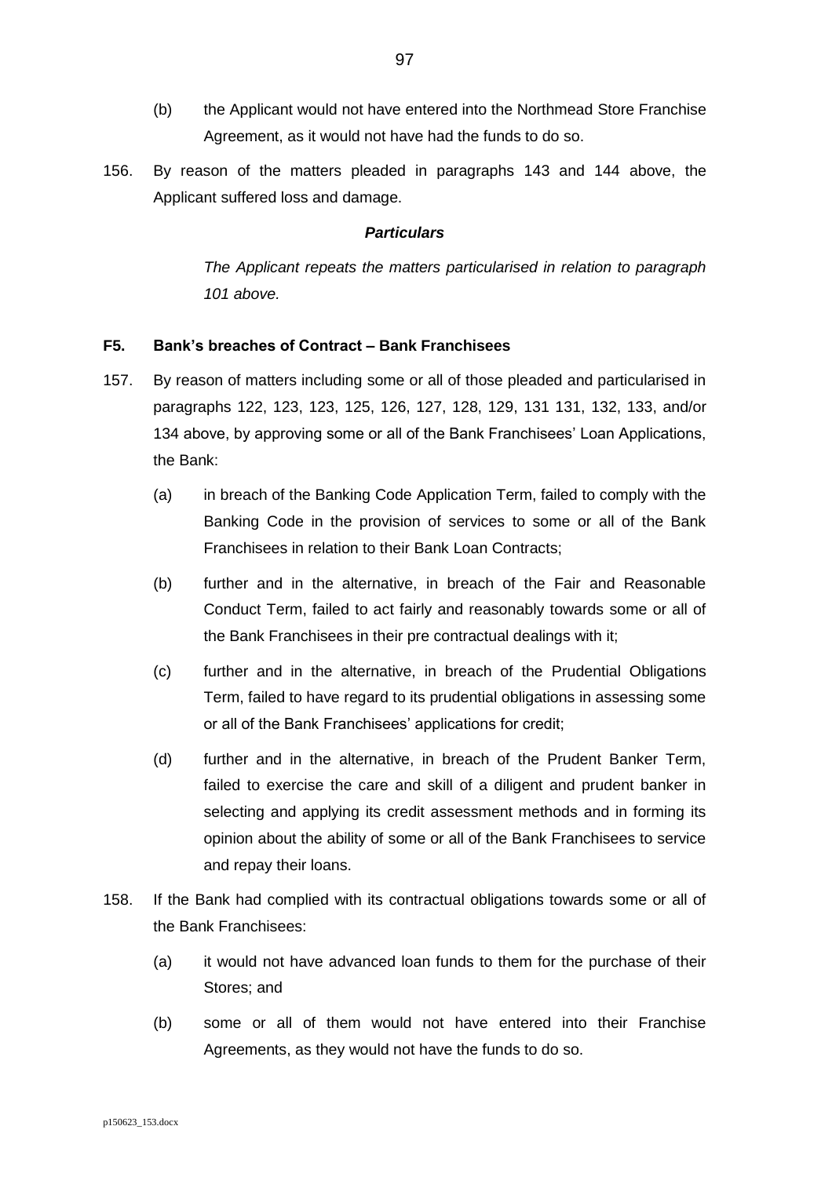(b) the Applicant would not have entered into the Northmead Store Franchise Agreement, as it would not have had the funds to do so.

156. By reason of the matters pleaded in paragraphs 143 and 144 above, the Applicant suffered loss and damage.

***Particulars***

*The Applicant repeats the matters particularised in relation to paragraph 101 above.*

**F5. Bank's breaches of Contract – Bank Franchisees**

157. By reason of matters including some or all of those pleaded and particularised in paragraphs 122, 123, 123, 125, 126, 127, 128, 129, 131 131, 132, 133, and/or 134 above, by approving some or all of the Bank Franchisees' Loan Applications, the Bank:

(a) in breach of the Banking Code Application Term, failed to comply with the Banking Code in the provision of services to some or all of the Bank Franchisees in relation to their Bank Loan Contracts;

(b) further and in the alternative, in breach of the Fair and Reasonable Conduct Term, failed to act fairly and reasonably towards some or all of the Bank Franchisees in their pre contractual dealings with it;

(c) further and in the alternative, in breach of the Prudential Obligations Term, failed to have regard to its prudential obligations in assessing some or all of the Bank Franchisees' applications for credit;

(d) further and in the alternative, in breach of the Prudent Banker Term, failed to exercise the care and skill of a diligent and prudent banker in selecting and applying its credit assessment methods and in forming its opinion about the ability of some or all of the Bank Franchisees to service and repay their loans.

158. If the Bank had complied with its contractual obligations towards some or all of the Bank Franchisees:

(a) it would not have advanced loan funds to them for the purchase of their Stores; and

(b) some or all of them would not have entered into their Franchise Agreements, as they would not have the funds to do so.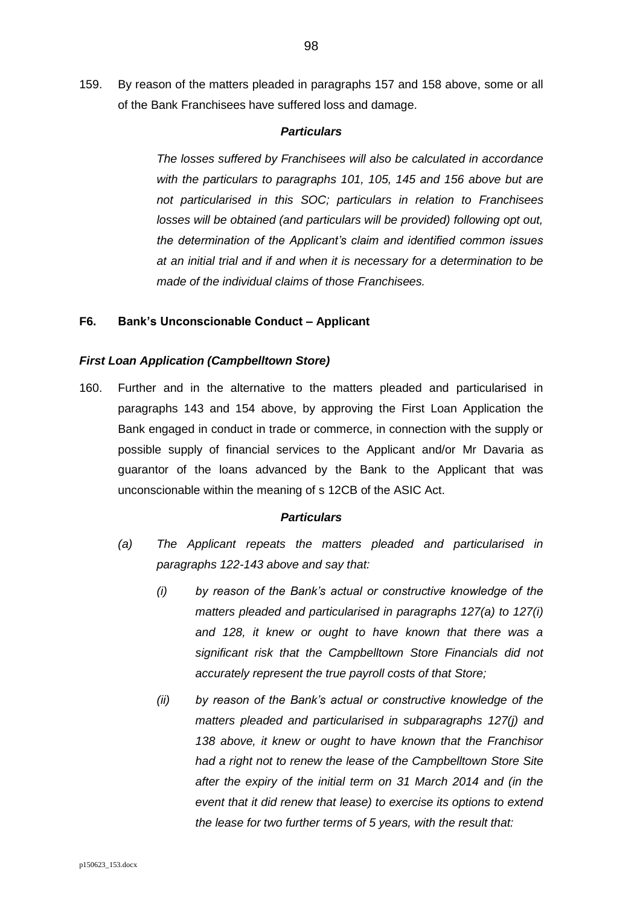159. By reason of the matters pleaded in paragraphs 157 and 158 above, some or all of the Bank Franchisees have suffered loss and damage.

***Particulars***

*The losses suffered by Franchisees will also be calculated in accordance with the particulars to paragraphs 101, 105, 145 and 156 above but are not particularised in this SOC; particulars in relation to Franchisees losses will be obtained (and particulars will be provided) following opt out, the determination of the Applicant's claim and identified common issues at an initial trial and if and when it is necessary for a determination to be made of the individual claims of those Franchisees.*

**F6. Bank's Unconscionable Conduct – Applicant**

***First Loan Application (Campbelltown Store)***

160. Further and in the alternative to the matters pleaded and particularised in paragraphs 143 and 154 above, by approving the First Loan Application the Bank engaged in conduct in trade or commerce, in connection with the supply or possible supply of financial services to the Applicant and/or Mr Davaria as guarantor of the loans advanced by the Bank to the Applicant that was unconscionable within the meaning of s 12CB of the ASIC Act.

***Particulars***

*(a) The Applicant repeats the matters pleaded and particularised in paragraphs 122-143 above and say that:*

*(i) by reason of the Bank's actual or constructive knowledge of the matters pleaded and particularised in paragraphs 127(a) to 127(i) and 128, it knew or ought to have known that there was a significant risk that the Campbelltown Store Financials did not accurately represent the true payroll costs of that Store;*

*(ii) by reason of the Bank's actual or constructive knowledge of the matters pleaded and particularised in subparagraphs 127(j) and 138 above, it knew or ought to have known that the Franchisor had a right not to renew the lease of the Campbelltown Store Site after the expiry of the initial term on 31 March 2014 and (in the event that it did renew that lease) to exercise its options to extend the lease for two further terms of 5 years, with the result that:*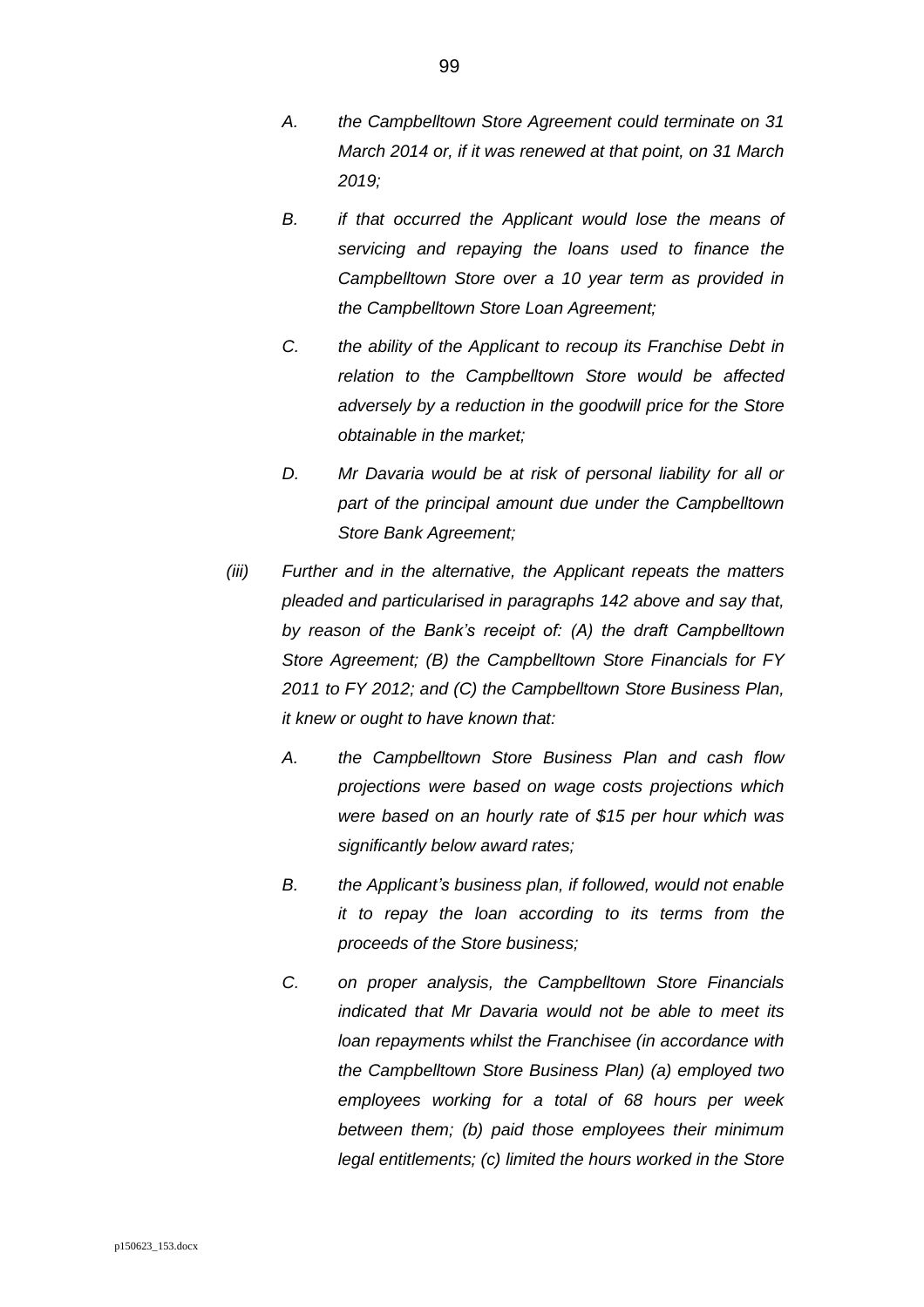*A. the Campbelltown Store Agreement could terminate on 31 March 2014 or, if it was renewed at that point, on 31 March 2019;*

*B. if that occurred the Applicant would lose the means of servicing and repaying the loans used to finance the Campbelltown Store over a 10 year term as provided in the Campbelltown Store Loan Agreement;*

*C. the ability of the Applicant to recoup its Franchise Debt in relation to the Campbelltown Store would be affected adversely by a reduction in the goodwill price for the Store obtainable in the market;*

*D. Mr Davaria would be at risk of personal liability for all or part of the principal amount due under the Campbelltown Store Bank Agreement;*

*(iii) Further and in the alternative, the Applicant repeats the matters pleaded and particularised in paragraphs 142 above and say that, by reason of the Bank's receipt of: (A) the draft Campbelltown Store Agreement; (B) the Campbelltown Store Financials for FY 2011 to FY 2012; and (C) the Campbelltown Store Business Plan, it knew or ought to have known that:*

*A. the Campbelltown Store Business Plan and cash flow projections were based on wage costs projections which were based on an hourly rate of $15 per hour which was significantly below award rates;*

*B. the Applicant's business plan, if followed, would not enable it to repay the loan according to its terms from the proceeds of the Store business;*

*C. on proper analysis, the Campbelltown Store Financials indicated that Mr Davaria would not be able to meet its loan repayments whilst the Franchisee (in accordance with the Campbelltown Store Business Plan) (a) employed two employees working for a total of 68 hours per week between them; (b) paid those employees their minimum legal entitlements; (c) limited the hours worked in the Store*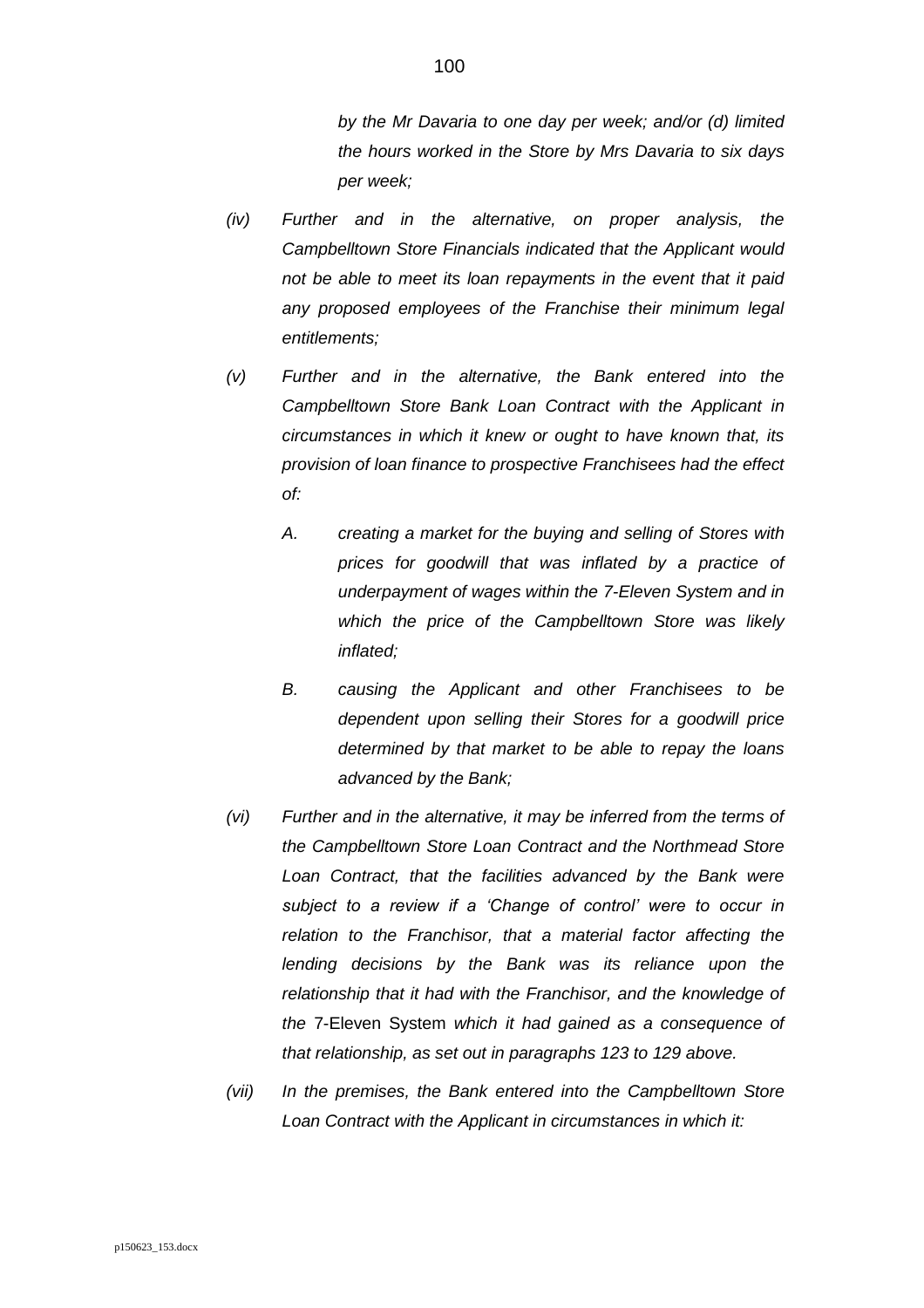*by the Mr Davaria to one day per week; and/or (d) limited the hours worked in the Store by Mrs Davaria to six days per week;*

*(iv) Further and in the alternative, on proper analysis, the Campbelltown Store Financials indicated that the Applicant would not be able to meet its loan repayments in the event that it paid any proposed employees of the Franchise their minimum legal entitlements;*

*(v) Further and in the alternative, the Bank entered into the Campbelltown Store Bank Loan Contract with the Applicant in circumstances in which it knew or ought to have known that, its provision of loan finance to prospective Franchisees had the effect of:*

*A. creating a market for the buying and selling of Stores with prices for goodwill that was inflated by a practice of underpayment of wages within the 7-Eleven System and in which the price of the Campbelltown Store was likely inflated;*

*B. causing the Applicant and other Franchisees to be dependent upon selling their Stores for a goodwill price determined by that market to be able to repay the loans advanced by the Bank;*

*(vi) Further and in the alternative, it may be inferred from the terms of the Campbelltown Store Loan Contract and the Northmead Store Loan Contract, that the facilities advanced by the Bank were subject to a review if a 'Change of control' were to occur in relation to the Franchisor, that a material factor affecting the lending decisions by the Bank was its reliance upon the relationship that it had with the Franchisor, and the knowledge of the* 7-Eleven System *which it had gained as a consequence of that relationship, as set out in paragraphs 123 to 129 above.*

*(vii) In the premises, the Bank entered into the Campbelltown Store Loan Contract with the Applicant in circumstances in which it:*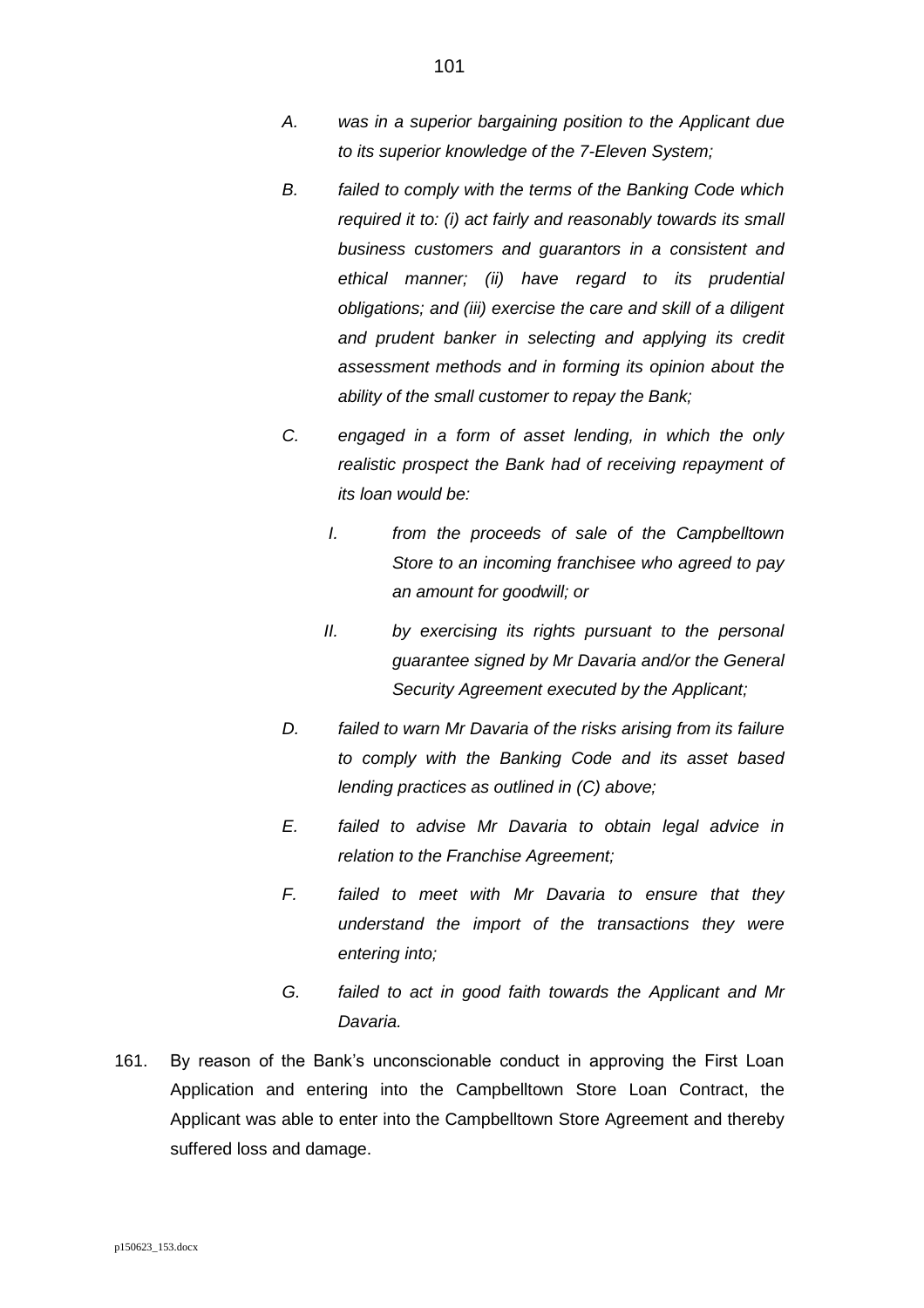*A. was in a superior bargaining position to the Applicant due to its superior knowledge of the 7-Eleven System;*

*B. failed to comply with the terms of the Banking Code which required it to: (i) act fairly and reasonably towards its small business customers and guarantors in a consistent and ethical manner; (ii) have regard to its prudential obligations; and (iii) exercise the care and skill of a diligent and prudent banker in selecting and applying its credit assessment methods and in forming its opinion about the ability of the small customer to repay the Bank;*

*C. engaged in a form of asset lending, in which the only realistic prospect the Bank had of receiving repayment of its loan would be:*

> *I. from the proceeds of sale of the Campbelltown Store to an incoming franchisee who agreed to pay an amount for goodwill; or*
>
> *II. by exercising its rights pursuant to the personal guarantee signed by Mr Davaria and/or the General Security Agreement executed by the Applicant;*

*D. failed to warn Mr Davaria of the risks arising from its failure to comply with the Banking Code and its asset based lending practices as outlined in (C) above;*

*E. failed to advise Mr Davaria to obtain legal advice in relation to the Franchise Agreement;*

*F. failed to meet with Mr Davaria to ensure that they understand the import of the transactions they were entering into;*

*G. failed to act in good faith towards the Applicant and Mr Davaria.*

161. By reason of the Bank's unconscionable conduct in approving the First Loan Application and entering into the Campbelltown Store Loan Contract, the Applicant was able to enter into the Campbelltown Store Agreement and thereby suffered loss and damage.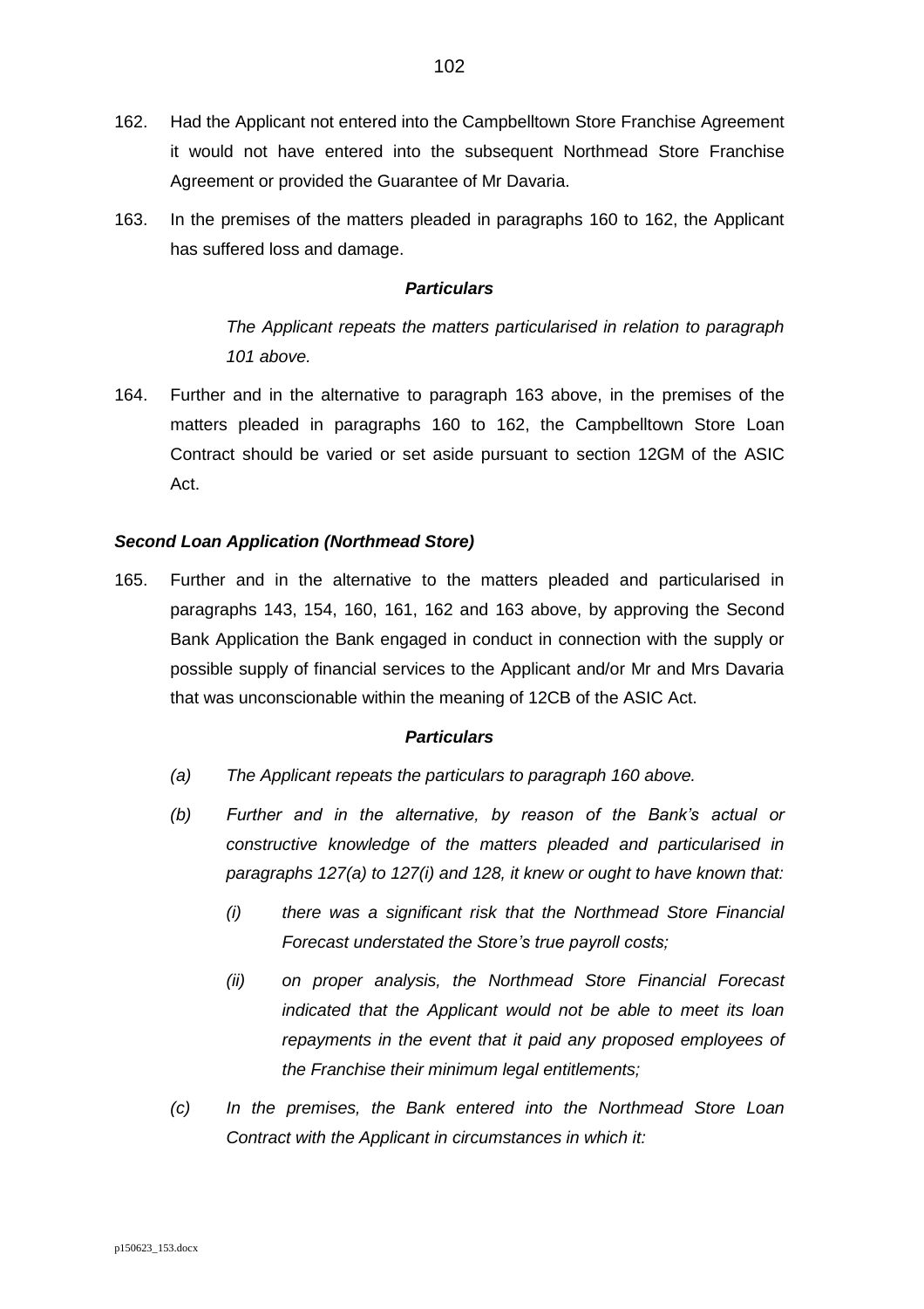162. Had the Applicant not entered into the Campbelltown Store Franchise Agreement it would not have entered into the subsequent Northmead Store Franchise Agreement or provided the Guarantee of Mr Davaria.

163. In the premises of the matters pleaded in paragraphs 160 to 162, the Applicant has suffered loss and damage.

***Particulars***

*The Applicant repeats the matters particularised in relation to paragraph 101 above.*

164. Further and in the alternative to paragraph 163 above, in the premises of the matters pleaded in paragraphs 160 to 162, the Campbelltown Store Loan Contract should be varied or set aside pursuant to section 12GM of the ASIC Act.

***Second Loan Application (Northmead Store)***

165. Further and in the alternative to the matters pleaded and particularised in paragraphs 143, 154, 160, 161, 162 and 163 above, by approving the Second Bank Application the Bank engaged in conduct in connection with the supply or possible supply of financial services to the Applicant and/or Mr and Mrs Davaria that was unconscionable within the meaning of 12CB of the ASIC Act.

***Particulars***

*(a) The Applicant repeats the particulars to paragraph 160 above.*

*(b) Further and in the alternative, by reason of the Bank's actual or constructive knowledge of the matters pleaded and particularised in paragraphs 127(a) to 127(i) and 128, it knew or ought to have known that:*

*(i) there was a significant risk that the Northmead Store Financial Forecast understated the Store's true payroll costs;*

*(ii) on proper analysis, the Northmead Store Financial Forecast indicated that the Applicant would not be able to meet its loan repayments in the event that it paid any proposed employees of the Franchise their minimum legal entitlements;*

*(c) In the premises, the Bank entered into the Northmead Store Loan Contract with the Applicant in circumstances in which it:*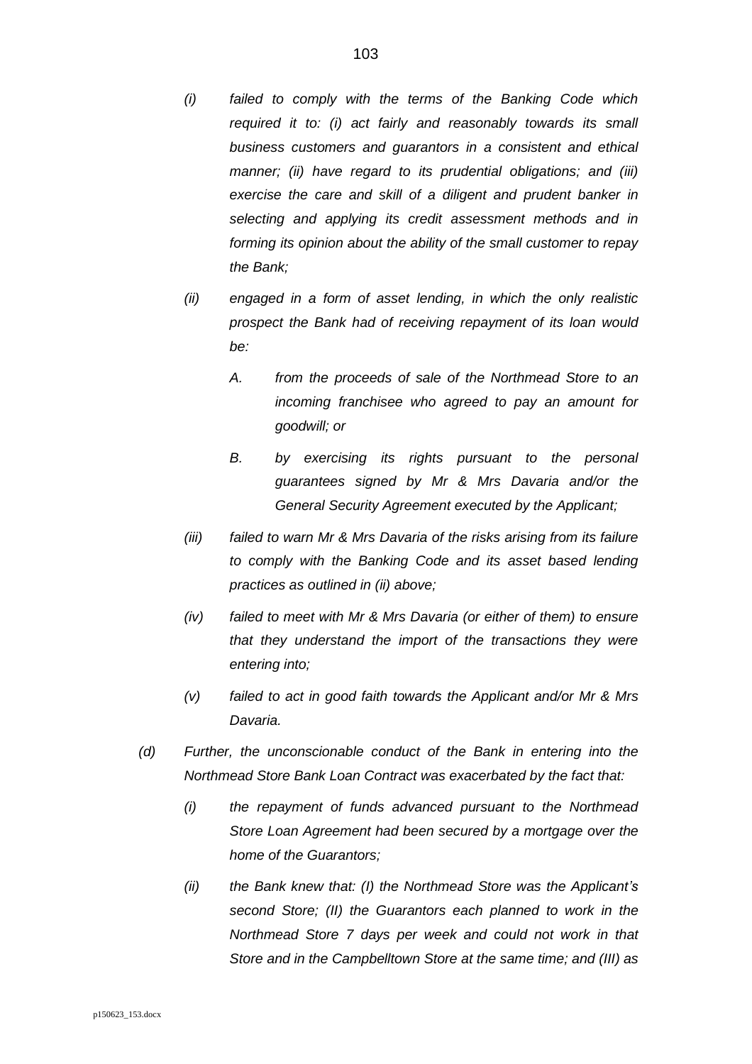*(i) failed to comply with the terms of the Banking Code which required it to: (i) act fairly and reasonably towards its small business customers and guarantors in a consistent and ethical manner; (ii) have regard to its prudential obligations; and (iii) exercise the care and skill of a diligent and prudent banker in selecting and applying its credit assessment methods and in forming its opinion about the ability of the small customer to repay the Bank;*

*(ii) engaged in a form of asset lending, in which the only realistic prospect the Bank had of receiving repayment of its loan would be:*

*A. from the proceeds of sale of the Northmead Store to an incoming franchisee who agreed to pay an amount for goodwill; or*

*B. by exercising its rights pursuant to the personal guarantees signed by Mr & Mrs Davaria and/or the General Security Agreement executed by the Applicant;*

*(iii) failed to warn Mr & Mrs Davaria of the risks arising from its failure to comply with the Banking Code and its asset based lending practices as outlined in (ii) above;*

*(iv) failed to meet with Mr & Mrs Davaria (or either of them) to ensure that they understand the import of the transactions they were entering into;*

*(v) failed to act in good faith towards the Applicant and/or Mr & Mrs Davaria.*

*(d) Further, the unconscionable conduct of the Bank in entering into the Northmead Store Bank Loan Contract was exacerbated by the fact that:*

*(i) the repayment of funds advanced pursuant to the Northmead Store Loan Agreement had been secured by a mortgage over the home of the Guarantors;*

*(ii) the Bank knew that: (I) the Northmead Store was the Applicant's second Store; (II) the Guarantors each planned to work in the Northmead Store 7 days per week and could not work in that Store and in the Campbelltown Store at the same time; and (III) as*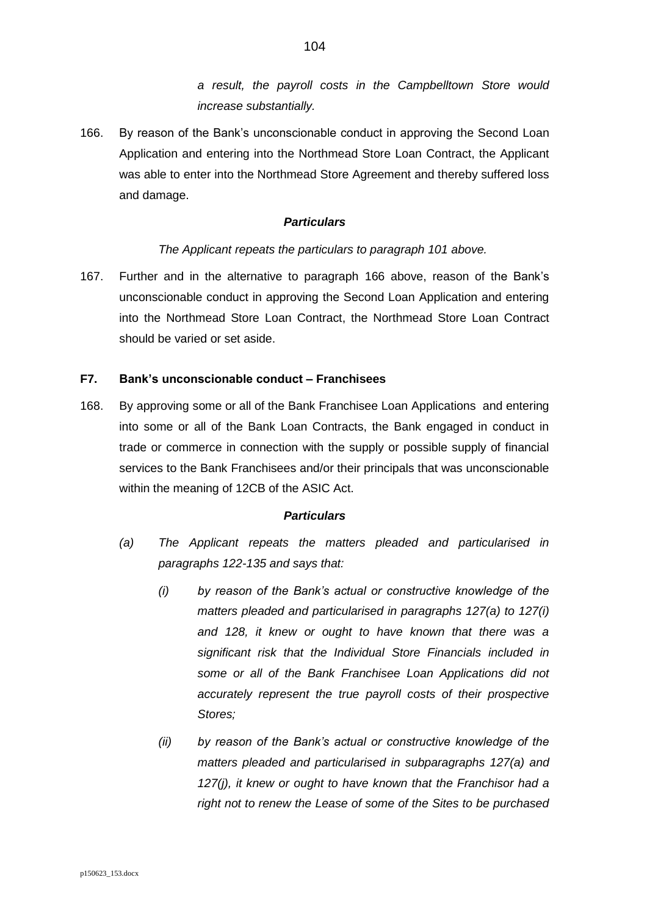*a result, the payroll costs in the Campbelltown Store would increase substantially.*

166. By reason of the Bank's unconscionable conduct in approving the Second Loan Application and entering into the Northmead Store Loan Contract, the Applicant was able to enter into the Northmead Store Agreement and thereby suffered loss and damage.

***Particulars***

*The Applicant repeats the particulars to paragraph 101 above.*

167. Further and in the alternative to paragraph 166 above, reason of the Bank's unconscionable conduct in approving the Second Loan Application and entering into the Northmead Store Loan Contract, the Northmead Store Loan Contract should be varied or set aside.

**F7. Bank's unconscionable conduct – Franchisees**

168. By approving some or all of the Bank Franchisee Loan Applications and entering into some or all of the Bank Loan Contracts, the Bank engaged in conduct in trade or commerce in connection with the supply or possible supply of financial services to the Bank Franchisees and/or their principals that was unconscionable within the meaning of 12CB of the ASIC Act.

***Particulars***

*(a) The Applicant repeats the matters pleaded and particularised in paragraphs 122-135 and says that:*

*(i) by reason of the Bank's actual or constructive knowledge of the matters pleaded and particularised in paragraphs 127(a) to 127(i) and 128, it knew or ought to have known that there was a significant risk that the Individual Store Financials included in some or all of the Bank Franchisee Loan Applications did not accurately represent the true payroll costs of their prospective Stores;*

*(ii) by reason of the Bank's actual or constructive knowledge of the matters pleaded and particularised in subparagraphs 127(a) and 127(j), it knew or ought to have known that the Franchisor had a right not to renew the Lease of some of the Sites to be purchased*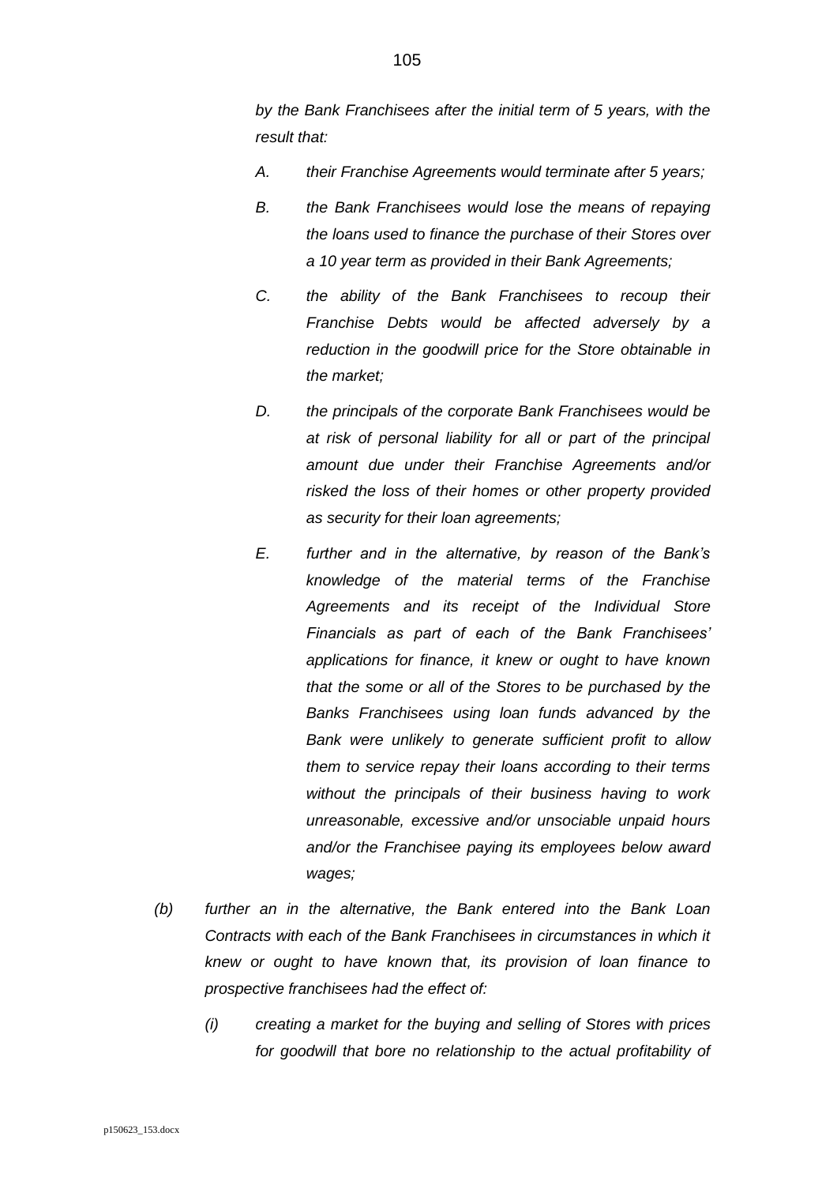*by the Bank Franchisees after the initial term of 5 years, with the result that:*

*A. their Franchise Agreements would terminate after 5 years;*

*B. the Bank Franchisees would lose the means of repaying the loans used to finance the purchase of their Stores over a 10 year term as provided in their Bank Agreements;*

*C. the ability of the Bank Franchisees to recoup their Franchise Debts would be affected adversely by a reduction in the goodwill price for the Store obtainable in the market;*

*D. the principals of the corporate Bank Franchisees would be at risk of personal liability for all or part of the principal amount due under their Franchise Agreements and/or risked the loss of their homes or other property provided as security for their loan agreements;*

*E. further and in the alternative, by reason of the Bank's knowledge of the material terms of the Franchise Agreements and its receipt of the Individual Store Financials as part of each of the Bank Franchisees' applications for finance, it knew or ought to have known that the some or all of the Stores to be purchased by the Banks Franchisees using loan funds advanced by the Bank were unlikely to generate sufficient profit to allow them to service repay their loans according to their terms without the principals of their business having to work unreasonable, excessive and/or unsociable unpaid hours and/or the Franchisee paying its employees below award wages;*

*(b) further an in the alternative, the Bank entered into the Bank Loan Contracts with each of the Bank Franchisees in circumstances in which it knew or ought to have known that, its provision of loan finance to prospective franchisees had the effect of:*

*(i) creating a market for the buying and selling of Stores with prices for goodwill that bore no relationship to the actual profitability of*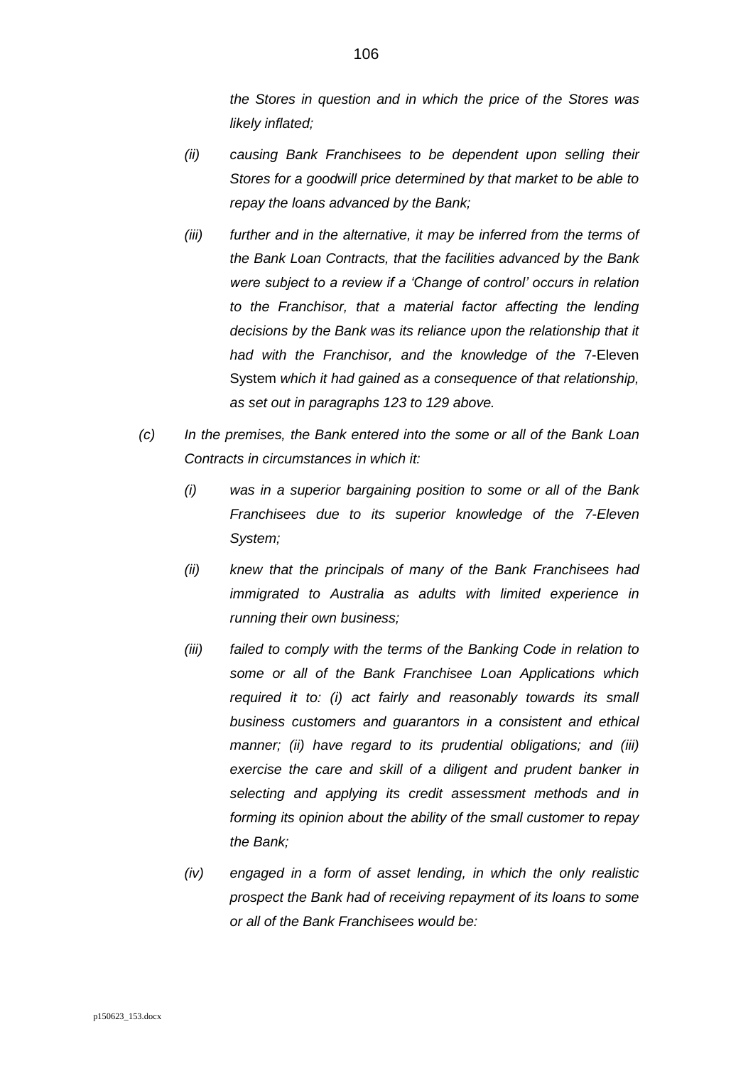*the Stores in question and in which the price of the Stores was likely inflated;*

*(ii) causing Bank Franchisees to be dependent upon selling their Stores for a goodwill price determined by that market to be able to repay the loans advanced by the Bank;*

*(iii) further and in the alternative, it may be inferred from the terms of the Bank Loan Contracts, that the facilities advanced by the Bank were subject to a review if a 'Change of control' occurs in relation to the Franchisor, that a material factor affecting the lending decisions by the Bank was its reliance upon the relationship that it had with the Franchisor, and the knowledge of the* 7-Eleven System *which it had gained as a consequence of that relationship, as set out in paragraphs 123 to 129 above.*

*(c) In the premises, the Bank entered into the some or all of the Bank Loan Contracts in circumstances in which it:*

*(i) was in a superior bargaining position to some or all of the Bank Franchisees due to its superior knowledge of the 7-Eleven System;*

*(ii) knew that the principals of many of the Bank Franchisees had immigrated to Australia as adults with limited experience in running their own business;*

*(iii) failed to comply with the terms of the Banking Code in relation to some or all of the Bank Franchisee Loan Applications which required it to: (i) act fairly and reasonably towards its small business customers and guarantors in a consistent and ethical manner; (ii) have regard to its prudential obligations; and (iii) exercise the care and skill of a diligent and prudent banker in selecting and applying its credit assessment methods and in forming its opinion about the ability of the small customer to repay the Bank;*

*(iv) engaged in a form of asset lending, in which the only realistic prospect the Bank had of receiving repayment of its loans to some or all of the Bank Franchisees would be:*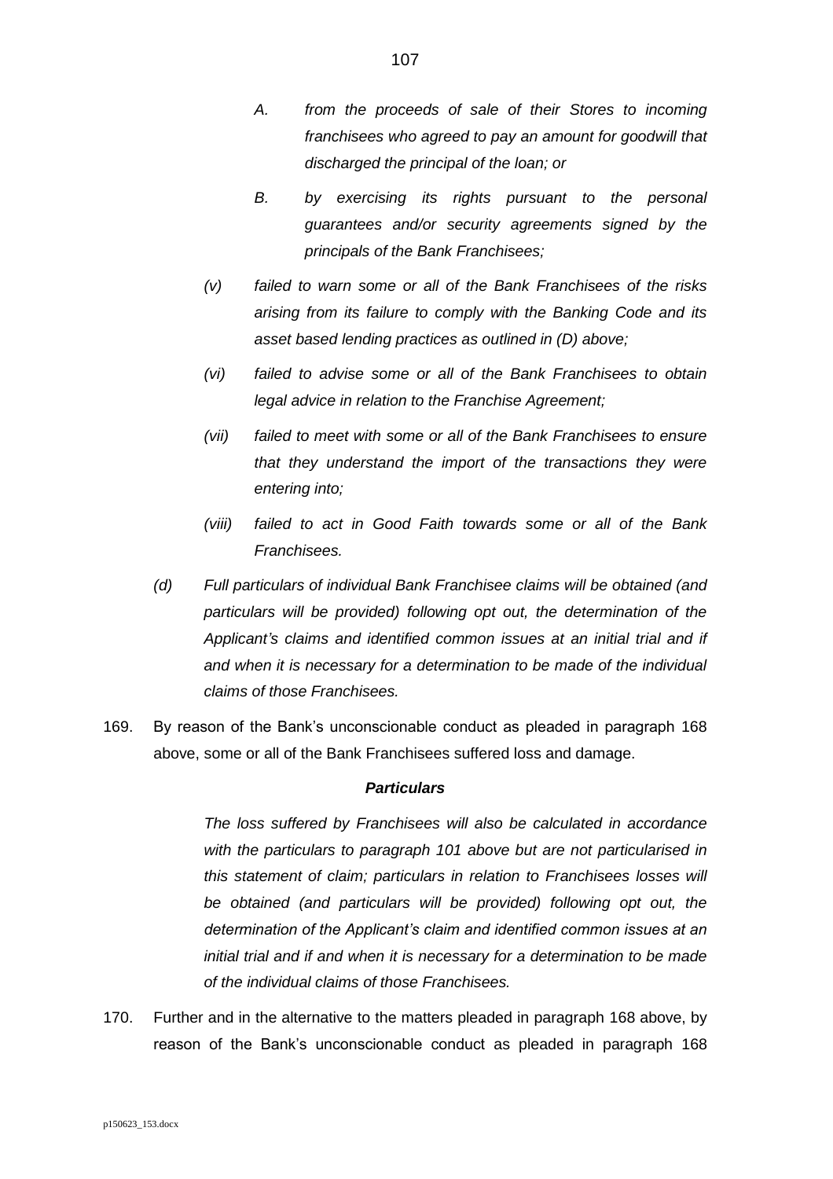> A. *from the proceeds of sale of their Stores to incoming franchisees who agreed to pay an amount for goodwill that discharged the principal of the loan; or*
>
> B. *by exercising its rights pursuant to the personal guarantees and/or security agreements signed by the principals of the Bank Franchisees;*

(v) *failed to warn some or all of the Bank Franchisees of the risks arising from its failure to comply with the Banking Code and its asset based lending practices as outlined in (D) above;*

(vi) *failed to advise some or all of the Bank Franchisees to obtain legal advice in relation to the Franchise Agreement;*

(vii) *failed to meet with some or all of the Bank Franchisees to ensure that they understand the import of the transactions they were entering into;*

(viii) *failed to act in Good Faith towards some or all of the Bank Franchisees.*

(d) *Full particulars of individual Bank Franchisee claims will be obtained (and particulars will be provided) following opt out, the determination of the Applicant's claims and identified common issues at an initial trial and if and when it is necessary for a determination to be made of the individual claims of those Franchisees.*

169. By reason of the Bank's unconscionable conduct as pleaded in paragraph 168 above, some or all of the Bank Franchisees suffered loss and damage.

***Particulars***

*The loss suffered by Franchisees will also be calculated in accordance with the particulars to paragraph 101 above but are not particularised in this statement of claim; particulars in relation to Franchisees losses will be obtained (and particulars will be provided) following opt out, the determination of the Applicant's claim and identified common issues at an initial trial and if and when it is necessary for a determination to be made of the individual claims of those Franchisees.*

170. Further and in the alternative to the matters pleaded in paragraph 168 above, by reason of the Bank's unconscionable conduct as pleaded in paragraph 168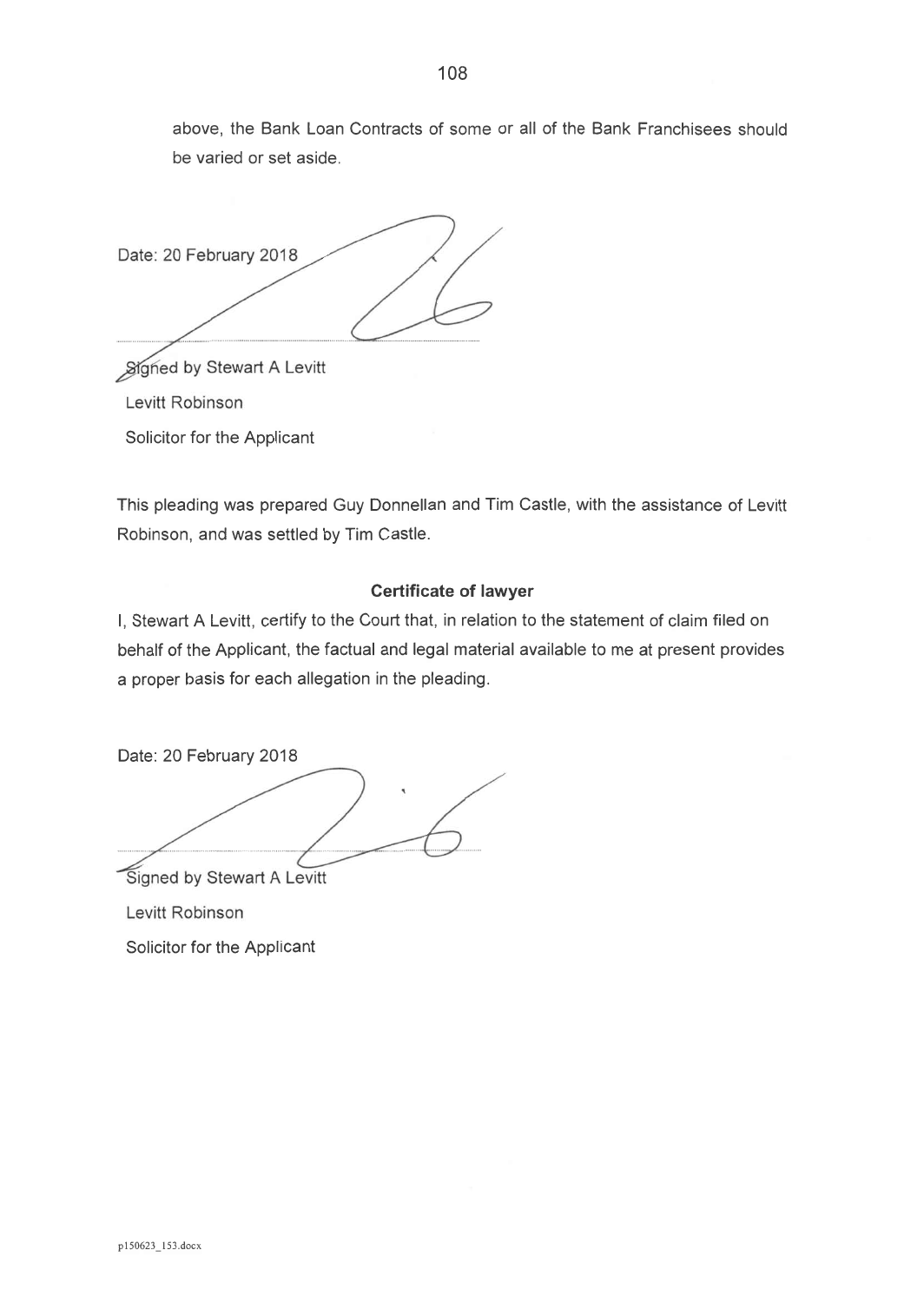above, the Bank Loan Contracts of some or all of the Bank Franchisees should be varied or set aside.

Date: 20 February 2018

Signed by Stewart A Levitt

Levitt Robinson

Solicitor for the Applicant

This pleading was prepared Guy Donnellan and Tim Castle, with the assistance of Levitt Robinson, and was settled by Tim Castle.

**Certificate of lawyer**

I, Stewart A Levitt, certify to the Court that, in relation to the statement of claim filed on behalf of the Applicant, the factual and legal material available to me at present provides a proper basis for each allegation in the pleading.

Date: 20 February 2018

Signed by Stewart A Levitt

Levitt Robinson

Solicitor for the Applicant

p150623_153.docx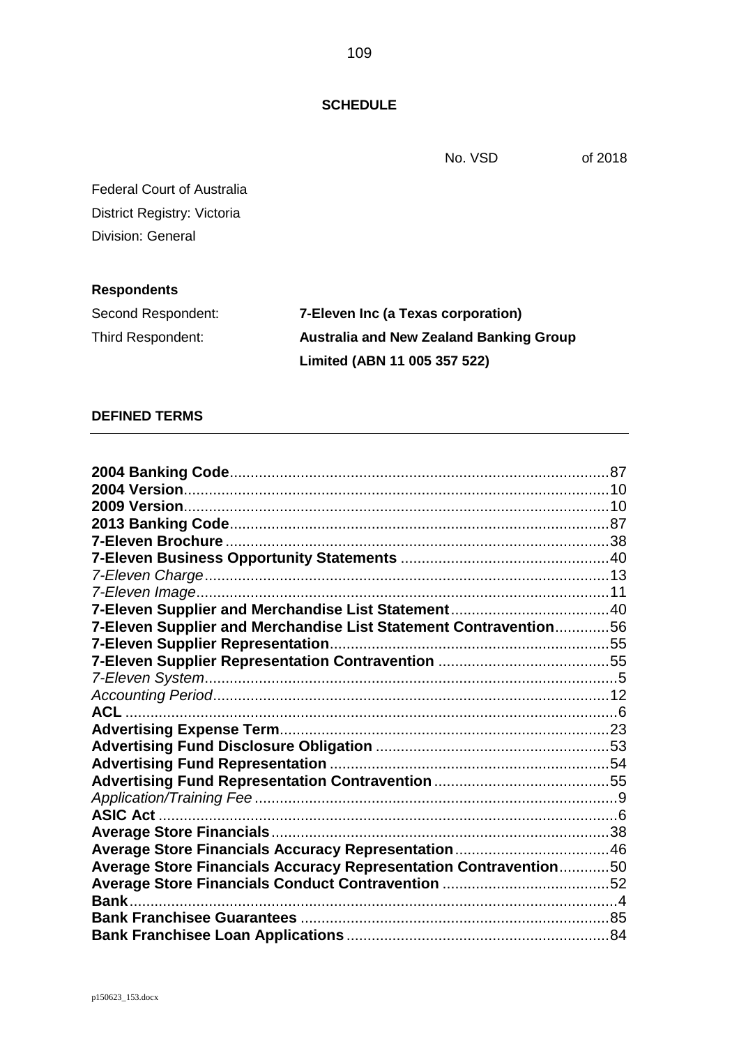**SCHEDULE**

No. VSD of 2018

Federal Court of Australia

District Registry: Victoria

Division: General

**Respondents**

| | |
|---|---|
| Second Respondent: | **7-Eleven Inc (a Texas corporation)** |
| Third Respondent: | **Australia and New Zealand Banking Group Limited (ABN 11 005 357 522)** |

**DEFINED TERMS**

---

**2004 Banking Code**..........87
**2004 Version**..........10
**2009 Version**..........10
**2013 Banking Code**..........87
**7-Eleven Brochure**..........38
**7-Eleven Business Opportunity Statements**..........40
*7-Eleven Charge*..........13
*7-Eleven Image*..........11
**7-Eleven Supplier and Merchandise List Statement**..........40
**7-Eleven Supplier and Merchandise List Statement Contravention**..........56
**7-Eleven Supplier Representation**..........55
**7-Eleven Supplier Representation Contravention**..........55
*7-Eleven System*..........5
*Accounting Period*..........12
**ACL**..........6
**Advertising Expense Term**..........23
**Advertising Fund Disclosure Obligation**..........53
**Advertising Fund Representation**..........54
**Advertising Fund Representation Contravention**..........55
*Application/Training Fee*..........9
**ASIC Act**..........6
**Average Store Financials**..........38
**Average Store Financials Accuracy Representation**..........46
**Average Store Financials Accuracy Representation Contravention**..........50
**Average Store Financials Conduct Contravention**..........52
**Bank**..........4
**Bank Franchisee Guarantees**..........85
**Bank Franchisee Loan Applications**..........84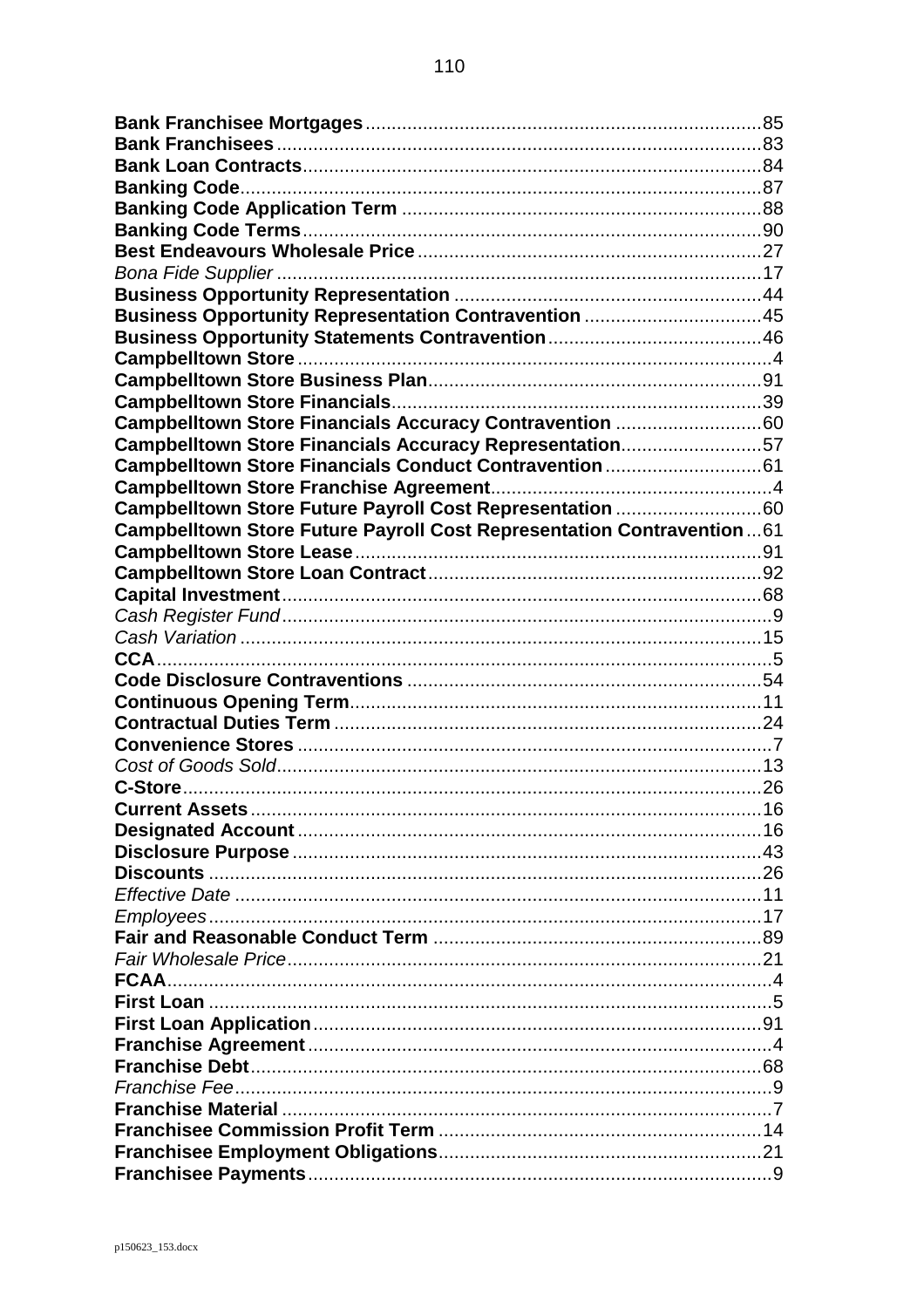**Bank Franchisee Mortgages**...........................................................................85
**Bank Franchisees**............................................................................................83
**Bank Loan Contracts**.......................................................................................84
**Banking Code**..................................................................................................87
**Banking Code Application Term**...................................................................88
**Banking Code Terms**.......................................................................................90
**Best Endeavours Wholesale Price**.................................................................27
*Bona Fide Supplier*.............................................................................................17
**Business Opportunity Representation**..........................................................44
**Business Opportunity Representation Contravention**..................................45
**Business Opportunity Statements Contravention**........................................46
**Campbelltown Store**..........................................................................................4
**Campbelltown Store Business Plan**...............................................................91
**Campbelltown Store Financials**......................................................................39
**Campbelltown Store Financials Accuracy Contravention**............................60
**Campbelltown Store Financials Accuracy Representation**...........................57
**Campbelltown Store Financials Conduct Contravention**..............................61
**Campbelltown Store Franchise Agreement**......................................................4
**Campbelltown Store Future Payroll Cost Representation**............................60
**Campbelltown Store Future Payroll Cost Representation Contravention**...61
**Campbelltown Store Lease**..............................................................................91
**Campbelltown Store Loan Contract**................................................................92
**Capital Investment**............................................................................................68
*Cash Register Fund*...............................................................................................9
*Cash Variation*......................................................................................................15
**CCA**......................................................................................................................5
**Code Disclosure Contraventions**....................................................................54
**Continuous Opening Term**...............................................................................11
**Contractual Duties Term**..................................................................................24
**Convenience Stores**...........................................................................................7
*Cost of Goods Sold*..............................................................................................13
**C-Store**................................................................................................................26
**Current Assets**...................................................................................................16
**Designated Account**..........................................................................................16
**Disclosure Purpose**...........................................................................................43
**Discounts**............................................................................................................26
*Effective Date*.......................................................................................................11
*Employees*............................................................................................................17
**Fair and Reasonable Conduct Term**...............................................................89
*Fair Wholesale Price*............................................................................................21
**FCAA**.....................................................................................................................4
**First Loan**.............................................................................................................5
**First Loan Application**.......................................................................................91
**Franchise Agreement**..........................................................................................4
**Franchise Debt**....................................................................................................68
*Franchise Fee*.........................................................................................................9
**Franchise Material**................................................................................................7
**Franchisee Commission Profit Term**...............................................................14
**Franchisee Employment Obligations**..............................................................21
**Franchisee Payments**...........................................................................................9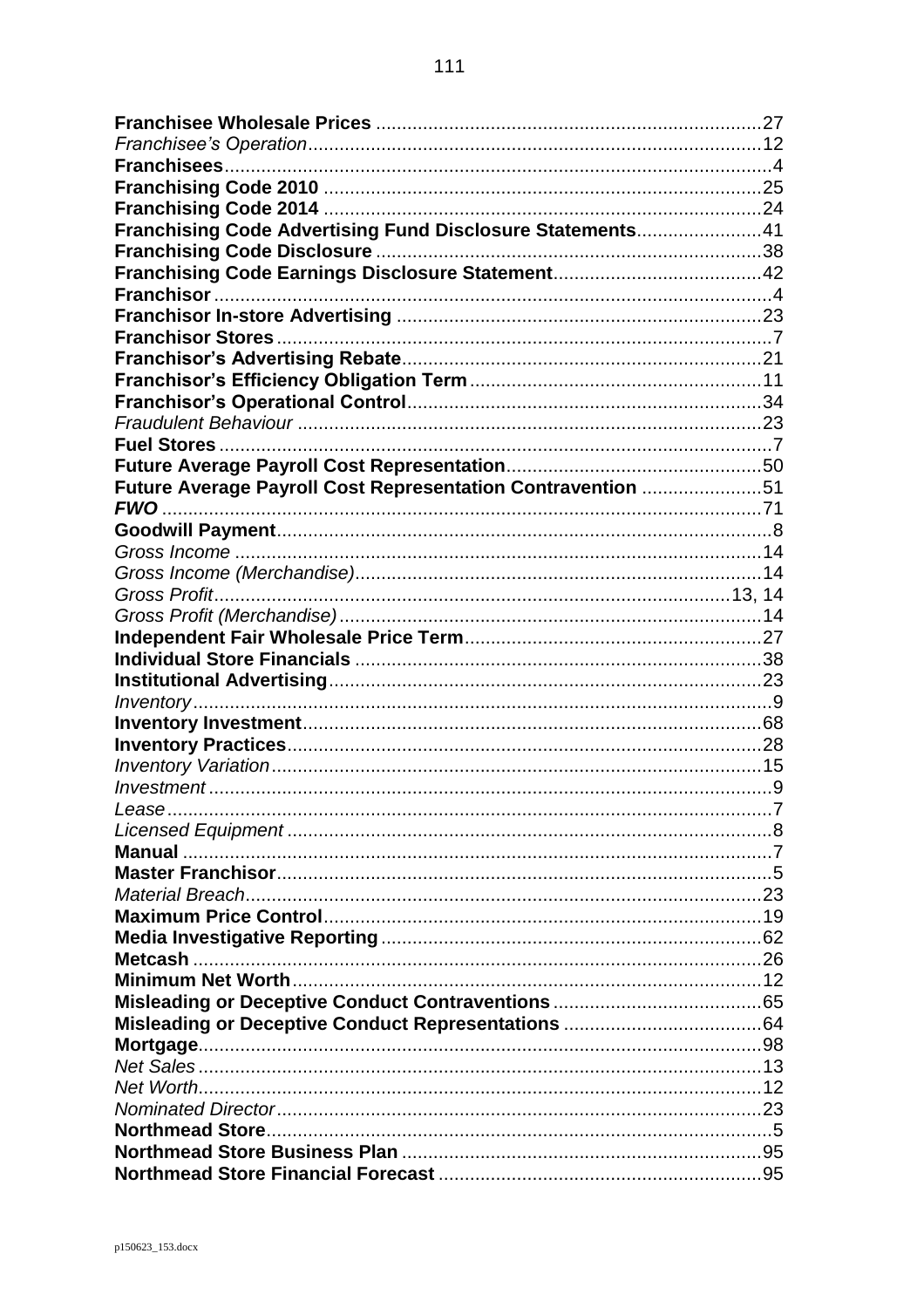**Franchisee Wholesale Prices** ........................................................................27
*Franchisee's Operation*......................................................................12
**Franchisees**........................................................................................4
**Franchising Code 2010** ...................................................................25
**Franchising Code 2014** ...................................................................24
**Franchising Code Advertising Fund Disclosure Statements**.......................41
**Franchising Code Disclosure** ..........................................................38
**Franchising Code Earnings Disclosure Statement**.......................................42
**Franchisor**..........................................................................................4
**Franchisor In-store Advertising** .....................................................23
**Franchisor Stores**..............................................................................7
**Franchisor's Advertising Rebate**....................................................21
**Franchisor's Efficiency Obligation Term**.......................................11
**Franchisor's Operational Control**...................................................34
*Fraudulent Behaviour* .........................................................................23
**Fuel Stores**..........................................................................................7
**Future Average Payroll Cost Representation**.................................50
**Future Average Payroll Cost Representation Contravention** .......................51
***FWO*** ....................................................................................................71
**Goodwill Payment**..............................................................................8
*Gross Income* ......................................................................................14
*Gross Income (Merchandise)*..............................................................14
*Gross Profit*.....................................................................................13, 14
*Gross Profit (Merchandise)*.................................................................14
**Independent Fair Wholesale Price Term**........................................27
**Individual Store Financials** .............................................................38
**Institutional Advertising**..................................................................23
*Inventory*.................................................................................................9
**Inventory Investment**.......................................................................68
**Inventory Practices**..........................................................................28
*Inventory Variation*..............................................................................15
*Investment* ............................................................................................9
*Lease*......................................................................................................7
*Licensed Equipment* .............................................................................8
**Manual** .................................................................................................7
**Master Franchisor**..............................................................................5
*Material Breach*..................................................................................23
**Maximum Price Control**...................................................................19
**Media Investigative Reporting**........................................................62
**Metcash** .............................................................................................26
**Minimum Net Worth**.........................................................................12
**Misleading or Deceptive Conduct Contraventions**.......................................65
**Misleading or Deceptive Conduct Representations** .....................................64
**Mortgage**............................................................................................98
*Net Sales* ..............................................................................................13
*Net Worth*............................................................................................12
*Nominated Director*............................................................................23
**Northmead Store**................................................................................5
**Northmead Store Business Plan** ....................................................95
**Northmead Store Financial Forecast** ............................................95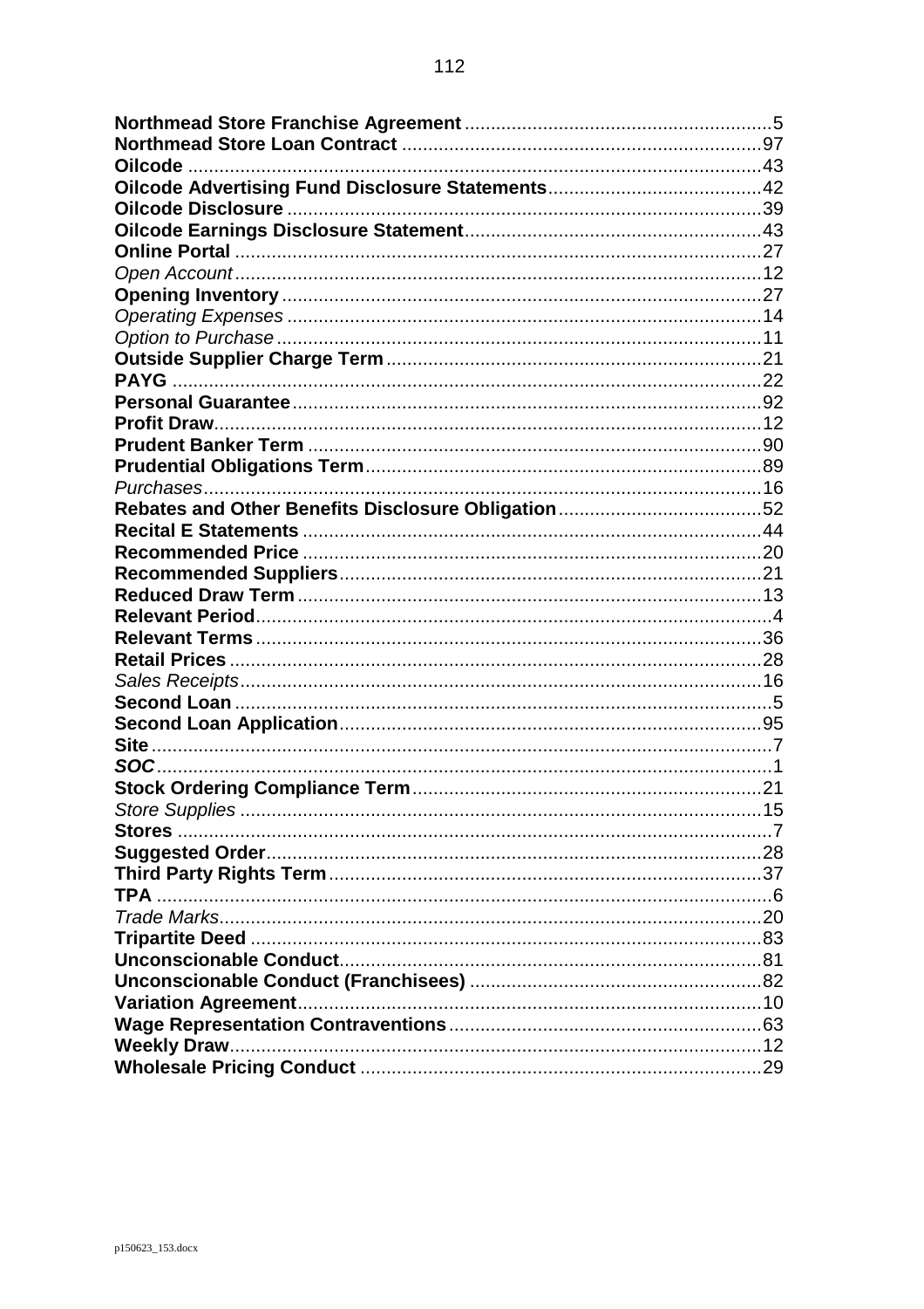**Northmead Store Franchise Agreement**..........................................................5
**Northmead Store Loan Contract**....................................................................97
**Oilcode**.............................................................................................................43
**Oilcode Advertising Fund Disclosure Statements**.........................................42
**Oilcode Disclosure**..........................................................................................39
**Oilcode Earnings Disclosure Statement**........................................................43
**Online Portal**....................................................................................................27
*Open Account*....................................................................................................12
**Opening Inventory**...........................................................................................27
*Operating Expenses*..........................................................................................14
*Option to Purchase*............................................................................................11
**Outside Supplier Charge Term**.......................................................................21
**PAYG**................................................................................................................22
**Personal Guarantee**.........................................................................................92
**Profit Draw**........................................................................................................12
**Prudent Banker Term**......................................................................................90
**Prudential Obligations Term**...........................................................................89
*Purchases*..........................................................................................................16
**Rebates and Other Benefits Disclosure Obligation**.......................................52
**Recital E Statements**.......................................................................................44
**Recommended Price**.......................................................................................20
**Recommended Suppliers**................................................................................21
**Reduced Draw Term**........................................................................................13
**Relevant Period**..................................................................................................4
**Relevant Terms**................................................................................................36
**Retail Prices**.....................................................................................................28
*Sales Receipts*...................................................................................................16
**Second Loan**.......................................................................................................5
**Second Loan Application**................................................................................95
**Site**.......................................................................................................................7
***SOC***.....................................................................................................................1
**Stock Ordering Compliance Term**..................................................................21
*Store Supplies*...................................................................................................15
**Stores**...................................................................................................................7
**Suggested Order**..............................................................................................28
**Third Party Rights Term**..................................................................................37
**TPA**.......................................................................................................................6
*Trade Marks*.......................................................................................................20
**Tripartite Deed**.................................................................................................83
**Unconscionable Conduct**................................................................................81
**Unconscionable Conduct (Franchisees)**........................................................82
**Variation Agreement**........................................................................................10
**Wage Representation Contraventions**...........................................................63
**Weekly Draw**.....................................................................................................12
**Wholesale Pricing Conduct**.............................................................................29

p150623_153.docx